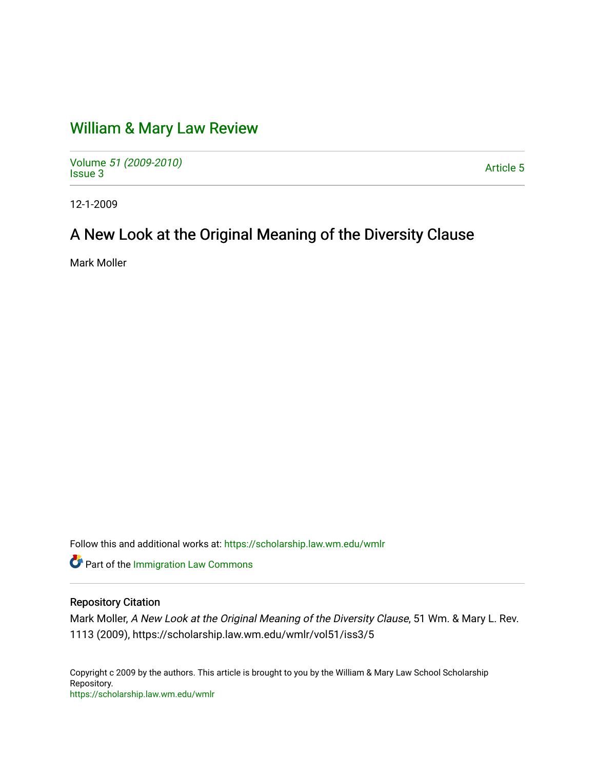# William & Mary Law Review

Volume *51 (2009-2010)*
Issue 3

Article 5

12-1-2009

## A New Look at the Original Meaning of the Diversity Clause

Mark Moller

Follow this and additional works at: https://scholarship.law.wm.edu/wmlr

Part of the Immigration Law Commons

### Repository Citation

Mark Moller, *A New Look at the Original Meaning of the Diversity Clause*, 51 Wm. & Mary L. Rev. 1113 (2009), https://scholarship.law.wm.edu/wmlr/vol51/iss3/5

Copyright c 2009 by the authors. This article is brought to you by the William & Mary Law School Scholarship Repository.
https://scholarship.law.wm.edu/wmlr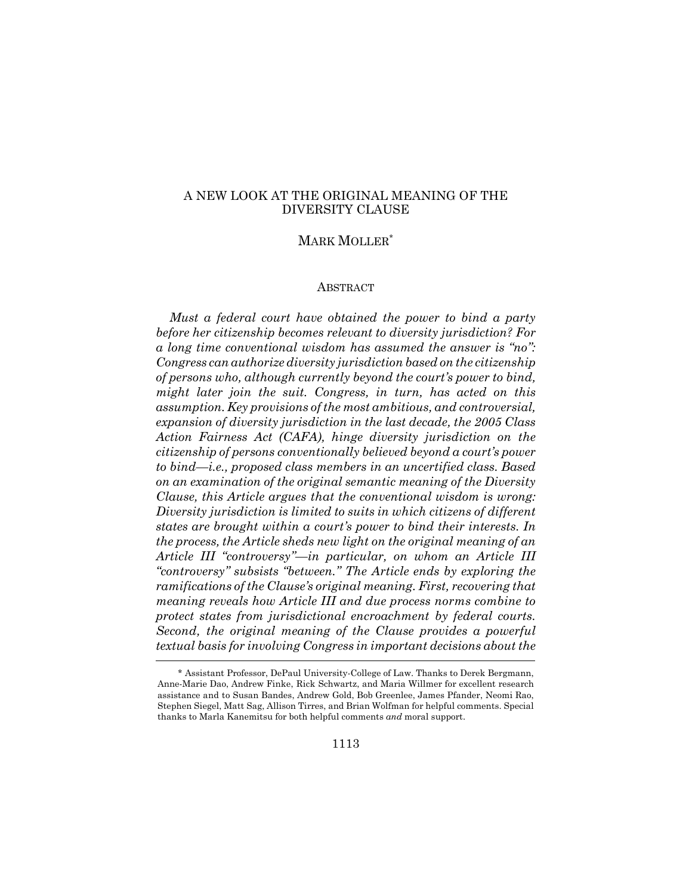# A NEW LOOK AT THE ORIGINAL MEANING OF THE DIVERSITY CLAUSE

## MARK MOLLER*

### ABSTRACT

*Must a federal court have obtained the power to bind a party before her citizenship becomes relevant to diversity jurisdiction? For a long time conventional wisdom has assumed the answer is "no": Congress can authorize diversity jurisdiction based on the citizenship of persons who, although currently beyond the court's power to bind, might later join the suit. Congress, in turn, has acted on this assumption. Key provisions of the most ambitious, and controversial, expansion of diversity jurisdiction in the last decade, the 2005 Class Action Fairness Act (CAFA), hinge diversity jurisdiction on the citizenship of persons conventionally believed beyond a court's power to bind—i.e., proposed class members in an uncertified class. Based on an examination of the original semantic meaning of the Diversity Clause, this Article argues that the conventional wisdom is wrong: Diversity jurisdiction is limited to suits in which citizens of different states are brought within a court's power to bind their interests. In the process, the Article sheds new light on the original meaning of an Article III "controversy"—in particular, on whom an Article III "controversy" subsists "between." The Article ends by exploring the ramifications of the Clause's original meaning. First, recovering that meaning reveals how Article III and due process norms combine to protect states from jurisdictional encroachment by federal courts. Second, the original meaning of the Clause provides a powerful textual basis for involving Congress in important decisions about the*

---

\* Assistant Professor, DePaul University-College of Law. Thanks to Derek Bergmann, Anne-Marie Dao, Andrew Finke, Rick Schwartz, and Maria Willmer for excellent research assistance and to Susan Bandes, Andrew Gold, Bob Greenlee, James Pfander, Neomi Rao, Stephen Siegel, Matt Sag, Allison Tirres, and Brian Wolfman for helpful comments. Special thanks to Marla Kanemitsu for both helpful comments *and* moral support.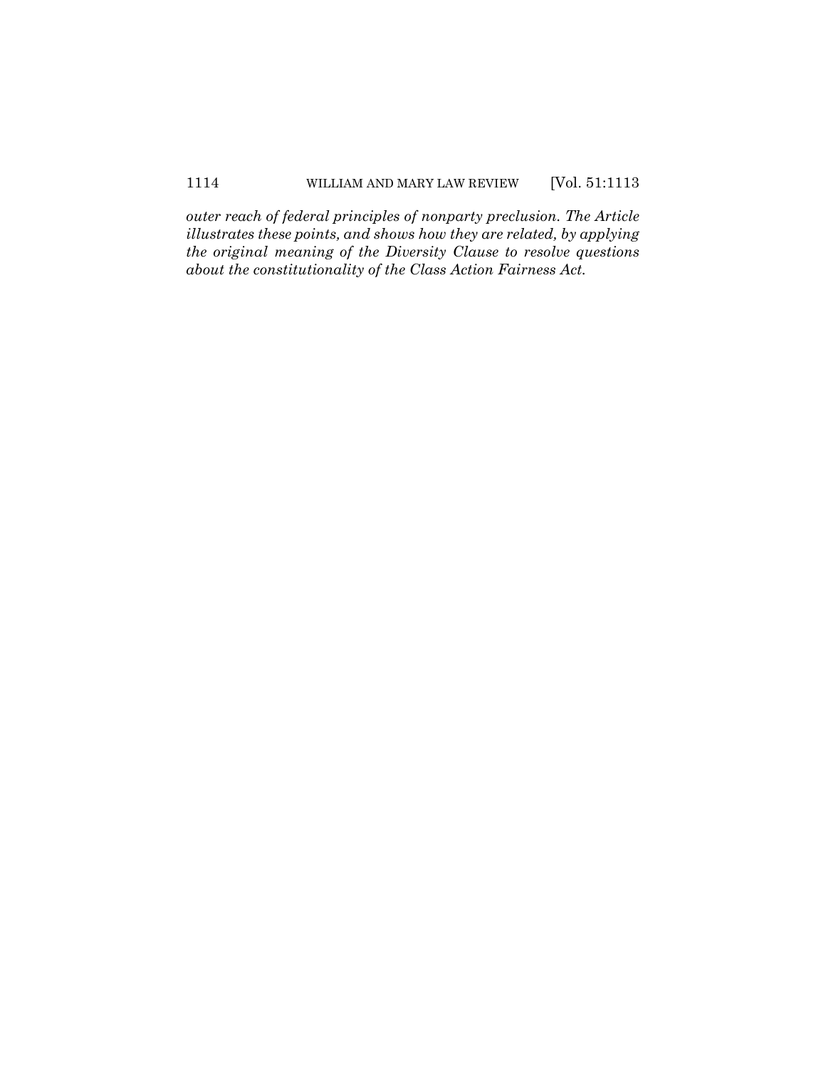*outer reach of federal principles of nonparty preclusion. The Article illustrates these points, and shows how they are related, by applying the original meaning of the Diversity Clause to resolve questions about the constitutionality of the Class Action Fairness Act.*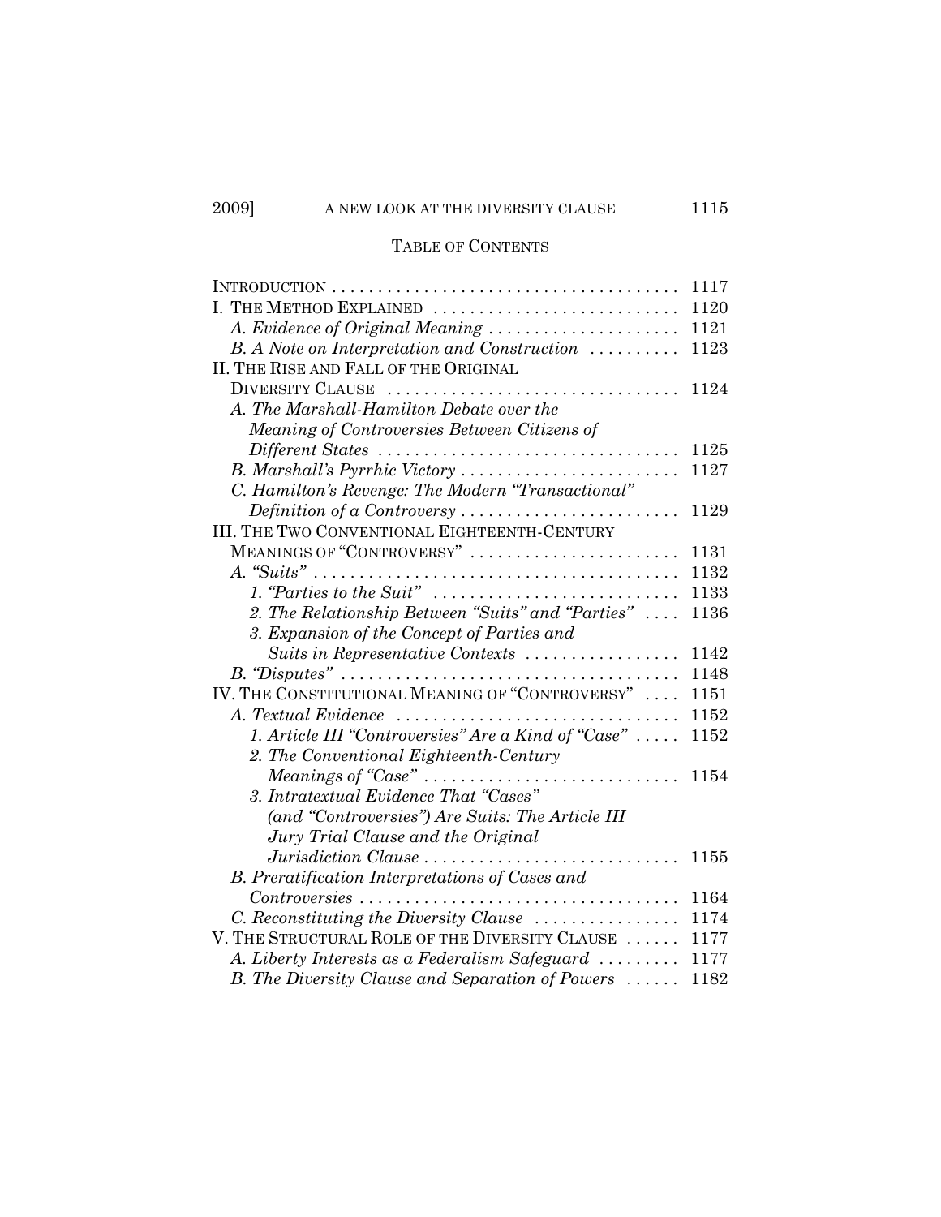## TABLE OF CONTENTS

INTRODUCTION ........................................ 1117

I. THE METHOD EXPLAINED ........................................ 1120

- *A. Evidence of Original Meaning* ........................................ 1121
- *B. A Note on Interpretation and Construction* ........................................ 1123

II. THE RISE AND FALL OF THE ORIGINAL DIVERSITY CLAUSE ........................................ 1124

- *A. The Marshall-Hamilton Debate over the Meaning of Controversies Between Citizens of Different States* ........................................ 1125
- *B. Marshall's Pyrrhic Victory* ........................................ 1127
- *C. Hamilton's Revenge: The Modern "Transactional" Definition of a Controversy* ........................................ 1129

III. THE TWO CONVENTIONAL EIGHTEENTH-CENTURY MEANINGS OF "CONTROVERSY" ........................................ 1131

- *A. "Suits"* ........................................ 1132
  - *1. "Parties to the Suit"* ........................................ 1133
  - *2. The Relationship Between "Suits" and "Parties"* ........................................ 1136
  - *3. Expansion of the Concept of Parties and Suits in Representative Contexts* ........................................ 1142
- *B. "Disputes"* ........................................ 1148

IV. THE CONSTITUTIONAL MEANING OF "CONTROVERSY" ........................................ 1151

- *A. Textual Evidence* ........................................ 1152
  - *1. Article III "Controversies" Are a Kind of "Case"* ........................................ 1152
  - *2. The Conventional Eighteenth-Century Meanings of "Case"* ........................................ 1154
  - *3. Intratextual Evidence That "Cases" (and "Controversies") Are Suits: The Article III Jury Trial Clause and the Original Jurisdiction Clause* ........................................ 1155
- *B. Preratification Interpretations of Cases and Controversies* ........................................ 1164
- *C. Reconstituting the Diversity Clause* ........................................ 1174

V. THE STRUCTURAL ROLE OF THE DIVERSITY CLAUSE ........................................ 1177

- *A. Liberty Interests as a Federalism Safeguard* ........................................ 1177
- *B. The Diversity Clause and Separation of Powers* ........................................ 1182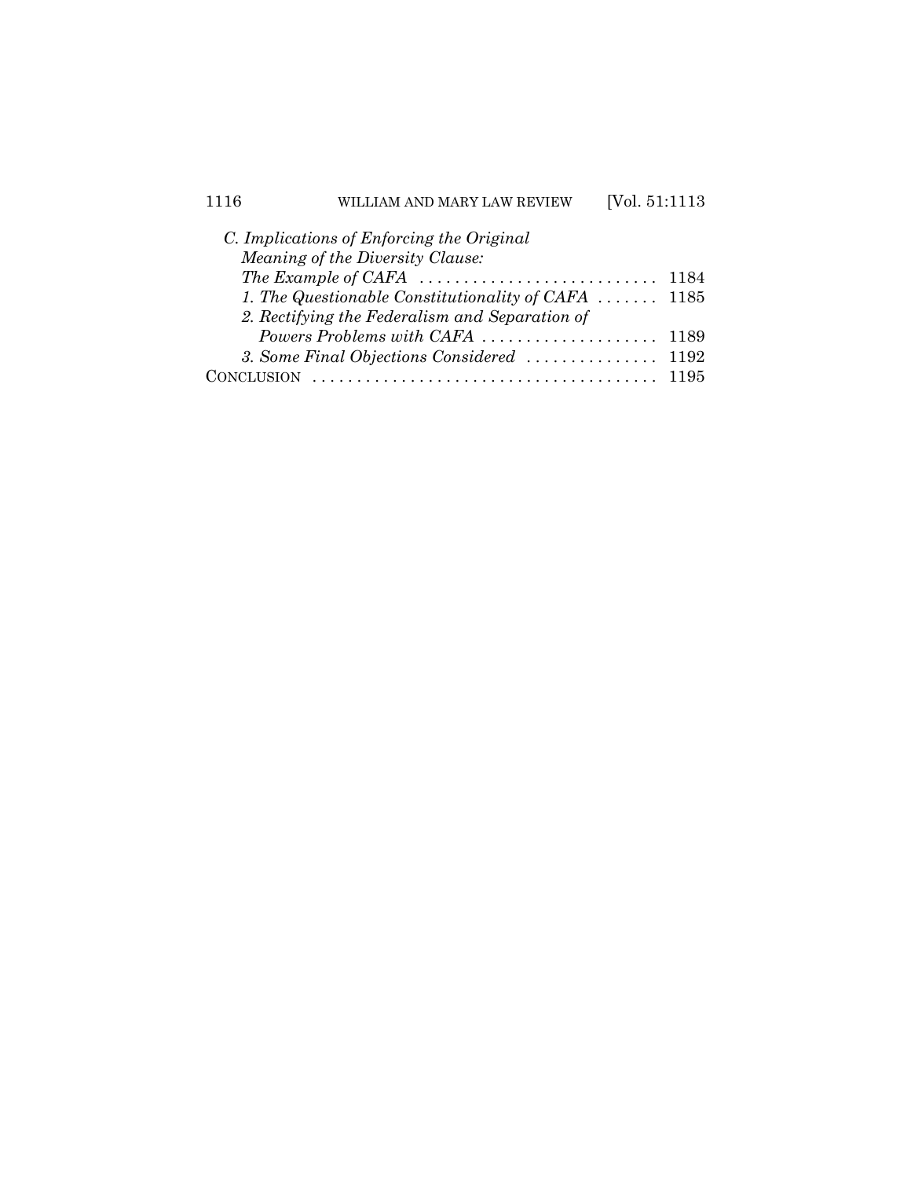*C. Implications of Enforcing the Original Meaning of the Diversity Clause: The Example of CAFA* . . . . . . . . . . . . . . . . . . . . . . . . . . . 1184

*1. The Questionable Constitutionality of CAFA* . . . . . . . 1185

*2. Rectifying the Federalism and Separation of Powers Problems with CAFA* . . . . . . . . . . . . . . . . . . . . 1189

*3. Some Final Objections Considered* . . . . . . . . . . . . . . . 1192

CONCLUSION . . . . . . . . . . . . . . . . . . . . . . . . . . . . . . . . . . . . . . . 1195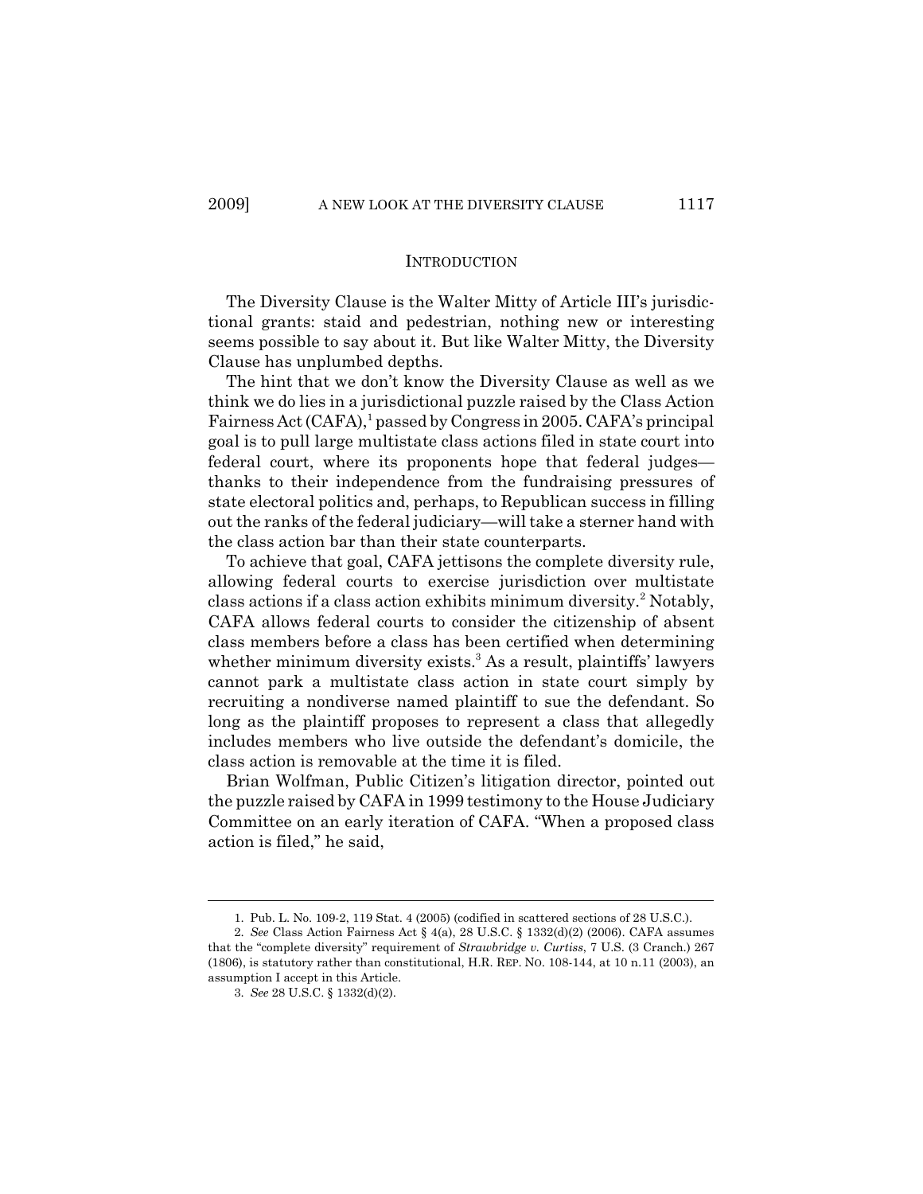## INTRODUCTION

The Diversity Clause is the Walter Mitty of Article III's jurisdictional grants: staid and pedestrian, nothing new or interesting seems possible to say about it. But like Walter Mitty, the Diversity Clause has unplumbed depths.

The hint that we don't know the Diversity Clause as well as we think we do lies in a jurisdictional puzzle raised by the Class Action Fairness Act (CAFA),[1] passed by Congress in 2005. CAFA's principal goal is to pull large multistate class actions filed in state court into federal court, where its proponents hope that federal judges—thanks to their independence from the fundraising pressures of state electoral politics and, perhaps, to Republican success in filling out the ranks of the federal judiciary—will take a sterner hand with the class action bar than their state counterparts.

To achieve that goal, CAFA jettisons the complete diversity rule, allowing federal courts to exercise jurisdiction over multistate class actions if a class action exhibits minimum diversity.[2] Notably, CAFA allows federal courts to consider the citizenship of absent class members before a class has been certified when determining whether minimum diversity exists.[3] As a result, plaintiffs' lawyers cannot park a multistate class action in state court simply by recruiting a nondiverse named plaintiff to sue the defendant. So long as the plaintiff proposes to represent a class that allegedly includes members who live outside the defendant's domicile, the class action is removable at the time it is filed.

Brian Wolfman, Public Citizen's litigation director, pointed out the puzzle raised by CAFA in 1999 testimony to the House Judiciary Committee on an early iteration of CAFA. "When a proposed class action is filed," he said,

---

1. Pub. L. No. 109-2, 119 Stat. 4 (2005) (codified in scattered sections of 28 U.S.C.).

2. *See* Class Action Fairness Act § 4(a), 28 U.S.C. § 1332(d)(2) (2006). CAFA assumes that the "complete diversity" requirement of *Strawbridge v. Curtiss*, 7 U.S. (3 Cranch.) 267 (1806), is statutory rather than constitutional, H.R. REP. NO. 108-144, at 10 n.11 (2003), an assumption I accept in this Article.

3. *See* 28 U.S.C. § 1332(d)(2).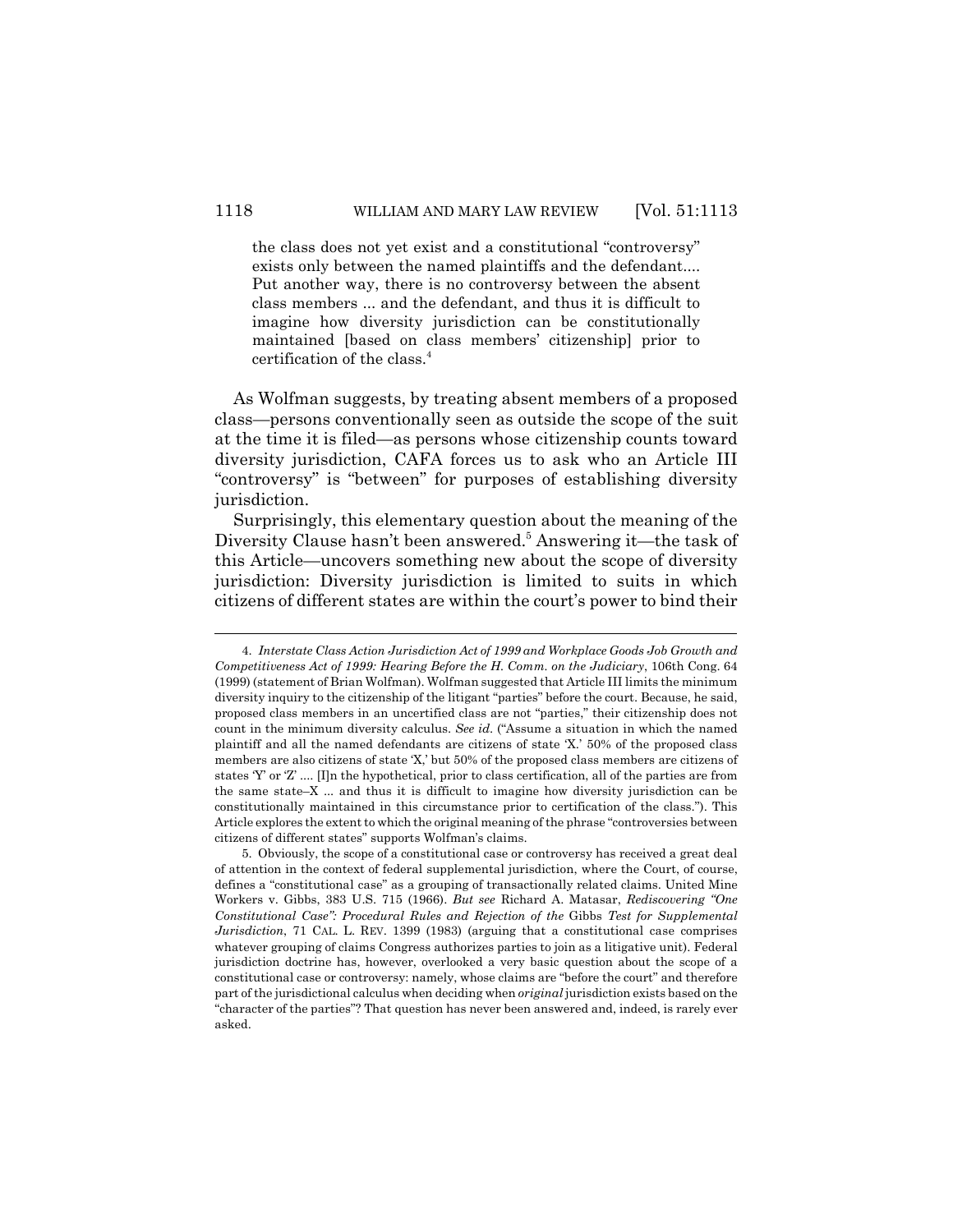> the class does not yet exist and a constitutional "controversy" exists only between the named plaintiffs and the defendant.... Put another way, there is no controversy between the absent class members ... and the defendant, and thus it is difficult to imagine how diversity jurisdiction can be constitutionally maintained [based on class members' citizenship] prior to certification of the class.[4]

As Wolfman suggests, by treating absent members of a proposed class—persons conventionally seen as outside the scope of the suit at the time it is filed—as persons whose citizenship counts toward diversity jurisdiction, CAFA forces us to ask who an Article III "controversy" is "between" for purposes of establishing diversity jurisdiction.

Surprisingly, this elementary question about the meaning of the Diversity Clause hasn't been answered.[5] Answering it—the task of this Article—uncovers something new about the scope of diversity jurisdiction: Diversity jurisdiction is limited to suits in which citizens of different states are within the court's power to bind their

---

4. *Interstate Class Action Jurisdiction Act of 1999 and Workplace Goods Job Growth and Competitiveness Act of 1999: Hearing Before the H. Comm. on the Judiciary*, 106th Cong. 64 (1999) (statement of Brian Wolfman). Wolfman suggested that Article III limits the minimum diversity inquiry to the citizenship of the litigant "parties" before the court. Because, he said, proposed class members in an uncertified class are not "parties," their citizenship does not count in the minimum diversity calculus. *See id.* ("Assume a situation in which the named plaintiff and all the named defendants are citizens of state 'X.' 50% of the proposed class members are also citizens of state 'X,' but 50% of the proposed class members are citizens of states 'Y' or 'Z' .... [I]n the hypothetical, prior to class certification, all of the parties are from the same state–X ... and thus it is difficult to imagine how diversity jurisdiction can be constitutionally maintained in this circumstance prior to certification of the class."). This Article explores the extent to which the original meaning of the phrase "controversies between citizens of different states" supports Wolfman's claims.

5. Obviously, the scope of a constitutional case or controversy has received a great deal of attention in the context of federal supplemental jurisdiction, where the Court, of course, defines a "constitutional case" as a grouping of transactionally related claims. United Mine Workers v. Gibbs, 383 U.S. 715 (1966). *But see* Richard A. Matasar, *Rediscovering "One Constitutional Case": Procedural Rules and Rejection of the* Gibbs *Test for Supplemental Jurisdiction*, 71 CAL. L. REV. 1399 (1983) (arguing that a constitutional case comprises whatever grouping of claims Congress authorizes parties to join as a litigative unit). Federal jurisdiction doctrine has, however, overlooked a very basic question about the scope of a constitutional case or controversy: namely, whose claims are "before the court" and therefore part of the jurisdictional calculus when deciding when *original* jurisdiction exists based on the "character of the parties"? That question has never been answered and, indeed, is rarely ever asked.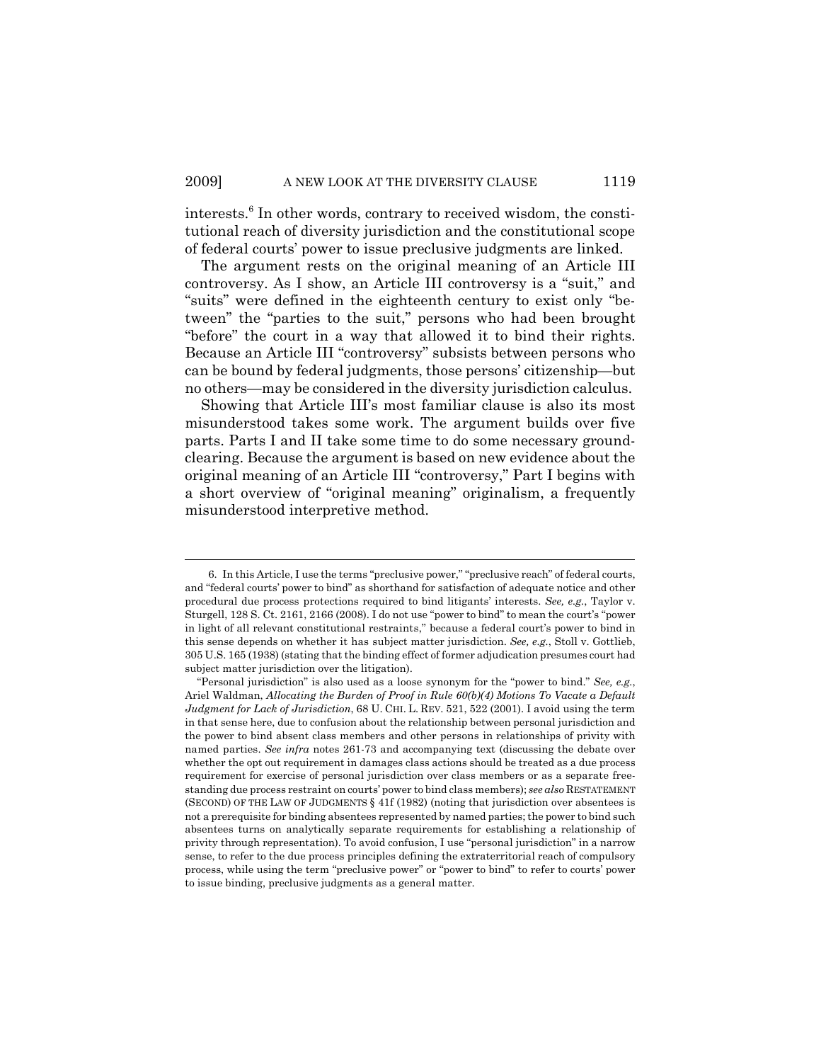interests.[6] In other words, contrary to received wisdom, the constitutional reach of diversity jurisdiction and the constitutional scope of federal courts' power to issue preclusive judgments are linked.

The argument rests on the original meaning of an Article III controversy. As I show, an Article III controversy is a "suit," and "suits" were defined in the eighteenth century to exist only "between" the "parties to the suit," persons who had been brought "before" the court in a way that allowed it to bind their rights. Because an Article III "controversy" subsists between persons who can be bound by federal judgments, those persons' citizenship—but no others—may be considered in the diversity jurisdiction calculus.

Showing that Article III's most familiar clause is also its most misunderstood takes some work. The argument builds over five parts. Parts I and II take some time to do some necessary ground-clearing. Because the argument is based on new evidence about the original meaning of an Article III "controversy," Part I begins with a short overview of "original meaning" originalism, a frequently misunderstood interpretive method.

---

6. In this Article, I use the terms "preclusive power," "preclusive reach" of federal courts, and "federal courts' power to bind" as shorthand for satisfaction of adequate notice and other procedural due process protections required to bind litigants' interests. *See, e.g.*, Taylor v. Sturgell, 128 S. Ct. 2161, 2166 (2008). I do not use "power to bind" to mean the court's "power in light of all relevant constitutional restraints," because a federal court's power to bind in this sense depends on whether it has subject matter jurisdiction. *See, e.g.*, Stoll v. Gottlieb, 305 U.S. 165 (1938) (stating that the binding effect of former adjudication presumes court had subject matter jurisdiction over the litigation).

"Personal jurisdiction" is also used as a loose synonym for the "power to bind." *See, e.g.*, Ariel Waldman, *Allocating the Burden of Proof in Rule 60(b)(4) Motions To Vacate a Default Judgment for Lack of Jurisdiction*, 68 U. CHI. L. REV. 521, 522 (2001). I avoid using the term in that sense here, due to confusion about the relationship between personal jurisdiction and the power to bind absent class members and other persons in relationships of privity with named parties. *See infra* notes 261-73 and accompanying text (discussing the debate over whether the opt out requirement in damages class actions should be treated as a due process requirement for exercise of personal jurisdiction over class members or as a separate free-standing due process restraint on courts' power to bind class members); *see also* RESTATEMENT (SECOND) OF THE LAW OF JUDGMENTS § 41f (1982) (noting that jurisdiction over absentees is not a prerequisite for binding absentees represented by named parties; the power to bind such absentees turns on analytically separate requirements for establishing a relationship of privity through representation). To avoid confusion, I use "personal jurisdiction" in a narrow sense, to refer to the due process principles defining the extraterritorial reach of compulsory process, while using the term "preclusive power" or "power to bind" to refer to courts' power to issue binding, preclusive judgments as a general matter.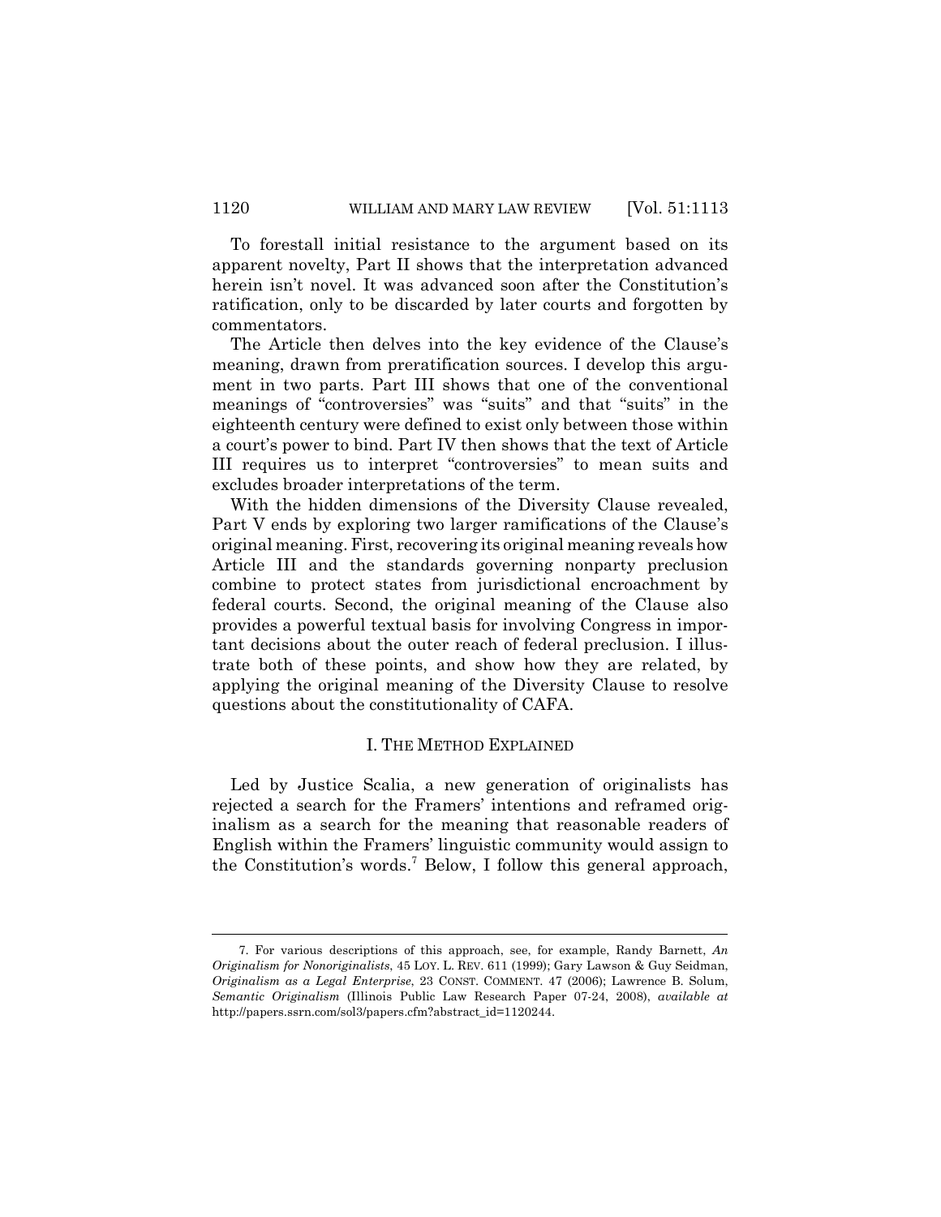To forestall initial resistance to the argument based on its apparent novelty, Part II shows that the interpretation advanced herein isn't novel. It was advanced soon after the Constitution's ratification, only to be discarded by later courts and forgotten by commentators.

The Article then delves into the key evidence of the Clause's meaning, drawn from preratification sources. I develop this argument in two parts. Part III shows that one of the conventional meanings of "controversies" was "suits" and that "suits" in the eighteenth century were defined to exist only between those within a court's power to bind. Part IV then shows that the text of Article III requires us to interpret "controversies" to mean suits and excludes broader interpretations of the term.

With the hidden dimensions of the Diversity Clause revealed, Part V ends by exploring two larger ramifications of the Clause's original meaning. First, recovering its original meaning reveals how Article III and the standards governing nonparty preclusion combine to protect states from jurisdictional encroachment by federal courts. Second, the original meaning of the Clause also provides a powerful textual basis for involving Congress in important decisions about the outer reach of federal preclusion. I illustrate both of these points, and show how they are related, by applying the original meaning of the Diversity Clause to resolve questions about the constitutionality of CAFA.

## I. THE METHOD EXPLAINED

Led by Justice Scalia, a new generation of originalists has rejected a search for the Framers' intentions and reframed originalism as a search for the meaning that reasonable readers of English within the Framers' linguistic community would assign to the Constitution's words.[7] Below, I follow this general approach,

---

7. For various descriptions of this approach, see, for example, Randy Barnett, *An Originalism for Nonoriginalists*, 45 LOY. L. REV. 611 (1999); Gary Lawson & Guy Seidman, *Originalism as a Legal Enterprise*, 23 CONST. COMMENT. 47 (2006); Lawrence B. Solum, *Semantic Originalism* (Illinois Public Law Research Paper 07-24, 2008), *available at* http://papers.ssrn.com/sol3/papers.cfm?abstract_id=1120244.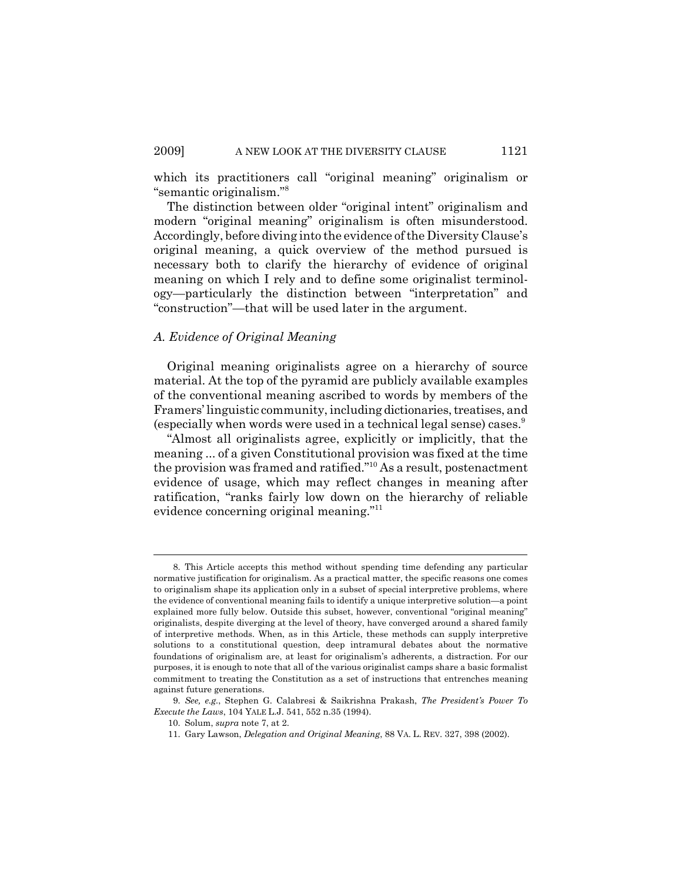which its practitioners call "original meaning" originalism or "semantic originalism."[8]

The distinction between older "original intent" originalism and modern "original meaning" originalism is often misunderstood. Accordingly, before diving into the evidence of the Diversity Clause's original meaning, a quick overview of the method pursued is necessary both to clarify the hierarchy of evidence of original meaning on which I rely and to define some originalist terminology—particularly the distinction between "interpretation" and "construction"—that will be used later in the argument.

### *A. Evidence of Original Meaning*

Original meaning originalists agree on a hierarchy of source material. At the top of the pyramid are publicly available examples of the conventional meaning ascribed to words by members of the Framers' linguistic community, including dictionaries, treatises, and (especially when words were used in a technical legal sense) cases.[9]

"Almost all originalists agree, explicitly or implicitly, that the meaning ... of a given Constitutional provision was fixed at the time the provision was framed and ratified."[10] As a result, postenactment evidence of usage, which may reflect changes in meaning after ratification, "ranks fairly low down on the hierarchy of reliable evidence concerning original meaning."[11]

---

8. This Article accepts this method without spending time defending any particular normative justification for originalism. As a practical matter, the specific reasons one comes to originalism shape its application only in a subset of special interpretive problems, where the evidence of conventional meaning fails to identify a unique interpretive solution—a point explained more fully below. Outside this subset, however, conventional "original meaning" originalists, despite diverging at the level of theory, have converged around a shared family of interpretive methods. When, as in this Article, these methods can supply interpretive solutions to a constitutional question, deep intramural debates about the normative foundations of originalism are, at least for originalism's adherents, a distraction. For our purposes, it is enough to note that all of the various originalist camps share a basic formalist commitment to treating the Constitution as a set of instructions that entrenches meaning against future generations.

9. *See, e.g.*, Stephen G. Calabresi & Saikrishna Prakash, *The President's Power To Execute the Laws*, 104 YALE L.J. 541, 552 n.35 (1994).

10. Solum, *supra* note 7, at 2.

11. Gary Lawson, *Delegation and Original Meaning*, 88 VA. L. REV. 327, 398 (2002).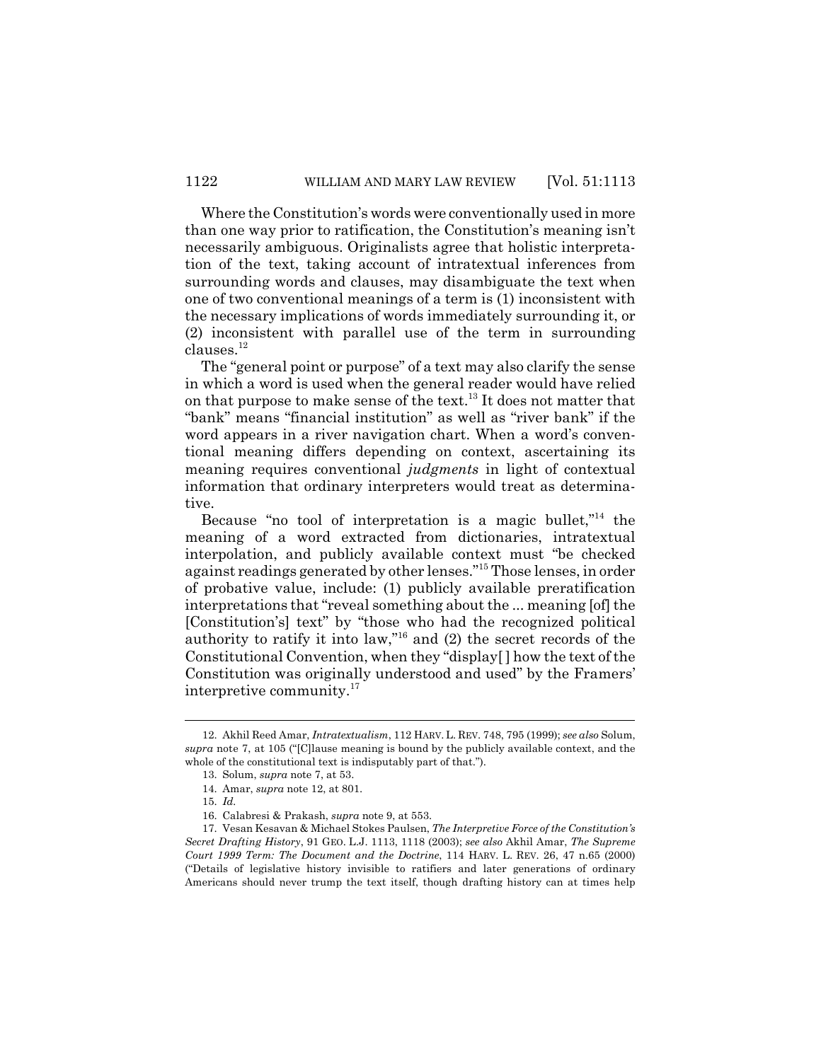Where the Constitution's words were conventionally used in more than one way prior to ratification, the Constitution's meaning isn't necessarily ambiguous. Originalists agree that holistic interpretation of the text, taking account of intratextual inferences from surrounding words and clauses, may disambiguate the text when one of two conventional meanings of a term is (1) inconsistent with the necessary implications of words immediately surrounding it, or (2) inconsistent with parallel use of the term in surrounding clauses.[12]

The "general point or purpose" of a text may also clarify the sense in which a word is used when the general reader would have relied on that purpose to make sense of the text.[13] It does not matter that "bank" means "financial institution" as well as "river bank" if the word appears in a river navigation chart. When a word's conventional meaning differs depending on context, ascertaining its meaning requires conventional *judgments* in light of contextual information that ordinary interpreters would treat as determinative.

Because "no tool of interpretation is a magic bullet,"[14] the meaning of a word extracted from dictionaries, intratextual interpolation, and publicly available context must "be checked against readings generated by other lenses."[15] Those lenses, in order of probative value, include: (1) publicly available preratification interpretations that "reveal something about the ... meaning [of] the [Constitution's] text" by "those who had the recognized political authority to ratify it into law,"[16] and (2) the secret records of the Constitutional Convention, when they "display[ ] how the text of the Constitution was originally understood and used" by the Framers' interpretive community.[17]

---

12. Akhil Reed Amar, *Intratextualism*, 112 HARV. L. REV. 748, 795 (1999); *see also* Solum, *supra* note 7, at 105 ("[C]lause meaning is bound by the publicly available context, and the whole of the constitutional text is indisputably part of that.").

13. Solum, *supra* note 7, at 53.

14. Amar, *supra* note 12, at 801.

15. *Id.*

16. Calabresi & Prakash, *supra* note 9, at 553.

17. Vesan Kesavan & Michael Stokes Paulsen, *The Interpretive Force of the Constitution's Secret Drafting History*, 91 GEO. L.J. 1113, 1118 (2003); *see also* Akhil Amar, *The Supreme Court 1999 Term: The Document and the Doctrine*, 114 HARV. L. REV. 26, 47 n.65 (2000) ("Details of legislative history invisible to ratifiers and later generations of ordinary Americans should never trump the text itself, though drafting history can at times help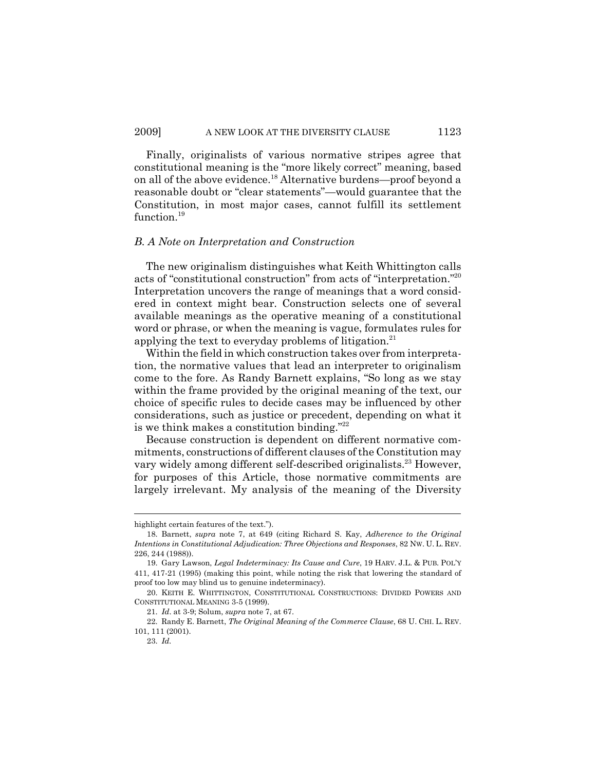Finally, originalists of various normative stripes agree that constitutional meaning is the "more likely correct" meaning, based on all of the above evidence.[18] Alternative burdens—proof beyond a reasonable doubt or "clear statements"—would guarantee that the Constitution, in most major cases, cannot fulfill its settlement function.[19]

### *B. A Note on Interpretation and Construction*

The new originalism distinguishes what Keith Whittington calls acts of "constitutional construction" from acts of "interpretation."[20] Interpretation uncovers the range of meanings that a word considered in context might bear. Construction selects one of several available meanings as the operative meaning of a constitutional word or phrase, or when the meaning is vague, formulates rules for applying the text to everyday problems of litigation.[21]

Within the field in which construction takes over from interpretation, the normative values that lead an interpreter to originalism come to the fore. As Randy Barnett explains, "So long as we stay within the frame provided by the original meaning of the text, our choice of specific rules to decide cases may be influenced by other considerations, such as justice or precedent, depending on what it is we think makes a constitution binding."[22]

Because construction is dependent on different normative commitments, constructions of different clauses of the Constitution may vary widely among different self-described originalists.[23] However, for purposes of this Article, those normative commitments are largely irrelevant. My analysis of the meaning of the Diversity

---

highlight certain features of the text.").

18. Barnett, *supra* note 7, at 649 (citing Richard S. Kay, *Adherence to the Original Intentions in Constitutional Adjudication: Three Objections and Responses*, 82 NW. U. L. REV. 226, 244 (1988)).

19. Gary Lawson, *Legal Indeterminacy: Its Cause and Cure*, 19 HARV. J.L. & PUB. POL'Y 411, 417-21 (1995) (making this point, while noting the risk that lowering the standard of proof too low may blind us to genuine indeterminacy).

20. KEITH E. WHITTINGTON, CONSTITUTIONAL CONSTRUCTIONS: DIVIDED POWERS AND CONSTITUTIONAL MEANING 3-5 (1999).

21. *Id*. at 3-9; Solum, *supra* note 7, at 67.

22. Randy E. Barnett, *The Original Meaning of the Commerce Clause*, 68 U. CHI. L. REV. 101, 111 (2001).

23. *Id*.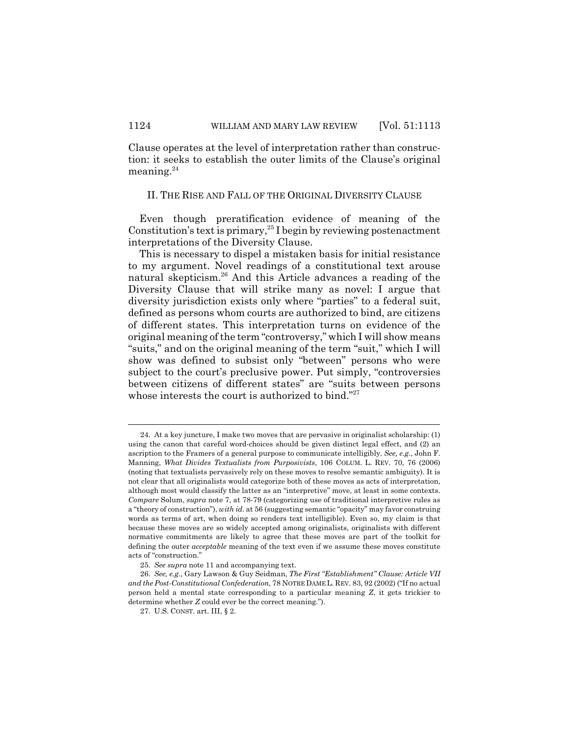Clause operates at the level of interpretation rather than construction: it seeks to establish the outer limits of the Clause's original meaning.[24]

## II. THE RISE AND FALL OF THE ORIGINAL DIVERSITY CLAUSE

Even though preratification evidence of meaning of the Constitution's text is primary,[25] I begin by reviewing postenactment interpretations of the Diversity Clause.

This is necessary to dispel a mistaken basis for initial resistance to my argument. Novel readings of a constitutional text arouse natural skepticism.[26] And this Article advances a reading of the Diversity Clause that will strike many as novel: I argue that diversity jurisdiction exists only where "parties" to a federal suit, defined as persons whom courts are authorized to bind, are citizens of different states. This interpretation turns on evidence of the original meaning of the term "controversy," which I will show means "suits," and on the original meaning of the term "suit," which I will show was defined to subsist only "between" persons who were subject to the court's preclusive power. Put simply, "controversies between citizens of different states" are "suits between persons whose interests the court is authorized to bind."[27]

---

24. At a key juncture, I make two moves that are pervasive in originalist scholarship: (1) using the canon that careful word-choices should be given distinct legal effect, and (2) an ascription to the Framers of a general purpose to communicate intelligibly. *See, e.g.*, John F. Manning, *What Divides Textualists from Purposivists*, 106 COLUM. L. REV. 70, 76 (2006) (noting that textualists pervasively rely on these moves to resolve semantic ambiguity). It is not clear that all originalists would categorize both of these moves as acts of interpretation, although most would classify the latter as an "interpretive" move, at least in some contexts. *Compare* Solum, *supra* note 7, at 78-79 (categorizing use of traditional interpretive rules as a "theory of construction"), *with id.* at 56 (suggesting semantic "opacity" may favor construing words as terms of art, when doing so renders text intelligible). Even so, my claim is that because these moves are so widely accepted among originalists, originalists with different normative commitments are likely to agree that these moves are part of the toolkit for defining the outer *acceptable* meaning of the text even if we assume these moves constitute acts of "construction."

25. *See supra* note 11 and accompanying text.

26. *See, e.g.*, Gary Lawson & Guy Seidman, *The First "Establishment" Clause: Article VII and the Post-Constitutional Confederation*, 78 NOTRE DAME L. REV. 83, 92 (2002) ("If no actual person held a mental state corresponding to a particular meaning *Z*, it gets trickier to determine whether *Z* could ever be the correct meaning.").

27. U.S. CONST. art. III, § 2.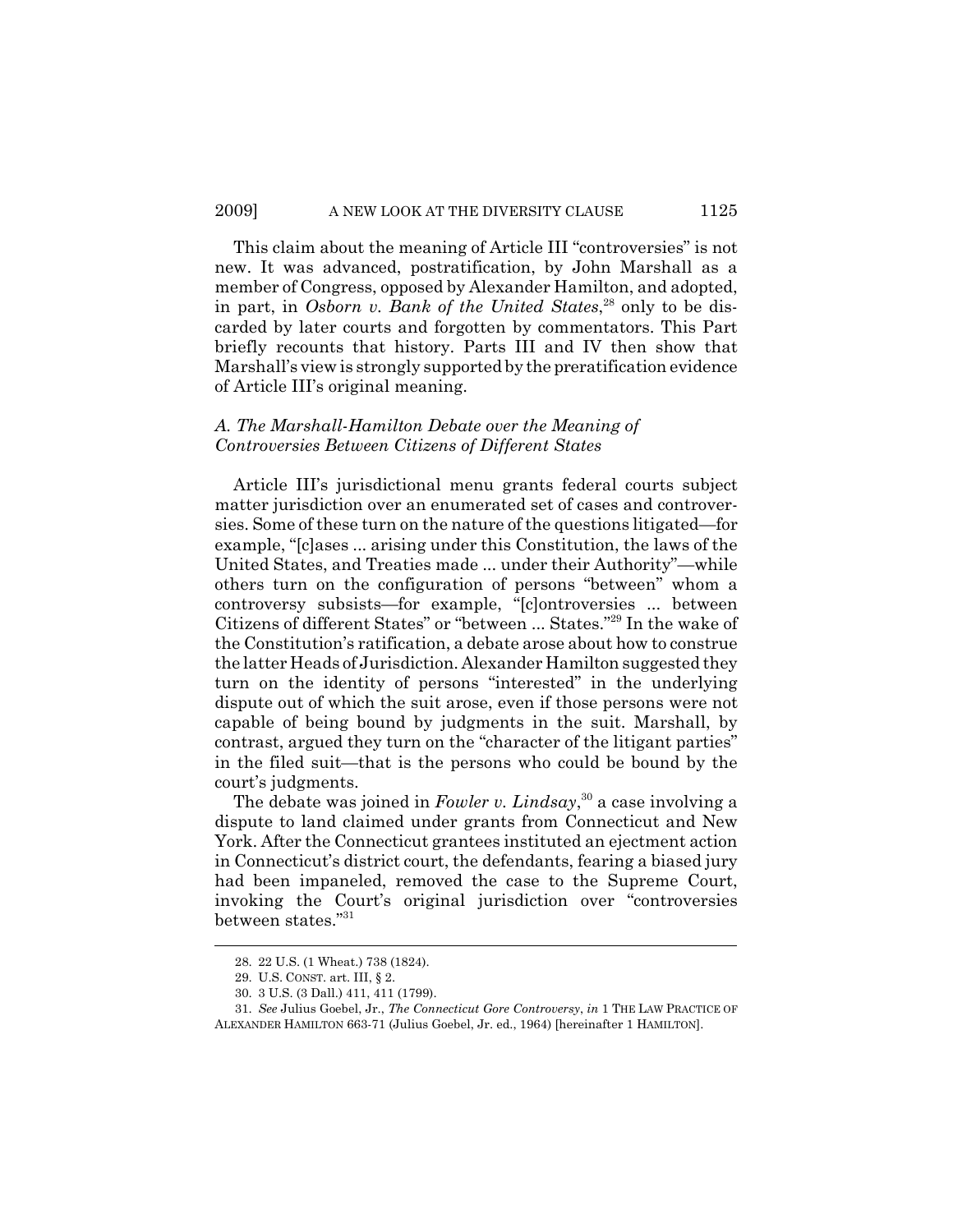This claim about the meaning of Article III "controversies" is not new. It was advanced, postratification, by John Marshall as a member of Congress, opposed by Alexander Hamilton, and adopted, in part, in *Osborn v. Bank of the United States*,[28] only to be discarded by later courts and forgotten by commentators. This Part briefly recounts that history. Parts III and IV then show that Marshall's view is strongly supported by the preratification evidence of Article III's original meaning.

### *A. The Marshall-Hamilton Debate over the Meaning of Controversies Between Citizens of Different States*

Article III's jurisdictional menu grants federal courts subject matter jurisdiction over an enumerated set of cases and controversies. Some of these turn on the nature of the questions litigated—for example, "[c]ases ... arising under this Constitution, the laws of the United States, and Treaties made ... under their Authority"—while others turn on the configuration of persons "between" whom a controversy subsists—for example, "[c]ontroversies ... between Citizens of different States" or "between ... States."[29] In the wake of the Constitution's ratification, a debate arose about how to construe the latter Heads of Jurisdiction. Alexander Hamilton suggested they turn on the identity of persons "interested" in the underlying dispute out of which the suit arose, even if those persons were not capable of being bound by judgments in the suit. Marshall, by contrast, argued they turn on the "character of the litigant parties" in the filed suit—that is the persons who could be bound by the court's judgments.

The debate was joined in *Fowler v. Lindsay*,[30] a case involving a dispute to land claimed under grants from Connecticut and New York. After the Connecticut grantees instituted an ejectment action in Connecticut's district court, the defendants, fearing a biased jury had been impaneled, removed the case to the Supreme Court, invoking the Court's original jurisdiction over "controversies between states."[31]

---

28. 22 U.S. (1 Wheat.) 738 (1824).

29. U.S. CONST. art. III, § 2.

30. 3 U.S. (3 Dall.) 411, 411 (1799).

31. *See* Julius Goebel, Jr., *The Connecticut Gore Controversy*, *in* 1 THE LAW PRACTICE OF ALEXANDER HAMILTON 663-71 (Julius Goebel, Jr. ed., 1964) [hereinafter 1 HAMILTON].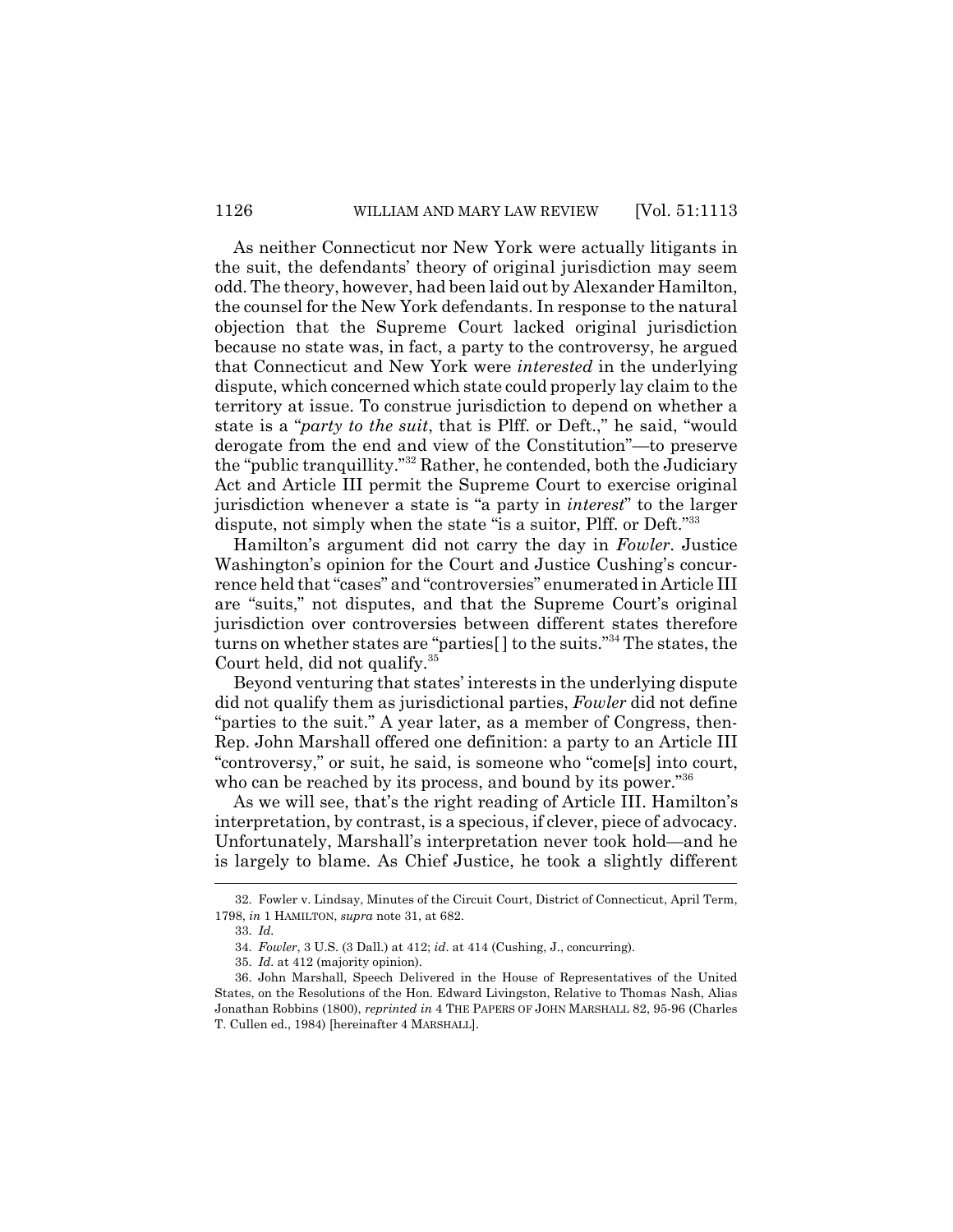As neither Connecticut nor New York were actually litigants in the suit, the defendants' theory of original jurisdiction may seem odd. The theory, however, had been laid out by Alexander Hamilton, the counsel for the New York defendants. In response to the natural objection that the Supreme Court lacked original jurisdiction because no state was, in fact, a party to the controversy, he argued that Connecticut and New York were *interested* in the underlying dispute, which concerned which state could properly lay claim to the territory at issue. To construe jurisdiction to depend on whether a state is a "*party to the suit*, that is Plff. or Deft.," he said, "would derogate from the end and view of the Constitution"—to preserve the "public tranquillity."[32] Rather, he contended, both the Judiciary Act and Article III permit the Supreme Court to exercise original jurisdiction whenever a state is "a party in *interest*" to the larger dispute, not simply when the state "is a suitor, Plff. or Deft."[33]

Hamilton's argument did not carry the day in *Fowler*. Justice Washington's opinion for the Court and Justice Cushing's concurrence held that "cases" and "controversies" enumerated in Article III are "suits," not disputes, and that the Supreme Court's original jurisdiction over controversies between different states therefore turns on whether states are "parties[] to the suits."[34] The states, the Court held, did not qualify.[35]

Beyond venturing that states' interests in the underlying dispute did not qualify them as jurisdictional parties, *Fowler* did not define "parties to the suit." A year later, as a member of Congress, then-Rep. John Marshall offered one definition: a party to an Article III "controversy," or suit, he said, is someone who "come[s] into court, who can be reached by its process, and bound by its power."[36]

As we will see, that's the right reading of Article III. Hamilton's interpretation, by contrast, is a specious, if clever, piece of advocacy. Unfortunately, Marshall's interpretation never took hold—and he is largely to blame. As Chief Justice, he took a slightly different

---

32. Fowler v. Lindsay, Minutes of the Circuit Court, District of Connecticut, April Term, 1798, *in* 1 HAMILTON, *supra* note 31, at 682.

33. *Id.*

34. *Fowler*, 3 U.S. (3 Dall.) at 412; *id*. at 414 (Cushing, J., concurring).

35. *Id.* at 412 (majority opinion).

36. John Marshall, Speech Delivered in the House of Representatives of the United States, on the Resolutions of the Hon. Edward Livingston, Relative to Thomas Nash, Alias Jonathan Robbins (1800), *reprinted in* 4 THE PAPERS OF JOHN MARSHALL 82, 95-96 (Charles T. Cullen ed., 1984) [hereinafter 4 MARSHALL].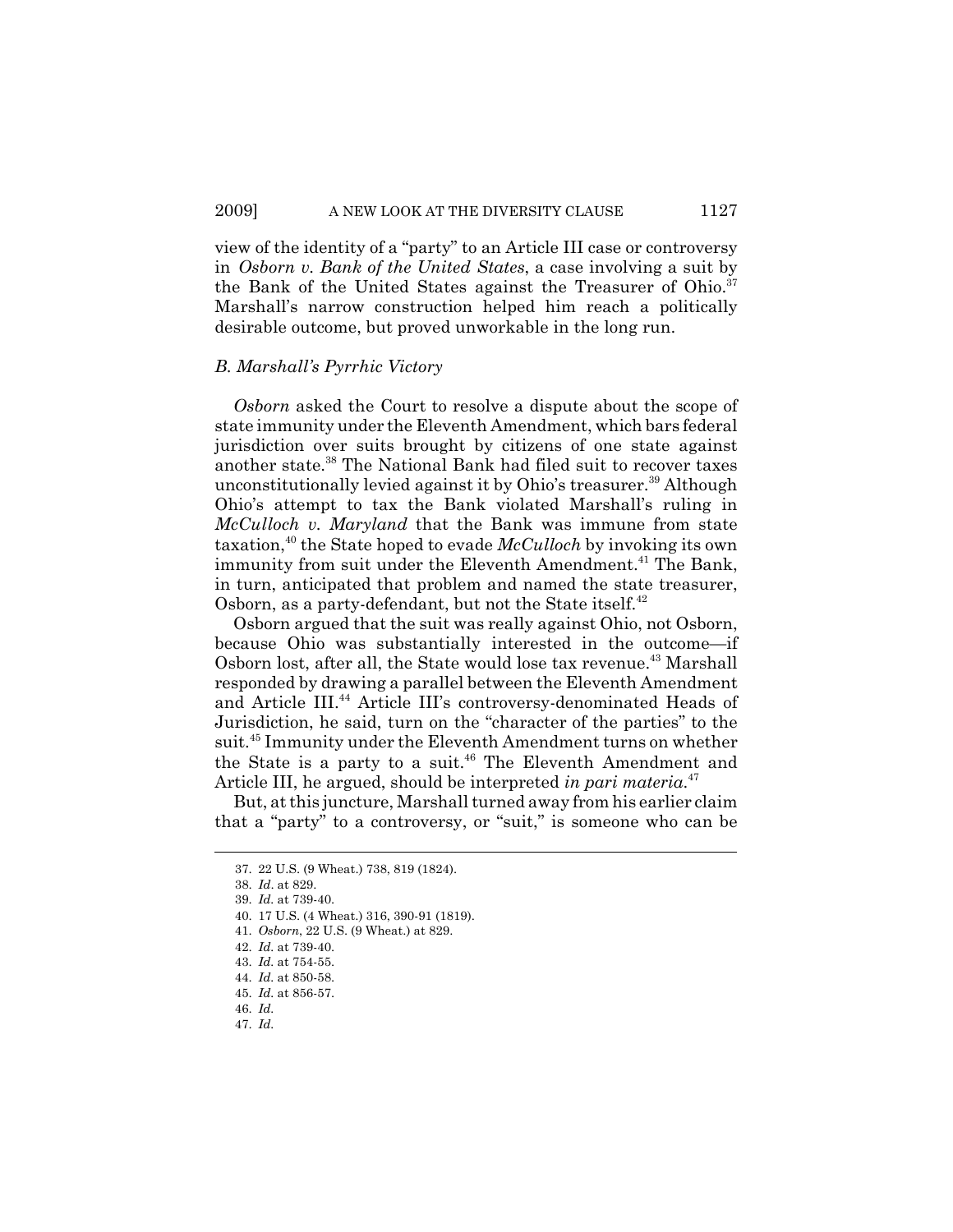view of the identity of a "party" to an Article III case or controversy in *Osborn v. Bank of the United States*, a case involving a suit by the Bank of the United States against the Treasurer of Ohio.[37] Marshall's narrow construction helped him reach a politically desirable outcome, but proved unworkable in the long run.

### *B. Marshall's Pyrrhic Victory*

*Osborn* asked the Court to resolve a dispute about the scope of state immunity under the Eleventh Amendment, which bars federal jurisdiction over suits brought by citizens of one state against another state.[38] The National Bank had filed suit to recover taxes unconstitutionally levied against it by Ohio's treasurer.[39] Although Ohio's attempt to tax the Bank violated Marshall's ruling in *McCulloch v. Maryland* that the Bank was immune from state taxation,[40] the State hoped to evade *McCulloch* by invoking its own immunity from suit under the Eleventh Amendment.[41] The Bank, in turn, anticipated that problem and named the state treasurer, Osborn, as a party-defendant, but not the State itself.[42]

Osborn argued that the suit was really against Ohio, not Osborn, because Ohio was substantially interested in the outcome—if Osborn lost, after all, the State would lose tax revenue.[43] Marshall responded by drawing a parallel between the Eleventh Amendment and Article III.[44] Article III's controversy-denominated Heads of Jurisdiction, he said, turn on the "character of the parties" to the suit.[45] Immunity under the Eleventh Amendment turns on whether the State is a party to a suit.[46] The Eleventh Amendment and Article III, he argued, should be interpreted *in pari materia*.[47]

But, at this juncture, Marshall turned away from his earlier claim that a "party" to a controversy, or "suit," is someone who can be

37. 22 U.S. (9 Wheat.) 738, 819 (1824).
38. *Id*. at 829.
39. *Id.* at 739-40.
40. 17 U.S. (4 Wheat.) 316, 390-91 (1819).
41. *Osborn*, 22 U.S. (9 Wheat.) at 829.
42. *Id.* at 739-40.
43. *Id.* at 754-55.
44. *Id.* at 850-58.
45. *Id.* at 856-57.
46. *Id.*
47. *Id.*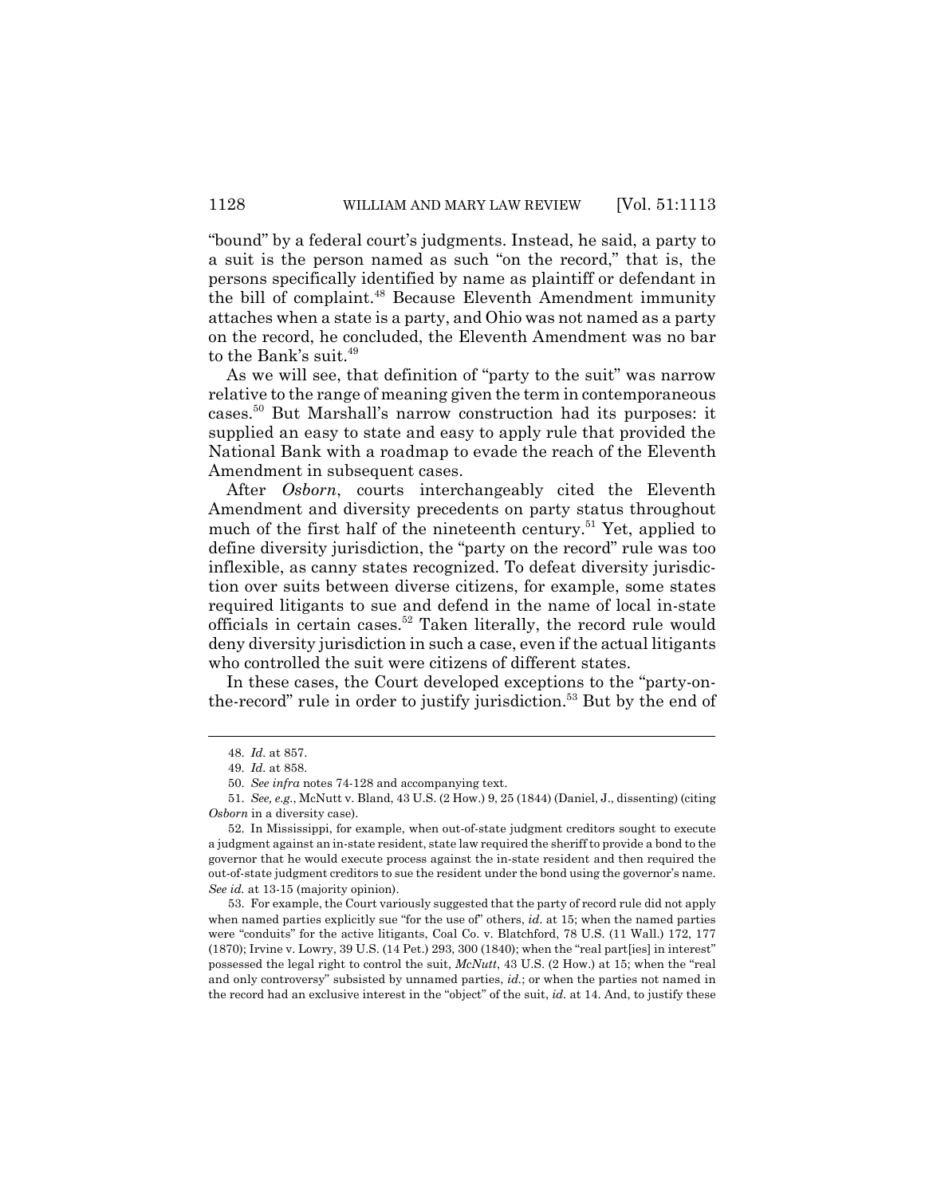"bound" by a federal court's judgments. Instead, he said, a party to a suit is the person named as such "on the record," that is, the persons specifically identified by name as plaintiff or defendant in the bill of complaint.[48] Because Eleventh Amendment immunity attaches when a state is a party, and Ohio was not named as a party on the record, he concluded, the Eleventh Amendment was no bar to the Bank's suit.[49]

As we will see, that definition of "party to the suit" was narrow relative to the range of meaning given the term in contemporaneous cases.[50] But Marshall's narrow construction had its purposes: it supplied an easy to state and easy to apply rule that provided the National Bank with a roadmap to evade the reach of the Eleventh Amendment in subsequent cases.

After *Osborn*, courts interchangeably cited the Eleventh Amendment and diversity precedents on party status throughout much of the first half of the nineteenth century.[51] Yet, applied to define diversity jurisdiction, the "party on the record" rule was too inflexible, as canny states recognized. To defeat diversity jurisdiction over suits between diverse citizens, for example, some states required litigants to sue and defend in the name of local in-state officials in certain cases.[52] Taken literally, the record rule would deny diversity jurisdiction in such a case, even if the actual litigants who controlled the suit were citizens of different states.

In these cases, the Court developed exceptions to the "party-on-the-record" rule in order to justify jurisdiction.[53] But by the end of

---

48. *Id.* at 857.

49. *Id.* at 858.

50. *See infra* notes 74-128 and accompanying text.

51. *See, e.g.*, McNutt v. Bland, 43 U.S. (2 How.) 9, 25 (1844) (Daniel, J., dissenting) (citing *Osborn* in a diversity case).

52. In Mississippi, for example, when out-of-state judgment creditors sought to execute a judgment against an in-state resident, state law required the sheriff to provide a bond to the governor that he would execute process against the in-state resident and then required the out-of-state judgment creditors to sue the resident under the bond using the governor's name. *See id.* at 13-15 (majority opinion).

53. For example, the Court variously suggested that the party of record rule did not apply when named parties explicitly sue "for the use of" others, *id.* at 15; when the named parties were "conduits" for the active litigants, Coal Co. v. Blatchford, 78 U.S. (11 Wall.) 172, 177 (1870); Irvine v. Lowry, 39 U.S. (14 Pet.) 293, 300 (1840); when the "real part[ies] in interest" possessed the legal right to control the suit, *McNutt*, 43 U.S. (2 How.) at 15; when the "real and only controversy" subsisted by unnamed parties, *id.*; or when the parties not named in the record had an exclusive interest in the "object" of the suit, *id.* at 14. And, to justify these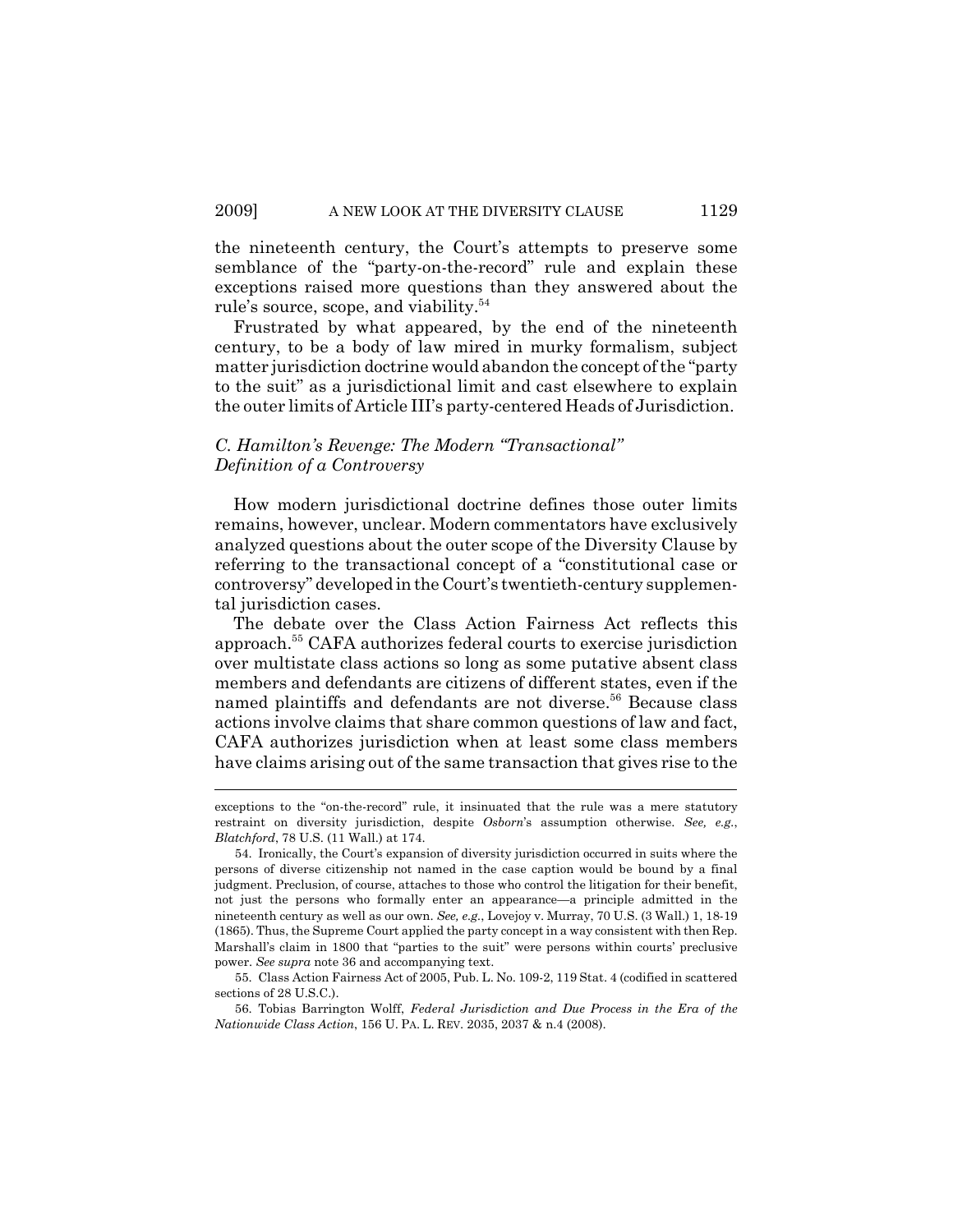the nineteenth century, the Court's attempts to preserve some semblance of the "party-on-the-record" rule and explain these exceptions raised more questions than they answered about the rule's source, scope, and viability.[54]

Frustrated by what appeared, by the end of the nineteenth century, to be a body of law mired in murky formalism, subject matter jurisdiction doctrine would abandon the concept of the "party to the suit" as a jurisdictional limit and cast elsewhere to explain the outer limits of Article III's party-centered Heads of Jurisdiction.

### *C. Hamilton's Revenge: The Modern "Transactional" Definition of a Controversy*

How modern jurisdictional doctrine defines those outer limits remains, however, unclear. Modern commentators have exclusively analyzed questions about the outer scope of the Diversity Clause by referring to the transactional concept of a "constitutional case or controversy" developed in the Court's twentieth-century supplemental jurisdiction cases.

The debate over the Class Action Fairness Act reflects this approach.[55] CAFA authorizes federal courts to exercise jurisdiction over multistate class actions so long as some putative absent class members and defendants are citizens of different states, even if the named plaintiffs and defendants are not diverse.[56] Because class actions involve claims that share common questions of law and fact, CAFA authorizes jurisdiction when at least some class members have claims arising out of the same transaction that gives rise to the

---

exceptions to the "on-the-record" rule, it insinuated that the rule was a mere statutory restraint on diversity jurisdiction, despite *Osborn*'s assumption otherwise. *See, e.g.*, *Blatchford*, 78 U.S. (11 Wall.) at 174.

54. Ironically, the Court's expansion of diversity jurisdiction occurred in suits where the persons of diverse citizenship not named in the case caption would be bound by a final judgment. Preclusion, of course, attaches to those who control the litigation for their benefit, not just the persons who formally enter an appearance—a principle admitted in the nineteenth century as well as our own. *See, e.g.*, Lovejoy v. Murray, 70 U.S. (3 Wall.) 1, 18-19 (1865). Thus, the Supreme Court applied the party concept in a way consistent with then Rep. Marshall's claim in 1800 that "parties to the suit" were persons within courts' preclusive power. *See supra* note 36 and accompanying text.

55. Class Action Fairness Act of 2005, Pub. L. No. 109-2, 119 Stat. 4 (codified in scattered sections of 28 U.S.C.).

56. Tobias Barrington Wolff, *Federal Jurisdiction and Due Process in the Era of the Nationwide Class Action*, 156 U. PA. L. REV. 2035, 2037 & n.4 (2008).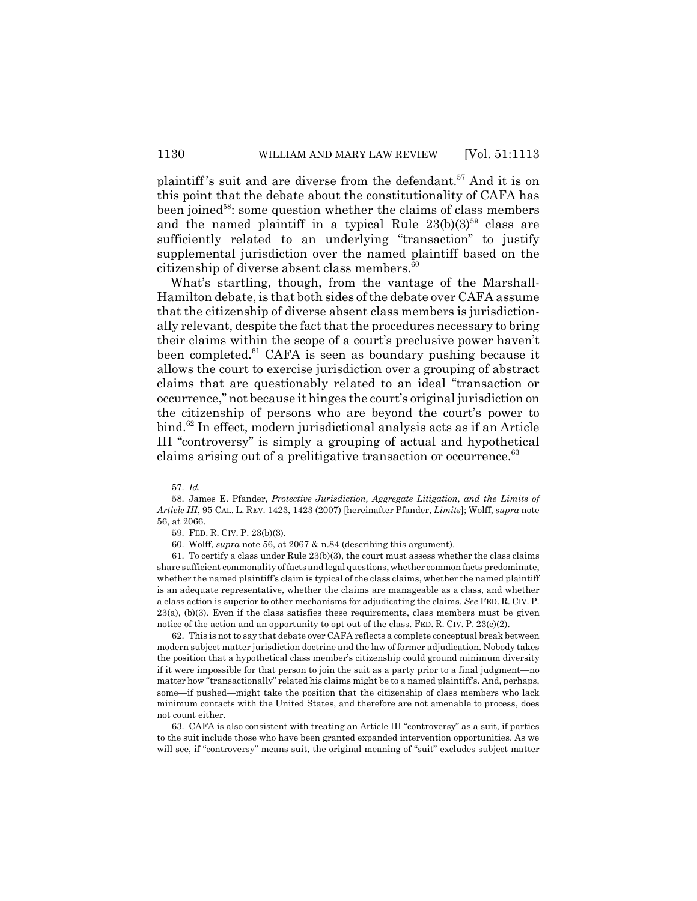plaintiff's suit and are diverse from the defendant.[57] And it is on this point that the debate about the constitutionality of CAFA has been joined[58]: some question whether the claims of class members and the named plaintiff in a typical Rule 23(b)(3)[59] class are sufficiently related to an underlying "transaction" to justify supplemental jurisdiction over the named plaintiff based on the citizenship of diverse absent class members.[60]

What's startling, though, from the vantage of the Marshall-Hamilton debate, is that both sides of the debate over CAFA assume that the citizenship of diverse absent class members is jurisdictionally relevant, despite the fact that the procedures necessary to bring their claims within the scope of a court's preclusive power haven't been completed.[61] CAFA is seen as boundary pushing because it allows the court to exercise jurisdiction over a grouping of abstract claims that are questionably related to an ideal "transaction or occurrence," not because it hinges the court's original jurisdiction on the citizenship of persons who are beyond the court's power to bind.[62] In effect, modern jurisdictional analysis acts as if an Article III "controversy" is simply a grouping of actual and hypothetical claims arising out of a prelitigative transaction or occurrence.[63]

---

57. *Id.*

58. James E. Pfander, *Protective Jurisdiction, Aggregate Litigation, and the Limits of Article III*, 95 CAL. L. REV. 1423, 1423 (2007) [hereinafter Pfander, *Limits*]; Wolff, *supra* note 56, at 2066.

59. FED. R. CIV. P. 23(b)(3).

60. Wolff, *supra* note 56, at 2067 & n.84 (describing this argument).

61. To certify a class under Rule 23(b)(3), the court must assess whether the class claims share sufficient commonality of facts and legal questions, whether common facts predominate, whether the named plaintiff's claim is typical of the class claims, whether the named plaintiff is an adequate representative, whether the claims are manageable as a class, and whether a class action is superior to other mechanisms for adjudicating the claims. *See* FED. R. CIV. P. 23(a), (b)(3). Even if the class satisfies these requirements, class members must be given notice of the action and an opportunity to opt out of the class. FED. R. CIV. P. 23(c)(2).

62. This is not to say that debate over CAFA reflects a complete conceptual break between modern subject matter jurisdiction doctrine and the law of former adjudication. Nobody takes the position that a hypothetical class member's citizenship could ground minimum diversity if it were impossible for that person to join the suit as a party prior to a final judgment—no matter how "transactionally" related his claims might be to a named plaintiff's. And, perhaps, some—if pushed—might take the position that the citizenship of class members who lack minimum contacts with the United States, and therefore are not amenable to process, does not count either.

63. CAFA is also consistent with treating an Article III "controversy" as a suit, if parties to the suit include those who have been granted expanded intervention opportunities. As we will see, if "controversy" means suit, the original meaning of "suit" excludes subject matter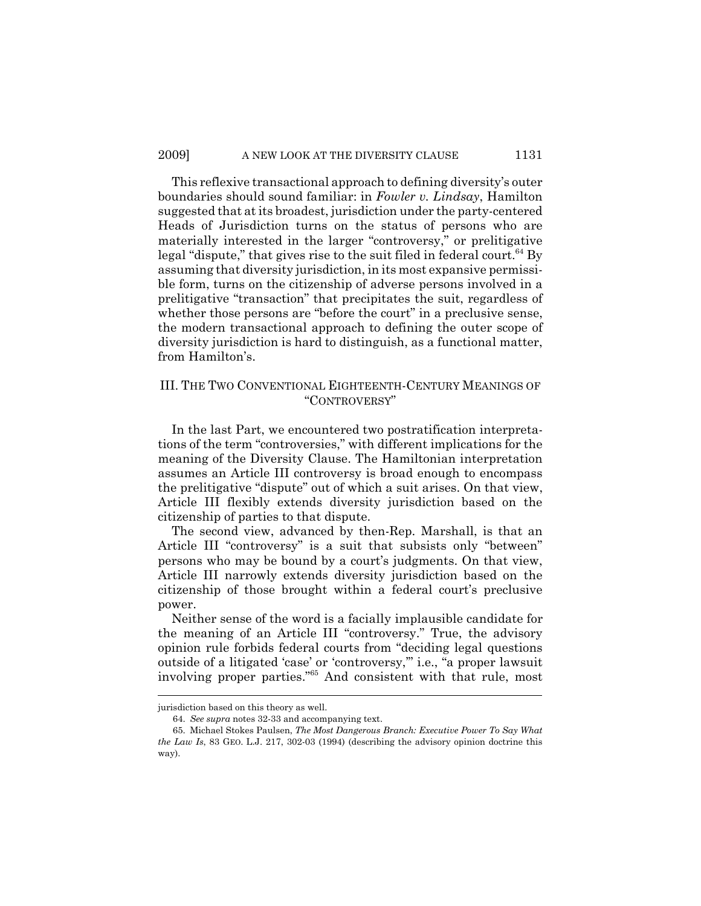This reflexive transactional approach to defining diversity's outer boundaries should sound familiar: in *Fowler v. Lindsay*, Hamilton suggested that at its broadest, jurisdiction under the party-centered Heads of Jurisdiction turns on the status of persons who are materially interested in the larger "controversy," or prelitigative legal "dispute," that gives rise to the suit filed in federal court.[64] By assuming that diversity jurisdiction, in its most expansive permissible form, turns on the citizenship of adverse persons involved in a prelitigative "transaction" that precipitates the suit, regardless of whether those persons are "before the court" in a preclusive sense, the modern transactional approach to defining the outer scope of diversity jurisdiction is hard to distinguish, as a functional matter, from Hamilton's.

## III. THE TWO CONVENTIONAL EIGHTEENTH-CENTURY MEANINGS OF "CONTROVERSY"

In the last Part, we encountered two postratification interpretations of the term "controversies," with different implications for the meaning of the Diversity Clause. The Hamiltonian interpretation assumes an Article III controversy is broad enough to encompass the prelitigative "dispute" out of which a suit arises. On that view, Article III flexibly extends diversity jurisdiction based on the citizenship of parties to that dispute.

The second view, advanced by then-Rep. Marshall, is that an Article III "controversy" is a suit that subsists only "between" persons who may be bound by a court's judgments. On that view, Article III narrowly extends diversity jurisdiction based on the citizenship of those brought within a federal court's preclusive power.

Neither sense of the word is a facially implausible candidate for the meaning of an Article III "controversy." True, the advisory opinion rule forbids federal courts from "deciding legal questions outside of a litigated 'case' or 'controversy,'" i.e., "a proper lawsuit involving proper parties."[65] And consistent with that rule, most

---

jurisdiction based on this theory as well.

64. *See supra* notes 32-33 and accompanying text.

65. Michael Stokes Paulsen, *The Most Dangerous Branch: Executive Power To Say What the Law Is*, 83 GEO. L.J. 217, 302-03 (1994) (describing the advisory opinion doctrine this way).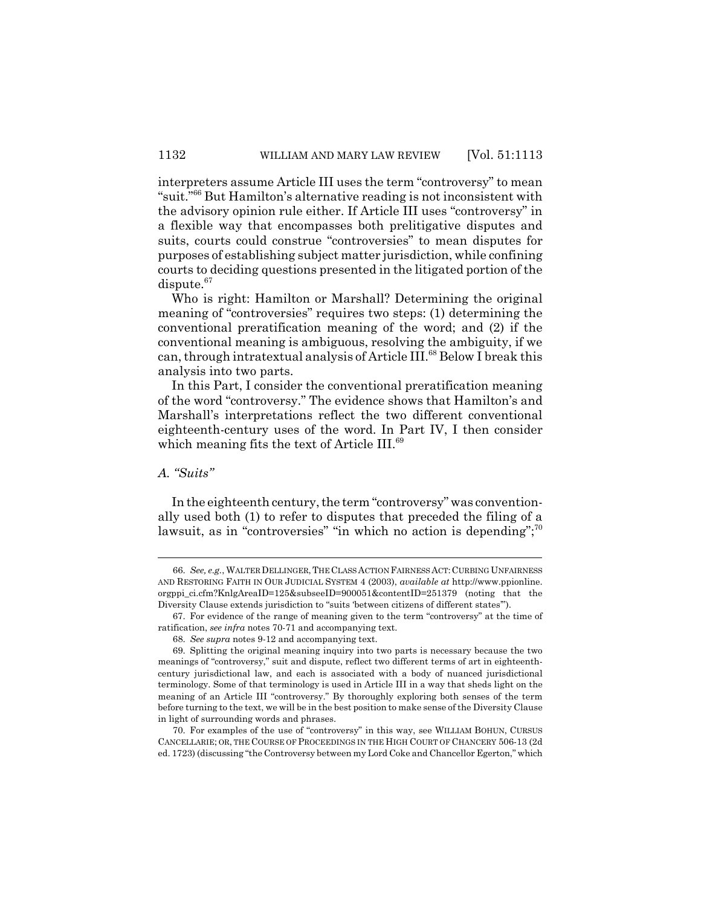interpreters assume Article III uses the term "controversy" to mean "suit."[66] But Hamilton's alternative reading is not inconsistent with the advisory opinion rule either. If Article III uses "controversy" in a flexible way that encompasses both prelitigative disputes and suits, courts could construe "controversies" to mean disputes for purposes of establishing subject matter jurisdiction, while confining courts to deciding questions presented in the litigated portion of the dispute.[67]

Who is right: Hamilton or Marshall? Determining the original meaning of "controversies" requires two steps: (1) determining the conventional preratification meaning of the word; and (2) if the conventional meaning is ambiguous, resolving the ambiguity, if we can, through intratextual analysis of Article III.[68] Below I break this analysis into two parts.

In this Part, I consider the conventional preratification meaning of the word "controversy." The evidence shows that Hamilton's and Marshall's interpretations reflect the two different conventional eighteenth-century uses of the word. In Part IV, I then consider which meaning fits the text of Article III.[69]

### A. *"Suits"*

In the eighteenth century, the term "controversy" was conventionally used both (1) to refer to disputes that preceded the filing of a lawsuit, as in "controversies" "in which no action is depending";[70]

---

66. *See, e.g.*, WALTER DELLINGER, THE CLASS ACTION FAIRNESS ACT: CURBING UNFAIRNESS AND RESTORING FAITH IN OUR JUDICIAL SYSTEM 4 (2003), *available at* http://www.ppionline.orgppi_ci.cfm?KnlgAreaID=125&subseeID=900051&contentID=251379 (noting that the Diversity Clause extends jurisdiction to "suits 'between citizens of different states'").

67. For evidence of the range of meaning given to the term "controversy" at the time of ratification, *see infra* notes 70-71 and accompanying text.

68. *See supra* notes 9-12 and accompanying text.

69. Splitting the original meaning inquiry into two parts is necessary because the two meanings of "controversy," suit and dispute, reflect two different terms of art in eighteenth-century jurisdictional law, and each is associated with a body of nuanced jurisdictional terminology. Some of that terminology is used in Article III in a way that sheds light on the meaning of an Article III "controversy." By thoroughly exploring both senses of the term before turning to the text, we will be in the best position to make sense of the Diversity Clause in light of surrounding words and phrases.

70. For examples of the use of "controversy" in this way, see WILLIAM BOHUN, CURSUS CANCELLARIE; OR, THE COURSE OF PROCEEDINGS IN THE HIGH COURT OF CHANCERY 506-13 (2d ed. 1723) (discussing "the Controversy between my Lord Coke and Chancellor Egerton," which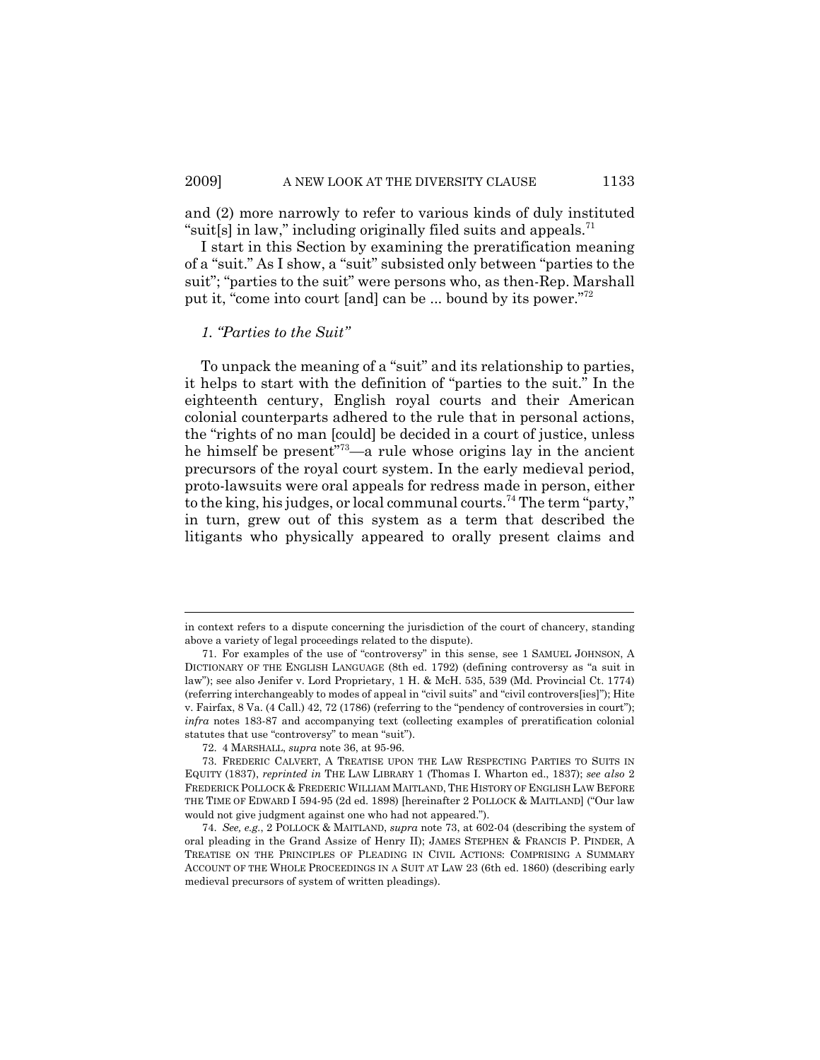and (2) more narrowly to refer to various kinds of duly instituted "suit[s] in law," including originally filed suits and appeals.[71]

I start in this Section by examining the preratification meaning of a "suit." As I show, a "suit" subsisted only between "parties to the suit"; "parties to the suit" were persons who, as then-Rep. Marshall put it, "come into court [and] can be ... bound by its power."[72]

### *1. "Parties to the Suit"*

To unpack the meaning of a "suit" and its relationship to parties, it helps to start with the definition of "parties to the suit." In the eighteenth century, English royal courts and their American colonial counterparts adhered to the rule that in personal actions, the "rights of no man [could] be decided in a court of justice, unless he himself be present"[73]—a rule whose origins lay in the ancient precursors of the royal court system. In the early medieval period, proto-lawsuits were oral appeals for redress made in person, either to the king, his judges, or local communal courts.[74] The term "party," in turn, grew out of this system as a term that described the litigants who physically appeared to orally present claims and

---

in context refers to a dispute concerning the jurisdiction of the court of chancery, standing above a variety of legal proceedings related to the dispute).

71. For examples of the use of "controversy" in this sense, see 1 SAMUEL JOHNSON, A DICTIONARY OF THE ENGLISH LANGUAGE (8th ed. 1792) (defining controversy as "a suit in law"); see also Jenifer v. Lord Proprietary, 1 H. & McH. 535, 539 (Md. Provincial Ct. 1774) (referring interchangeably to modes of appeal in "civil suits" and "civil controvers[ies]"); Hite v. Fairfax, 8 Va. (4 Call.) 42, 72 (1786) (referring to the "pendency of controversies in court"); *infra* notes 183-87 and accompanying text (collecting examples of preratification colonial statutes that use "controversy" to mean "suit").

72. 4 MARSHALL, *supra* note 36, at 95-96.

73. FREDERIC CALVERT, A TREATISE UPON THE LAW RESPECTING PARTIES TO SUITS IN EQUITY (1837), *reprinted in* THE LAW LIBRARY 1 (Thomas I. Wharton ed., 1837); *see also* 2 FREDERICK POLLOCK & FREDERIC WILLIAM MAITLAND, THE HISTORY OF ENGLISH LAW BEFORE THE TIME OF EDWARD I 594-95 (2d ed. 1898) [hereinafter 2 POLLOCK & MAITLAND] ("Our law would not give judgment against one who had not appeared.").

74. *See, e.g.*, 2 POLLOCK & MAITLAND, *supra* note 73, at 602-04 (describing the system of oral pleading in the Grand Assize of Henry II); JAMES STEPHEN & FRANCIS P. PINDER, A TREATISE ON THE PRINCIPLES OF PLEADING IN CIVIL ACTIONS: COMPRISING A SUMMARY ACCOUNT OF THE WHOLE PROCEEDINGS IN A SUIT AT LAW 23 (6th ed. 1860) (describing early medieval precursors of system of written pleadings).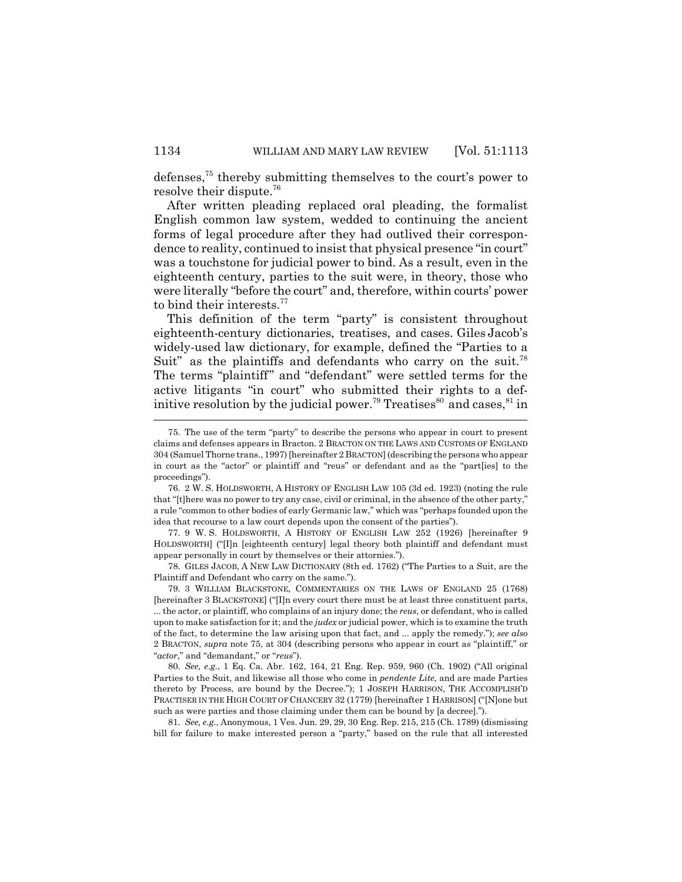defenses,[75] thereby submitting themselves to the court's power to resolve their dispute.[76]

After written pleading replaced oral pleading, the formalist English common law system, wedded to continuing the ancient forms of legal procedure after they had outlived their correspondence to reality, continued to insist that physical presence "in court" was a touchstone for judicial power to bind. As a result, even in the eighteenth century, parties to the suit were, in theory, those who were literally "before the court" and, therefore, within courts' power to bind their interests.[77]

This definition of the term "party" is consistent throughout eighteenth-century dictionaries, treatises, and cases. Giles Jacob's widely-used law dictionary, for example, defined the "Parties to a Suit" as the plaintiffs and defendants who carry on the suit.[78] The terms "plaintiff" and "defendant" were settled terms for the active litigants "in court" who submitted their rights to a definitive resolution by the judicial power.[79] Treatises[80] and cases,[81] in

---

75. The use of the term "party" to describe the persons who appear in court to present claims and defenses appears in Bracton. 2 BRACTON ON THE LAWS AND CUSTOMS OF ENGLAND 304 (Samuel Thorne trans., 1997) [hereinafter 2 BRACTON] (describing the persons who appear in court as the "actor" or plaintiff and "reus" or defendant and as the "part[ies] to the proceedings").

76. 2 W. S. HOLDSWORTH, A HISTORY OF ENGLISH LAW 105 (3d ed. 1923) (noting the rule that "[t]here was no power to try any case, civil or criminal, in the absence of the other party," a rule "common to other bodies of early Germanic law," which was "perhaps founded upon the idea that recourse to a law court depends upon the consent of the parties").

77. 9 W. S. HOLDSWORTH, A HISTORY OF ENGLISH LAW 252 (1926) [hereinafter 9 HOLDSWORTH] ("[I]n [eighteenth century] legal theory both plaintiff and defendant must appear personally in court by themselves or their attorneys.").

78. GILES JACOB, A NEW LAW DICTIONARY (8th ed. 1762) ("The Parties to a Suit, are the Plaintiff and Defendant who carry on the same.").

79. 3 WILLIAM BLACKSTONE, COMMENTARIES ON THE LAWS OF ENGLAND 25 (1768) [hereinafter 3 BLACKSTONE] ("[I]n every court there must be at least three constituent parts, ... the actor, or plaintiff, who complains of an injury done; the *reus*, or defendant, who is called upon to make satisfaction for it; and the *judex* or judicial power, which is to examine the truth of the fact, to determine the law arising upon that fact, and ... apply the remedy."); *see also* 2 BRACTON, *supra* note 75, at 304 (describing persons who appear in court as "plaintiff," or "*actor*," and "demandant," or "*reus*").

80. *See, e.g.*, 1 Eq. Ca. Abr. 162, 164, 21 Eng. Rep. 959, 960 (Ch. 1902) ("All original Parties to the Suit, and likewise all those who come in *pendente Lite*, and are made Parties thereto by Process, are bound by the Decree."); 1 JOSEPH HARRISON, THE ACCOMPLISH'D PRACTISER IN THE HIGH COURT OF CHANCERY 32 (1779) [hereinafter 1 HARRISON] ("[N]one but such as were parties and those claiming under them can be bound by [a decree].").

81. *See, e.g.*, Anonymous, 1 Ves. Jun. 29, 29, 30 Eng. Rep. 215, 215 (Ch. 1789) (dismissing bill for failure to make interested person a "party," based on the rule that all interested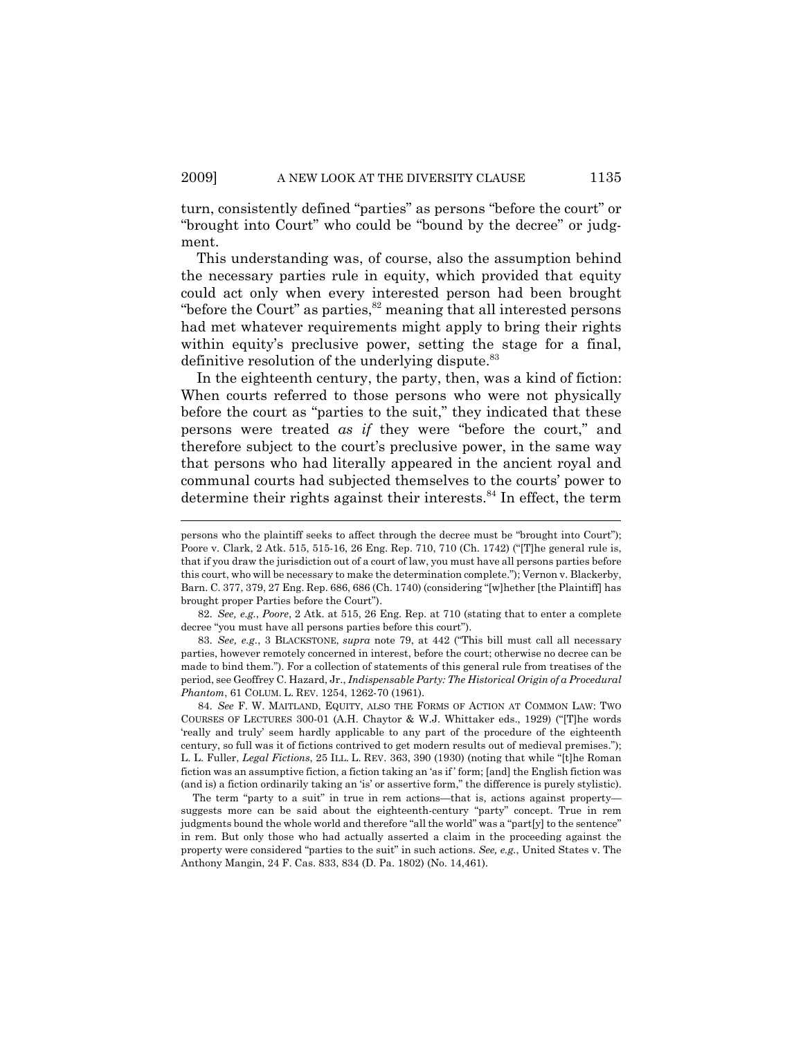turn, consistently defined "parties" as persons "before the court" or "brought into Court" who could be "bound by the decree" or judgment.

This understanding was, of course, also the assumption behind the necessary parties rule in equity, which provided that equity could act only when every interested person had been brought "before the Court" as parties,[82] meaning that all interested persons had met whatever requirements might apply to bring their rights within equity's preclusive power, setting the stage for a final, definitive resolution of the underlying dispute.[83]

In the eighteenth century, the party, then, was a kind of fiction: When courts referred to those persons who were not physically before the court as "parties to the suit," they indicated that these persons were treated *as if* they were "before the court," and therefore subject to the court's preclusive power, in the same way that persons who had literally appeared in the ancient royal and communal courts had subjected themselves to the courts' power to determine their rights against their interests.[84] In effect, the term

---

persons who the plaintiff seeks to affect through the decree must be "brought into Court"); Poore v. Clark, 2 Atk. 515, 515-16, 26 Eng. Rep. 710, 710 (Ch. 1742) ("[T]he general rule is, that if you draw the jurisdiction out of a court of law, you must have all persons parties before this court, who will be necessary to make the determination complete."); Vernon v. Blackerby, Barn. C. 377, 379, 27 Eng. Rep. 686, 686 (Ch. 1740) (considering "[w]hether [the Plaintiff] has brought proper Parties before the Court").

82. *See, e.g.*, *Poore*, 2 Atk. at 515, 26 Eng. Rep. at 710 (stating that to enter a complete decree "you must have all persons parties before this court").

83. *See, e.g.*, 3 BLACKSTONE, *supra* note 79, at 442 ("This bill must call all necessary parties, however remotely concerned in interest, before the court; otherwise no decree can be made to bind them."). For a collection of statements of this general rule from treatises of the period, see Geoffrey C. Hazard, Jr., *Indispensable Party: The Historical Origin of a Procedural Phantom*, 61 COLUM. L. REV. 1254, 1262-70 (1961).

84. *See* F. W. MAITLAND, EQUITY, ALSO THE FORMS OF ACTION AT COMMON LAW: TWO COURSES OF LECTURES 300-01 (A.H. Chaytor & W.J. Whittaker eds., 1929) ("[T]he words 'really and truly' seem hardly applicable to any part of the procedure of the eighteenth century, so full was it of fictions contrived to get modern results out of medieval premises."); L. L. Fuller, *Legal Fictions*, 25 ILL. L. REV. 363, 390 (1930) (noting that while "[t]he Roman fiction was an assumptive fiction, a fiction taking an 'as if' form; [and] the English fiction was (and is) a fiction ordinarily taking an 'is' or assertive form," the difference is purely stylistic).

The term "party to a suit" in true in rem actions—that is, actions against property—suggests more can be said about the eighteenth-century "party" concept. True in rem judgments bound the whole world and therefore "all the world" was a "part[y] to the sentence" in rem. But only those who had actually asserted a claim in the proceeding against the property were considered "parties to the suit" in such actions. *See, e.g.*, United States v. The Anthony Mangin, 24 F. Cas. 833, 834 (D. Pa. 1802) (No. 14,461).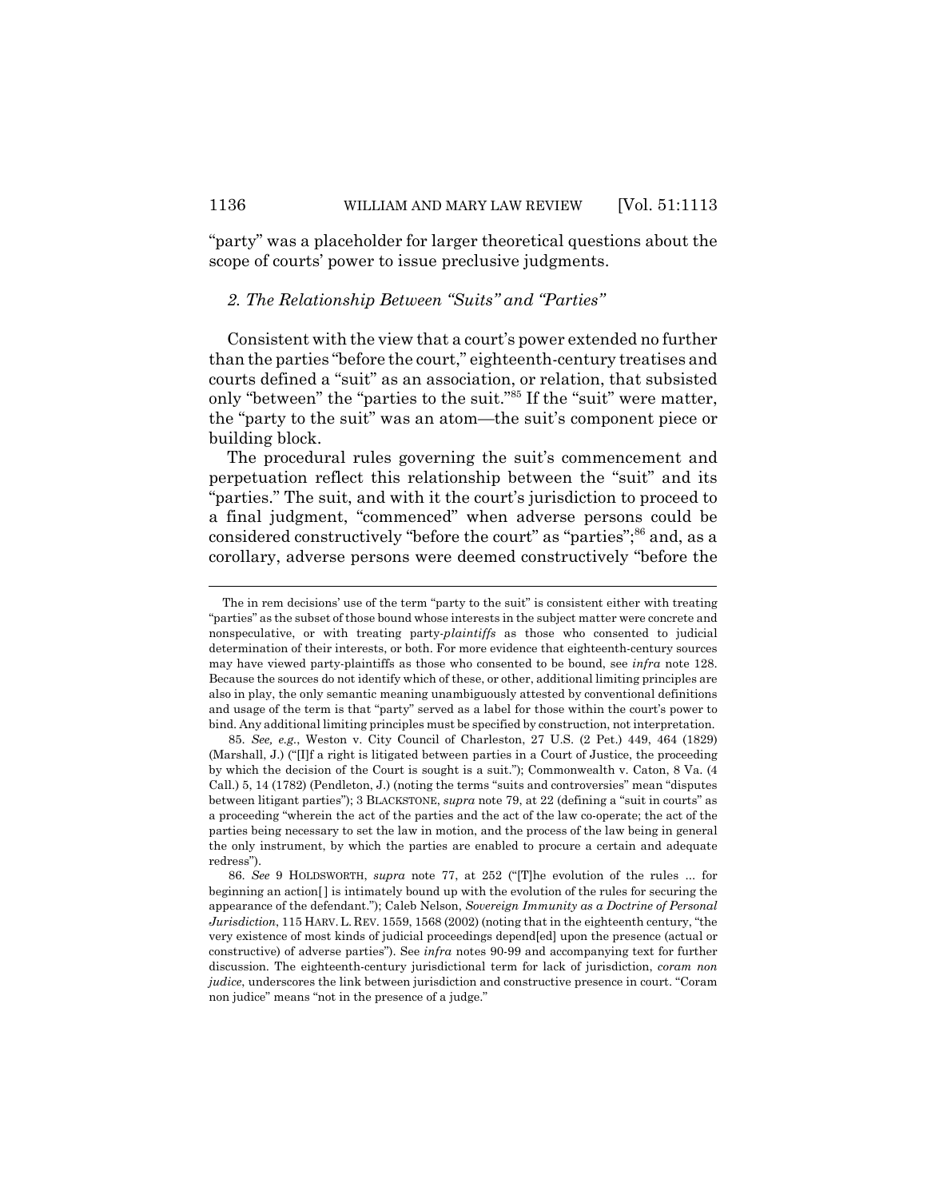"party" was a placeholder for larger theoretical questions about the scope of courts' power to issue preclusive judgments.

### *2. The Relationship Between "Suits" and "Parties"*

Consistent with the view that a court's power extended no further than the parties "before the court," eighteenth-century treatises and courts defined a "suit" as an association, or relation, that subsisted only "between" the "parties to the suit."[85] If the "suit" were matter, the "party to the suit" was an atom—the suit's component piece or building block.

The procedural rules governing the suit's commencement and perpetuation reflect this relationship between the "suit" and its "parties." The suit, and with it the court's jurisdiction to proceed to a final judgment, "commenced" when adverse persons could be considered constructively "before the court" as "parties";[86] and, as a corollary, adverse persons were deemed constructively "before the

---

The in rem decisions' use of the term "party to the suit" is consistent either with treating "parties" as the subset of those bound whose interests in the subject matter were concrete and nonspeculative, or with treating party-*plaintiffs* as those who consented to judicial determination of their interests, or both. For more evidence that eighteenth-century sources may have viewed party-plaintiffs as those who consented to be bound, see *infra* note 128. Because the sources do not identify which of these, or other, additional limiting principles are also in play, the only semantic meaning unambiguously attested by conventional definitions and usage of the term is that "party" served as a label for those within the court's power to bind. Any additional limiting principles must be specified by construction, not interpretation.

85. *See, e.g.*, Weston v. City Council of Charleston, 27 U.S. (2 Pet.) 449, 464 (1829) (Marshall, J.) ("[I]f a right is litigated between parties in a Court of Justice, the proceeding by which the decision of the Court is sought is a suit."); Commonwealth v. Caton, 8 Va. (4 Call.) 5, 14 (1782) (Pendleton, J.) (noting the terms "suits and controversies" mean "disputes between litigant parties"); 3 BLACKSTONE, *supra* note 79, at 22 (defining a "suit in courts" as a proceeding "wherein the act of the parties and the act of the law co-operate; the act of the parties being necessary to set the law in motion, and the process of the law being in general the only instrument, by which the parties are enabled to procure a certain and adequate redress").

86. *See* 9 HOLDSWORTH, *supra* note 77, at 252 ("[T]he evolution of the rules ... for beginning an action[] is intimately bound up with the evolution of the rules for securing the appearance of the defendant."); Caleb Nelson, *Sovereign Immunity as a Doctrine of Personal Jurisdiction*, 115 HARV. L. REV. 1559, 1568 (2002) (noting that in the eighteenth century, "the very existence of most kinds of judicial proceedings depend[ed] upon the presence (actual or constructive) of adverse parties"). See *infra* notes 90-99 and accompanying text for further discussion. The eighteenth-century jurisdictional term for lack of jurisdiction, *coram non judice*, underscores the link between jurisdiction and constructive presence in court. "Coram non judice" means "not in the presence of a judge."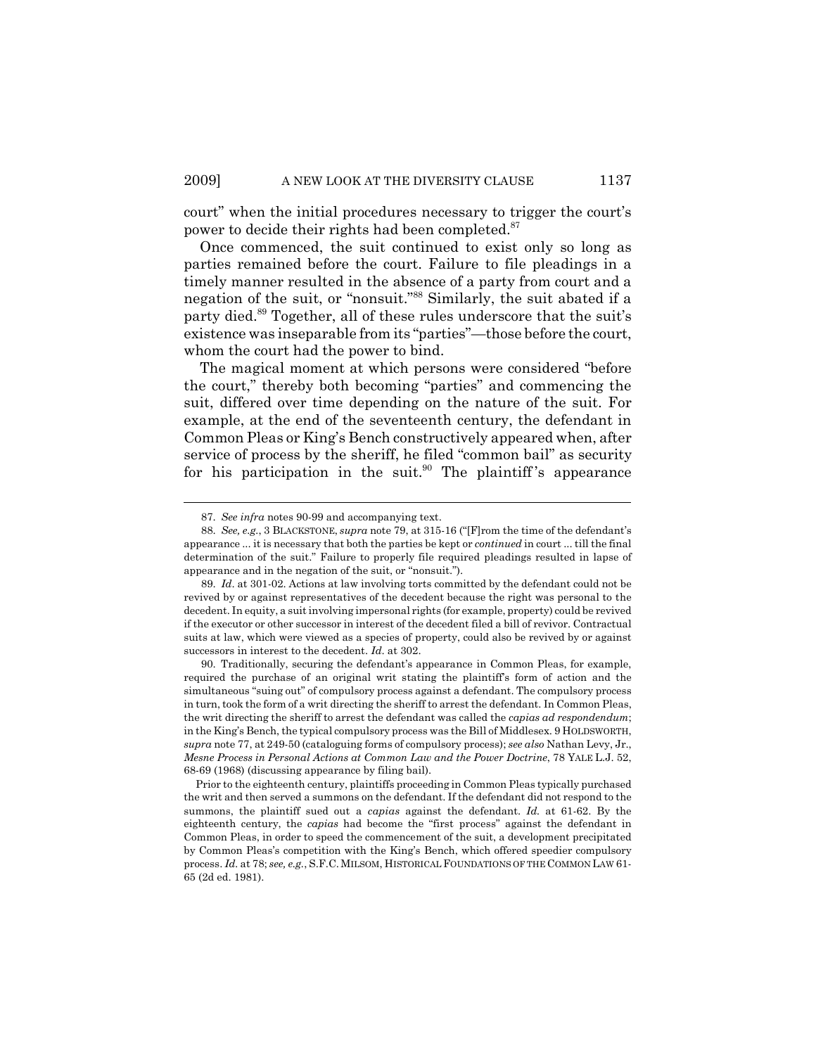court" when the initial procedures necessary to trigger the court's power to decide their rights had been completed.[87]

Once commenced, the suit continued to exist only so long as parties remained before the court. Failure to file pleadings in a timely manner resulted in the absence of a party from court and a negation of the suit, or "nonsuit."[88] Similarly, the suit abated if a party died.[89] Together, all of these rules underscore that the suit's existence was inseparable from its "parties"—those before the court, whom the court had the power to bind.

The magical moment at which persons were considered "before the court," thereby both becoming "parties" and commencing the suit, differed over time depending on the nature of the suit. For example, at the end of the seventeenth century, the defendant in Common Pleas or King's Bench constructively appeared when, after service of process by the sheriff, he filed "common bail" as security for his participation in the suit.[90] The plaintiff's appearance

---

87. *See infra* notes 90-99 and accompanying text.

88. *See, e.g.*, 3 BLACKSTONE, *supra* note 79, at 315-16 ("[F]rom the time of the defendant's appearance ... it is necessary that both the parties be kept or *continued* in court ... till the final determination of the suit." Failure to properly file required pleadings resulted in lapse of appearance and in the negation of the suit, or "nonsuit.").

89. *Id*. at 301-02. Actions at law involving torts committed by the defendant could not be revived by or against representatives of the decedent because the right was personal to the decedent. In equity, a suit involving impersonal rights (for example, property) could be revived if the executor or other successor in interest of the decedent filed a bill of revivor. Contractual suits at law, which were viewed as a species of property, could also be revived by or against successors in interest to the decedent. *Id.* at 302.

90. Traditionally, securing the defendant's appearance in Common Pleas, for example, required the purchase of an original writ stating the plaintiff's form of action and the simultaneous "suing out" of compulsory process against a defendant. The compulsory process in turn, took the form of a writ directing the sheriff to arrest the defendant. In Common Pleas, the writ directing the sheriff to arrest the defendant was called the *capias ad respondendum*; in the King's Bench, the typical compulsory process was the Bill of Middlesex. 9 HOLDSWORTH, *supra* note 77, at 249-50 (cataloguing forms of compulsory process); *see also* Nathan Levy, Jr., *Mesne Process in Personal Actions at Common Law and the Power Doctrine*, 78 YALE L.J. 52, 68-69 (1968) (discussing appearance by filing bail).

Prior to the eighteenth century, plaintiffs proceeding in Common Pleas typically purchased the writ and then served a summons on the defendant. If the defendant did not respond to the summons, the plaintiff sued out a *capias* against the defendant. *Id.* at 61-62. By the eighteenth century, the *capias* had become the "first process" against the defendant in Common Pleas, in order to speed the commencement of the suit, a development precipitated by Common Pleas's competition with the King's Bench, which offered speedier compulsory process. *Id.* at 78; *see, e.g.*, S.F.C. MILSOM, HISTORICAL FOUNDATIONS OF THE COMMON LAW 61-65 (2d ed. 1981).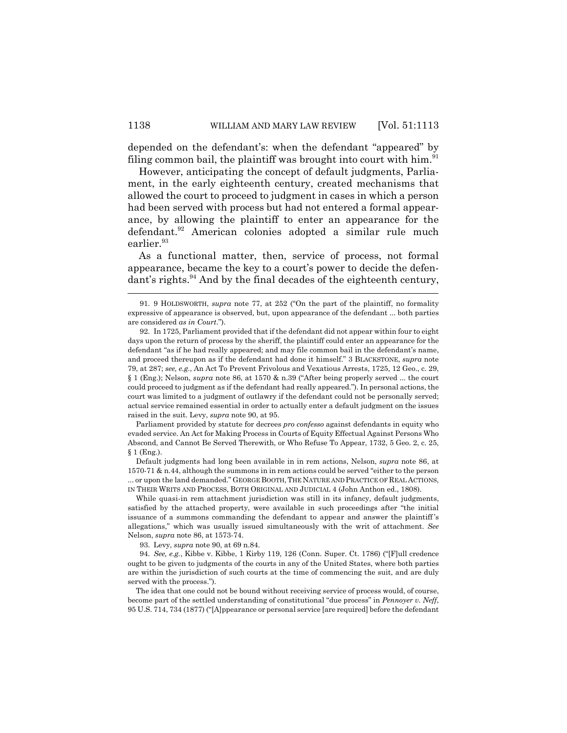depended on the defendant's: when the defendant "appeared" by filing common bail, the plaintiff was brought into court with him.[91]

However, anticipating the concept of default judgments, Parliament, in the early eighteenth century, created mechanisms that allowed the court to proceed to judgment in cases in which a person had been served with process but had not entered a formal appearance, by allowing the plaintiff to enter an appearance for the defendant.[92] American colonies adopted a similar rule much earlier.[93]

As a functional matter, then, service of process, not formal appearance, became the key to a court's power to decide the defendant's rights.[94] And by the final decades of the eighteenth century,

---

91. 9 HOLDSWORTH, *supra* note 77, at 252 ("On the part of the plaintiff, no formality expressive of appearance is observed, but, upon appearance of the defendant ... both parties are considered *as in Court*.").

92. In 1725, Parliament provided that if the defendant did not appear within four to eight days upon the return of process by the sheriff, the plaintiff could enter an appearance for the defendant "as if he had really appeared; and may file common bail in the defendant's name, and proceed thereupon as if the defendant had done it himself." 3 BLACKSTONE, *supra* note 79, at 287; *see, e.g.*, An Act To Prevent Frivolous and Vexatious Arrests, 1725, 12 Geo., c. 29, § 1 (Eng.); Nelson, *supra* note 86, at 1570 & n.39 ("After being properly served ... the court could proceed to judgment as if the defendant had really appeared."). In personal actions, the court was limited to a judgment of outlawry if the defendant could not be personally served; actual service remained essential in order to actually enter a default judgment on the issues raised in the suit. Levy, *supra* note 90, at 95.

Parliament provided by statute for decrees *pro confesso* against defendants in equity who evaded service. An Act for Making Process in Courts of Equity Effectual Against Persons Who Abscond, and Cannot Be Served Therewith, or Who Refuse To Appear, 1732, 5 Geo. 2, c. 25, § 1 (Eng.).

Default judgments had long been available in in rem actions, Nelson, *supra* note 86, at 1570-71 & n.44, although the summons in in rem actions could be served "either to the person ... or upon the land demanded." GEORGE BOOTH, THE NATURE AND PRACTICE OF REAL ACTIONS, IN THEIR WRITS AND PROCESS, BOTH ORIGINAL AND JUDICIAL 4 (John Anthon ed., 1808).

While quasi-in rem attachment jurisdiction was still in its infancy, default judgments, satisfied by the attached property, were available in such proceedings after "the initial issuance of a summons commanding the defendant to appear and answer the plaintiff's allegations," which was usually issued simultaneously with the writ of attachment. *See* Nelson, *supra* note 86, at 1573-74.

93. Levy, *supra* note 90, at 69 n.84.

94. *See, e.g.*, Kibbe v. Kibbe, 1 Kirby 119, 126 (Conn. Super. Ct. 1786) ("[F]ull credence ought to be given to judgments of the courts in any of the United States, where both parties are within the jurisdiction of such courts at the time of commencing the suit, and are duly served with the process.").

The idea that one could not be bound without receiving service of process would, of course, become part of the settled understanding of constitutional "due process" in *Pennoyer v. Neff*, 95 U.S. 714, 734 (1877) ("[A]ppearance or personal service [are required] before the defendant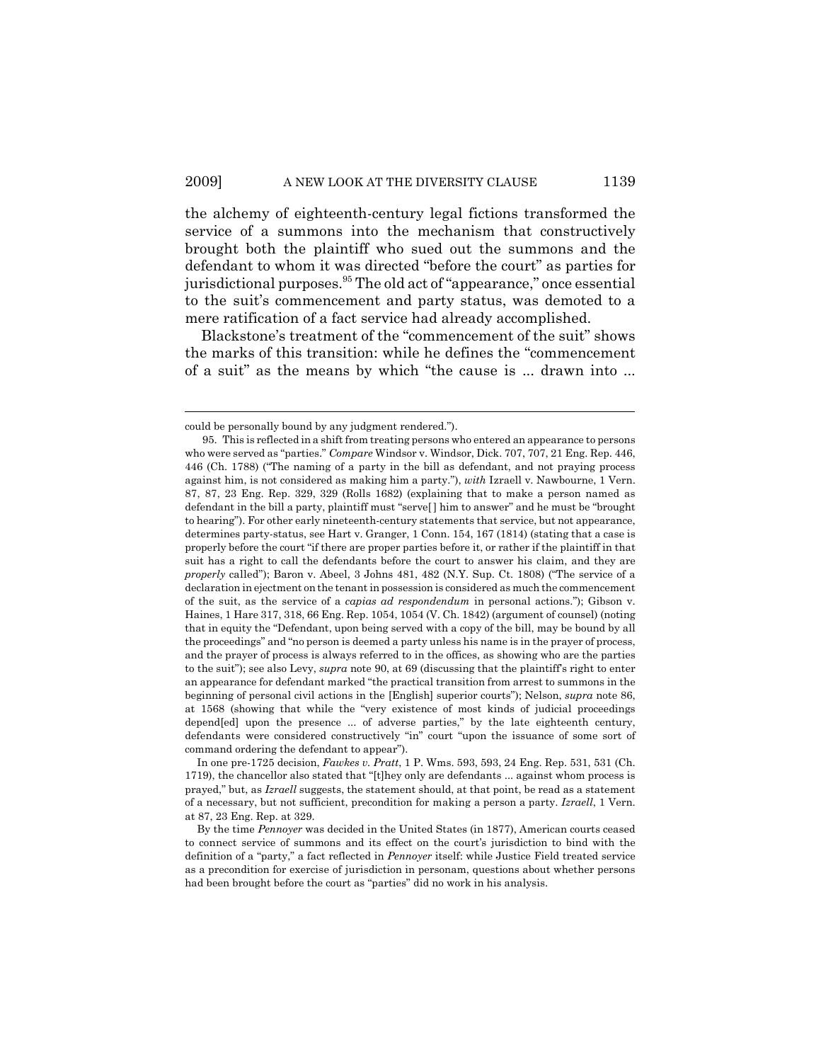the alchemy of eighteenth-century legal fictions transformed the service of a summons into the mechanism that constructively brought both the plaintiff who sued out the summons and the defendant to whom it was directed "before the court" as parties for jurisdictional purposes.[95] The old act of "appearance," once essential to the suit's commencement and party status, was demoted to a mere ratification of a fact service had already accomplished.

Blackstone's treatment of the "commencement of the suit" shows the marks of this transition: while he defines the "commencement of a suit" as the means by which "the cause is ... drawn into ...

---

could be personally bound by any judgment rendered.").

95. This is reflected in a shift from treating persons who entered an appearance to persons who were served as "parties." *Compare* Windsor v. Windsor, Dick. 707, 707, 21 Eng. Rep. 446, 446 (Ch. 1788) ("The naming of a party in the bill as defendant, and not praying process against him, is not considered as making him a party."), *with* Izraell v. Nawbourne, 1 Vern. 87, 87, 23 Eng. Rep. 329, 329 (Rolls 1682) (explaining that to make a person named as defendant in the bill a party, plaintiff must "serve[ ] him to answer" and he must be "brought to hearing"). For other early nineteenth-century statements that service, but not appearance, determines party-status, see Hart v. Granger, 1 Conn. 154, 167 (1814) (stating that a case is properly before the court "if there are proper parties before it, or rather if the plaintiff in that suit has a right to call the defendants before the court to answer his claim, and they are *properly* called"); Baron v. Abeel, 3 Johns 481, 482 (N.Y. Sup. Ct. 1808) ("The service of a declaration in ejectment on the tenant in possession is considered as much the commencement of the suit, as the service of a *capias ad respondendum* in personal actions."); Gibson v. Haines, 1 Hare 317, 318, 66 Eng. Rep. 1054, 1054 (V. Ch. 1842) (argument of counsel) (noting that in equity the "Defendant, upon being served with a copy of the bill, may be bound by all the proceedings" and "no person is deemed a party unless his name is in the prayer of process, and the prayer of process is always referred to in the offices, as showing who are the parties to the suit"); see also Levy, *supra* note 90, at 69 (discussing that the plaintiff's right to enter an appearance for defendant marked "the practical transition from arrest to summons in the beginning of personal civil actions in the [English] superior courts"); Nelson, *supra* note 86, at 1568 (showing that while the "very existence of most kinds of judicial proceedings depend[ed] upon the presence ... of adverse parties," by the late eighteenth century, defendants were considered constructively "in" court "upon the issuance of some sort of command ordering the defendant to appear").

In one pre-1725 decision, *Fawkes v. Pratt*, 1 P. Wms. 593, 593, 24 Eng. Rep. 531, 531 (Ch. 1719), the chancellor also stated that "[t]hey only are defendants ... against whom process is prayed," but, as *Izraell* suggests, the statement should, at that point, be read as a statement of a necessary, but not sufficient, precondition for making a person a party. *Izraell*, 1 Vern. at 87, 23 Eng. Rep. at 329.

By the time *Pennoyer* was decided in the United States (in 1877), American courts ceased to connect service of summons and its effect on the court's jurisdiction to bind with the definition of a "party," a fact reflected in *Pennoyer* itself: while Justice Field treated service as a precondition for exercise of jurisdiction in personam, questions about whether persons had been brought before the court as "parties" did no work in his analysis.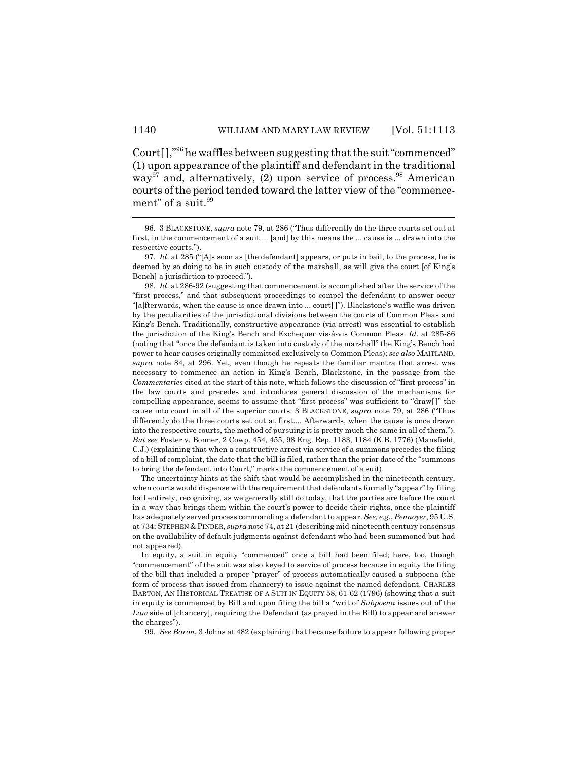Court[ ],"[96] he waffles between suggesting that the suit "commenced" (1) upon appearance of the plaintiff and defendant in the traditional way[97] and, alternatively, (2) upon service of process.[98] American courts of the period tended toward the latter view of the "commencement" of a suit.[99]

---

96. 3 BLACKSTONE, *supra* note 79, at 286 ("Thus differently do the three courts set out at first, in the commencement of a suit ... [and] by this means the ... cause is ... drawn into the respective courts.").

97. *Id*. at 285 ("[A]s soon as [the defendant] appears, or puts in bail, to the process, he is deemed by so doing to be in such custody of the marshall, as will give the court [of King's Bench] a jurisdiction to proceed.").

98. *Id*. at 286-92 (suggesting that commencement is accomplished after the service of the "first process," and that subsequent proceedings to compel the defendant to answer occur "[a]fterwards, when the cause is once drawn into ... court[ ]"). Blackstone's waffle was driven by the peculiarities of the jurisdictional divisions between the courts of Common Pleas and King's Bench. Traditionally, constructive appearance (via arrest) was essential to establish the jurisdiction of the King's Bench and Exchequer vis-à-vis Common Pleas. *Id*. at 285-86 (noting that "once the defendant is taken into custody of the marshall" the King's Bench had power to hear causes originally committed exclusively to Common Pleas); *see also* MAITLAND, *supra* note 84, at 296. Yet, even though he repeats the familiar mantra that arrest was necessary to commence an action in King's Bench, Blackstone, in the passage from the *Commentaries* cited at the start of this note, which follows the discussion of "first process" in the law courts and precedes and introduces general discussion of the mechanisms for compelling appearance, seems to assume that "first process" was sufficient to "draw[ ]" the cause into court in all of the superior courts. 3 BLACKSTONE, *supra* note 79, at 286 ("Thus differently do the three courts set out at first.... Afterwards, when the cause is once drawn into the respective courts, the method of pursuing it is pretty much the same in all of them."). *But see* Foster v. Bonner, 2 Cowp. 454, 455, 98 Eng. Rep. 1183, 1184 (K.B. 1776) (Mansfield, C.J.) (explaining that when a constructive arrest via service of a summons precedes the filing of a bill of complaint, the date that the bill is filed, rather than the prior date of the "summons to bring the defendant into Court," marks the commencement of a suit).

The uncertainty hints at the shift that would be accomplished in the nineteenth century, when courts would dispense with the requirement that defendants formally "appear" by filing bail entirely, recognizing, as we generally still do today, that the parties are before the court in a way that brings them within the court's power to decide their rights, once the plaintiff has adequately served process commanding a defendant to appear. *See, e.g.*, *Pennoyer*, 95 U.S. at 734; STEPHEN & PINDER, *supra* note 74, at 21 (describing mid-nineteenth century consensus on the availability of default judgments against defendant who had been summoned but had not appeared).

In equity, a suit in equity "commenced" once a bill had been filed; here, too, though "commencement" of the suit was also keyed to service of process because in equity the filing of the bill that included a proper "prayer" of process automatically caused a subpoena (the form of process that issued from chancery) to issue against the named defendant. CHARLES BARTON, AN HISTORICAL TREATISE OF A SUIT IN EQUITY 58, 61-62 (1796) (showing that a suit in equity is commenced by Bill and upon filing the bill a "writ of *Subpoena* issues out of the *Law* side of [chancery], requiring the Defendant (as prayed in the Bill) to appear and answer the charges").

99. *See Baron*, 3 Johns at 482 (explaining that because failure to appear following proper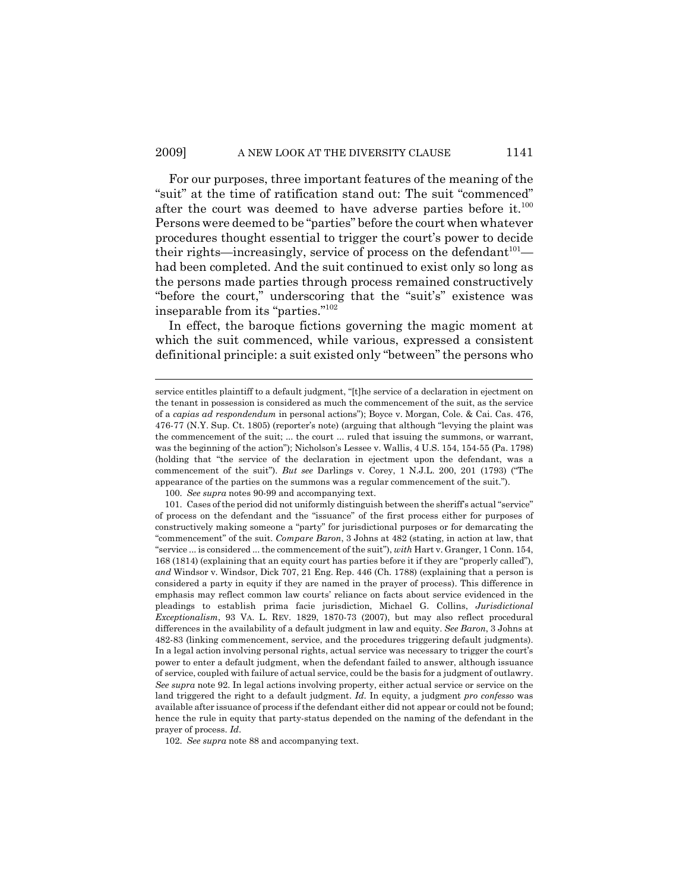For our purposes, three important features of the meaning of the "suit" at the time of ratification stand out: The suit "commenced" after the court was deemed to have adverse parties before it.[100] Persons were deemed to be "parties" before the court when whatever procedures thought essential to trigger the court's power to decide their rights—increasingly, service of process on the defendant[101]—had been completed. And the suit continued to exist only so long as the persons made parties through process remained constructively "before the court," underscoring that the "suit's" existence was inseparable from its "parties."[102]

In effect, the baroque fictions governing the magic moment at which the suit commenced, while various, expressed a consistent definitional principle: a suit existed only "between" the persons who

---

service entitles plaintiff to a default judgment, "[t]he service of a declaration in ejectment on the tenant in possession is considered as much the commencement of the suit, as the service of a *capias ad respondendum* in personal actions"); Boyce v. Morgan, Cole. & Cai. Cas. 476, 476-77 (N.Y. Sup. Ct. 1805) (reporter's note) (arguing that although "levying the plaint was the commencement of the suit; ... the court ... ruled that issuing the summons, or warrant, was the beginning of the action"); Nicholson's Lessee v. Wallis, 4 U.S. 154, 154-55 (Pa. 1798) (holding that "the service of the declaration in ejectment upon the defendant, was a commencement of the suit"). *But see* Darlings v. Corey, 1 N.J.L. 200, 201 (1793) ("The appearance of the parties on the summons was a regular commencement of the suit.").

100. *See supra* notes 90-99 and accompanying text.

101. Cases of the period did not uniformly distinguish between the sheriff's actual "service" of process on the defendant and the "issuance" of the first process either for purposes of constructively making someone a "party" for jurisdictional purposes or for demarcating the "commencement" of the suit. *Compare Baron*, 3 Johns at 482 (stating, in action at law, that "service ... is considered ... the commencement of the suit"), *with* Hart v. Granger, 1 Conn. 154, 168 (1814) (explaining that an equity court has parties before it if they are "properly called"), *and* Windsor v. Windsor, Dick 707, 21 Eng. Rep. 446 (Ch. 1788) (explaining that a person is considered a party in equity if they are named in the prayer of process). This difference in emphasis may reflect common law courts' reliance on facts about service evidenced in the pleadings to establish prima facie jurisdiction, Michael G. Collins, *Jurisdictional Exceptionalism*, 93 VA. L. REV. 1829, 1870-73 (2007), but may also reflect procedural differences in the availability of a default judgment in law and equity. *See Baron*, 3 Johns at 482-83 (linking commencement, service, and the procedures triggering default judgments). In a legal action involving personal rights, actual service was necessary to trigger the court's power to enter a default judgment, when the defendant failed to answer, although issuance of service, coupled with failure of actual service, could be the basis for a judgment of outlawry. *See supra* note 92. In legal actions involving property, either actual service or service on the land triggered the right to a default judgment. *Id*. In equity, a judgment *pro confesso* was available after issuance of process if the defendant either did not appear or could not be found; hence the rule in equity that party-status depended on the naming of the defendant in the prayer of process. *Id*.

102. *See supra* note 88 and accompanying text.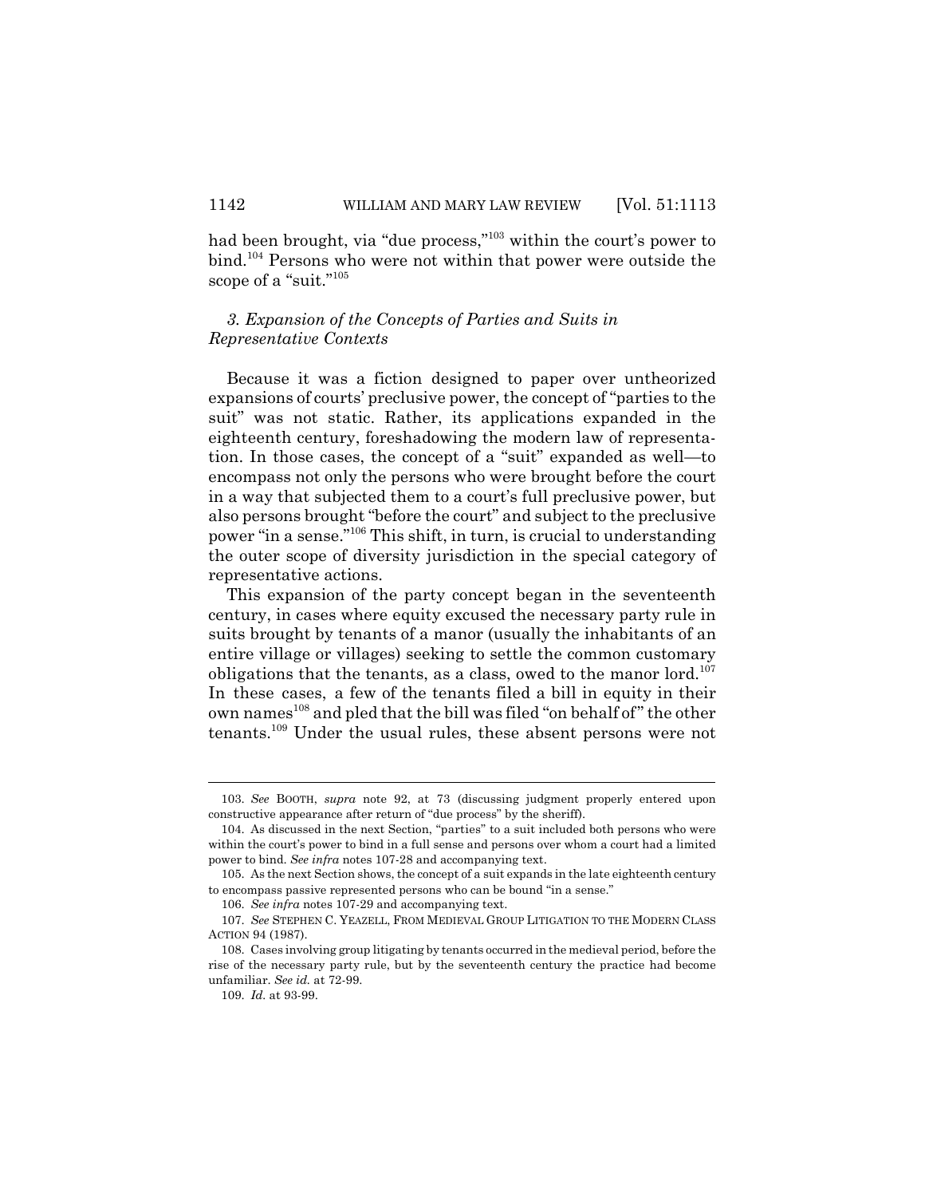had been brought, via "due process,"[103] within the court's power to bind.[104] Persons who were not within that power were outside the scope of a "suit."[105]

### *3. Expansion of the Concepts of Parties and Suits in Representative Contexts*

Because it was a fiction designed to paper over untheorized expansions of courts' preclusive power, the concept of "parties to the suit" was not static. Rather, its applications expanded in the eighteenth century, foreshadowing the modern law of representation. In those cases, the concept of a "suit" expanded as well—to encompass not only the persons who were brought before the court in a way that subjected them to a court's full preclusive power, but also persons brought "before the court" and subject to the preclusive power "in a sense."[106] This shift, in turn, is crucial to understanding the outer scope of diversity jurisdiction in the special category of representative actions.

This expansion of the party concept began in the seventeenth century, in cases where equity excused the necessary party rule in suits brought by tenants of a manor (usually the inhabitants of an entire village or villages) seeking to settle the common customary obligations that the tenants, as a class, owed to the manor lord.[107] In these cases, a few of the tenants filed a bill in equity in their own names[108] and pled that the bill was filed "on behalf of" the other tenants.[109] Under the usual rules, these absent persons were not

---

103. *See* BOOTH, *supra* note 92, at 73 (discussing judgment properly entered upon constructive appearance after return of "due process" by the sheriff).

104. As discussed in the next Section, "parties" to a suit included both persons who were within the court's power to bind in a full sense and persons over whom a court had a limited power to bind. *See infra* notes 107-28 and accompanying text.

105. As the next Section shows, the concept of a suit expands in the late eighteenth century to encompass passive represented persons who can be bound "in a sense."

106. *See infra* notes 107-29 and accompanying text.

107. *See* STEPHEN C. YEAZELL, FROM MEDIEVAL GROUP LITIGATION TO THE MODERN CLASS ACTION 94 (1987).

108. Cases involving group litigating by tenants occurred in the medieval period, before the rise of the necessary party rule, but by the seventeenth century the practice had become unfamiliar. *See id.* at 72-99.

109. *Id.* at 93-99.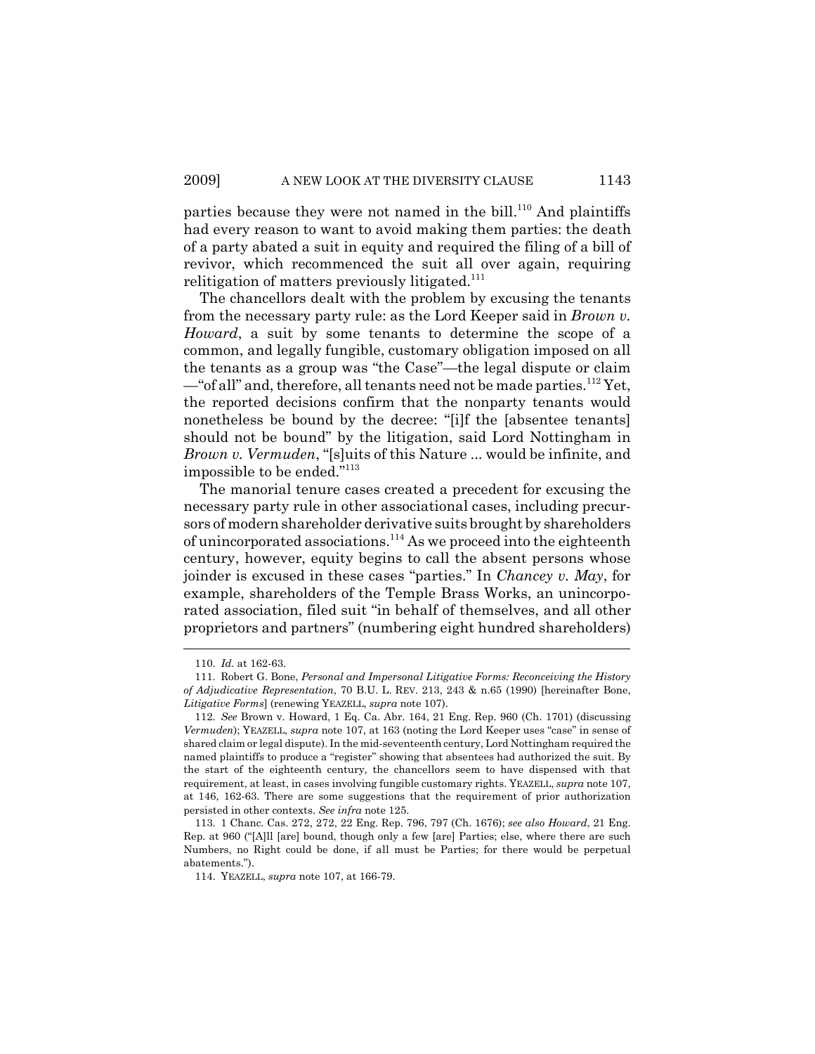parties because they were not named in the bill.[110] And plaintiffs had every reason to want to avoid making them parties: the death of a party abated a suit in equity and required the filing of a bill of revivor, which recommenced the suit all over again, requiring relitigation of matters previously litigated.[111]

The chancellors dealt with the problem by excusing the tenants from the necessary party rule: as the Lord Keeper said in *Brown v. Howard*, a suit by some tenants to determine the scope of a common, and legally fungible, customary obligation imposed on all the tenants as a group was "the Case"—the legal dispute or claim —"of all" and, therefore, all tenants need not be made parties.[112] Yet, the reported decisions confirm that the nonparty tenants would nonetheless be bound by the decree: "[i]f the [absentee tenants] should not be bound" by the litigation, said Lord Nottingham in *Brown v. Vermuden*, "[s]uits of this Nature ... would be infinite, and impossible to be ended."[113]

The manorial tenure cases created a precedent for excusing the necessary party rule in other associational cases, including precursors of modern shareholder derivative suits brought by shareholders of unincorporated associations.[114] As we proceed into the eighteenth century, however, equity begins to call the absent persons whose joinder is excused in these cases "parties." In *Chancey v. May*, for example, shareholders of the Temple Brass Works, an unincorporated association, filed suit "in behalf of themselves, and all other proprietors and partners" (numbering eight hundred shareholders)

---

110. *Id.* at 162-63.

111. Robert G. Bone, *Personal and Impersonal Litigative Forms: Reconceiving the History of Adjudicative Representation*, 70 B.U. L. REV. 213, 243 & n.65 (1990) [hereinafter Bone, *Litigative Forms*] (renewing YEAZELL, *supra* note 107).

112. *See* Brown v. Howard, 1 Eq. Ca. Abr. 164, 21 Eng. Rep. 960 (Ch. 1701) (discussing *Vermuden*); YEAZELL, *supra* note 107, at 163 (noting the Lord Keeper uses "case" in sense of shared claim or legal dispute). In the mid-seventeenth century, Lord Nottingham required the named plaintiffs to produce a "register" showing that absentees had authorized the suit. By the start of the eighteenth century, the chancellors seem to have dispensed with that requirement, at least, in cases involving fungible customary rights. YEAZELL, *supra* note 107, at 146, 162-63. There are some suggestions that the requirement of prior authorization persisted in other contexts. *See infra* note 125.

113. 1 Chanc. Cas. 272, 272, 22 Eng. Rep. 796, 797 (Ch. 1676); *see also Howard*, 21 Eng. Rep. at 960 ("[A]ll [are] bound, though only a few [are] Parties; else, where there are such Numbers, no Right could be done, if all must be Parties; for there would be perpetual abatements.").

114. YEAZELL, *supra* note 107, at 166-79.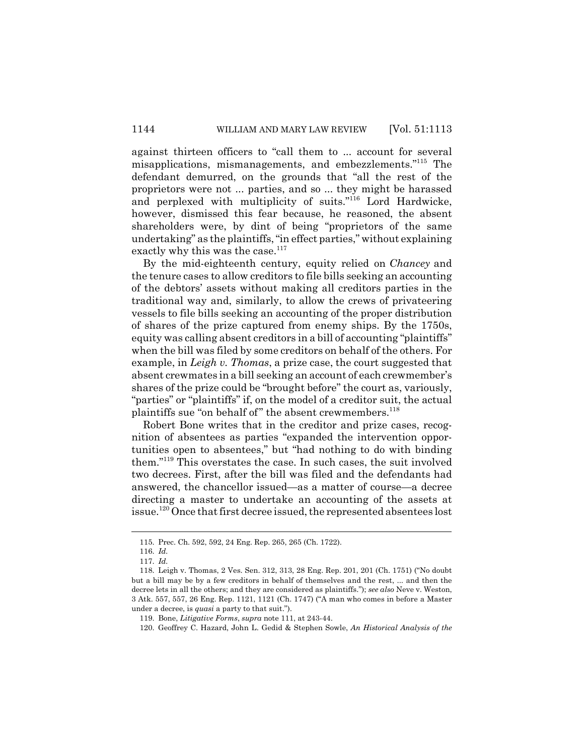against thirteen officers to "call them to ... account for several misapplications, mismanagements, and embezzlements."[115] The defendant demurred, on the grounds that "all the rest of the proprietors were not ... parties, and so ... they might be harassed and perplexed with multiplicity of suits."[116] Lord Hardwicke, however, dismissed this fear because, he reasoned, the absent shareholders were, by dint of being "proprietors of the same undertaking" as the plaintiffs, "in effect parties," without explaining exactly why this was the case.[117]

By the mid-eighteenth century, equity relied on *Chancey* and the tenure cases to allow creditors to file bills seeking an accounting of the debtors' assets without making all creditors parties in the traditional way and, similarly, to allow the crews of privateering vessels to file bills seeking an accounting of the proper distribution of shares of the prize captured from enemy ships. By the 1750s, equity was calling absent creditors in a bill of accounting "plaintiffs" when the bill was filed by some creditors on behalf of the others. For example, in *Leigh v. Thomas*, a prize case, the court suggested that absent crewmates in a bill seeking an account of each crewmember's shares of the prize could be "brought before" the court as, variously, "parties" or "plaintiffs" if, on the model of a creditor suit, the actual plaintiffs sue "on behalf of" the absent crewmembers.[118]

Robert Bone writes that in the creditor and prize cases, recognition of absentees as parties "expanded the intervention opportunities open to absentees," but "had nothing to do with binding them."[119] This overstates the case. In such cases, the suit involved two decrees. First, after the bill was filed and the defendants had answered, the chancellor issued—as a matter of course—a decree directing a master to undertake an accounting of the assets at issue.[120] Once that first decree issued, the represented absentees lost

115. Prec. Ch. 592, 592, 24 Eng. Rep. 265, 265 (Ch. 1722).

116. *Id.*

117. *Id.*

118. Leigh v. Thomas, 2 Ves. Sen. 312, 313, 28 Eng. Rep. 201, 201 (Ch. 1751) ("No doubt but a bill may be by a few creditors in behalf of themselves and the rest, ... and then the decree lets in all the others; and they are considered as plaintiffs."); *see also* Neve v. Weston, 3 Atk. 557, 557, 26 Eng. Rep. 1121, 1121 (Ch. 1747) ("A man who comes in before a Master under a decree, is *quasi* a party to that suit.").

119. Bone, *Litigative Forms*, *supra* note 111, at 243-44.

120. Geoffrey C. Hazard, John L. Gedid & Stephen Sowle, *An Historical Analysis of the*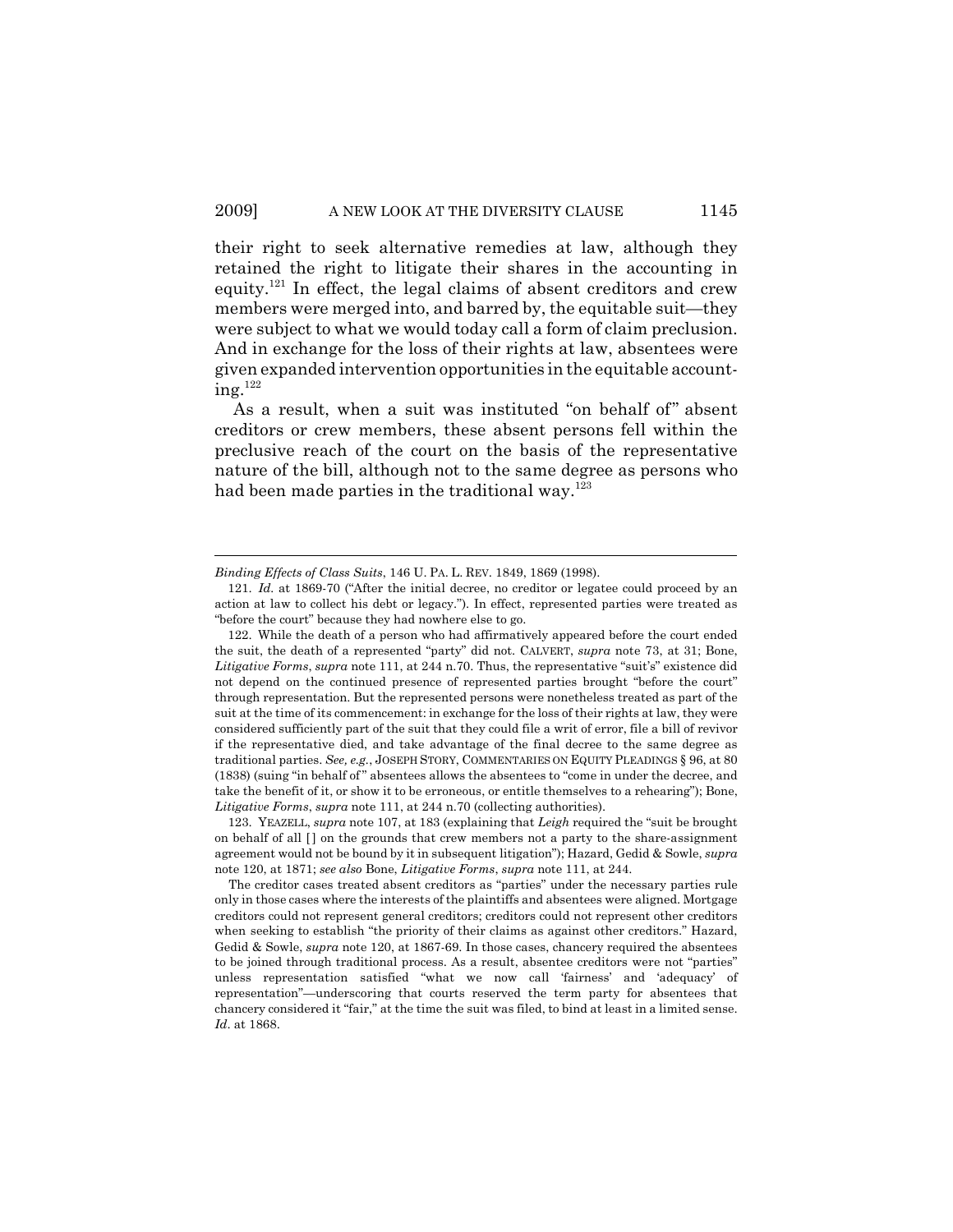their right to seek alternative remedies at law, although they retained the right to litigate their shares in the accounting in equity.[121] In effect, the legal claims of absent creditors and crew members were merged into, and barred by, the equitable suit—they were subject to what we would today call a form of claim preclusion. And in exchange for the loss of their rights at law, absentees were given expanded intervention opportunities in the equitable accounting.[122]

As a result, when a suit was instituted "on behalf of" absent creditors or crew members, these absent persons fell within the preclusive reach of the court on the basis of the representative nature of the bill, although not to the same degree as persons who had been made parties in the traditional way.[123]

---

*Binding Effects of Class Suits*, 146 U. PA. L. REV. 1849, 1869 (1998).

121. *Id.* at 1869-70 ("After the initial decree, no creditor or legatee could proceed by an action at law to collect his debt or legacy."). In effect, represented parties were treated as "before the court" because they had nowhere else to go.

122. While the death of a person who had affirmatively appeared before the court ended the suit, the death of a represented "party" did not. CALVERT, *supra* note 73, at 31; Bone, *Litigative Forms*, *supra* note 111, at 244 n.70. Thus, the representative "suit's" existence did not depend on the continued presence of represented parties brought "before the court" through representation. But the represented persons were nonetheless treated as part of the suit at the time of its commencement: in exchange for the loss of their rights at law, they were considered sufficiently part of the suit that they could file a writ of error, file a bill of revivor if the representative died, and take advantage of the final decree to the same degree as traditional parties. *See, e.g.*, JOSEPH STORY, COMMENTARIES ON EQUITY PLEADINGS § 96, at 80 (1838) (suing "in behalf of" absentees allows the absentees to "come in under the decree, and take the benefit of it, or show it to be erroneous, or entitle themselves to a rehearing"); Bone, *Litigative Forms*, *supra* note 111, at 244 n.70 (collecting authorities).

123. YEAZELL, *supra* note 107, at 183 (explaining that *Leigh* required the "suit be brought on behalf of all [] on the grounds that crew members not a party to the share-assignment agreement would not be bound by it in subsequent litigation"); Hazard, Gedid & Sowle, *supra* note 120, at 1871; *see also* Bone, *Litigative Forms*, *supra* note 111, at 244.

The creditor cases treated absent creditors as "parties" under the necessary parties rule only in those cases where the interests of the plaintiffs and absentees were aligned. Mortgage creditors could not represent general creditors; creditors could not represent other creditors when seeking to establish "the priority of their claims as against other creditors." Hazard, Gedid & Sowle, *supra* note 120, at 1867-69. In those cases, chancery required the absentees to be joined through traditional process. As a result, absentee creditors were not "parties" unless representation satisfied "what we now call 'fairness' and 'adequacy' of representation"—underscoring that courts reserved the term party for absentees that chancery considered it "fair," at the time the suit was filed, to bind at least in a limited sense. *Id.* at 1868.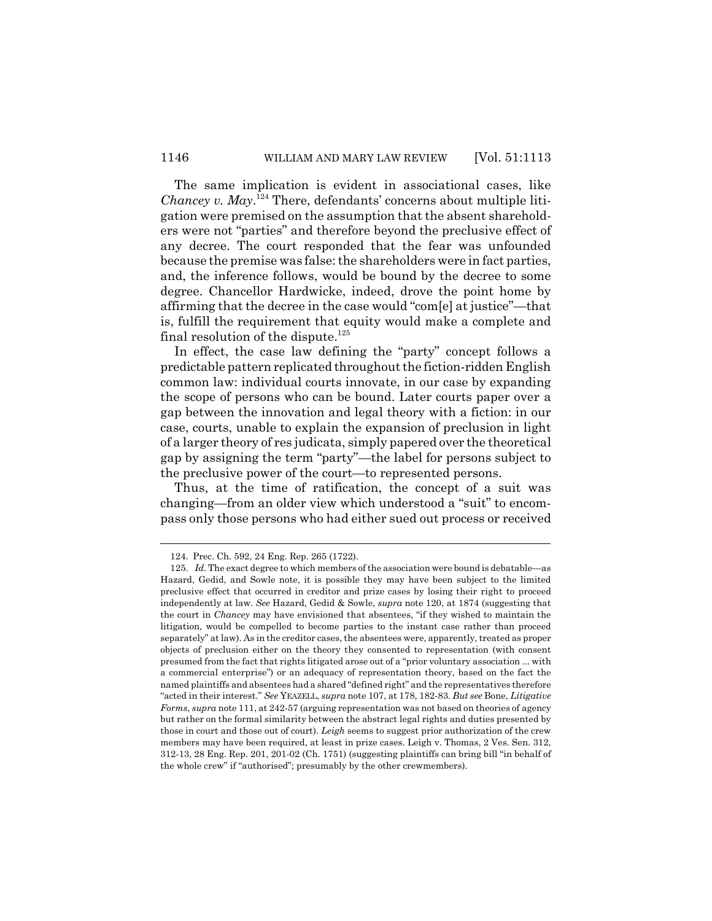The same implication is evident in associational cases, like *Chancey v. May*.[124] There, defendants' concerns about multiple litigation were premised on the assumption that the absent shareholders were not "parties" and therefore beyond the preclusive effect of any decree. The court responded that the fear was unfounded because the premise was false: the shareholders were in fact parties, and, the inference follows, would be bound by the decree to some degree. Chancellor Hardwicke, indeed, drove the point home by affirming that the decree in the case would "com[e] at justice"—that is, fulfill the requirement that equity would make a complete and final resolution of the dispute.[125]

In effect, the case law defining the "party" concept follows a predictable pattern replicated throughout the fiction-ridden English common law: individual courts innovate, in our case by expanding the scope of persons who can be bound. Later courts paper over a gap between the innovation and legal theory with a fiction: in our case, courts, unable to explain the expansion of preclusion in light of a larger theory of res judicata, simply papered over the theoretical gap by assigning the term "party"—the label for persons subject to the preclusive power of the court—to represented persons.

Thus, at the time of ratification, the concept of a suit was changing—from an older view which understood a "suit" to encompass only those persons who had either sued out process or received

---

124. Prec. Ch. 592, 24 Eng. Rep. 265 (1722).

125. *Id.* The exact degree to which members of the association were bound is debatable—as Hazard, Gedid, and Sowle note, it is possible they may have been subject to the limited preclusive effect that occurred in creditor and prize cases by losing their right to proceed independently at law. *See* Hazard, Gedid & Sowle, *supra* note 120, at 1874 (suggesting that the court in *Chancey* may have envisioned that absentees, "if they wished to maintain the litigation, would be compelled to become parties to the instant case rather than proceed separately" at law). As in the creditor cases, the absentees were, apparently, treated as proper objects of preclusion either on the theory they consented to representation (with consent presumed from the fact that rights litigated arose out of a "prior voluntary association ... with a commercial enterprise") or an adequacy of representation theory, based on the fact the named plaintiffs and absentees had a shared "defined right" and the representatives therefore "acted in their interest." *See* YEAZELL, *supra* note 107, at 178, 182-83. *But see* Bone, *Litigative Forms*, *supra* note 111, at 242-57 (arguing representation was not based on theories of agency but rather on the formal similarity between the abstract legal rights and duties presented by those in court and those out of court). *Leigh* seems to suggest prior authorization of the crew members may have been required, at least in prize cases. Leigh v. Thomas, 2 Ves. Sen. 312, 312-13, 28 Eng. Rep. 201, 201-02 (Ch. 1751) (suggesting plaintiffs can bring bill "in behalf of the whole crew" if "authorised"; presumably by the other crewmembers).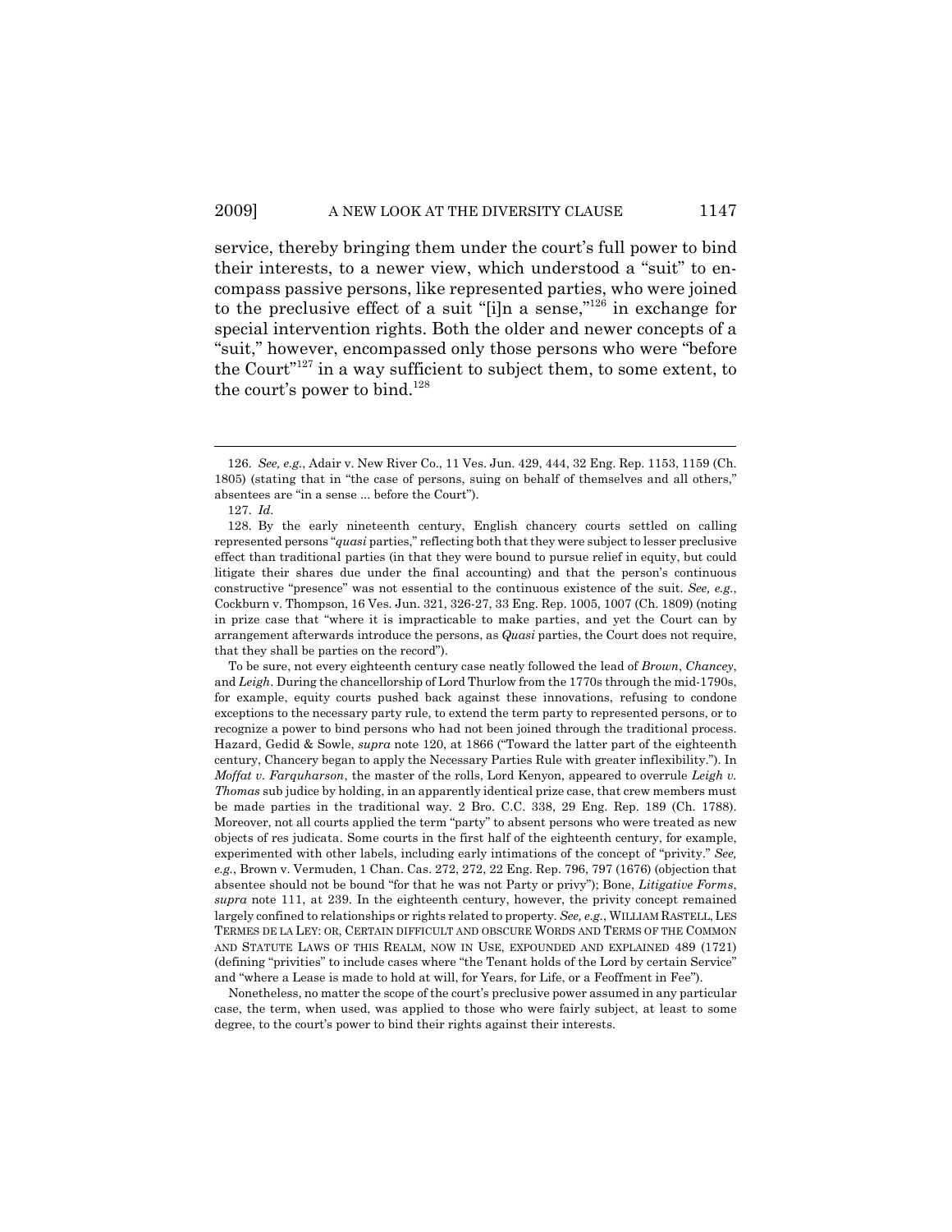service, thereby bringing them under the court's full power to bind their interests, to a newer view, which understood a "suit" to encompass passive persons, like represented parties, who were joined to the preclusive effect of a suit "[i]n a sense,"[126] in exchange for special intervention rights. Both the older and newer concepts of a "suit," however, encompassed only those persons who were "before the Court"[127] in a way sufficient to subject them, to some extent, to the court's power to bind.[128]

---

126. *See, e.g.*, Adair v. New River Co., 11 Ves. Jun. 429, 444, 32 Eng. Rep. 1153, 1159 (Ch. 1805) (stating that in "the case of persons, suing on behalf of themselves and all others," absentees are "in a sense ... before the Court").

127. *Id.*

128. By the early nineteenth century, English chancery courts settled on calling represented persons "*quasi* parties," reflecting both that they were subject to lesser preclusive effect than traditional parties (in that they were bound to pursue relief in equity, but could litigate their shares due under the final accounting) and that the person's continuous constructive "presence" was not essential to the continuous existence of the suit. *See, e.g.*, Cockburn v. Thompson, 16 Ves. Jun. 321, 326-27, 33 Eng. Rep. 1005, 1007 (Ch. 1809) (noting in prize case that "where it is impracticable to make parties, and yet the Court can by arrangement afterwards introduce the persons, as *Quasi* parties, the Court does not require, that they shall be parties on the record").

To be sure, not every eighteenth century case neatly followed the lead of *Brown*, *Chancey*, and *Leigh*. During the chancellorship of Lord Thurlow from the 1770s through the mid-1790s, for example, equity courts pushed back against these innovations, refusing to condone exceptions to the necessary party rule, to extend the term party to represented persons, or to recognize a power to bind persons who had not been joined through the traditional process. Hazard, Gedid & Sowle, *supra* note 120, at 1866 ("Toward the latter part of the eighteenth century, Chancery began to apply the Necessary Parties Rule with greater inflexibility."). In *Moffat v. Farquharson*, the master of the rolls, Lord Kenyon, appeared to overrule *Leigh v. Thomas* sub judice by holding, in an apparently identical prize case, that crew members must be made parties in the traditional way. 2 Bro. C.C. 338, 29 Eng. Rep. 189 (Ch. 1788). Moreover, not all courts applied the term "party" to absent persons who were treated as new objects of res judicata. Some courts in the first half of the eighteenth century, for example, experimented with other labels, including early intimations of the concept of "privity." *See, e.g.*, Brown v. Vermuden, 1 Chan. Cas. 272, 272, 22 Eng. Rep. 796, 797 (1676) (objection that absentee should not be bound "for that he was not Party or privy"); Bone, *Litigative Forms*, *supra* note 111, at 239. In the eighteenth century, however, the privity concept remained largely confined to relationships or rights related to property. *See, e.g.*, WILLIAM RASTELL, LES TERMES DE LA LEY: OR, CERTAIN DIFFICULT AND OBSCURE WORDS AND TERMS OF THE COMMON AND STATUTE LAWS OF THIS REALM, NOW IN USE, EXPOUNDED AND EXPLAINED 489 (1721) (defining "privities" to include cases where "the Tenant holds of the Lord by certain Service" and "where a Lease is made to hold at will, for Years, for Life, or a Feoffment in Fee").

Nonetheless, no matter the scope of the court's preclusive power assumed in any particular case, the term, when used, was applied to those who were fairly subject, at least to some degree, to the court's power to bind their rights against their interests.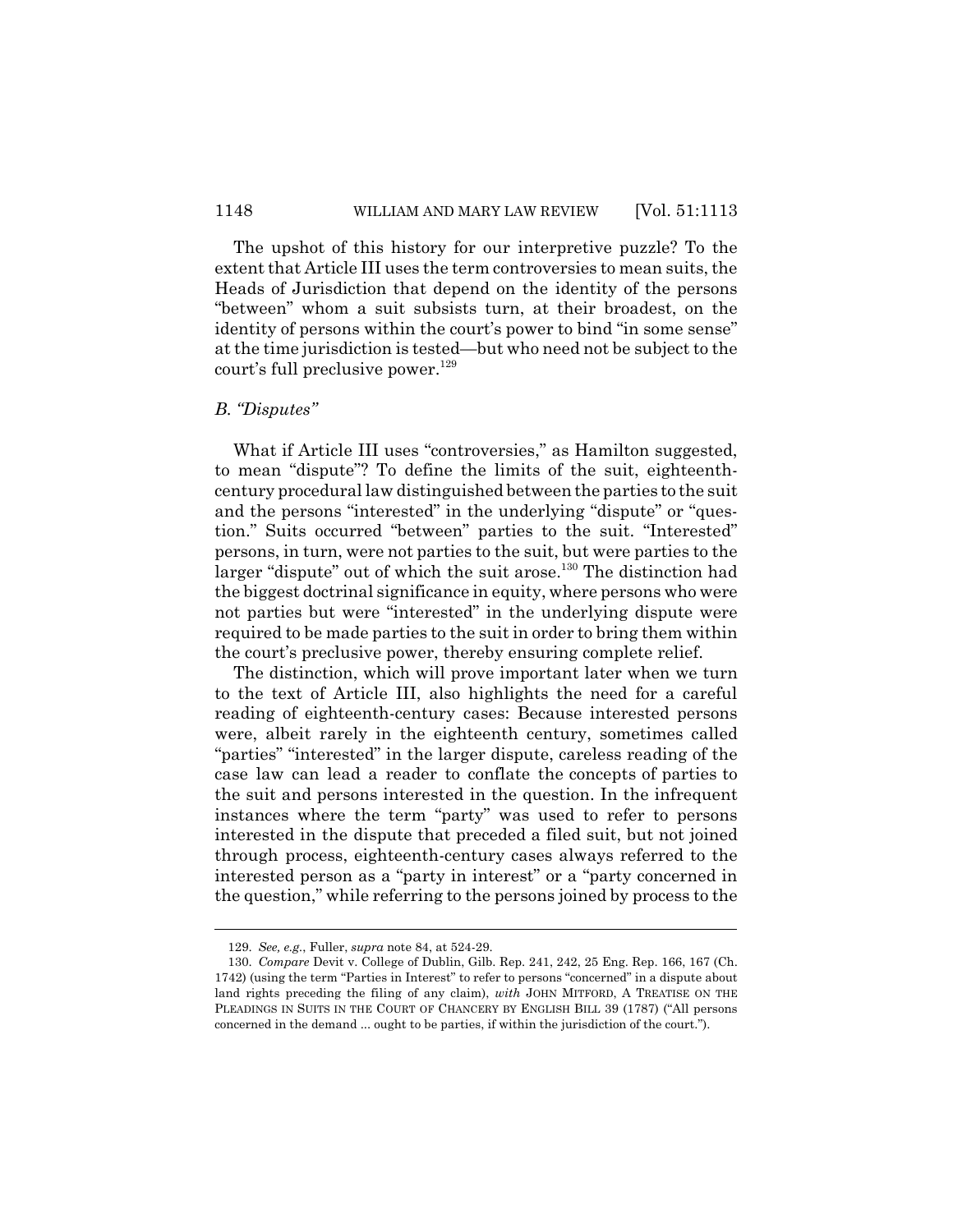The upshot of this history for our interpretive puzzle? To the extent that Article III uses the term controversies to mean suits, the Heads of Jurisdiction that depend on the identity of the persons "between" whom a suit subsists turn, at their broadest, on the identity of persons within the court's power to bind "in some sense" at the time jurisdiction is tested—but who need not be subject to the court's full preclusive power.[129]

### *B. "Disputes"*

What if Article III uses "controversies," as Hamilton suggested, to mean "dispute"? To define the limits of the suit, eighteenth-century procedural law distinguished between the parties to the suit and the persons "interested" in the underlying "dispute" or "question." Suits occurred "between" parties to the suit. "Interested" persons, in turn, were not parties to the suit, but were parties to the larger "dispute" out of which the suit arose.[130] The distinction had the biggest doctrinal significance in equity, where persons who were not parties but were "interested" in the underlying dispute were required to be made parties to the suit in order to bring them within the court's preclusive power, thereby ensuring complete relief.

The distinction, which will prove important later when we turn to the text of Article III, also highlights the need for a careful reading of eighteenth-century cases: Because interested persons were, albeit rarely in the eighteenth century, sometimes called "parties" "interested" in the larger dispute, careless reading of the case law can lead a reader to conflate the concepts of parties to the suit and persons interested in the question. In the infrequent instances where the term "party" was used to refer to persons interested in the dispute that preceded a filed suit, but not joined through process, eighteenth-century cases always referred to the interested person as a "party in interest" or a "party concerned in the question," while referring to the persons joined by process to the

---

129. *See, e.g.*, Fuller, *supra* note 84, at 524-29.

130. *Compare* Devit v. College of Dublin, Gilb. Rep. 241, 242, 25 Eng. Rep. 166, 167 (Ch. 1742) (using the term "Parties in Interest" to refer to persons "concerned" in a dispute about land rights preceding the filing of any claim), *with* JOHN MITFORD, A TREATISE ON THE PLEADINGS IN SUITS IN THE COURT OF CHANCERY BY ENGLISH BILL 39 (1787) ("All persons concerned in the demand ... ought to be parties, if within the jurisdiction of the court.").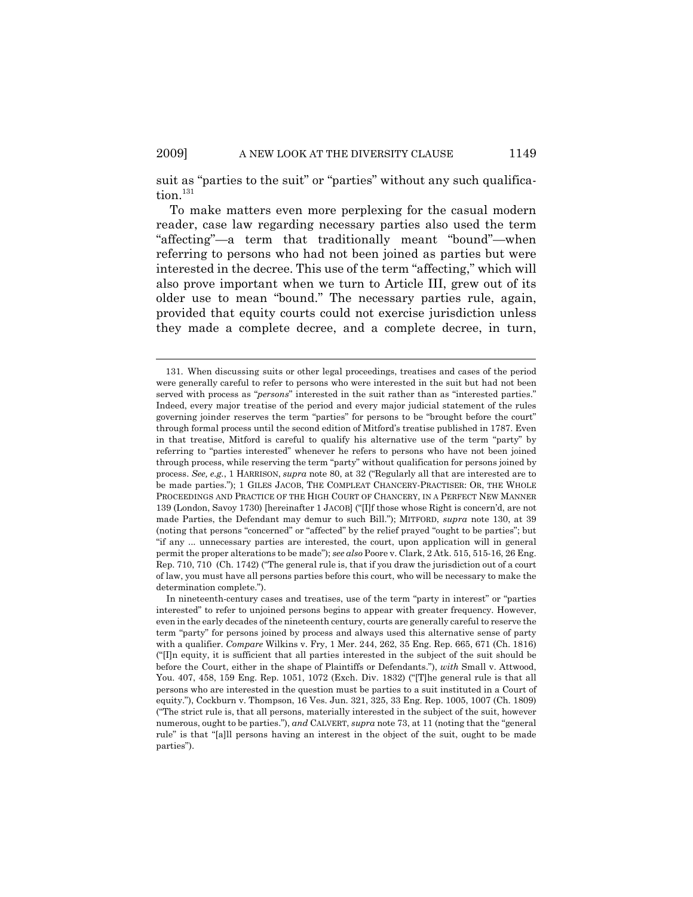suit as "parties to the suit" or "parties" without any qualification.[131]

To make matters even more perplexing for the casual modern reader, case law regarding necessary parties also used the term "affecting"—a term that traditionally meant "bound"—when referring to persons who had not been joined as parties but were interested in the decree. This use of the term "affecting," which will also prove important when we turn to Article III, grew out of its older use to mean "bound." The necessary parties rule, again, provided that equity courts could not exercise jurisdiction unless they made a complete decree, and a complete decree, in turn,

---

131. When discussing suits or other legal proceedings, treatises and cases of the period were generally careful to refer to persons who were interested in the suit but had not been served with process as "*persons*" interested in the suit rather than as "interested parties." Indeed, every major treatise of the period and every major judicial statement of the rules governing joinder reserves the term "parties" for persons to be "brought before the court" through formal process until the second edition of Mitford's treatise published in 1787. Even in that treatise, Mitford is careful to qualify his alternative use of the term "party" by referring to "parties interested" whenever he refers to persons who have not been joined through process, while reserving the term "party" without qualification for persons joined by process. *See, e.g.*, 1 HARRISON, *supra* note 80, at 32 ("Regularly all that are interested are to be made parties."); 1 GILES JACOB, THE COMPLEAT CHANCERY-PRACTISER: OR, THE WHOLE PROCEEDINGS AND PRACTICE OF THE HIGH COURT OF CHANCERY, IN A PERFECT NEW MANNER 139 (London, Savoy 1730) [hereinafter 1 JACOB] ("[I]f those whose Right is concern'd, are not made Parties, the Defendant may demur to such Bill."); MITFORD, *supra* note 130, at 39 (noting that persons "concerned" or "affected" by the relief prayed "ought to be parties"; but "if any ... unnecessary parties are interested, the court, upon application will in general permit the proper alterations to be made"); *see also* Poore v. Clark, 2 Atk. 515, 515-16, 26 Eng. Rep. 710, 710 (Ch. 1742) ("The general rule is, that if you draw the jurisdiction out of a court of law, you must have all persons parties before this court, who will be necessary to make the determination complete.").

In nineteenth-century cases and treatises, use of the term "party in interest" or "parties interested" to refer to unjoined persons begins to appear with greater frequency. However, even in the early decades of the nineteenth century, courts are generally careful to reserve the term "party" for persons joined by process and always used this alternative sense of party with a qualifier. *Compare* Wilkins v. Fry, 1 Mer. 244, 262, 35 Eng. Rep. 665, 671 (Ch. 1816) ("[I]n equity, it is sufficient that all parties interested in the subject of the suit should be before the Court, either in the shape of Plaintiffs or Defendants."), *with* Small v. Attwood, You. 407, 458, 159 Eng. Rep. 1051, 1072 (Exch. Div. 1832) ("[T]he general rule is that all persons who are interested in the question must be parties to a suit instituted in a Court of equity."), Cockburn v. Thompson, 16 Ves. Jun. 321, 325, 33 Eng. Rep. 1005, 1007 (Ch. 1809) ("The strict rule is, that all persons, materially interested in the subject of the suit, however numerous, ought to be parties."), *and* CALVERT, *supra* note 73, at 11 (noting that the "general rule" is that "[a]ll persons having an interest in the object of the suit, ought to be made parties").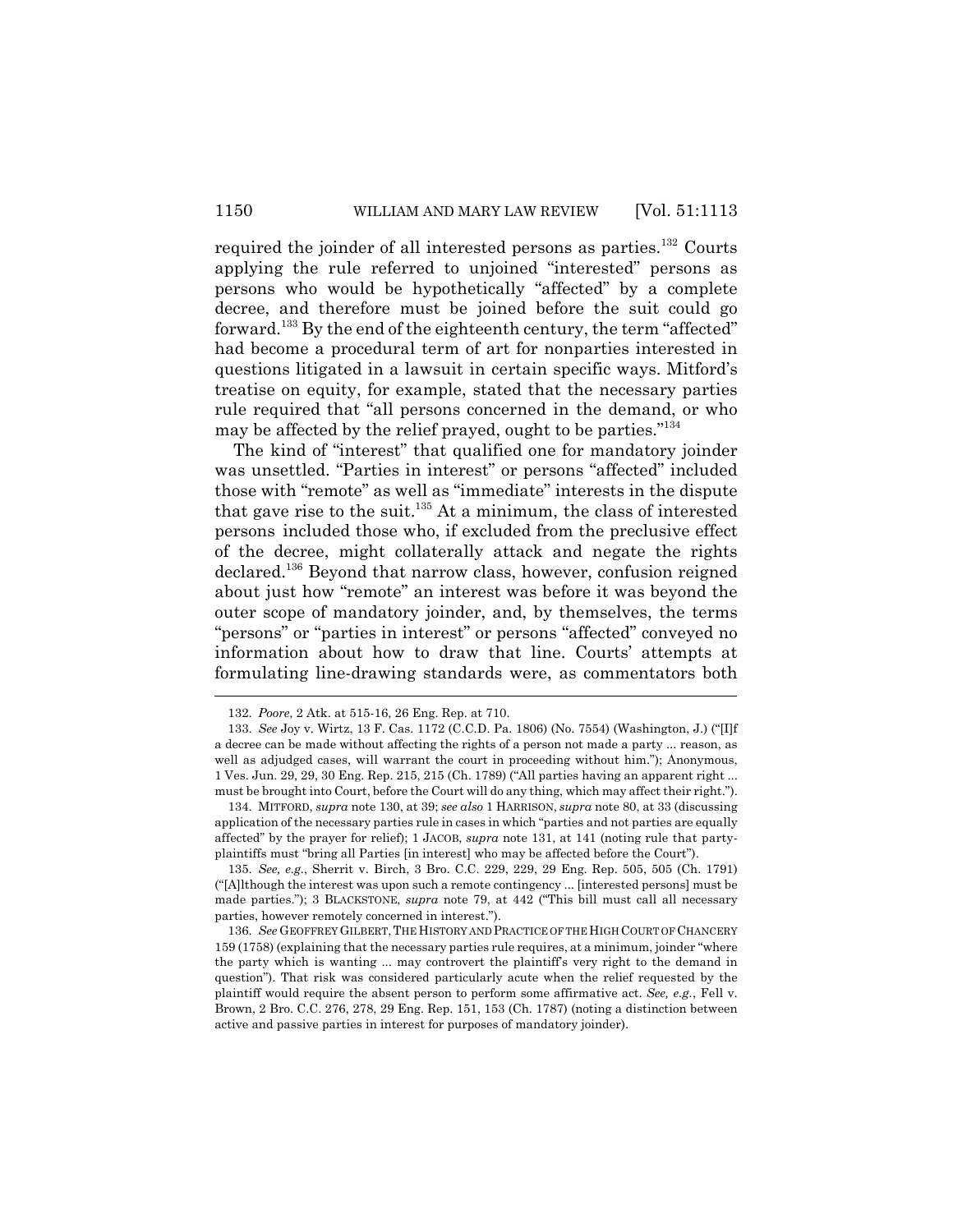required the joinder of all interested persons as parties.[132] Courts applying the rule referred to unjoined "interested" persons as persons who would be hypothetically "affected" by a complete decree, and therefore must be joined before the suit could go forward.[133] By the end of the eighteenth century, the term "affected" had become a procedural term of art for nonparties interested in questions litigated in a lawsuit in certain specific ways. Mitford's treatise on equity, for example, stated that the necessary parties rule required that "all persons concerned in the demand, or who may be affected by the relief prayed, ought to be parties."[134]

The kind of "interest" that qualified one for mandatory joinder was unsettled. "Parties in interest" or persons "affected" included those with "remote" as well as "immediate" interests in the dispute that gave rise to the suit.[135] At a minimum, the class of interested persons included those who, if excluded from the preclusive effect of the decree, might collaterally attack and negate the rights declared.[136] Beyond that narrow class, however, confusion reigned about just how "remote" an interest was before it was beyond the outer scope of mandatory joinder, and, by themselves, the terms "persons" or "parties in interest" or persons "affected" conveyed no information about how to draw that line. Courts' attempts at formulating line-drawing standards were, as commentators both

---

132. *Poore*, 2 Atk. at 515-16, 26 Eng. Rep. at 710.

133. *See* Joy v. Wirtz, 13 F. Cas. 1172 (C.C.D. Pa. 1806) (No. 7554) (Washington, J.) ("[I]f a decree can be made without affecting the rights of a person not made a party ... reason, as well as adjudged cases, will warrant the court in proceeding without him."); Anonymous, 1 Ves. Jun. 29, 29, 30 Eng. Rep. 215, 215 (Ch. 1789) ("All parties having an apparent right ... must be brought into Court, before the Court will do any thing, which may affect their right.").

134. MITFORD, *supra* note 130, at 39; *see also* 1 HARRISON, *supra* note 80, at 33 (discussing application of the necessary parties rule in cases in which "parties and not parties are equally affected" by the prayer for relief); 1 JACOB, *supra* note 131, at 141 (noting rule that party-plaintiffs must "bring all Parties [in interest] who may be affected before the Court").

135. *See, e.g.*, Sherrit v. Birch, 3 Bro. C.C. 229, 229, 29 Eng. Rep. 505, 505 (Ch. 1791) ("[A]lthough the interest was upon such a remote contingency ... [interested persons] must be made parties."); 3 BLACKSTONE, *supra* note 79, at 442 ("This bill must call all necessary parties, however remotely concerned in interest.").

136. *See* GEOFFREY GILBERT, THE HISTORY AND PRACTICE OF THE HIGH COURT OF CHANCERY 159 (1758) (explaining that the necessary parties rule requires, at a minimum, joinder "where the party which is wanting ... may controvert the plaintiff's very right to the demand in question"). That risk was considered particularly acute when the relief requested by the plaintiff would require the absent person to perform some affirmative act. *See, e.g.*, Fell v. Brown, 2 Bro. C.C. 276, 278, 29 Eng. Rep. 151, 153 (Ch. 1787) (noting a distinction between active and passive parties in interest for purposes of mandatory joinder).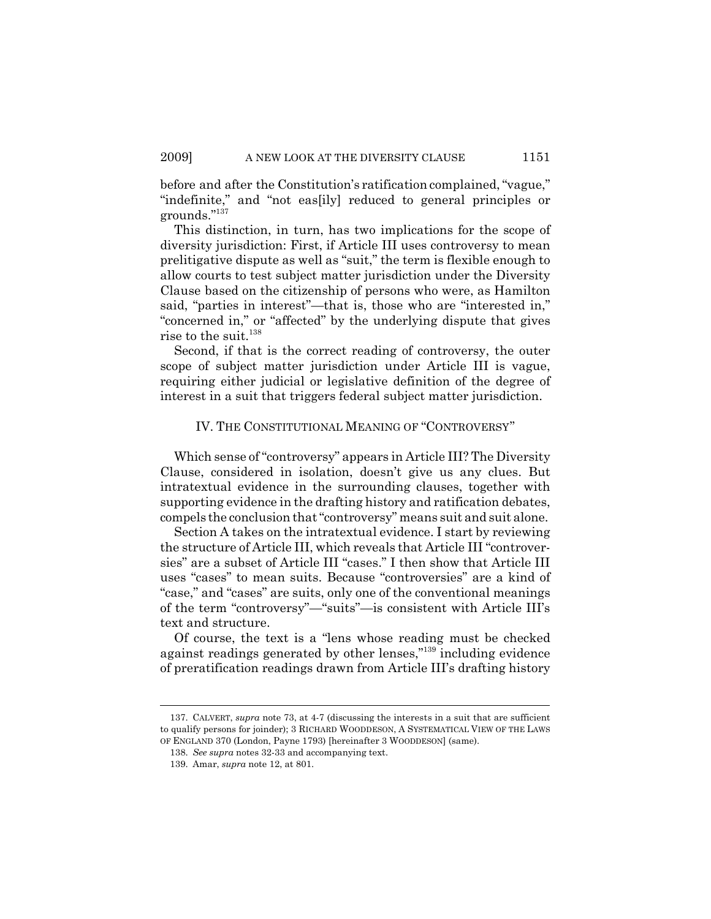before and after the Constitution's ratification complained, "vague," "indefinite," and "not eas[ily] reduced to general principles or grounds."[137]

This distinction, in turn, has two implications for the scope of diversity jurisdiction: First, if Article III uses controversy to mean prelitigative dispute as well as "suit," the term is flexible enough to allow courts to test subject matter jurisdiction under the Diversity Clause based on the citizenship of persons who were, as Hamilton said, "parties in interest"—that is, those who are "interested in," "concerned in," or "affected" by the underlying dispute that gives rise to the suit.[138]

Second, if that is the correct reading of controversy, the outer scope of subject matter jurisdiction under Article III is vague, requiring either judicial or legislative definition of the degree of interest in a suit that triggers federal subject matter jurisdiction.

## IV. THE CONSTITUTIONAL MEANING OF "CONTROVERSY"

Which sense of "controversy" appears in Article III? The Diversity Clause, considered in isolation, doesn't give us any clues. But intratextual evidence in the surrounding clauses, together with supporting evidence in the drafting history and ratification debates, compels the conclusion that "controversy" means suit and suit alone.

Section A takes on the intratextual evidence. I start by reviewing the structure of Article III, which reveals that Article III "controversies" are a subset of Article III "cases." I then show that Article III uses "cases" to mean suits. Because "controversies" are a kind of "case," and "cases" are suits, only one of the conventional meanings of the term "controversy"—"suits"—is consistent with Article III's text and structure.

Of course, the text is a "lens whose reading must be checked against readings generated by other lenses,"[139] including evidence of preratification readings drawn from Article III's drafting history

137. CALVERT, *supra* note 73, at 4-7 (discussing the interests in a suit that are sufficient to qualify persons for joinder); 3 RICHARD WOODDESON, A SYSTEMATICAL VIEW OF THE LAWS OF ENGLAND 370 (London, Payne 1793) [hereinafter 3 WOODDESON] (same).

138. *See supra* notes 32-33 and accompanying text.

139. Amar, *supra* note 12, at 801.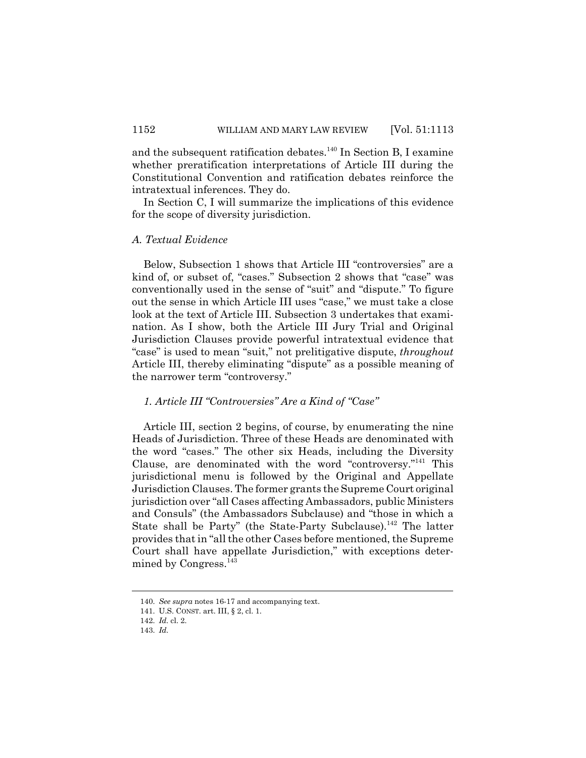and the subsequent ratification debates.[140] In Section B, I examine whether preratification interpretations of Article III during the Constitutional Convention and ratification debates reinforce the intratextual inferences. They do.

In Section C, I will summarize the implications of this evidence for the scope of diversity jurisdiction.

### *A. Textual Evidence*

Below, Subsection 1 shows that Article III "controversies" are a kind of, or subset of, "cases." Subsection 2 shows that "case" was conventionally used in the sense of "suit" and "dispute." To figure out the sense in which Article III uses "case," we must take a close look at the text of Article III. Subsection 3 undertakes that examination. As I show, both the Article III Jury Trial and Original Jurisdiction Clauses provide powerful intratextual evidence that "case" is used to mean "suit," not prelitigative dispute, *throughout* Article III, thereby eliminating "dispute" as a possible meaning of the narrower term "controversy."

#### *1. Article III "Controversies" Are a Kind of "Case"*

Article III, section 2 begins, of course, by enumerating the nine Heads of Jurisdiction. Three of these Heads are denominated with the word "cases." The other six Heads, including the Diversity Clause, are denominated with the word "controversy."[141] This jurisdictional menu is followed by the Original and Appellate Jurisdiction Clauses. The former grants the Supreme Court original jurisdiction over "all Cases affecting Ambassadors, public Ministers and Consuls" (the Ambassadors Subclause) and "those in which a State shall be Party" (the State-Party Subclause).[142] The latter provides that in "all the other Cases before mentioned, the Supreme Court shall have appellate Jurisdiction," with exceptions determined by Congress.[143]

---

140. *See supra* notes 16-17 and accompanying text.

141. U.S. CONST. art. III, § 2, cl. 1.

142. *Id.* cl. 2.

143. *Id.*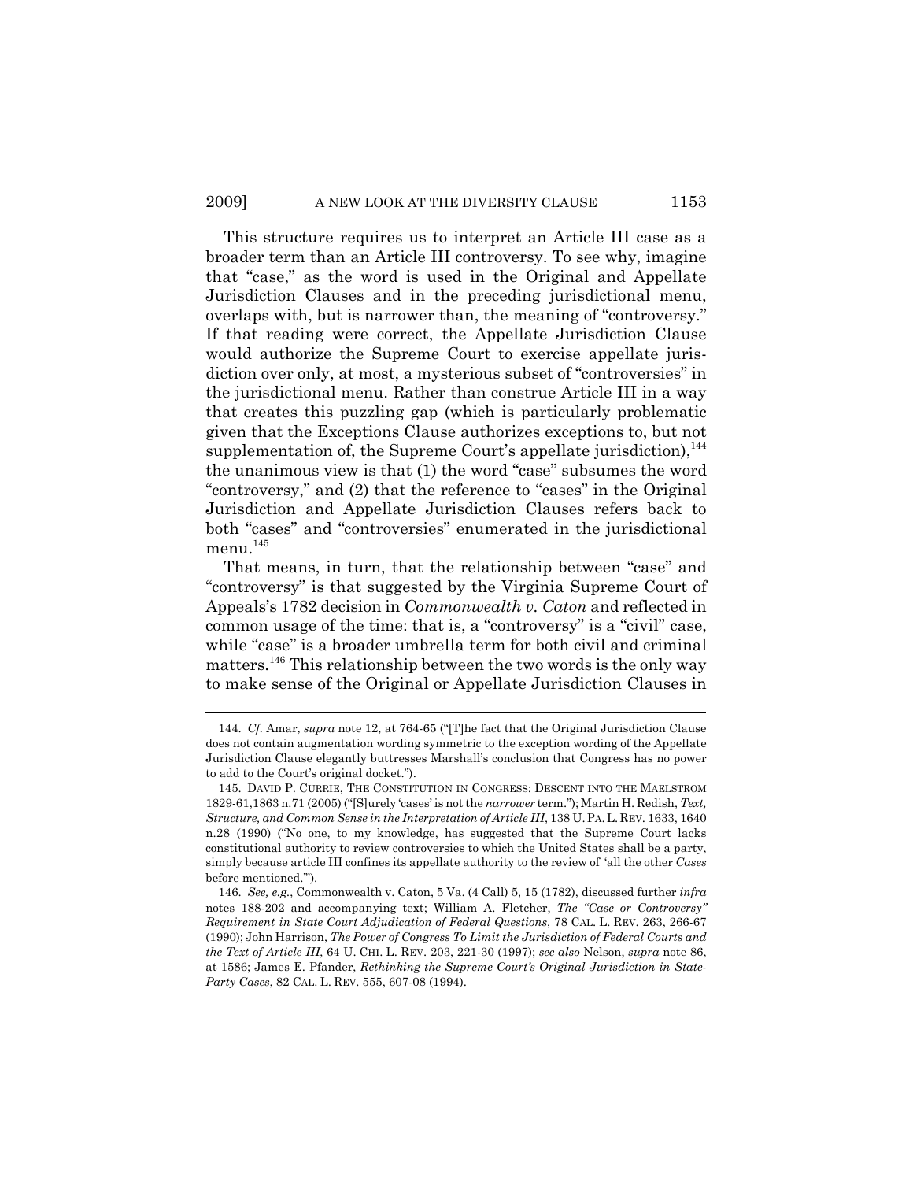This structure requires us to interpret an Article III case as a broader term than an Article III controversy. To see why, imagine that "case," as the word is used in the Original and Appellate Jurisdiction Clauses and in the preceding jurisdictional menu, overlaps with, but is narrower than, the meaning of "controversy." If that reading were correct, the Appellate Jurisdiction Clause would authorize the Supreme Court to exercise appellate jurisdiction over only, at most, a mysterious subset of "controversies" in the jurisdictional menu. Rather than construe Article III in a way that creates this puzzling gap (which is particularly problematic given that the Exceptions Clause authorizes exceptions to, but not supplementation of, the Supreme Court's appellate jurisdiction),[144] the unanimous view is that (1) the word "case" subsumes the word "controversy," and (2) that the reference to "cases" in the Original Jurisdiction and Appellate Jurisdiction Clauses refers back to both "cases" and "controversies" enumerated in the jurisdictional menu.[145]

That means, in turn, that the relationship between "case" and "controversy" is that suggested by the Virginia Supreme Court of Appeals's 1782 decision in *Commonwealth v. Caton* and reflected in common usage of the time: that is, a "controversy" is a "civil" case, while "case" is a broader umbrella term for both civil and criminal matters.[146] This relationship between the two words is the only way to make sense of the Original or Appellate Jurisdiction Clauses in

---

144. *Cf.* Amar, *supra* note 12, at 764-65 ("[T]he fact that the Original Jurisdiction Clause does not contain augmentation wording symmetric to the exception wording of the Appellate Jurisdiction Clause elegantly buttresses Marshall's conclusion that Congress has no power to add to the Court's original docket.").

145. DAVID P. CURRIE, THE CONSTITUTION IN CONGRESS: DESCENT INTO THE MAELSTROM 1829-61,1863 n.71 (2005) ("[S]urely 'cases' is not the *narrower* term."); Martin H. Redish, *Text, Structure, and Common Sense in the Interpretation of Article III*, 138 U. PA. L. REV. 1633, 1640 n.28 (1990) ("No one, to my knowledge, has suggested that the Supreme Court lacks constitutional authority to review controversies to which the United States shall be a party, simply because article III confines its appellate authority to the review of 'all the other *Cases* before mentioned.'").

146. *See, e.g.*, Commonwealth v. Caton, 5 Va. (4 Call) 5, 15 (1782), discussed further *infra* notes 188-202 and accompanying text; William A. Fletcher, *The "Case or Controversy" Requirement in State Court Adjudication of Federal Questions*, 78 CAL. L. REV. 263, 266-67 (1990); John Harrison, *The Power of Congress To Limit the Jurisdiction of Federal Courts and the Text of Article III*, 64 U. CHI. L. REV. 203, 221-30 (1997); *see also* Nelson, *supra* note 86, at 1586; James E. Pfander, *Rethinking the Supreme Court's Original Jurisdiction in State-Party Cases*, 82 CAL. L. REV. 555, 607-08 (1994).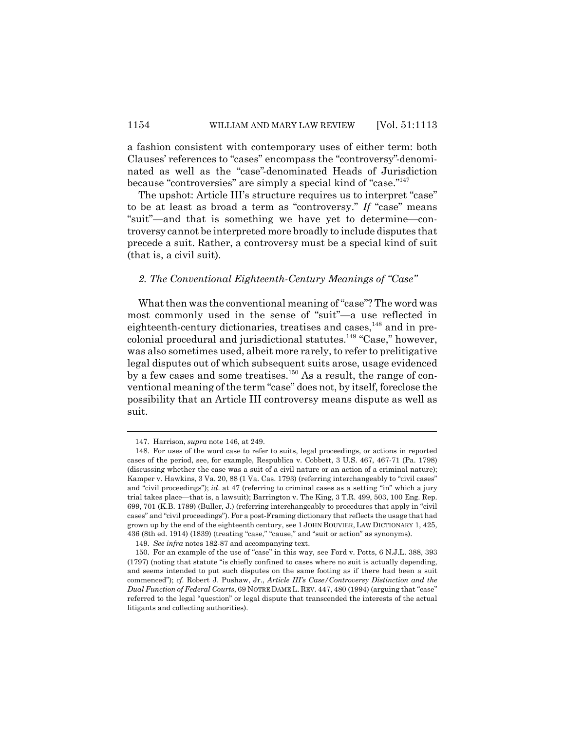a fashion consistent with contemporary uses of either term: both Clauses' references to "cases" encompass the "controversy"-denominated as well as the "case"-denominated Heads of Jurisdiction because "controversies" are simply a special kind of "case."[147]

The upshot: Article III's structure requires us to interpret "case" to be at least as broad a term as "controversy." *If* "case" means "suit"—and that is something we have yet to determine—controversy cannot be interpreted more broadly to include disputes that precede a suit. Rather, a controversy must be a special kind of suit (that is, a civil suit).

### *2. The Conventional Eighteenth-Century Meanings of "Case"*

What then was the conventional meaning of "case"? The word was most commonly used in the sense of "suit"—a use reflected in eighteenth-century dictionaries, treatises and cases,[148] and in precolonial procedural and jurisdictional statutes.[149] "Case," however, was also sometimes used, albeit more rarely, to refer to prelitigative legal disputes out of which subsequent suits arose, usage evidenced by a few cases and some treatises.[150] As a result, the range of conventional meaning of the term "case" does not, by itself, foreclose the possibility that an Article III controversy means dispute as well as suit.

---

147. Harrison, *supra* note 146, at 249.

148. For uses of the word case to refer to suits, legal proceedings, or actions in reported cases of the period, see, for example, Respublica v. Cobbett, 3 U.S. 467, 467-71 (Pa. 1798) (discussing whether the case was a suit of a civil nature or an action of a criminal nature); Kamper v. Hawkins, 3 Va. 20, 88 (1 Va. Cas. 1793) (referring interchangeably to "civil cases" and "civil proceedings"); *id*. at 47 (referring to criminal cases as a setting "in" which a jury trial takes place—that is, a lawsuit); Barrington v. The King, 3 T.R. 499, 503, 100 Eng. Rep. 699, 701 (K.B. 1789) (Buller, J.) (referring interchangeably to procedures that apply in "civil cases" and "civil proceedings"). For a post-Framing dictionary that reflects the usage that had grown up by the end of the eighteenth century, see 1 JOHN BOUVIER, LAW DICTIONARY 1, 425, 436 (8th ed. 1914) (1839) (treating "case," "cause," and "suit or action" as synonyms).

149. *See infra* notes 182-87 and accompanying text.

150. For an example of the use of "case" in this way, see Ford v. Potts, 6 N.J.L. 388, 393 (1797) (noting that statute "is chiefly confined to cases where no suit is actually depending, and seems intended to put such disputes on the same footing as if there had been a suit commenced"); *cf.* Robert J. Pushaw, Jr., *Article III's Case/Controversy Distinction and the Dual Function of Federal Courts*, 69 NOTRE DAME L. REV. 447, 480 (1994) (arguing that "case" referred to the legal "question" or legal dispute that transcended the interests of the actual litigants and collecting authorities).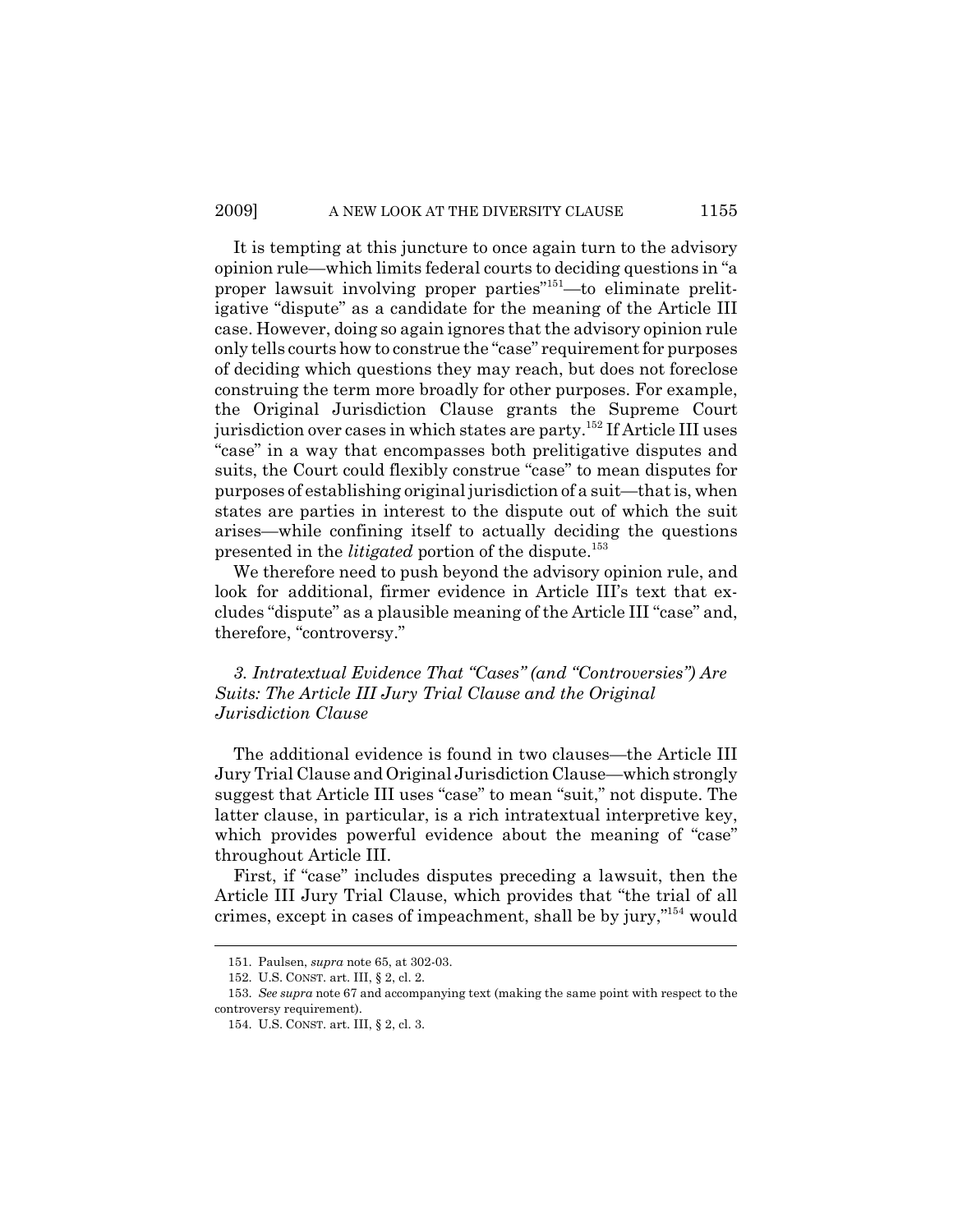It is tempting at this juncture to once again turn to the advisory opinion rule—which limits federal courts to deciding questions in "a proper lawsuit involving proper parties"[151]—to eliminate prelitigative "dispute" as a candidate for the meaning of the Article III case. However, doing so again ignores that the advisory opinion rule only tells courts how to construe the "case" requirement for purposes of deciding which questions they may reach, but does not foreclose construing the term more broadly for other purposes. For example, the Original Jurisdiction Clause grants the Supreme Court jurisdiction over cases in which states are party.[152] If Article III uses "case" in a way that encompasses both prelitigative disputes and suits, the Court could flexibly construe "case" to mean disputes for purposes of establishing original jurisdiction of a suit—that is, when states are parties in interest to the dispute out of which the suit arises—while confining itself to actually deciding the questions presented in the *litigated* portion of the dispute.[153]

We therefore need to push beyond the advisory opinion rule, and look for additional, firmer evidence in Article III's text that excludes "dispute" as a plausible meaning of the Article III "case" and, therefore, "controversy."

### *3. Intratextual Evidence That "Cases" (and "Controversies") Are Suits: The Article III Jury Trial Clause and the Original Jurisdiction Clause*

The additional evidence is found in two clauses—the Article III Jury Trial Clause and Original Jurisdiction Clause—which strongly suggest that Article III uses "case" to mean "suit," not dispute. The latter clause, in particular, is a rich intratextual interpretive key, which provides powerful evidence about the meaning of "case" throughout Article III.

First, if "case" includes disputes preceding a lawsuit, then the Article III Jury Trial Clause, which provides that "the trial of all crimes, except in cases of impeachment, shall be by jury,"[154] would

---

151. Paulsen, *supra* note 65, at 302-03.

152. U.S. CONST. art. III, § 2, cl. 2.

153. *See supra* note 67 and accompanying text (making the same point with respect to the controversy requirement).

154. U.S. CONST. art. III, § 2, cl. 3.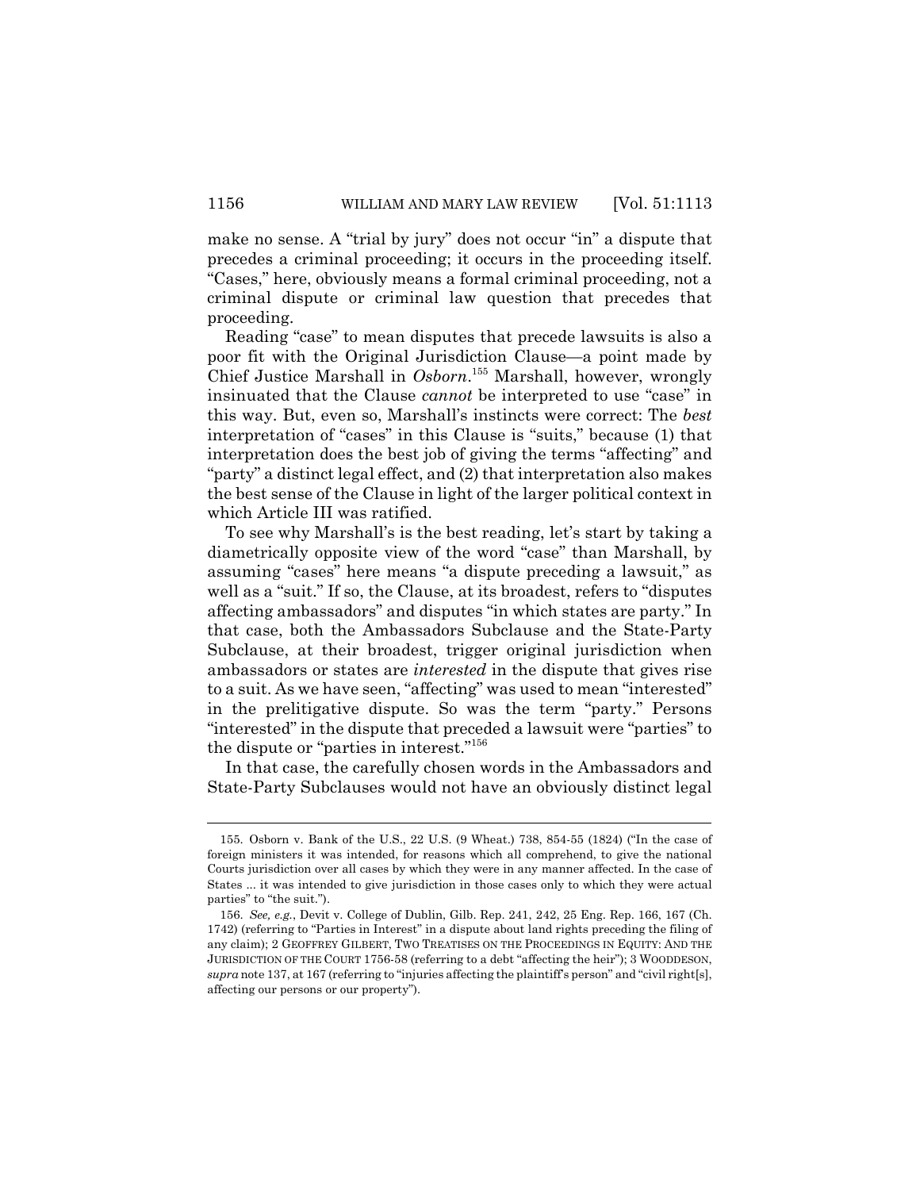make no sense. A "trial by jury" does not occur "in" a dispute that precedes a criminal proceeding; it occurs in the proceeding itself. "Cases," here, obviously means a formal criminal proceeding, not a criminal dispute or criminal law question that precedes that proceeding.

Reading "case" to mean disputes that precede lawsuits is also a poor fit with the Original Jurisdiction Clause—a point made by Chief Justice Marshall in *Osborn*.[155] Marshall, however, wrongly insinuated that the Clause *cannot* be interpreted to use "case" in this way. But, even so, Marshall's instincts were correct: The *best* interpretation of "cases" in this Clause is "suits," because (1) that interpretation does the best job of giving the terms "affecting" and "party" a distinct legal effect, and (2) that interpretation also makes the best sense of the Clause in light of the larger political context in which Article III was ratified.

To see why Marshall's is the best reading, let's start by taking a diametrically opposite view of the word "case" than Marshall, by assuming "cases" here means "a dispute preceding a lawsuit," as well as a "suit." If so, the Clause, at its broadest, refers to "disputes affecting ambassadors" and disputes "in which states are party." In that case, both the Ambassadors Subclause and the State-Party Subclause, at their broadest, trigger original jurisdiction when ambassadors or states are *interested* in the dispute that gives rise to a suit. As we have seen, "affecting" was used to mean "interested" in the prelitigative dispute. So was the term "party." Persons "interested" in the dispute that preceded a lawsuit were "parties" to the dispute or "parties in interest."[156]

In that case, the carefully chosen words in the Ambassadors and State-Party Subclauses would not have an obviously distinct legal

---

155. Osborn v. Bank of the U.S., 22 U.S. (9 Wheat.) 738, 854-55 (1824) ("In the case of foreign ministers it was intended, for reasons which all comprehend, to give the national Courts jurisdiction over all cases by which they were in any manner affected. In the case of States ... it was intended to give jurisdiction in those cases only to which they were actual parties" to "the suit.").

156. *See, e.g.*, Devit v. College of Dublin, Gilb. Rep. 241, 242, 25 Eng. Rep. 166, 167 (Ch. 1742) (referring to "Parties in Interest" in a dispute about land rights preceding the filing of any claim); 2 GEOFFREY GILBERT, TWO TREATISES ON THE PROCEEDINGS IN EQUITY: AND THE JURISDICTION OF THE COURT 1756-58 (referring to a debt "affecting the heir"); 3 WOODDESON, *supra* note 137, at 167 (referring to "injuries affecting the plaintiff's person" and "civil right[s], affecting our persons or our property").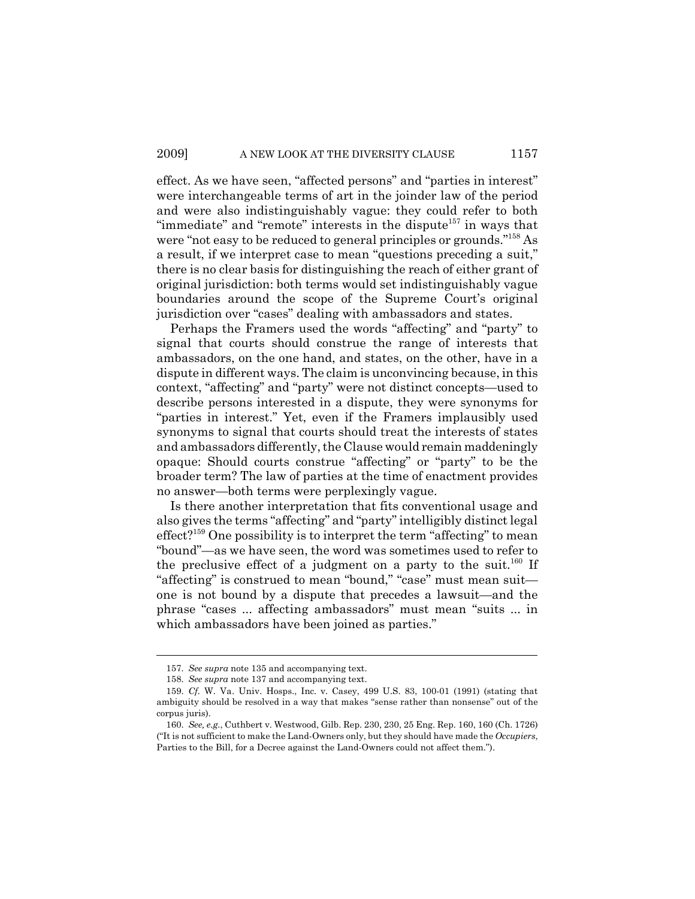effect. As we have seen, "affected persons" and "parties in interest" were interchangeable terms of art in the joinder law of the period and were also indistinguishably vague: they could refer to both "immediate" and "remote" interests in the dispute[157] in ways that were "not easy to be reduced to general principles or grounds."[158] As a result, if we interpret case to mean "questions preceding a suit," there is no clear basis for distinguishing the reach of either grant of original jurisdiction: both terms would set indistinguishably vague boundaries around the scope of the Supreme Court's original jurisdiction over "cases" dealing with ambassadors and states.

Perhaps the Framers used the words "affecting" and "party" to signal that courts should construe the range of interests that ambassadors, on the one hand, and states, on the other, have in a dispute in different ways. The claim is unconvincing because, in this context, "affecting" and "party" were not distinct concepts—used to describe persons interested in a dispute, they were synonyms for "parties in interest." Yet, even if the Framers implausibly used synonyms to signal that courts should treat the interests of states and ambassadors differently, the Clause would remain maddeningly opaque: Should courts construe "affecting" or "party" to be the broader term? The law of parties at the time of enactment provides no answer—both terms were perplexingly vague.

Is there another interpretation that fits conventional usage and also gives the terms "affecting" and "party" intelligibly distinct legal effect?[159] One possibility is to interpret the term "affecting" to mean "bound"—as we have seen, the word was sometimes used to refer to the preclusive effect of a judgment on a party to the suit.[160] If "affecting" is construed to mean "bound," "case" must mean suit—one is not bound by a dispute that precedes a lawsuit—and the phrase "cases ... affecting ambassadors" must mean "suits ... in which ambassadors have been joined as parties."

---

157. *See supra* note 135 and accompanying text.

158. *See supra* note 137 and accompanying text.

159. *Cf.* W. Va. Univ. Hosps., Inc. v. Casey, 499 U.S. 83, 100-01 (1991) (stating that ambiguity should be resolved in a way that makes "sense rather than nonsense" out of the corpus juris).

160. *See, e.g.*, Cuthbert v. Westwood, Gilb. Rep. 230, 230, 25 Eng. Rep. 160, 160 (Ch. 1726) ("It is not sufficient to make the Land-Owners only, but they should have made the *Occupiers*, Parties to the Bill, for a Decree against the Land-Owners could not affect them.").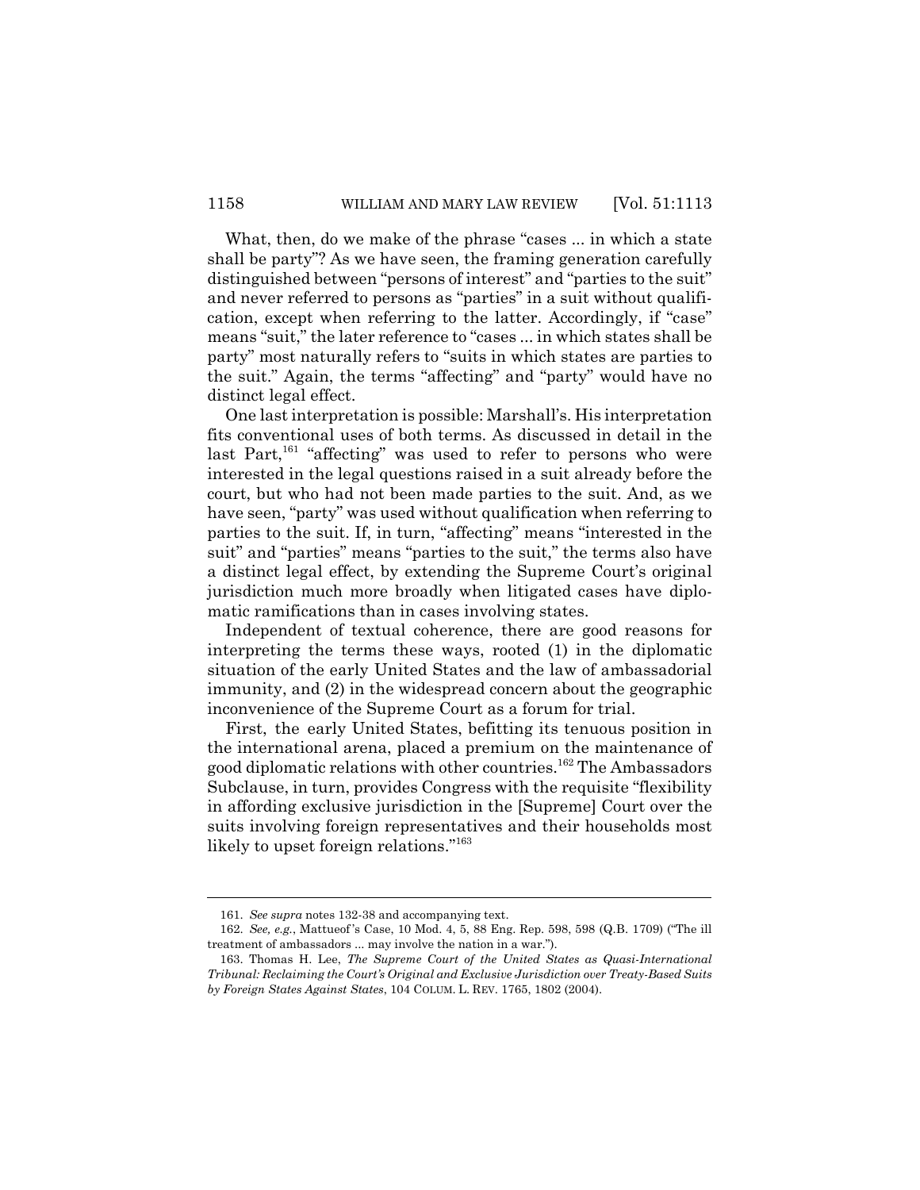What, then, do we make of the phrase "cases ... in which a state shall be party"? As we have seen, the framing generation carefully distinguished between "persons of interest" and "parties to the suit" and never referred to persons as "parties" in a suit without qualification, except when referring to the latter. Accordingly, if "case" means "suit," the later reference to "cases ... in which states shall be party" most naturally refers to "suits in which states are parties to the suit." Again, the terms "affecting" and "party" would have no distinct legal effect.

One last interpretation is possible: Marshall's. His interpretation fits conventional uses of both terms. As discussed in detail in the last Part,[161] "affecting" was used to refer to persons who were interested in the legal questions raised in a suit already before the court, but who had not been made parties to the suit. And, as we have seen, "party" was used without qualification when referring to parties to the suit. If, in turn, "affecting" means "interested in the suit" and "parties" means "parties to the suit," the terms also have a distinct legal effect, by extending the Supreme Court's original jurisdiction much more broadly when litigated cases have diplomatic ramifications than in cases involving states.

Independent of textual coherence, there are good reasons for interpreting the terms these ways, rooted (1) in the diplomatic situation of the early United States and the law of ambassadorial immunity, and (2) in the widespread concern about the geographic inconvenience of the Supreme Court as a forum for trial.

First, the early United States, befitting its tenuous position in the international arena, placed a premium on the maintenance of good diplomatic relations with other countries.[162] The Ambassadors Subclause, in turn, provides Congress with the requisite "flexibility in affording exclusive jurisdiction in the [Supreme] Court over the suits involving foreign representatives and their households most likely to upset foreign relations."[163]

---

161. *See supra* notes 132-38 and accompanying text.

162. *See, e.g.*, Mattueof's Case, 10 Mod. 4, 5, 88 Eng. Rep. 598, 598 (Q.B. 1709) ("The ill treatment of ambassadors ... may involve the nation in a war.").

163. Thomas H. Lee, *The Supreme Court of the United States as Quasi-International Tribunal: Reclaiming the Court's Original and Exclusive Jurisdiction over Treaty-Based Suits by Foreign States Against States*, 104 COLUM. L. REV. 1765, 1802 (2004).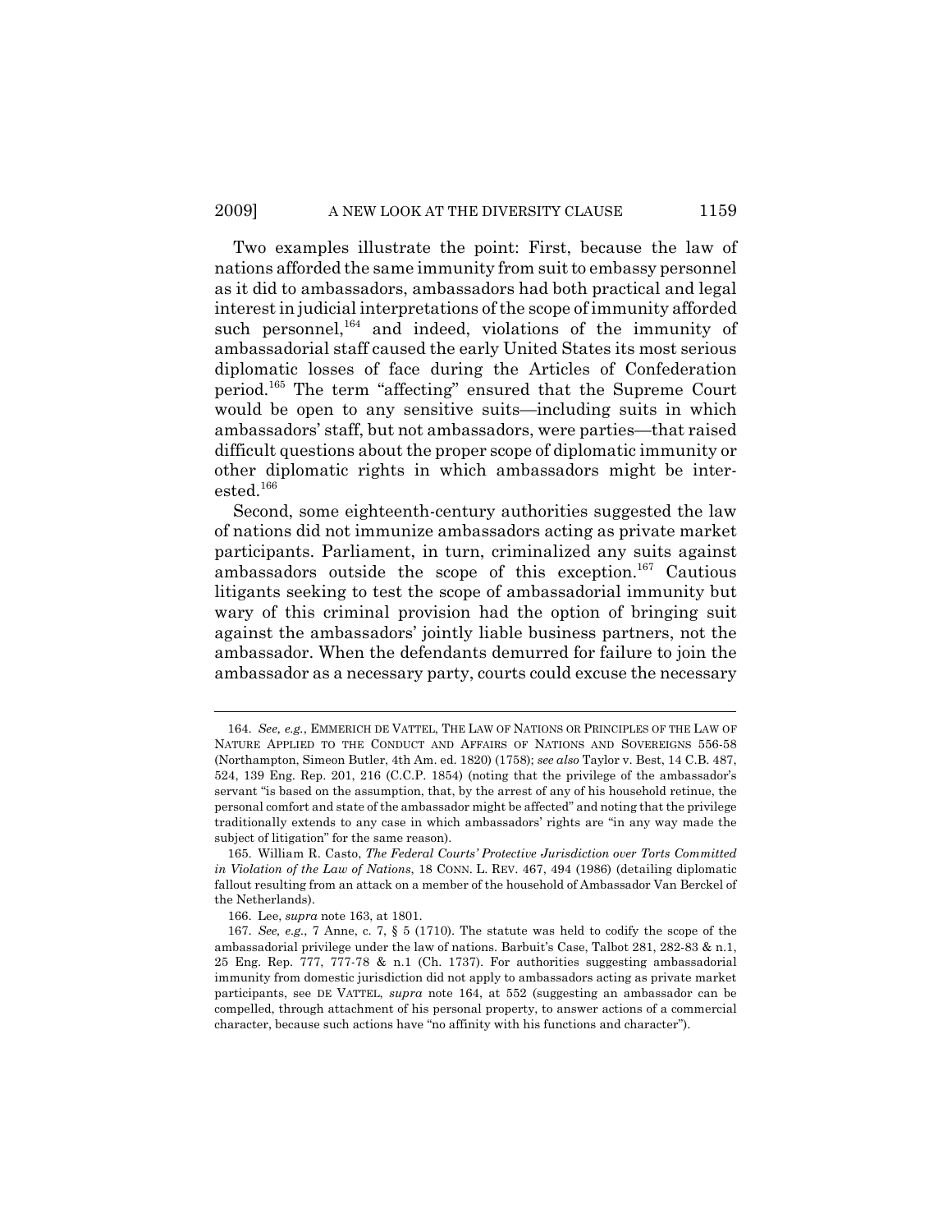Two examples illustrate the point: First, because the law of nations afforded the same immunity from suit to embassy personnel as it did to ambassadors, ambassadors had both practical and legal interest in judicial interpretations of the scope of immunity afforded such personnel,[164] and indeed, violations of the immunity of ambassadorial staff caused the early United States its most serious diplomatic losses of face during the Articles of Confederation period.[165] The term "affecting" ensured that the Supreme Court would be open to any sensitive suits—including suits in which ambassadors' staff, but not ambassadors, were parties—that raised difficult questions about the proper scope of diplomatic immunity or other diplomatic rights in which ambassadors might be interested.[166]

Second, some eighteenth-century authorities suggested the law of nations did not immunize ambassadors acting as private market participants. Parliament, in turn, criminalized any suits against ambassadors outside the scope of this exception.[167] Cautious litigants seeking to test the scope of ambassadorial immunity but wary of this criminal provision had the option of bringing suit against the ambassadors' jointly liable business partners, not the ambassador. When the defendants demurred for failure to join the ambassador as a necessary party, courts could excuse the necessary

---

164. *See, e.g.*, EMMERICH DE VATTEL, THE LAW OF NATIONS OR PRINCIPLES OF THE LAW OF NATURE APPLIED TO THE CONDUCT AND AFFAIRS OF NATIONS AND SOVEREIGNS 556-58 (Northampton, Simeon Butler, 4th Am. ed. 1820) (1758); *see also* Taylor v. Best, 14 C.B. 487, 524, 139 Eng. Rep. 201, 216 (C.C.P. 1854) (noting that the privilege of the ambassador's servant "is based on the assumption, that, by the arrest of any of his household retinue, the personal comfort and state of the ambassador might be affected" and noting that the privilege traditionally extends to any case in which ambassadors' rights are "in any way made the subject of litigation" for the same reason).

165. William R. Casto, *The Federal Courts' Protective Jurisdiction over Torts Committed in Violation of the Law of Nations*, 18 CONN. L. REV. 467, 494 (1986) (detailing diplomatic fallout resulting from an attack on a member of the household of Ambassador Van Berckel of the Netherlands).

166. Lee, *supra* note 163, at 1801.

167. *See, e.g.*, 7 Anne, c. 7, § 5 (1710). The statute was held to codify the scope of the ambassadorial privilege under the law of nations. Barbuit's Case, Talbot 281, 282-83 & n.1, 25 Eng. Rep. 777, 777-78 & n.1 (Ch. 1737). For authorities suggesting ambassadorial immunity from domestic jurisdiction did not apply to ambassadors acting as private market participants, see DE VATTEL, *supra* note 164, at 552 (suggesting an ambassador can be compelled, through attachment of his personal property, to answer actions of a commercial character, because such actions have "no affinity with his functions and character").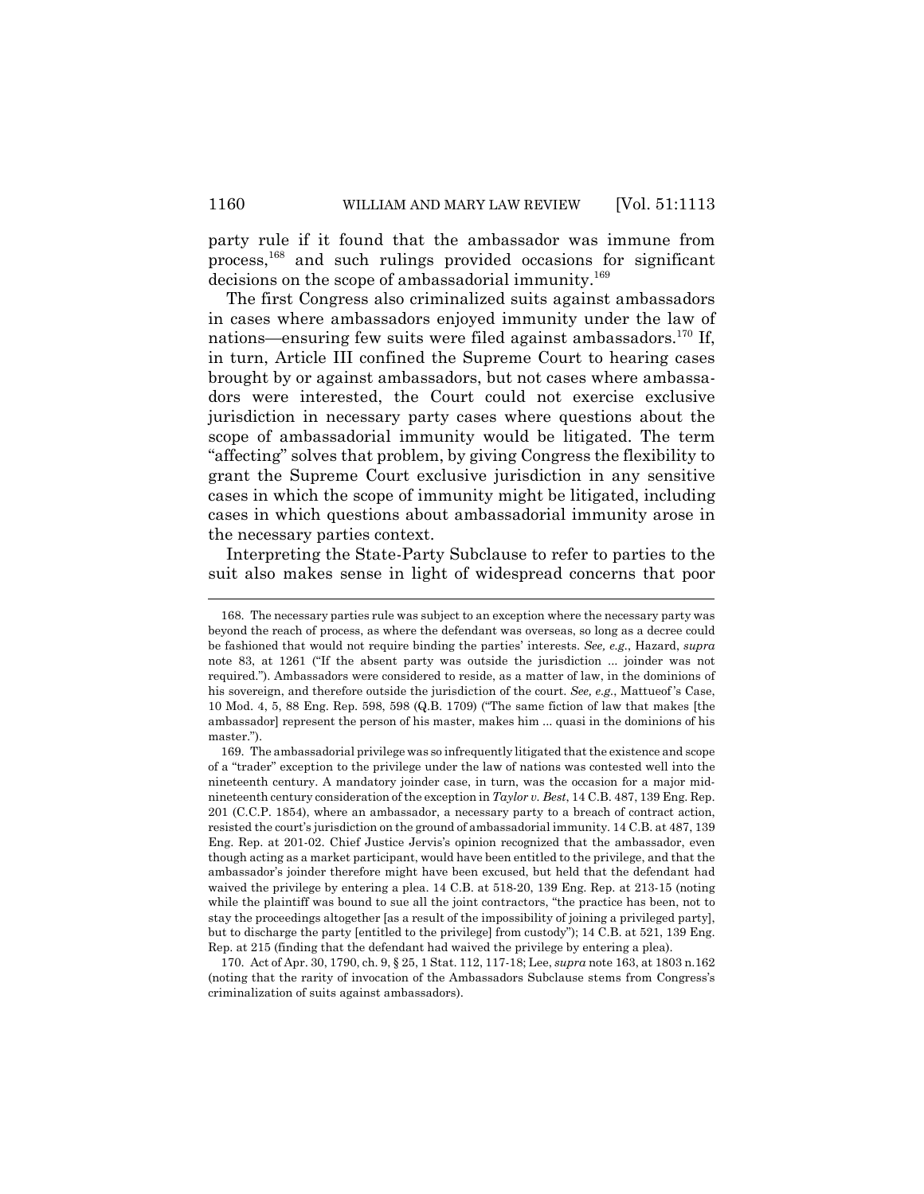party rule if it found that the ambassador was immune from process,[168] and such rulings provided occasions for significant decisions on the scope of ambassadorial immunity.[169]

The first Congress also criminalized suits against ambassadors in cases where ambassadors enjoyed immunity under the law of nations—ensuring few suits were filed against ambassadors.[170] If, in turn, Article III confined the Supreme Court to hearing cases brought by or against ambassadors, but not cases where ambassadors were interested, the Court could not exercise exclusive jurisdiction in necessary party cases where questions about the scope of ambassadorial immunity would be litigated. The term "affecting" solves that problem, by giving Congress the flexibility to grant the Supreme Court exclusive jurisdiction in any sensitive cases in which the scope of immunity might be litigated, including cases in which questions about ambassadorial immunity arose in the necessary parties context.

Interpreting the State-Party Subclause to refer to parties to the suit also makes sense in light of widespread concerns that poor

---

168. The necessary parties rule was subject to an exception where the necessary party was beyond the reach of process, as where the defendant was overseas, so long as a decree could be fashioned that would not require binding the parties' interests. *See, e.g.*, Hazard, *supra* note 83, at 1261 ("If the absent party was outside the jurisdiction ... joinder was not required."). Ambassadors were considered to reside, as a matter of law, in the dominions of his sovereign, and therefore outside the jurisdiction of the court. *See, e.g.*, Mattueof's Case, 10 Mod. 4, 5, 88 Eng. Rep. 598, 598 (Q.B. 1709) ("The same fiction of law that makes [the ambassador] represent the person of his master, makes him ... quasi in the dominions of his master.").

169. The ambassadorial privilege was so infrequently litigated that the existence and scope of a "trader" exception to the privilege under the law of nations was contested well into the nineteenth century. A mandatory joinder case, in turn, was the occasion for a major mid-nineteenth century consideration of the exception in *Taylor v. Best*, 14 C.B. 487, 139 Eng. Rep. 201 (C.C.P. 1854), where an ambassador, a necessary party to a breach of contract action, resisted the court's jurisdiction on the ground of ambassadorial immunity. 14 C.B. at 487, 139 Eng. Rep. at 201-02. Chief Justice Jervis's opinion recognized that the ambassador, even though acting as a market participant, would have been entitled to the privilege, and that the ambassador's joinder therefore might have been excused, but held that the defendant had waived the privilege by entering a plea. 14 C.B. at 518-20, 139 Eng. Rep. at 213-15 (noting while the plaintiff was bound to sue all the joint contractors, "the practice has been, not to stay the proceedings altogether [as a result of the impossibility of joining a privileged party], but to discharge the party [entitled to the privilege] from custody"); 14 C.B. at 521, 139 Eng. Rep. at 215 (finding that the defendant had waived the privilege by entering a plea).

170. Act of Apr. 30, 1790, ch. 9, § 25, 1 Stat. 112, 117-18; Lee, *supra* note 163, at 1803 n.162 (noting that the rarity of invocation of the Ambassadors Subclause stems from Congress's criminalization of suits against ambassadors).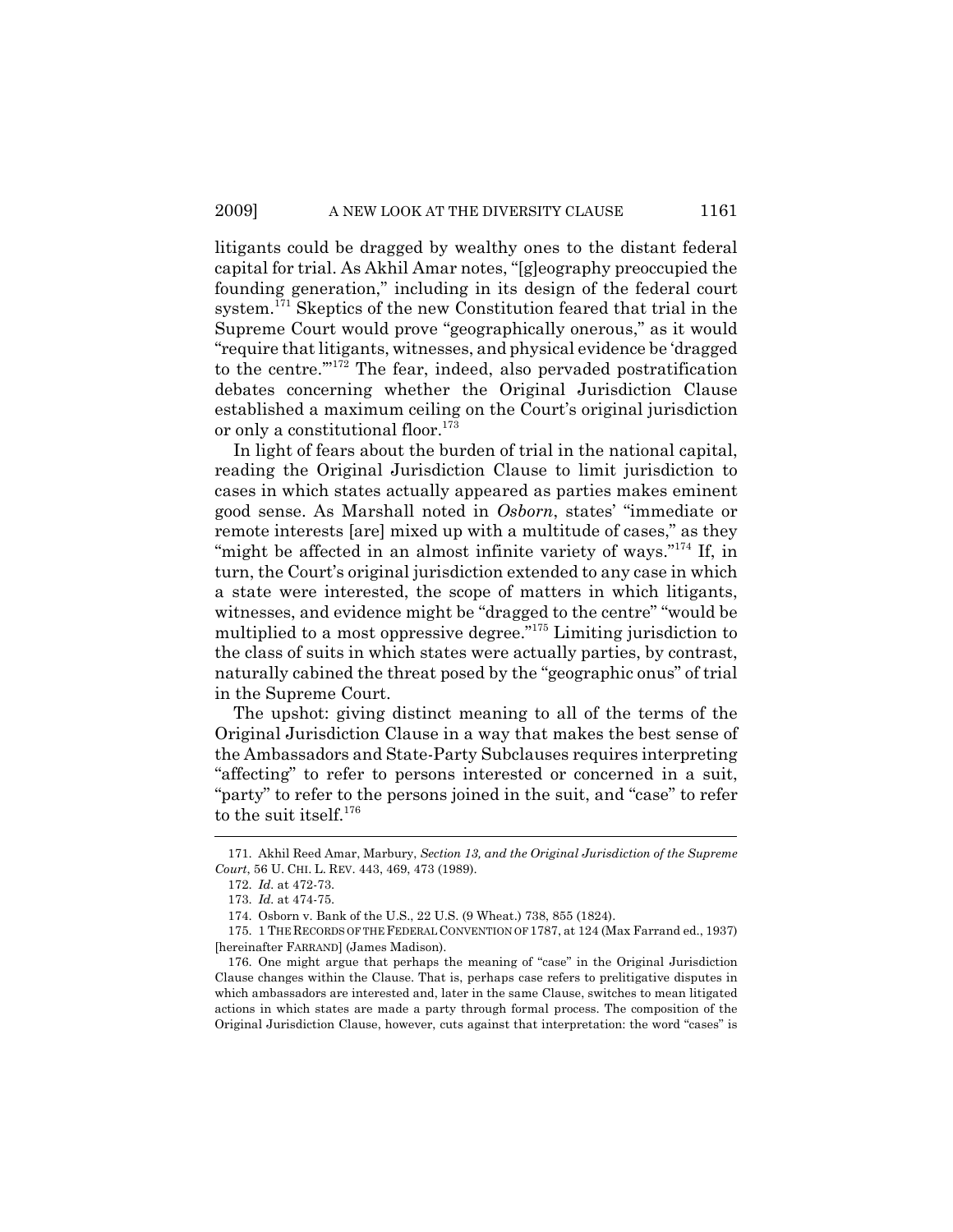litigants could be dragged by wealthy ones to the distant federal capital for trial. As Akhil Amar notes, "[g]eography preoccupied the founding generation," including in its design of the federal court system.[171] Skeptics of the new Constitution feared that trial in the Supreme Court would prove "geographically onerous," as it would "require that litigants, witnesses, and physical evidence be 'dragged to the centre.'"[172] The fear, indeed, also pervaded postratification debates concerning whether the Original Jurisdiction Clause established a maximum ceiling on the Court's original jurisdiction or only a constitutional floor.[173]

In light of fears about the burden of trial in the national capital, reading the Original Jurisdiction Clause to limit jurisdiction to cases in which states actually appeared as parties makes eminent good sense. As Marshall noted in *Osborn*, states' "immediate or remote interests [are] mixed up with a multitude of cases," as they "might be affected in an almost infinite variety of ways."[174] If, in turn, the Court's original jurisdiction extended to any case in which a state were interested, the scope of matters in which litigants, witnesses, and evidence might be "dragged to the centre" "would be multiplied to a most oppressive degree."[175] Limiting jurisdiction to the class of suits in which states were actually parties, by contrast, naturally cabined the threat posed by the "geographic onus" of trial in the Supreme Court.

The upshot: giving distinct meaning to all of the terms of the Original Jurisdiction Clause in a way that makes the best sense of the Ambassadors and State-Party Subclauses requires interpreting "affecting" to refer to persons interested or concerned in a suit, "party" to refer to the persons joined in the suit, and "case" to refer to the suit itself.[176]

---

171. Akhil Reed Amar, Marbury, *Section 13, and the Original Jurisdiction of the Supreme Court*, 56 U. CHI. L. REV. 443, 469, 473 (1989).

172. *Id.* at 472-73.

173. *Id.* at 474-75.

174. Osborn v. Bank of the U.S., 22 U.S. (9 Wheat.) 738, 855 (1824).

175. 1 THE RECORDS OF THE FEDERAL CONVENTION OF 1787, at 124 (Max Farrand ed., 1937) [hereinafter FARRAND] (James Madison).

176. One might argue that perhaps the meaning of "case" in the Original Jurisdiction Clause changes within the Clause. That is, perhaps case refers to prelitigative disputes in which ambassadors are interested and, later in the same Clause, switches to mean litigated actions in which states are made a party through formal process. The composition of the Original Jurisdiction Clause, however, cuts against that interpretation: the word "cases" is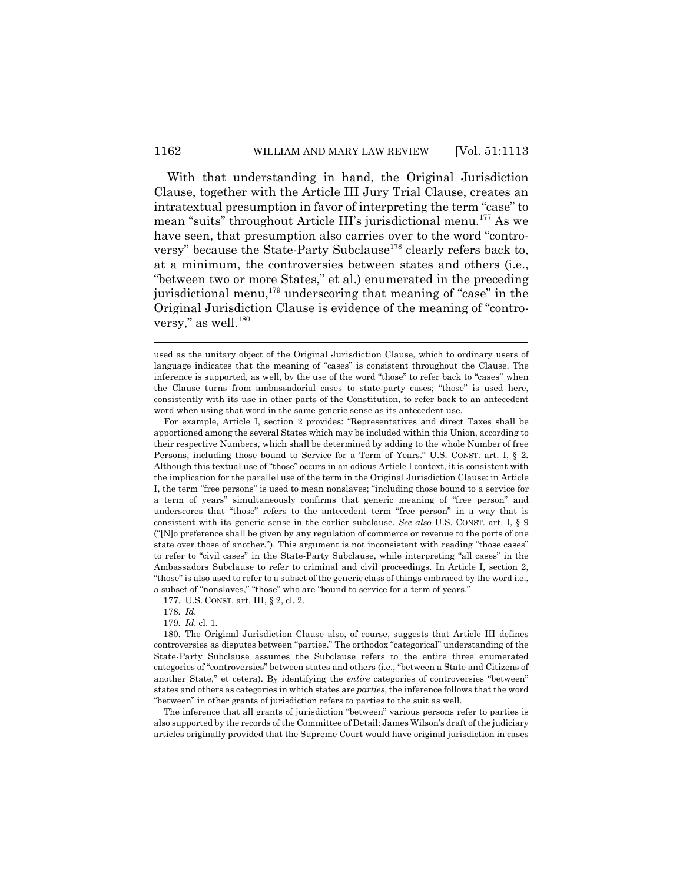With that understanding in hand, the Original Jurisdiction Clause, together with the Article III Jury Trial Clause, creates an intratextual presumption in favor of interpreting the term "case" to mean "suits" throughout Article III's jurisdictional menu.[177] As we have seen, that presumption also carries over to the word "controversy" because the State-Party Subclause[178] clearly refers back to, at a minimum, the controversies between states and others (i.e., "between two or more States," et al.) enumerated in the preceding jurisdictional menu,[179] underscoring that meaning of "case" in the Original Jurisdiction Clause is evidence of the meaning of "controversy," as well.[180]

---

used as the unitary object of the Original Jurisdiction Clause, which to ordinary users of language indicates that the meaning of "cases" is consistent throughout the Clause. The inference is supported, as well, by the use of the word "those" to refer back to "cases" when the Clause turns from ambassadorial cases to state-party cases; "those" is used here, consistently with its use in other parts of the Constitution, to refer back to an antecedent word when using that word in the same generic sense as its antecedent use.

For example, Article I, section 2 provides: "Representatives and direct Taxes shall be apportioned among the several States which may be included within this Union, according to their respective Numbers, which shall be determined by adding to the whole Number of free Persons, including those bound to Service for a Term of Years." U.S. CONST. art. I, § 2. Although this textual use of "those" occurs in an odious Article I context, it is consistent with the implication for the parallel use of the term in the Original Jurisdiction Clause: in Article I, the term "free persons" is used to mean nonslaves; "including those bound to a service for a term of years" simultaneously confirms that generic meaning of "free person" and underscores that "those" refers to the antecedent term "free person" in a way that is consistent with its generic sense in the earlier subclause. *See also* U.S. CONST. art. I, § 9 ("[N]o preference shall be given by any regulation of commerce or revenue to the ports of one state over those of another."). This argument is not inconsistent with reading "those cases" to refer to "civil cases" in the State-Party Subclause, while interpreting "all cases" in the Ambassadors Subclause to refer to criminal and civil proceedings. In Article I, section 2, "those" is also used to refer to a subset of the generic class of things embraced by the word i.e., a subset of "nonslaves," "those" who are "bound to service for a term of years."

177. U.S. CONST. art. III, § 2, cl. 2.

178. *Id.*

179. *Id.* cl. 1.

180. The Original Jurisdiction Clause also, of course, suggests that Article III defines controversies as disputes between "parties." The orthodox "categorical" understanding of the State-Party Subclause assumes the Subclause refers to the entire three enumerated categories of "controversies" between states and others (i.e., "between a State and Citizens of another State," et cetera). By identifying the *entire* categories of controversies "between" states and others as categories in which states are *parties*, the inference follows that the word "between" in other grants of jurisdiction refers to parties to the suit as well.

The inference that all grants of jurisdiction "between" various persons refer to parties is also supported by the records of the Committee of Detail: James Wilson's draft of the judiciary articles originally provided that the Supreme Court would have original jurisdiction in cases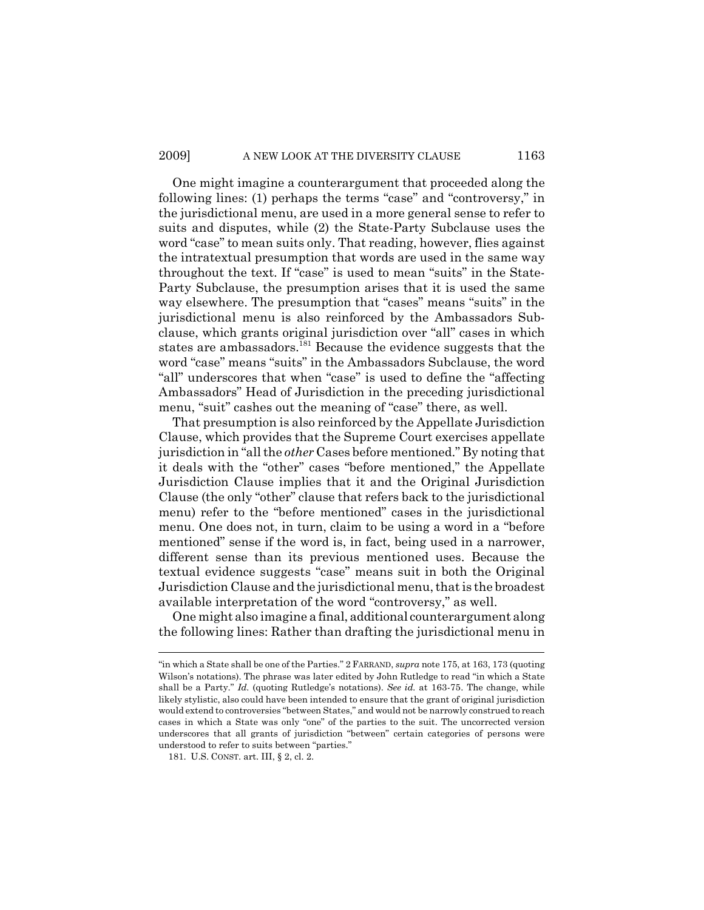One might imagine a counterargument that proceeded along the following lines: (1) perhaps the terms "case" and "controversy," in the jurisdictional menu, are used in a more general sense to refer to suits and disputes, while (2) the State-Party Subclause uses the word "case" to mean suits only. That reading, however, flies against the intratextual presumption that words are used in the same way throughout the text. If "case" is used to mean "suits" in the State-Party Subclause, the presumption arises that it is used the same way elsewhere. The presumption that "cases" means "suits" in the jurisdictional menu is also reinforced by the Ambassadors Subclause, which grants original jurisdiction over "all" cases in which states are ambassadors.[181] Because the evidence suggests that the word "case" means "suits" in the Ambassadors Subclause, the word "all" underscores that when "case" is used to define the "affecting Ambassadors" Head of Jurisdiction in the preceding jurisdictional menu, "suit" cashes out the meaning of "case" there, as well.

That presumption is also reinforced by the Appellate Jurisdiction Clause, which provides that the Supreme Court exercises appellate jurisdiction in "all the *other* Cases before mentioned." By noting that it deals with the "other" cases "before mentioned," the Appellate Jurisdiction Clause implies that it and the Original Jurisdiction Clause (the only "other" clause that refers back to the jurisdictional menu) refer to the "before mentioned" cases in the jurisdictional menu. One does not, in turn, claim to be using a word in a "before mentioned" sense if the word is, in fact, being used in a narrower, different sense than its previous mentioned uses. Because the textual evidence suggests "case" means suit in both the Original Jurisdiction Clause and the jurisdictional menu, that is the broadest available interpretation of the word "controversy," as well.

One might also imagine a final, additional counterargument along the following lines: Rather than drafting the jurisdictional menu in

---

"in which a State shall be one of the Parties." 2 FARRAND, *supra* note 175, at 163, 173 (quoting Wilson's notations). The phrase was later edited by John Rutledge to read "in which a State shall be a Party." *Id.* (quoting Rutledge's notations). *See id.* at 163-75. The change, while likely stylistic, also could have been intended to ensure that the grant of original jurisdiction would extend to controversies "between States," and would not be narrowly construed to reach cases in which a State was only "one" of the parties to the suit. The uncorrected version underscores that all grants of jurisdiction "between" certain categories of persons were understood to refer to suits between "parties."

181. U.S. CONST. art. III, § 2, cl. 2.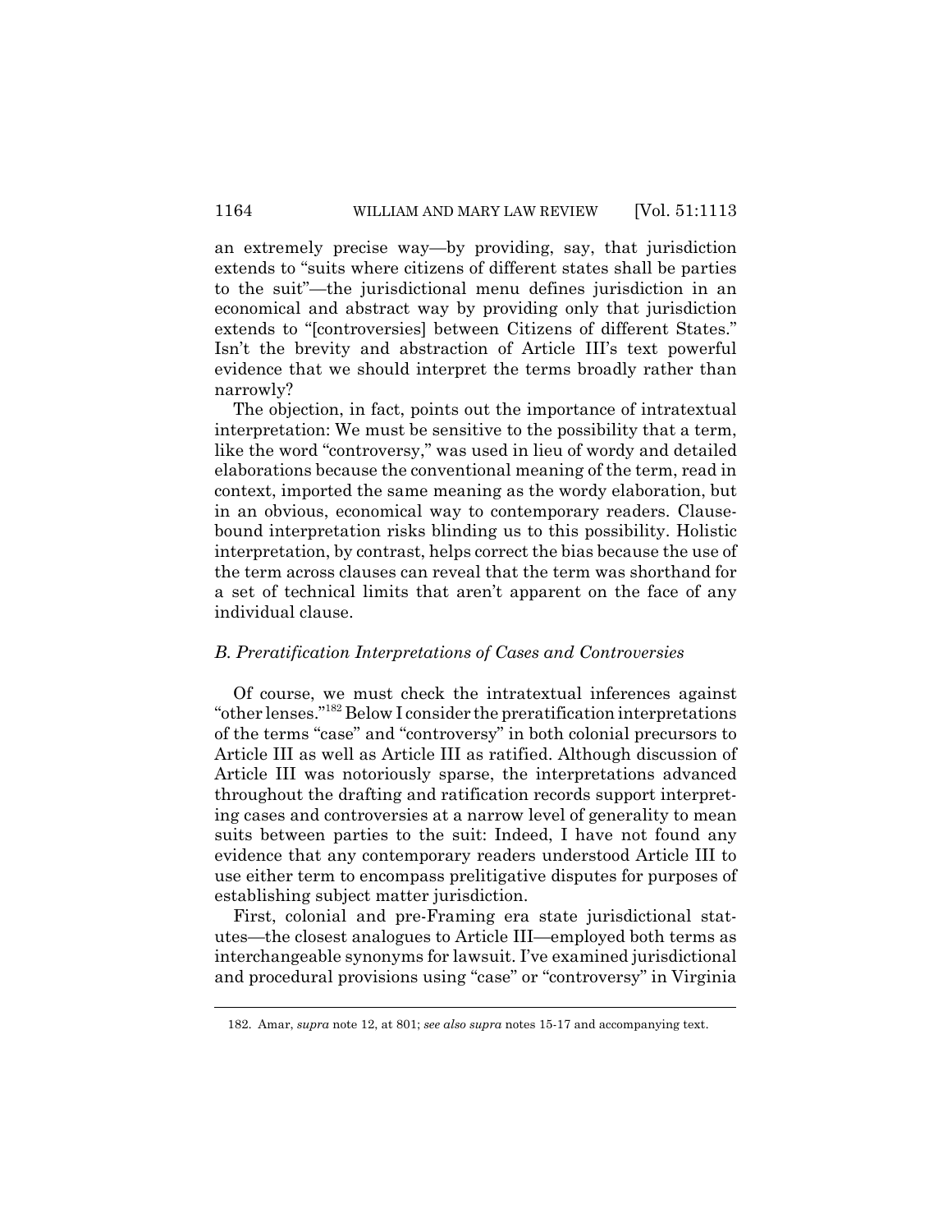an extremely precise way—by providing, say, that jurisdiction extends to "suits where citizens of different states shall be parties to the suit"—the jurisdictional menu defines jurisdiction in an economical and abstract way by providing only that jurisdiction extends to "[controversies] between Citizens of different States." Isn't the brevity and abstraction of Article III's text powerful evidence that we should interpret the terms broadly rather than narrowly?

The objection, in fact, points out the importance of intratextual interpretation: We must be sensitive to the possibility that a term, like the word "controversy," was used in lieu of wordy and detailed elaborations because the conventional meaning of the term, read in context, imported the same meaning as the wordy elaboration, but in an obvious, economical way to contemporary readers. Clause-bound interpretation risks blinding us to this possibility. Holistic interpretation, by contrast, helps correct the bias because the use of the term across clauses can reveal that the term was shorthand for a set of technical limits that aren't apparent on the face of any individual clause.

### *B. Preratification Interpretations of Cases and Controversies*

Of course, we must check the intratextual inferences against "other lenses."[182] Below I consider the preratification interpretations of the terms "case" and "controversy" in both colonial precursors to Article III as well as Article III as ratified. Although discussion of Article III was notoriously sparse, the interpretations advanced throughout the drafting and ratification records support interpreting cases and controversies at a narrow level of generality to mean suits between parties to the suit: Indeed, I have not found any evidence that any contemporary readers understood Article III to use either term to encompass prelitigative disputes for purposes of establishing subject matter jurisdiction.

First, colonial and pre-Framing era state jurisdictional statutes—the closest analogues to Article III—employed both terms as interchangeable synonyms for lawsuit. I've examined jurisdictional and procedural provisions using "case" or "controversy" in Virginia

---

182. Amar, *supra* note 12, at 801; *see also supra* notes 15-17 and accompanying text.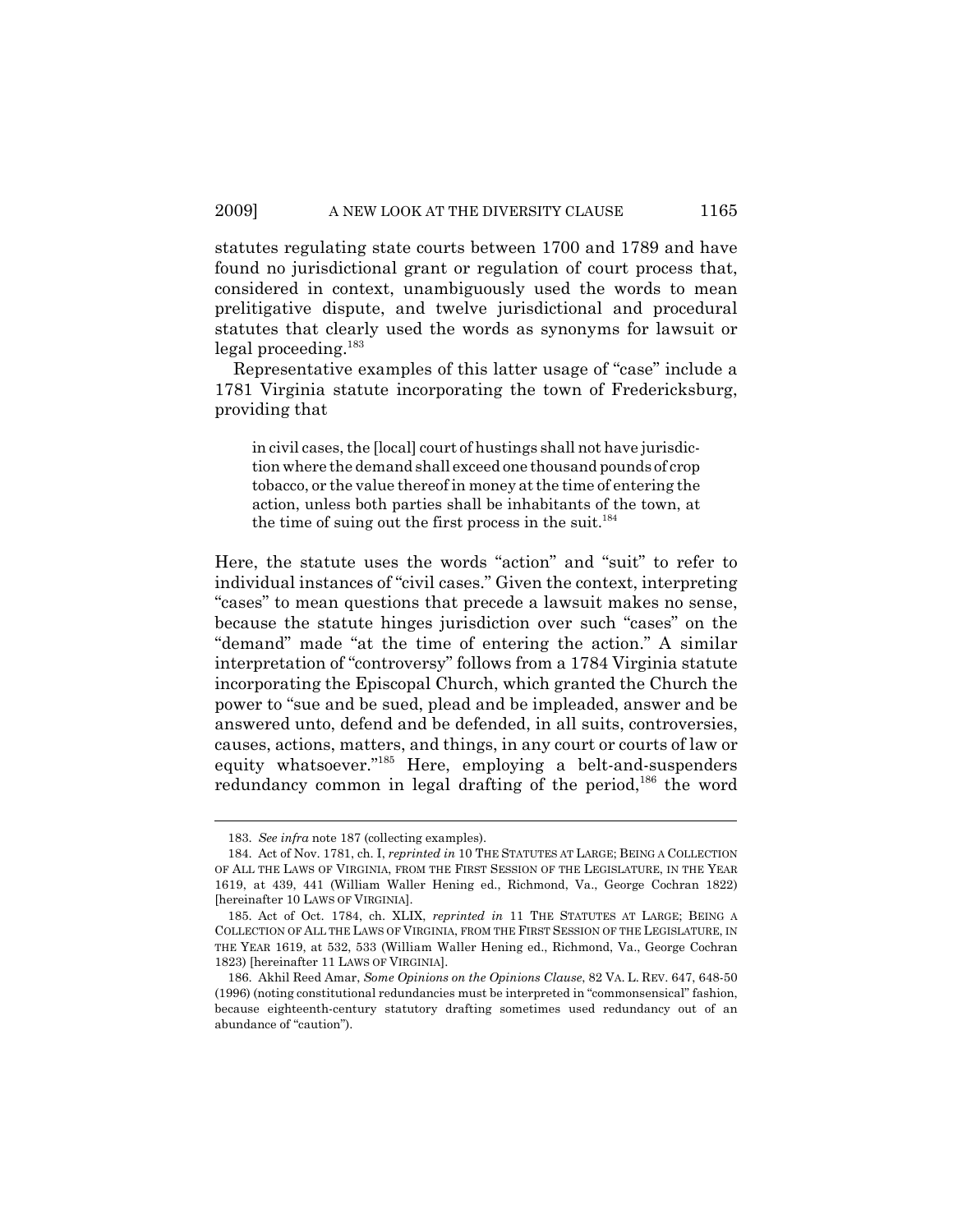statutes regulating state courts between 1700 and 1789 and have found no jurisdictional grant or regulation of court process that, considered in context, unambiguously used the words to mean prelitigative dispute, and twelve jurisdictional and procedural statutes that clearly used the words as synonyms for lawsuit or legal proceeding.[183]

Representative examples of this latter usage of "case" include a 1781 Virginia statute incorporating the town of Fredericksburg, providing that

> in civil cases, the [local] court of hustings shall not have jurisdiction where the demand shall exceed one thousand pounds of crop tobacco, or the value thereof in money at the time of entering the action, unless both parties shall be inhabitants of the town, at the time of suing out the first process in the suit.[184]

Here, the statute uses the words "action" and "suit" to refer to individual instances of "civil cases." Given the context, interpreting "cases" to mean questions that precede a lawsuit makes no sense, because the statute hinges jurisdiction over such "cases" on the "demand" made "at the time of entering the action." A similar interpretation of "controversy" follows from a 1784 Virginia statute incorporating the Episcopal Church, which granted the Church the power to "sue and be sued, plead and be impleaded, answer and be answered unto, defend and be defended, in all suits, controversies, causes, actions, matters, and things, in any court or courts of law or equity whatsoever."[185] Here, employing a belt-and-suspenders redundancy common in legal drafting of the period,[186] the word

---

183. *See infra* note 187 (collecting examples).

184. Act of Nov. 1781, ch. I, *reprinted in* 10 THE STATUTES AT LARGE; BEING A COLLECTION OF ALL THE LAWS OF VIRGINIA, FROM THE FIRST SESSION OF THE LEGISLATURE, IN THE YEAR 1619, at 439, 441 (William Waller Hening ed., Richmond, Va., George Cochran 1822) [hereinafter 10 LAWS OF VIRGINIA].

185. Act of Oct. 1784, ch. XLIX, *reprinted in* 11 THE STATUTES AT LARGE; BEING A COLLECTION OF ALL THE LAWS OF VIRGINIA, FROM THE FIRST SESSION OF THE LEGISLATURE, IN THE YEAR 1619, at 532, 533 (William Waller Hening ed., Richmond, Va., George Cochran 1823) [hereinafter 11 LAWS OF VIRGINIA].

186. Akhil Reed Amar, *Some Opinions on the Opinions Clause*, 82 VA. L. REV. 647, 648-50 (1996) (noting constitutional redundancies must be interpreted in "commonsensical" fashion, because eighteenth-century statutory drafting sometimes used redundancy out of an abundance of "caution").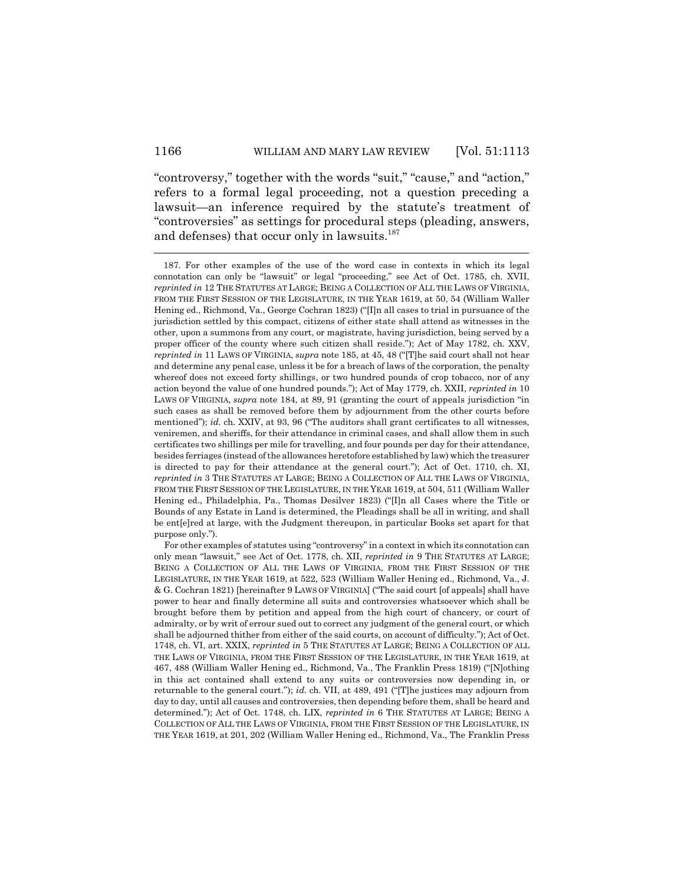"controversy," together with the words "suit," "cause," and "action," refers to a formal legal proceeding, not a question preceding a lawsuit—an inference required by the statute's treatment of "controversies" as settings for procedural steps (pleading, answers, and defenses) that occur only in lawsuits.[187]

---

187. For other examples of the use of the word case in contexts in which its legal connotation can only be "lawsuit" or legal "proceeding," see Act of Oct. 1785, ch. XVII, *reprinted in* 12 THE STATUTES AT LARGE; BEING A COLLECTION OF ALL THE LAWS OF VIRGINIA, FROM THE FIRST SESSION OF THE LEGISLATURE, IN THE YEAR 1619, at 50, 54 (William Waller Hening ed., Richmond, Va., George Cochran 1823) ("[I]n all cases to trial in pursuance of the jurisdiction settled by this compact, citizens of either state shall attend as witnesses in the other, upon a summons from any court, or magistrate, having jurisdiction, being served by a proper officer of the county where such citizen shall reside."); Act of May 1782, ch. XXV, *reprinted in* 11 LAWS OF VIRGINIA, *supra* note 185, at 45, 48 ("[T]he said court shall not hear and determine any penal case, unless it be for a breach of laws of the corporation, the penalty whereof does not exceed forty shillings, or two hundred pounds of crop tobacco, nor of any action beyond the value of one hundred pounds."); Act of May 1779, ch. XXII, *reprinted in* 10 LAWS OF VIRGINIA, *supra* note 184, at 89, 91 (granting the court of appeals jurisdiction "in such cases as shall be removed before them by adjournment from the other courts before mentioned"); *id.* ch. XXIV, at 93, 96 ("The auditors shall grant certificates to all witnesses, veniremen, and sheriffs, for their attendance in criminal cases, and shall allow them in such certificates two shillings per mile for travelling, and four pounds per day for their attendance, besides ferriages (instead of the allowances heretofore established by law) which the treasurer is directed to pay for their attendance at the general court."); Act of Oct. 1710, ch. XI, *reprinted in* 3 THE STATUTES AT LARGE; BEING A COLLECTION OF ALL THE LAWS OF VIRGINIA, FROM THE FIRST SESSION OF THE LEGISLATURE, IN THE YEAR 1619, at 504, 511 (William Waller Hening ed., Philadelphia, Pa., Thomas Desilver 1823) ("[I]n all Cases where the Title or Bounds of any Estate in Land is determined, the Pleadings shall be all in writing, and shall be ent[e]red at large, with the Judgment thereupon, in particular Books set apart for that purpose only.").

For other examples of statutes using "controversy" in a context in which its connotation can only mean "lawsuit," see Act of Oct. 1778, ch. XII, *reprinted in* 9 THE STATUTES AT LARGE; BEING A COLLECTION OF ALL THE LAWS OF VIRGINIA, FROM THE FIRST SESSION OF THE LEGISLATURE, IN THE YEAR 1619, at 522, 523 (William Waller Hening ed., Richmond, Va., J. & G. Cochran 1821) [hereinafter 9 LAWS OF VIRGINIA] ("The said court [of appeals] shall have power to hear and finally determine all suits and controversies whatsoever which shall be brought before them by petition and appeal from the high court of chancery, or court of admiralty, or by writ of errour sued out to correct any judgment of the general court, or which shall be adjourned thither from either of the said courts, on account of difficulty."); Act of Oct. 1748, ch. VI, art. XXIX, *reprinted in* 5 THE STATUTES AT LARGE; BEING A COLLECTION OF ALL THE LAWS OF VIRGINIA, FROM THE FIRST SESSION OF THE LEGISLATURE, IN THE YEAR 1619, at 467, 488 (William Waller Hening ed., Richmond, Va., The Franklin Press 1819) ("[N]othing in this act contained shall extend to any suits or controversies now depending in, or returnable to the general court."); *id.* ch. VII, at 489, 491 ("[T]he justices may adjourn from day to day, until all causes and controversies, then depending before them, shall be heard and determined."); Act of Oct. 1748, ch. LIX, *reprinted in* 6 THE STATUTES AT LARGE; BEING A COLLECTION OF ALL THE LAWS OF VIRGINIA, FROM THE FIRST SESSION OF THE LEGISLATURE, IN THE YEAR 1619, at 201, 202 (William Waller Hening ed., Richmond, Va., The Franklin Press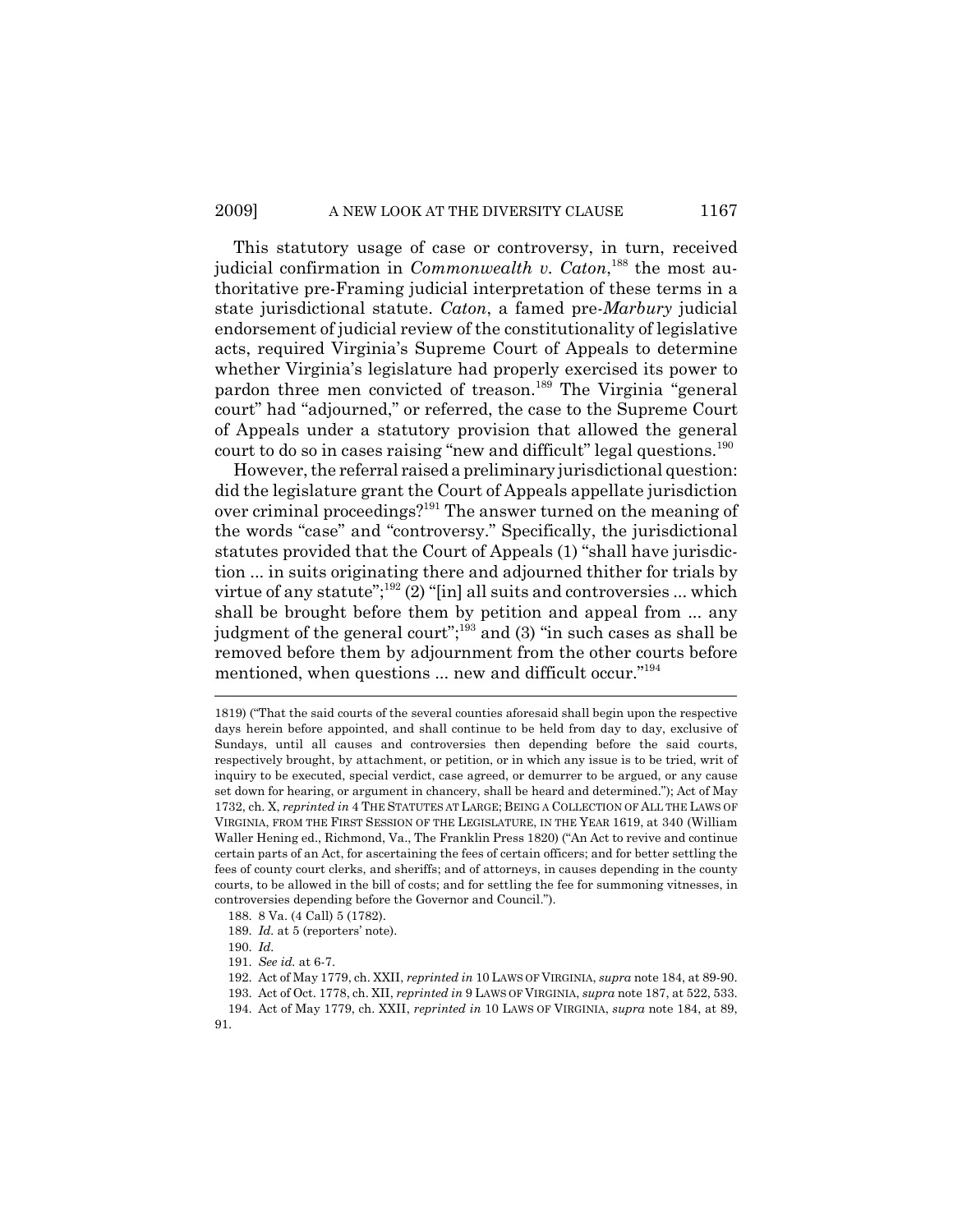This statutory usage of case or controversy, in turn, received judicial confirmation in *Commonwealth v. Caton*,[188] the most authoritative pre-Framing judicial interpretation of these terms in a state jurisdictional statute. *Caton*, a famed pre-*Marbury* judicial endorsement of judicial review of the constitutionality of legislative acts, required Virginia's Supreme Court of Appeals to determine whether Virginia's legislature had properly exercised its power to pardon three men convicted of treason.[189] The Virginia "general court" had "adjourned," or referred, the case to the Supreme Court of Appeals under a statutory provision that allowed the general court to do so in cases raising "new and difficult" legal questions.[190]

However, the referral raised a preliminary jurisdictional question: did the legislature grant the Court of Appeals appellate jurisdiction over criminal proceedings?[191] The answer turned on the meaning of the words "case" and "controversy." Specifically, the jurisdictional statutes provided that the Court of Appeals (1) "shall have jurisdiction ... in suits originating there and adjourned thither for trials by virtue of any statute";[192] (2) "[in] all suits and controversies ... which shall be brought before them by petition and appeal from ... any judgment of the general court";[193] and (3) "in such cases as shall be removed before them by adjournment from the other courts before mentioned, when questions ... new and difficult occur."[194]

---

1819) ("That the said courts of the several counties aforesaid shall begin upon the respective days herein before appointed, and shall continue to be held from day to day, exclusive of Sundays, until all causes and controversies then depending before the said courts, respectively brought, by attachment, or petition, or in which any issue is to be tried, writ of inquiry to be executed, special verdict, case agreed, or demurrer to be argued, or any cause set down for hearing, or argument in chancery, shall be heard and determined."); Act of May 1732, ch. X, *reprinted in* 4 THE STATUTES AT LARGE; BEING A COLLECTION OF ALL THE LAWS OF VIRGINIA, FROM THE FIRST SESSION OF THE LEGISLATURE, IN THE YEAR 1619, at 340 (William Waller Hening ed., Richmond, Va., The Franklin Press 1820) ("An Act to revive and continue certain parts of an Act, for ascertaining the fees of certain officers; and for better settling the fees of county court clerks, and sheriffs; and of attorneys, in causes depending in the county courts, to be allowed in the bill of costs; and for settling the fee for summoning vitnesses, in controversies depending before the Governor and Council.").

188. 8 Va. (4 Call) 5 (1782).

189. *Id.* at 5 (reporters' note).

190. *Id.*

191. *See id.* at 6-7.

192. Act of May 1779, ch. XXII, *reprinted in* 10 LAWS OF VIRGINIA, *supra* note 184, at 89-90.

193. Act of Oct. 1778, ch. XII, *reprinted in* 9 LAWS OF VIRGINIA, *supra* note 187, at 522, 533.

194. Act of May 1779, ch. XXII, *reprinted in* 10 LAWS OF VIRGINIA, *supra* note 184, at 89, 91.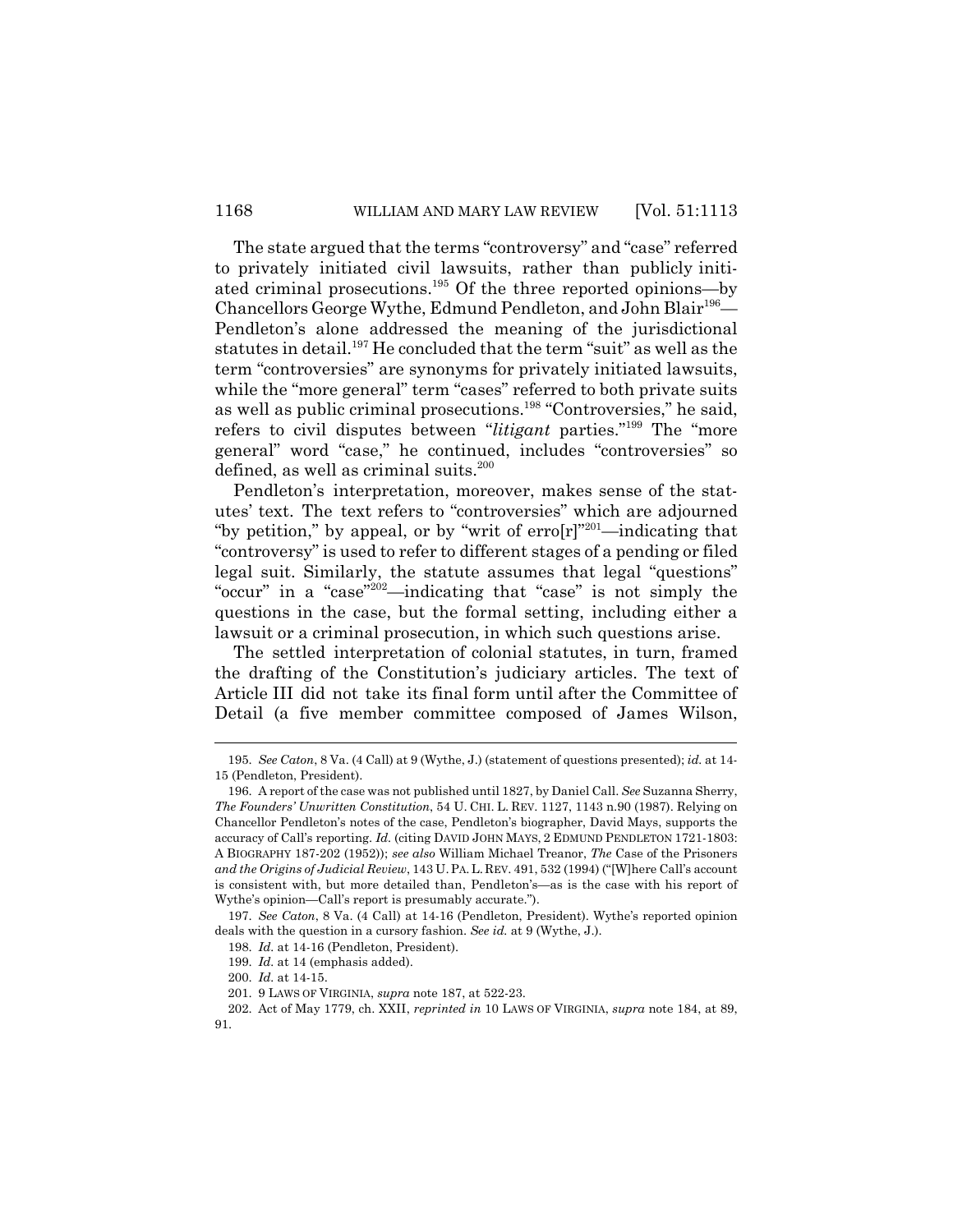The state argued that the terms "controversy" and "case" referred to privately initiated civil lawsuits, rather than publicly initiated criminal prosecutions.[195] Of the three reported opinions—by Chancellors George Wythe, Edmund Pendleton, and John Blair[196]—Pendleton's alone addressed the meaning of the jurisdictional statutes in detail.[197] He concluded that the term "suit" as well as the term "controversies" are synonyms for privately initiated lawsuits, while the "more general" term "cases" referred to both private suits as well as public criminal prosecutions.[198] "Controversies," he said, refers to civil disputes between "*litigant* parties."[199] The "more general" word "case," he continued, includes "controversies" so defined, as well as criminal suits.[200]

Pendleton's interpretation, moreover, makes sense of the statutes' text. The text refers to "controversies" which are adjourned "by petition," by appeal, or by "writ of erro[r]"[201]—indicating that "controversy" is used to refer to different stages of a pending or filed legal suit. Similarly, the statute assumes that legal "questions" "occur" in a "case"[202]—indicating that "case" is not simply the questions in the case, but the formal setting, including either a lawsuit or a criminal prosecution, in which such questions arise.

The settled interpretation of colonial statutes, in turn, framed the drafting of the Constitution's judiciary articles. The text of Article III did not take its final form until after the Committee of Detail (a five member committee composed of James Wilson,

---

195. *See Caton*, 8 Va. (4 Call) at 9 (Wythe, J.) (statement of questions presented); *id.* at 14-15 (Pendleton, President).

196. A report of the case was not published until 1827, by Daniel Call. *See* Suzanna Sherry, *The Founders' Unwritten Constitution*, 54 U. CHI. L. REV. 1127, 1143 n.90 (1987). Relying on Chancellor Pendleton's notes of the case, Pendleton's biographer, David Mays, supports the accuracy of Call's reporting. *Id.* (citing DAVID JOHN MAYS, 2 EDMUND PENDLETON 1721-1803: A BIOGRAPHY 187-202 (1952)); *see also* William Michael Treanor, *The* Case of the Prisoners *and the Origins of Judicial Review*, 143 U. PA. L. REV. 491, 532 (1994) ("[W]here Call's account is consistent with, but more detailed than, Pendleton's—as is the case with his report of Wythe's opinion—Call's report is presumably accurate.").

197. *See Caton*, 8 Va. (4 Call) at 14-16 (Pendleton, President). Wythe's reported opinion deals with the question in a cursory fashion. *See id.* at 9 (Wythe, J.).

198. *Id.* at 14-16 (Pendleton, President).

199. *Id.* at 14 (emphasis added).

200. *Id.* at 14-15.

201. 9 LAWS OF VIRGINIA, *supra* note 187, at 522-23.

202. Act of May 1779, ch. XXII, *reprinted in* 10 LAWS OF VIRGINIA, *supra* note 184, at 89, 91.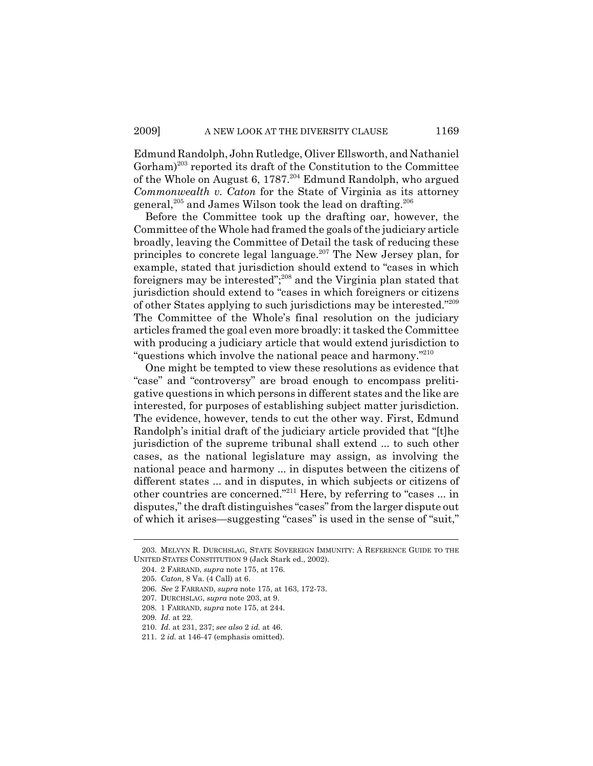Edmund Randolph, John Rutledge, Oliver Ellsworth, and Nathaniel Gorham)[203] reported its draft of the Constitution to the Committee of the Whole on August 6, 1787.[204] Edmund Randolph, who argued *Commonwealth v. Caton* for the State of Virginia as its attorney general,[205] and James Wilson took the lead on drafting.[206]

Before the Committee took up the drafting oar, however, the Committee of the Whole had framed the goals of the judiciary article broadly, leaving the Committee of Detail the task of reducing these principles to concrete legal language.[207] The New Jersey plan, for example, stated that jurisdiction should extend to "cases in which foreigners may be interested";[208] and the Virginia plan stated that jurisdiction should extend to "cases in which foreigners or citizens of other States applying to such jurisdictions may be interested."[209] The Committee of the Whole's final resolution on the judiciary articles framed the goal even more broadly: it tasked the Committee with producing a judiciary article that would extend jurisdiction to "questions which involve the national peace and harmony."[210]

One might be tempted to view these resolutions as evidence that "case" and "controversy" are broad enough to encompass prelitigative questions in which persons in different states and the like are interested, for purposes of establishing subject matter jurisdiction. The evidence, however, tends to cut the other way. First, Edmund Randolph's initial draft of the judiciary article provided that "[t]he jurisdiction of the supreme tribunal shall extend ... to such other cases, as the national legislature may assign, as involving the national peace and harmony ... in disputes between the citizens of different states ... and in disputes, in which subjects or citizens of other countries are concerned."[211] Here, by referring to "cases ... in disputes," the draft distinguishes "cases" from the larger dispute out of which it arises—suggesting "cases" is used in the sense of "suit,"

203. MELVYN R. DURCHSLAG, STATE SOVEREIGN IMMUNITY: A REFERENCE GUIDE TO THE UNITED STATES CONSTITUTION 9 (Jack Stark ed., 2002).

204. 2 FARRAND, *supra* note 175, at 176.

205. *Caton*, 8 Va. (4 Call) at 6.

206. *See* 2 FARRAND, *supra* note 175, at 163, 172-73.

207. DURCHSLAG, *supra* note 203, at 9.

208. 1 FARRAND, *supra* note 175, at 244.

209. *Id.* at 22.

210. *Id.* at 231, 237; *see also* 2 *id.* at 46.

211. 2 *id.* at 146-47 (emphasis omitted).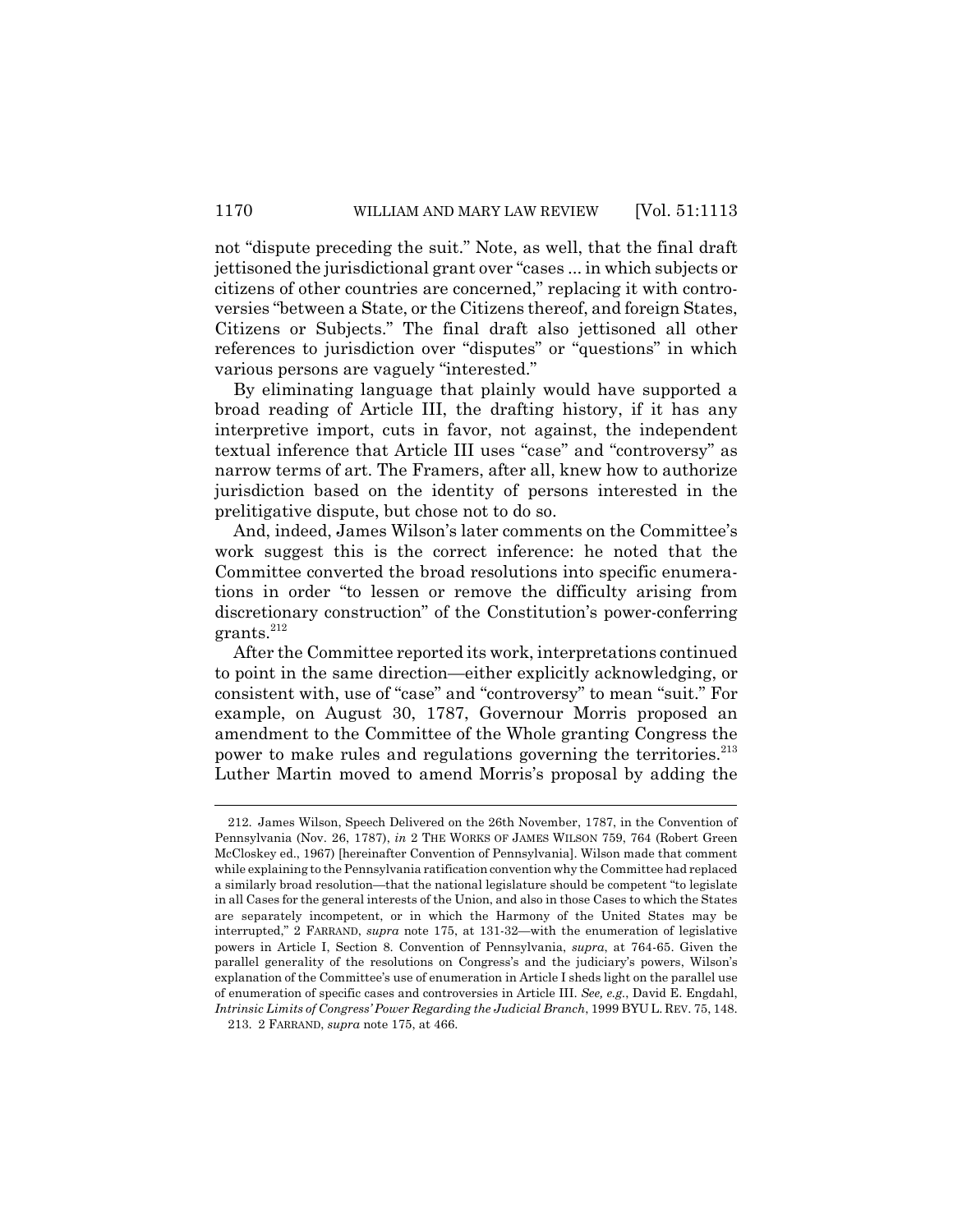not "dispute preceding the suit." Note, as well, that the final draft jettisoned the jurisdictional grant over "cases ... in which subjects or citizens of other countries are concerned," replacing it with controversies "between a State, or the Citizens thereof, and foreign States, Citizens or Subjects." The final draft also jettisoned all other references to jurisdiction over "disputes" or "questions" in which various persons are vaguely "interested."

By eliminating language that plainly would have supported a broad reading of Article III, the drafting history, if it has any interpretive import, cuts in favor, not against, the independent textual inference that Article III uses "case" and "controversy" as narrow terms of art. The Framers, after all, knew how to authorize jurisdiction based on the identity of persons interested in the prelitigative dispute, but chose not to do so.

And, indeed, James Wilson's later comments on the Committee's work suggest this is the correct inference: he noted that the Committee converted the broad resolutions into specific enumerations in order "to lessen or remove the difficulty arising from discretionary construction" of the Constitution's power-conferring grants.[212]

After the Committee reported its work, interpretations continued to point in the same direction—either explicitly acknowledging, or consistent with, use of "case" and "controversy" to mean "suit." For example, on August 30, 1787, Governour Morris proposed an amendment to the Committee of the Whole granting Congress the power to make rules and regulations governing the territories.[213] Luther Martin moved to amend Morris's proposal by adding the

---

212. James Wilson, Speech Delivered on the 26th November, 1787, in the Convention of Pennsylvania (Nov. 26, 1787), *in* 2 THE WORKS OF JAMES WILSON 759, 764 (Robert Green McCloskey ed., 1967) [hereinafter Convention of Pennsylvania]. Wilson made that comment while explaining to the Pennsylvania ratification convention why the Committee had replaced a similarly broad resolution—that the national legislature should be competent "to legislate in all Cases for the general interests of the Union, and also in those Cases to which the States are separately incompetent, or in which the Harmony of the United States may be interrupted," 2 FARRAND, *supra* note 175, at 131-32—with the enumeration of legislative powers in Article I, Section 8. Convention of Pennsylvania, *supra*, at 764-65. Given the parallel generality of the resolutions on Congress's and the judiciary's powers, Wilson's explanation of the Committee's use of enumeration in Article I sheds light on the parallel use of enumeration of specific cases and controversies in Article III. *See, e.g.*, David E. Engdahl, *Intrinsic Limits of Congress' Power Regarding the Judicial Branch*, 1999 BYU L. REV. 75, 148.

213. 2 FARRAND, *supra* note 175, at 466.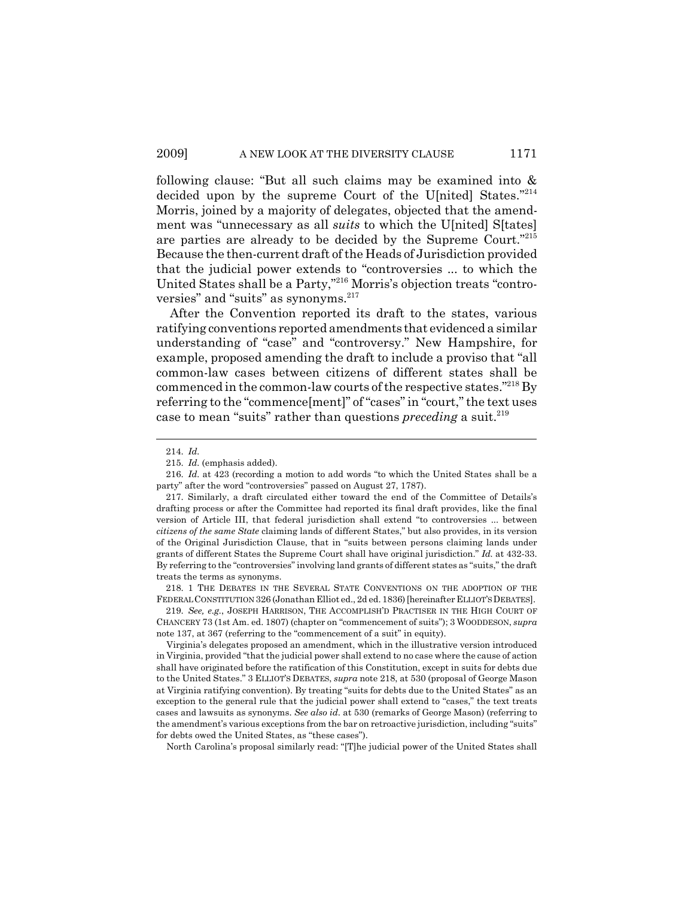following clause: "But all such claims may be examined into & decided upon by the supreme Court of the U[nited] States."[214] Morris, joined by a majority of delegates, objected that the amendment was "unnecessary as all *suits* to which the U[nited] S[tates] are parties are already to be decided by the Supreme Court."[215] Because the then-current draft of the Heads of Jurisdiction provided that the judicial power extends to "controversies ... to which the United States shall be a Party,"[216] Morris's objection treats "controversies" and "suits" as synonyms.[217]

After the Convention reported its draft to the states, various ratifying conventions reported amendments that evidenced a similar understanding of "case" and "controversy." New Hampshire, for example, proposed amending the draft to include a proviso that "all common-law cases between citizens of different states shall be commenced in the common-law courts of the respective states."[218] By referring to the "commence[ment]" of "cases" in "court," the text uses case to mean "suits" rather than questions *preceding* a suit.[219]

---

214. *Id.*

215. *Id.* (emphasis added).

216. *Id.* at 423 (recording a motion to add words "to which the United States shall be a party" after the word "controversies" passed on August 27, 1787).

217. Similarly, a draft circulated either toward the end of the Committee of Details's drafting process or after the Committee had reported its final draft provides, like the final version of Article III, that federal jurisdiction shall extend "to controversies ... between *citizens of the same State* claiming lands of different States," but also provides, in its version of the Original Jurisdiction Clause, that in "suits between persons claiming lands under grants of different States the Supreme Court shall have original jurisdiction." *Id.* at 432-33. By referring to the "controversies" involving land grants of different states as "suits," the draft treats the terms as synonyms.

218. 1 THE DEBATES IN THE SEVERAL STATE CONVENTIONS ON THE ADOPTION OF THE FEDERAL CONSTITUTION 326 (Jonathan Elliot ed., 2d ed. 1836) [hereinafter ELLIOT'S DEBATES].

219. *See, e.g.*, JOSEPH HARRISON, THE ACCOMPLISH'D PRACTISER IN THE HIGH COURT OF CHANCERY 73 (1st Am. ed. 1807) (chapter on "commencement of suits"); 3 WOODDESON, *supra* note 137, at 367 (referring to the "commencement of a suit" in equity).

Virginia's delegates proposed an amendment, which in the illustrative version introduced in Virginia, provided "that the judicial power shall extend to no case where the cause of action shall have originated before the ratification of this Constitution, except in suits for debts due to the United States." 3 ELLIOT'S DEBATES, *supra* note 218, at 530 (proposal of George Mason at Virginia ratifying convention). By treating "suits for debts due to the United States" as an exception to the general rule that the judicial power shall extend to "cases," the text treats cases and lawsuits as synonyms. *See also id.* at 530 (remarks of George Mason) (referring to the amendment's various exceptions from the bar on retroactive jurisdiction, including "suits" for debts owed the United States, as "these cases").

North Carolina's proposal similarly read: "[T]he judicial power of the United States shall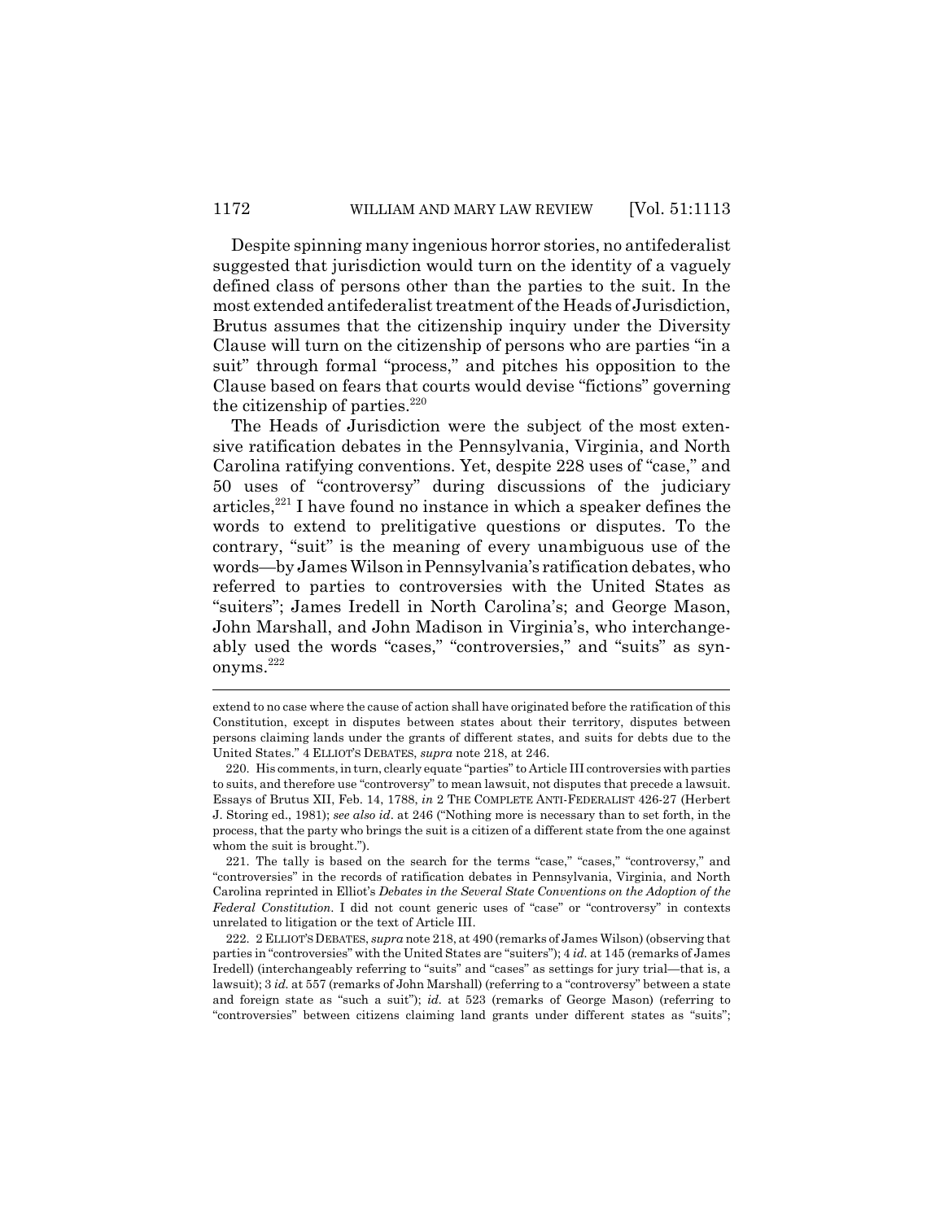Despite spinning many ingenious horror stories, no antifederalist suggested that jurisdiction would turn on the identity of a vaguely defined class of persons other than the parties to the suit. In the most extended antifederalist treatment of the Heads of Jurisdiction, Brutus assumes that the citizenship inquiry under the Diversity Clause will turn on the citizenship of persons who are parties "in a suit" through formal "process," and pitches his opposition to the Clause based on fears that courts would devise "fictions" governing the citizenship of parties.[220]

The Heads of Jurisdiction were the subject of the most extensive ratification debates in the Pennsylvania, Virginia, and North Carolina ratifying conventions. Yet, despite 228 uses of "case," and 50 uses of "controversy" during discussions of the judiciary articles,[221] I have found no instance in which a speaker defines the words to extend to prelitigative questions or disputes. To the contrary, "suit" is the meaning of every unambiguous use of the words—by James Wilson in Pennsylvania's ratification debates, who referred to parties to controversies with the United States as "suiters"; James Iredell in North Carolina's; and George Mason, John Marshall, and John Madison in Virginia's, who interchangeably used the words "cases," "controversies," and "suits" as synonyms.[222]

---

extend to no case where the cause of action shall have originated before the ratification of this Constitution, except in disputes between states about their territory, disputes between persons claiming lands under the grants of different states, and suits for debts due to the United States." 4 ELLIOT'S DEBATES, *supra* note 218, at 246.

220. His comments, in turn, clearly equate "parties" to Article III controversies with parties to suits, and therefore use "controversy" to mean lawsuit, not disputes that precede a lawsuit. Essays of Brutus XII, Feb. 14, 1788, *in* 2 THE COMPLETE ANTI-FEDERALIST 426-27 (Herbert J. Storing ed., 1981); *see also id*. at 246 ("Nothing more is necessary than to set forth, in the process, that the party who brings the suit is a citizen of a different state from the one against whom the suit is brought.").

221. The tally is based on the search for the terms "case," "cases," "controversy," and "controversies" in the records of ratification debates in Pennsylvania, Virginia, and North Carolina reprinted in Elliot's *Debates in the Several State Conventions on the Adoption of the Federal Constitution*. I did not count generic uses of "case" or "controversy" in contexts unrelated to litigation or the text of Article III.

222. 2 ELLIOT'S DEBATES, *supra* note 218, at 490 (remarks of James Wilson) (observing that parties in "controversies" with the United States are "suiters"); 4 *id.* at 145 (remarks of James Iredell) (interchangeably referring to "suits" and "cases" as settings for jury trial—that is, a lawsuit); 3 *id.* at 557 (remarks of John Marshall) (referring to a "controversy" between a state and foreign state as "such a suit"); *id.* at 523 (remarks of George Mason) (referring to "controversies" between citizens claiming land grants under different states as "suits";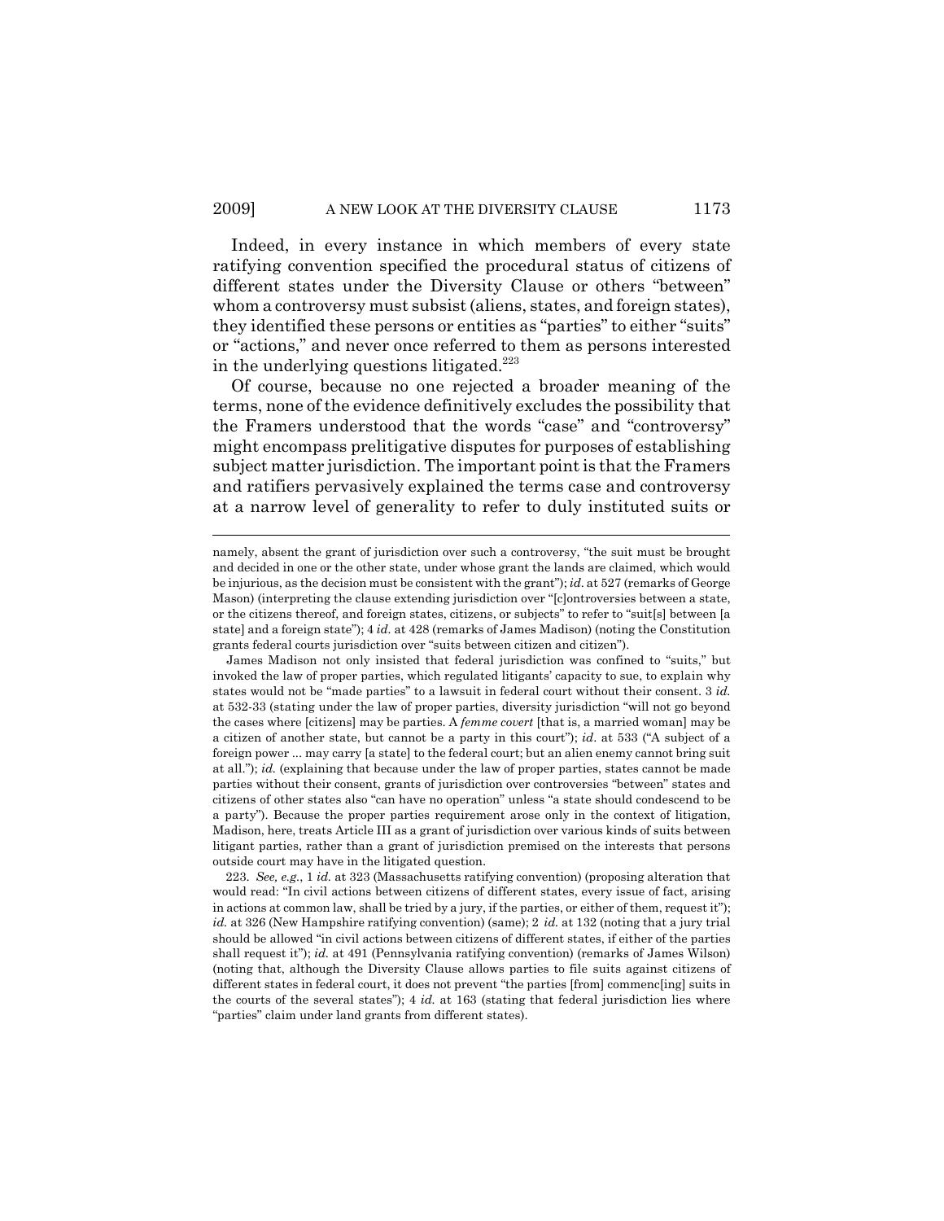Indeed, in every instance in which members of every state ratifying convention specified the procedural status of citizens of different states under the Diversity Clause or others "between" whom a controversy must subsist (aliens, states, and foreign states), they identified these persons or entities as "parties" to either "suits" or "actions," and never once referred to them as persons interested in the underlying questions litigated.[223]

Of course, because no one rejected a broader meaning of the terms, none of the evidence definitively excludes the possibility that the Framers understood that the words "case" and "controversy" might encompass prelitigative disputes for purposes of establishing subject matter jurisdiction. The important point is that the Framers and ratifiers pervasively explained the terms case and controversy at a narrow level of generality to refer to duly instituted suits or

---

namely, absent the grant of jurisdiction over such a controversy, "the suit must be brought and decided in one or the other state, under whose grant the lands are claimed, which would be injurious, as the decision must be consistent with the grant"); *id.* at 527 (remarks of George Mason) (interpreting the clause extending jurisdiction over "[c]ontroversies between a state, or the citizens thereof, and foreign states, citizens, or subjects" to refer to "suit[s] between [a state] and a foreign state"); 4 *id.* at 428 (remarks of James Madison) (noting the Constitution grants federal courts jurisdiction over "suits between citizen and citizen").

James Madison not only insisted that federal jurisdiction was confined to "suits," but invoked the law of proper parties, which regulated litigants' capacity to sue, to explain why states would not be "made parties" to a lawsuit in federal court without their consent. 3 *id.* at 532-33 (stating under the law of proper parties, diversity jurisdiction "will not go beyond the cases where [citizens] may be parties. A *femme covert* [that is, a married woman] may be a citizen of another state, but cannot be a party in this court"); *id.* at 533 ("A subject of a foreign power ... may carry [a state] to the federal court; but an alien enemy cannot bring suit at all."); *id.* (explaining that because under the law of proper parties, states cannot be made parties without their consent, grants of jurisdiction over controversies "between" states and citizens of other states also "can have no operation" unless "a state should condescend to be a party"). Because the proper parties requirement arose only in the context of litigation, Madison, here, treats Article III as a grant of jurisdiction over various kinds of suits between litigant parties, rather than a grant of jurisdiction premised on the interests that persons outside court may have in the litigated question.

223. *See, e.g.*, 1 *id.* at 323 (Massachusetts ratifying convention) (proposing alteration that would read: "In civil actions between citizens of different states, every issue of fact, arising in actions at common law, shall be tried by a jury, if the parties, or either of them, request it"); *id.* at 326 (New Hampshire ratifying convention) (same); 2 *id.* at 132 (noting that a jury trial should be allowed "in civil actions between citizens of different states, if either of the parties shall request it"); *id.* at 491 (Pennsylvania ratifying convention) (remarks of James Wilson) (noting that, although the Diversity Clause allows parties to file suits against citizens of different states in federal court, it does not prevent "the parties [from] commenc[ing] suits in the courts of the several states"); 4 *id.* at 163 (stating that federal jurisdiction lies where "parties" claim under land grants from different states).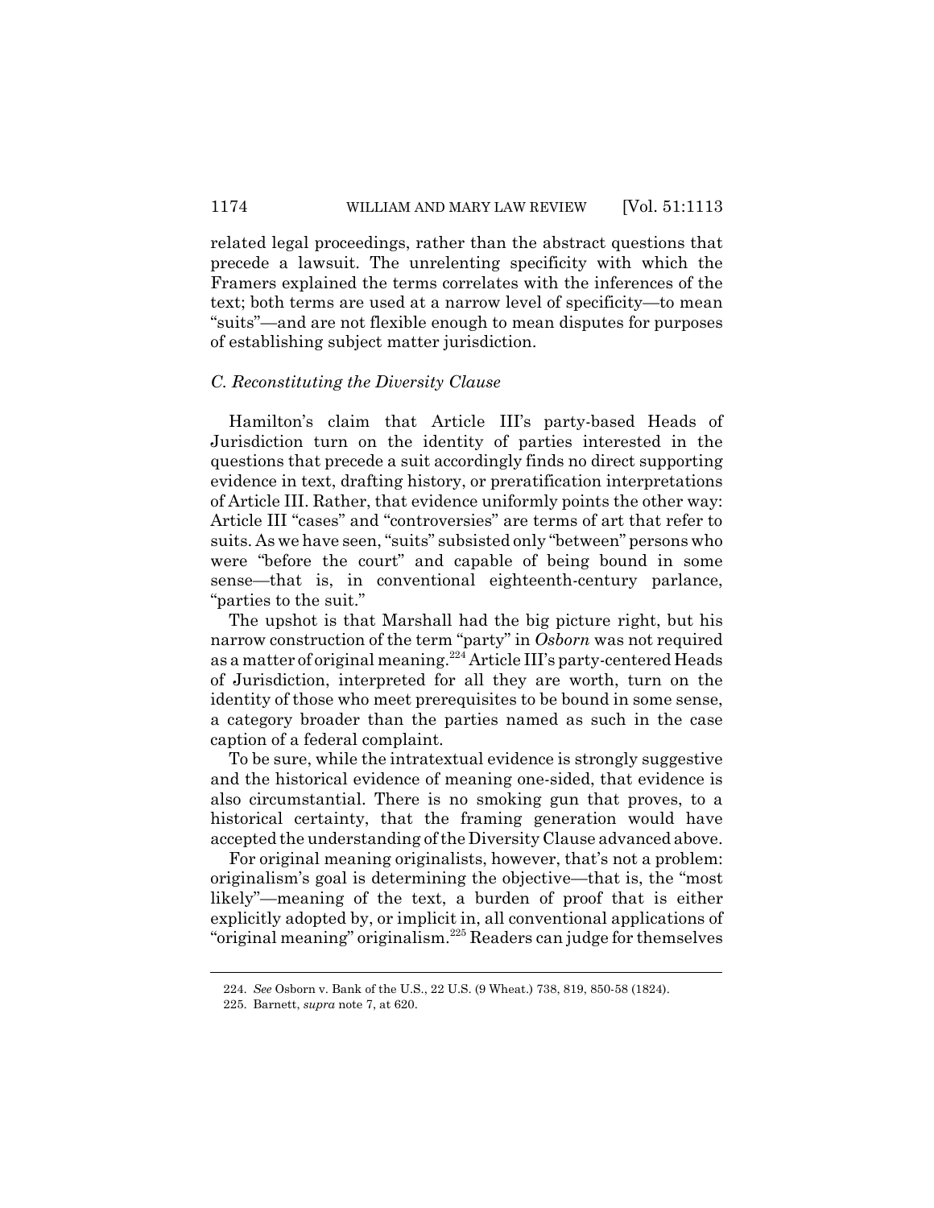related legal proceedings, rather than the abstract questions that precede a lawsuit. The unrelenting specificity with which the Framers explained the terms correlates with the inferences of the text; both terms are used at a narrow level of specificity—to mean "suits"—and are not flexible enough to mean disputes for purposes of establishing subject matter jurisdiction.

### *C. Reconstituting the Diversity Clause*

Hamilton's claim that Article III's party-based Heads of Jurisdiction turn on the identity of parties interested in the questions that precede a suit accordingly finds no direct supporting evidence in text, drafting history, or preratification interpretations of Article III. Rather, that evidence uniformly points the other way: Article III "cases" and "controversies" are terms of art that refer to suits. As we have seen, "suits" subsisted only "between" persons who were "before the court" and capable of being bound in some sense—that is, in conventional eighteenth-century parlance, "parties to the suit."

The upshot is that Marshall had the big picture right, but his narrow construction of the term "party" in *Osborn* was not required as a matter of original meaning.[224] Article III's party-centered Heads of Jurisdiction, interpreted for all they are worth, turn on the identity of those who meet prerequisites to be bound in some sense, a category broader than the parties named as such in the case caption of a federal complaint.

To be sure, while the intratextual evidence is strongly suggestive and the historical evidence of meaning one-sided, that evidence is also circumstantial. There is no smoking gun that proves, to a historical certainty, that the framing generation would have accepted the understanding of the Diversity Clause advanced above.

For original meaning originalists, however, that's not a problem: originalism's goal is determining the objective—that is, the "most likely"—meaning of the text, a burden of proof that is either explicitly adopted by, or implicit in, all conventional applications of "original meaning" originalism.[225] Readers can judge for themselves

---

224. *See* Osborn v. Bank of the U.S., 22 U.S. (9 Wheat.) 738, 819, 850-58 (1824).

225. Barnett, *supra* note 7, at 620.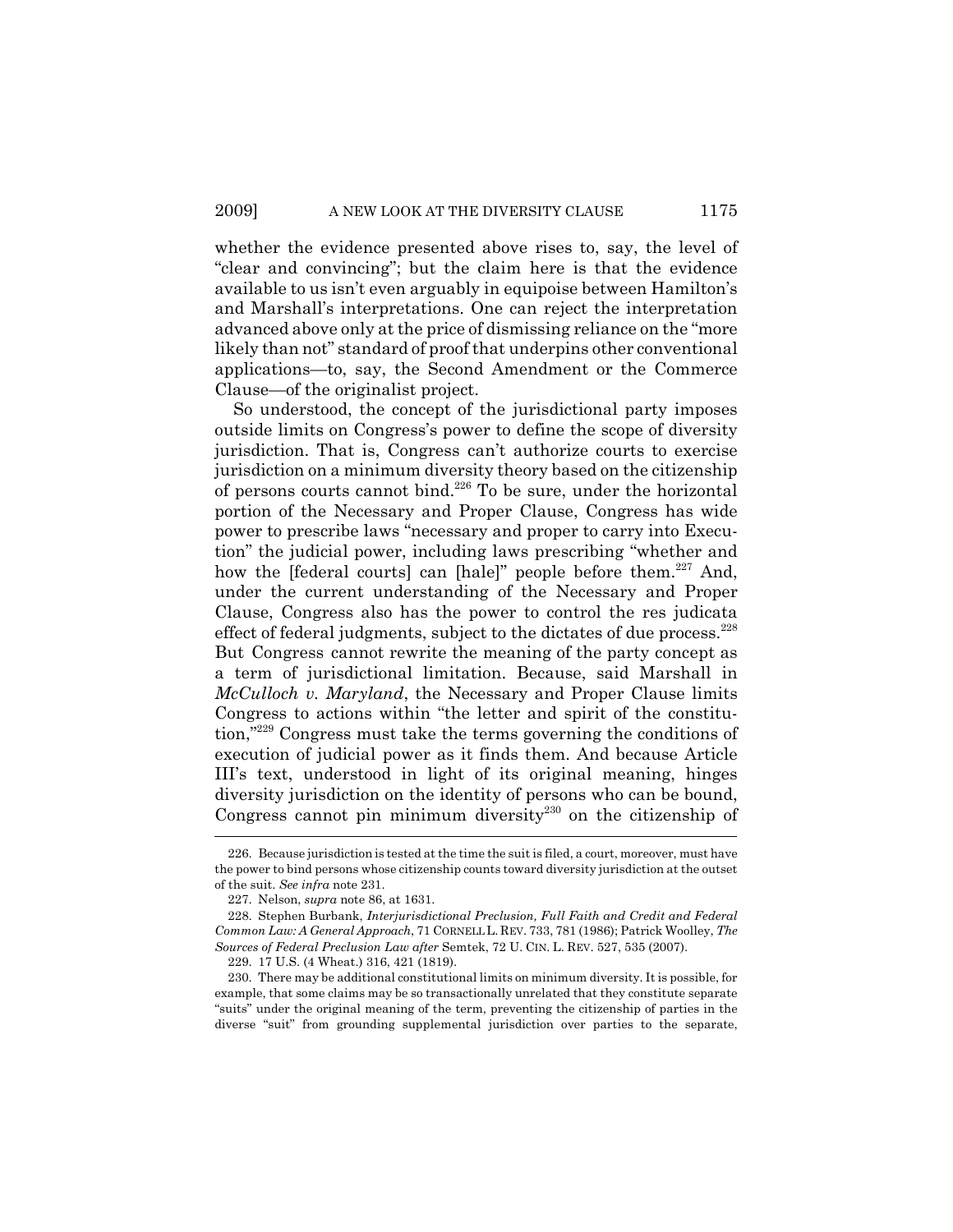whether the evidence presented above rises to, say, the level of "clear and convincing"; but the claim here is that the evidence available to us isn't even arguably in equipoise between Hamilton's and Marshall's interpretations. One can reject the interpretation advanced above only at the price of dismissing reliance on the "more likely than not" standard of proof that underpins other conventional applications—to, say, the Second Amendment or the Commerce Clause—of the originalist project.

So understood, the concept of the jurisdictional party imposes outside limits on Congress's power to define the scope of diversity jurisdiction. That is, Congress can't authorize courts to exercise jurisdiction on a minimum diversity theory based on the citizenship of persons courts cannot bind.[226] To be sure, under the horizontal portion of the Necessary and Proper Clause, Congress has wide power to prescribe laws "necessary and proper to carry into Execution" the judicial power, including laws prescribing "whether and how the [federal courts] can [hale]" people before them.[227] And, under the current understanding of the Necessary and Proper Clause, Congress also has the power to control the res judicata effect of federal judgments, subject to the dictates of due process.[228] But Congress cannot rewrite the meaning of the party concept as a term of jurisdictional limitation. Because, said Marshall in *McCulloch v. Maryland*, the Necessary and Proper Clause limits Congress to actions within "the letter and spirit of the constitution,"[229] Congress must take the terms governing the conditions of execution of judicial power as it finds them. And because Article III's text, understood in light of its original meaning, hinges diversity jurisdiction on the identity of persons who can be bound, Congress cannot pin minimum diversity[230] on the citizenship of

---

226. Because jurisdiction is tested at the time the suit is filed, a court, moreover, must have the power to bind persons whose citizenship counts toward diversity jurisdiction at the outset of the suit. *See infra* note 231.

227. Nelson, *supra* note 86, at 1631.

228. Stephen Burbank, *Interjurisdictional Preclusion, Full Faith and Credit and Federal Common Law: A General Approach*, 71 CORNELL L. REV. 733, 781 (1986); Patrick Woolley, *The Sources of Federal Preclusion Law after* Semtek, 72 U. CIN. L. REV. 527, 535 (2007).

229. 17 U.S. (4 Wheat.) 316, 421 (1819).

230. There may be additional constitutional limits on minimum diversity. It is possible, for example, that some claims may be so transactionally unrelated that they constitute separate "suits" under the original meaning of the term, preventing the citizenship of parties in the diverse "suit" from grounding supplemental jurisdiction over parties to the separate,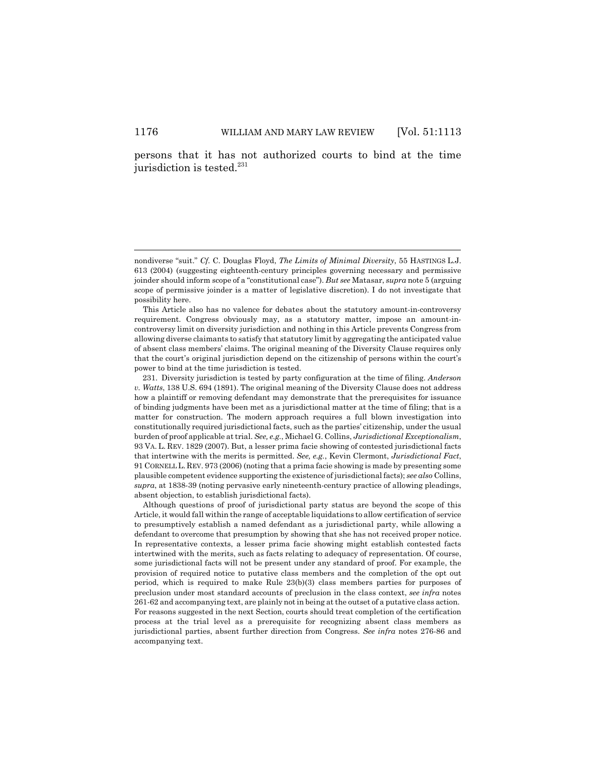persons that it has not authorized courts to bind at the time jurisdiction is tested.[231]

---

nondiverse "suit." *Cf.* C. Douglas Floyd, *The Limits of Minimal Diversity*, 55 HASTINGS L.J. 613 (2004) (suggesting eighteenth-century principles governing necessary and permissive joinder should inform scope of a "constitutional case"). *But see* Matasar, *supra* note 5 (arguing scope of permissive joinder is a matter of legislative discretion). I do not investigate that possibility here.

This Article also has no valence for debates about the statutory amount-in-controversy requirement. Congress obviously may, as a statutory matter, impose an amount-in-controversy limit on diversity jurisdiction and nothing in this Article prevents Congress from allowing diverse claimants to satisfy that statutory limit by aggregating the anticipated value of absent class members' claims. The original meaning of the Diversity Clause requires only that the court's original jurisdiction depend on the citizenship of persons within the court's power to bind at the time jurisdiction is tested.

231. Diversity jurisdiction is tested by party configuration at the time of filing. *Anderson v. Watts*, 138 U.S. 694 (1891). The original meaning of the Diversity Clause does not address how a plaintiff or removing defendant may demonstrate that the prerequisites for issuance of binding judgments have been met as a jurisdictional matter at the time of filing; that is a matter for construction. The modern approach requires a full blown investigation into constitutionally required jurisdictional facts, such as the parties' citizenship, under the usual burden of proof applicable at trial. *See, e.g.*, Michael G. Collins, *Jurisdictional Exceptionalism*, 93 VA. L. REV. 1829 (2007). But, a lesser prima facie showing of contested jurisdictional facts that intertwine with the merits is permitted. *See, e.g.*, Kevin Clermont, *Jurisdictional Fact*, 91 CORNELL L. REV. 973 (2006) (noting that a prima facie showing is made by presenting some plausible competent evidence supporting the existence of jurisdictional facts); *see also* Collins, *supra*, at 1838-39 (noting pervasive early nineteenth-century practice of allowing pleadings, absent objection, to establish jurisdictional facts).

Although questions of proof of jurisdictional party status are beyond the scope of this Article, it would fall within the range of acceptable liquidations to allow certification of service to presumptively establish a named defendant as a jurisdictional party, while allowing a defendant to overcome that presumption by showing that she has not received proper notice. In representative contexts, a lesser prima facie showing might establish contested facts intertwined with the merits, such as facts relating to adequacy of representation. Of course, some jurisdictional facts will not be present under any standard of proof. For example, the provision of required notice to putative class members and the completion of the opt out period, which is required to make Rule 23(b)(3) class members parties for purposes of preclusion under most standard accounts of preclusion in the class context, *see infra* notes 261-62 and accompanying text, are plainly not in being at the outset of a putative class action. For reasons suggested in the next Section, courts should treat completion of the certification process at the trial level as a prerequisite for recognizing absent class members as jurisdictional parties, absent further direction from Congress. *See infra* notes 276-86 and accompanying text.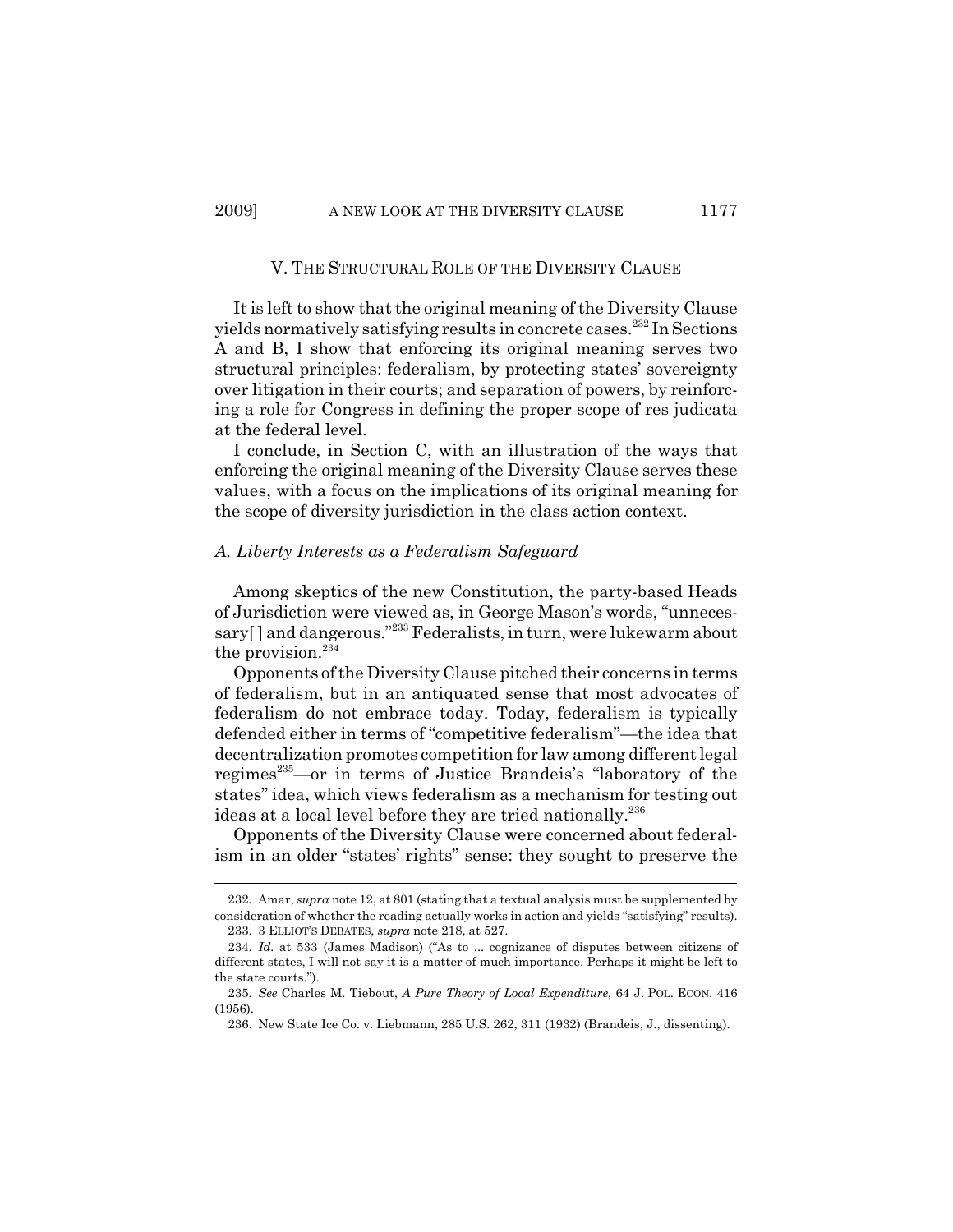## V. THE STRUCTURAL ROLE OF THE DIVERSITY CLAUSE

It is left to show that the original meaning of the Diversity Clause yields normatively satisfying results in concrete cases.[232] In Sections A and B, I show that enforcing its original meaning serves two structural principles: federalism, by protecting states' sovereignty over litigation in their courts; and separation of powers, by reinforcing a role for Congress in defining the proper scope of res judicata at the federal level.

I conclude, in Section C, with an illustration of the ways that enforcing the original meaning of the Diversity Clause serves these values, with a focus on the implications of its original meaning for the scope of diversity jurisdiction in the class action context.

### *A. Liberty Interests as a Federalism Safeguard*

Among skeptics of the new Constitution, the party-based Heads of Jurisdiction were viewed as, in George Mason's words, "unnecessary[] and dangerous."[233] Federalists, in turn, were lukewarm about the provision.[234]

Opponents of the Diversity Clause pitched their concerns in terms of federalism, but in an antiquated sense that most advocates of federalism do not embrace today. Today, federalism is typically defended either in terms of "competitive federalism"—the idea that decentralization promotes competition for law among different legal regimes[235]—or in terms of Justice Brandeis's "laboratory of the states" idea, which views federalism as a mechanism for testing out ideas at a local level before they are tried nationally.[236]

Opponents of the Diversity Clause were concerned about federalism in an older "states' rights" sense: they sought to preserve the

---

232. Amar, *supra* note 12, at 801 (stating that a textual analysis must be supplemented by consideration of whether the reading actually works in action and yields "satisfying" results).

233. 3 ELLIOT'S DEBATES, *supra* note 218, at 527.

234. *Id.* at 533 (James Madison) ("As to ... cognizance of disputes between citizens of different states, I will not say it is a matter of much importance. Perhaps it might be left to the state courts.").

235. *See* Charles M. Tiebout, *A Pure Theory of Local Expenditure*, 64 J. POL. ECON. 416 (1956).

236. New State Ice Co. v. Liebmann, 285 U.S. 262, 311 (1932) (Brandeis, J., dissenting).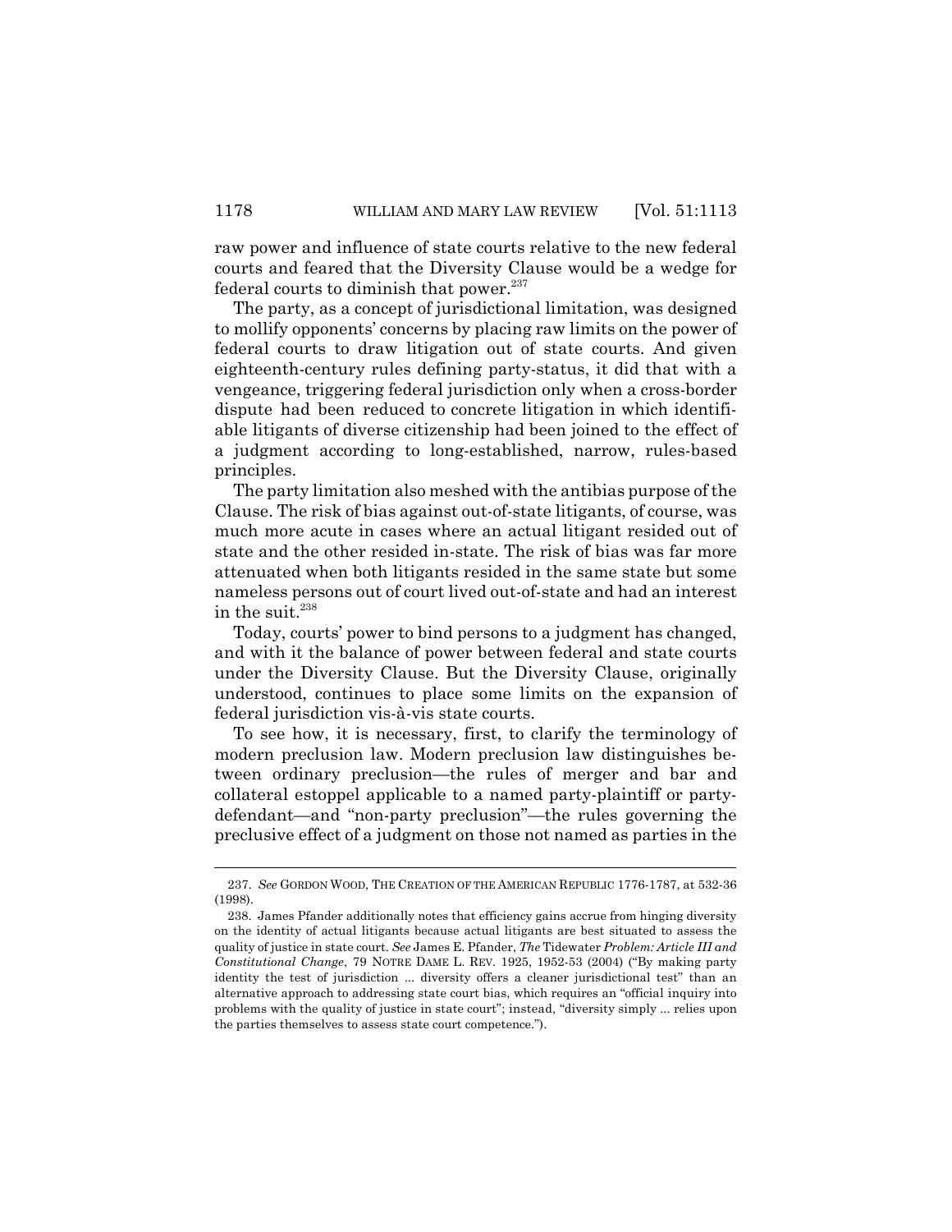raw power and influence of state courts relative to the new federal courts and feared that the Diversity Clause would be a wedge for federal courts to diminish that power.[237]

The party, as a concept of jurisdictional limitation, was designed to mollify opponents' concerns by placing raw limits on the power of federal courts to draw litigation out of state courts. And given eighteenth-century rules defining party-status, it did that with a vengeance, triggering federal jurisdiction only when a cross-border dispute had been reduced to concrete litigation in which identifiable litigants of diverse citizenship had been joined to the effect of a judgment according to long-established, narrow, rules-based principles.

The party limitation also meshed with the antibias purpose of the Clause. The risk of bias against out-of-state litigants, of course, was much more acute in cases where an actual litigant resided out of state and the other resided in-state. The risk of bias was far more attenuated when both litigants resided in the same state but some nameless persons out of court lived out-of-state and had an interest in the suit.[238]

Today, courts' power to bind persons to a judgment has changed, and with it the balance of power between federal and state courts under the Diversity Clause. But the Diversity Clause, originally understood, continues to place some limits on the expansion of federal jurisdiction vis-à-vis state courts.

To see how, it is necessary, first, to clarify the terminology of modern preclusion law. Modern preclusion law distinguishes between ordinary preclusion—the rules of merger and bar and collateral estoppel applicable to a named party-plaintiff or party-defendant—and "non-party preclusion"—the rules governing the preclusive effect of a judgment on those not named as parties in the

---

237. *See* GORDON WOOD, THE CREATION OF THE AMERICAN REPUBLIC 1776-1787, at 532-36 (1998).

238. James Pfander additionally notes that efficiency gains accrue from hinging diversity on the identity of actual litigants because actual litigants are best situated to assess the quality of justice in state court. *See* James E. Pfander, *The* Tidewater *Problem: Article III and Constitutional Change*, 79 NOTRE DAME L. REV. 1925, 1952-53 (2004) ("By making party identity the test of jurisdiction ... diversity offers a cleaner jurisdictional test" than an alternative approach to addressing state court bias, which requires an "official inquiry into problems with the quality of justice in state court"; instead, "diversity simply ... relies upon the parties themselves to assess state court competence.").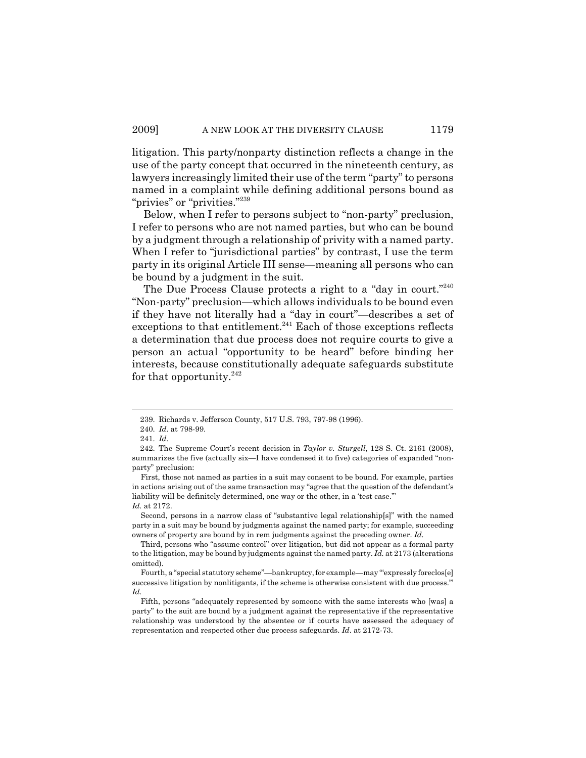litigation. This party/nonparty distinction reflects a change in the use of the party concept that occurred in the nineteenth century, as lawyers increasingly limited their use of the term "party" to persons named in a complaint while defining additional persons bound as "privies" or "privities."[239]

Below, when I refer to persons subject to "non-party" preclusion, I refer to persons who are not named parties, but who can be bound by a judgment through a relationship of privity with a named party. When I refer to "jurisdictional parties" by contrast, I use the term party in its original Article III sense—meaning all persons who can be bound by a judgment in the suit.

The Due Process Clause protects a right to a "day in court."[240] "Non-party" preclusion—which allows individuals to be bound even if they have not literally had a "day in court"—describes a set of exceptions to that entitlement.[241] Each of those exceptions reflects a determination that due process does not require courts to give a person an actual "opportunity to be heard" before binding her interests, because constitutionally adequate safeguards substitute for that opportunity.[242]

---

239. Richards v. Jefferson County, 517 U.S. 793, 797-98 (1996).

240. *Id.* at 798-99.

241. *Id.*

242. The Supreme Court's recent decision in *Taylor v. Sturgell*, 128 S. Ct. 2161 (2008), summarizes the five (actually six—I have condensed it to five) categories of expanded "non-party" preclusion:

First, those not named as parties in a suit may consent to be bound. For example, parties in actions arising out of the same transaction may "agree that the question of the defendant's liability will be definitely determined, one way or the other, in a 'test case.'" *Id.* at 2172.

Second, persons in a narrow class of "substantive legal relationship[s]" with the named party in a suit may be bound by judgments against the named party; for example, succeeding owners of property are bound by in rem judgments against the preceding owner. *Id.*

Third, persons who "assume control" over litigation, but did not appear as a formal party to the litigation, may be bound by judgments against the named party. *Id.* at 2173 (alterations omitted).

Fourth, a "special statutory scheme"—bankruptcy, for example—may "'expressly foreclos[e] successive litigation by nonlitigants, if the scheme is otherwise consistent with due process.'" *Id.*

Fifth, persons "adequately represented by someone with the same interests who [was] a party" to the suit are bound by a judgment against the representative if the representative relationship was understood by the absentee or if courts have assessed the adequacy of representation and respected other due process safeguards. *Id.* at 2172-73.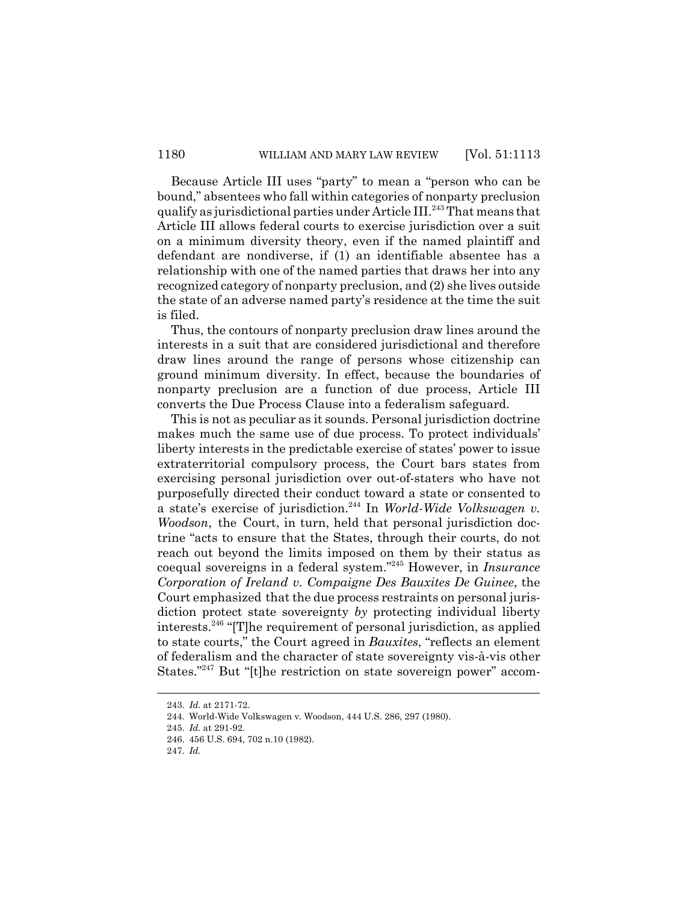Because Article III uses "party" to mean a "person who can be bound," absentees who fall within categories of nonparty preclusion qualify as jurisdictional parties under Article III.[243] That means that Article III allows federal courts to exercise jurisdiction over a suit on a minimum diversity theory, even if the named plaintiff and defendant are nondiverse, if (1) an identifiable absentee has a relationship with one of the named parties that draws her into any recognized category of nonparty preclusion, and (2) she lives outside the state of an adverse named party's residence at the time the suit is filed.

Thus, the contours of nonparty preclusion draw lines around the interests in a suit that are considered jurisdictional and therefore draw lines around the range of persons whose citizenship can ground minimum diversity. In effect, because the boundaries of nonparty preclusion are a function of due process, Article III converts the Due Process Clause into a federalism safeguard.

This is not as peculiar as it sounds. Personal jurisdiction doctrine makes much the same use of due process. To protect individuals' liberty interests in the predictable exercise of states' power to issue extraterritorial compulsory process, the Court bars states from exercising personal jurisdiction over out-of-staters who have not purposefully directed their conduct toward a state or consented to a state's exercise of jurisdiction.[244] In *World-Wide Volkswagen v. Woodson*, the Court, in turn, held that personal jurisdiction doctrine "acts to ensure that the States, through their courts, do not reach out beyond the limits imposed on them by their status as coequal sovereigns in a federal system."[245] However, in *Insurance Corporation of Ireland v. Compaigne Des Bauxites De Guinee*, the Court emphasized that the due process restraints on personal jurisdiction protect state sovereignty *by* protecting individual liberty interests.[246] "[T]he requirement of personal jurisdiction, as applied to state courts," the Court agreed in *Bauxites*, "reflects an element of federalism and the character of state sovereignty vis-à-vis other States."[247] But "[t]he restriction on state sovereign power" accom-

---

243. *Id.* at 2171-72.

244. World-Wide Volkswagen v. Woodson, 444 U.S. 286, 297 (1980).

245. *Id.* at 291-92.

246. 456 U.S. 694, 702 n.10 (1982).

247. *Id.*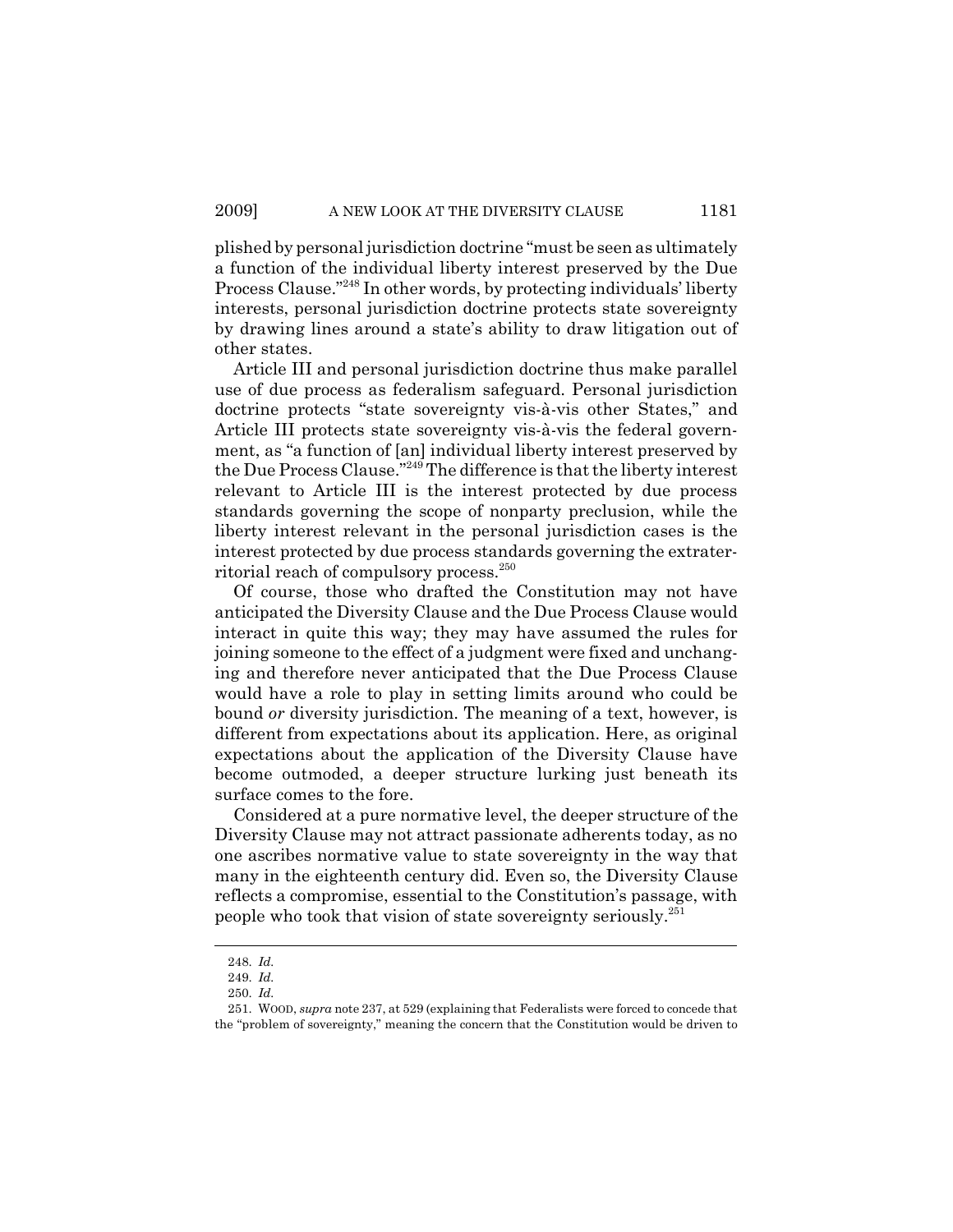plished by personal jurisdiction doctrine "must be seen as ultimately a function of the individual liberty interest preserved by the Due Process Clause."[248] In other words, by protecting individuals' liberty interests, personal jurisdiction doctrine protects state sovereignty by drawing lines around a state's ability to draw litigation out of other states.

Article III and personal jurisdiction doctrine thus make parallel use of due process as federalism safeguard. Personal jurisdiction doctrine protects "state sovereignty vis-à-vis other States," and Article III protects state sovereignty vis-à-vis the federal government, as "a function of [an] individual liberty interest preserved by the Due Process Clause."[249] The difference is that the liberty interest relevant to Article III is the interest protected by due process standards governing the scope of nonparty preclusion, while the liberty interest relevant in the personal jurisdiction cases is the interest protected by due process standards governing the extraterritorial reach of compulsory process.[250]

Of course, those who drafted the Constitution may not have anticipated the Diversity Clause and the Due Process Clause would interact in quite this way; they may have assumed the rules for joining someone to the effect of a judgment were fixed and unchanging and therefore never anticipated that the Due Process Clause would have a role to play in setting limits around who could be bound *or* diversity jurisdiction. The meaning of a text, however, is different from expectations about its application. Here, as original expectations about the application of the Diversity Clause have become outmoded, a deeper structure lurking just beneath its surface comes to the fore.

Considered at a pure normative level, the deeper structure of the Diversity Clause may not attract passionate adherents today, as no one ascribes normative value to state sovereignty in the way that many in the eighteenth century did. Even so, the Diversity Clause reflects a compromise, essential to the Constitution's passage, with people who took that vision of state sovereignty seriously.[251]

---

248. *Id.*

249. *Id.*

250. *Id.*

251. WOOD, *supra* note 237, at 529 (explaining that Federalists were forced to concede that the "problem of sovereignty," meaning the concern that the Constitution would be driven to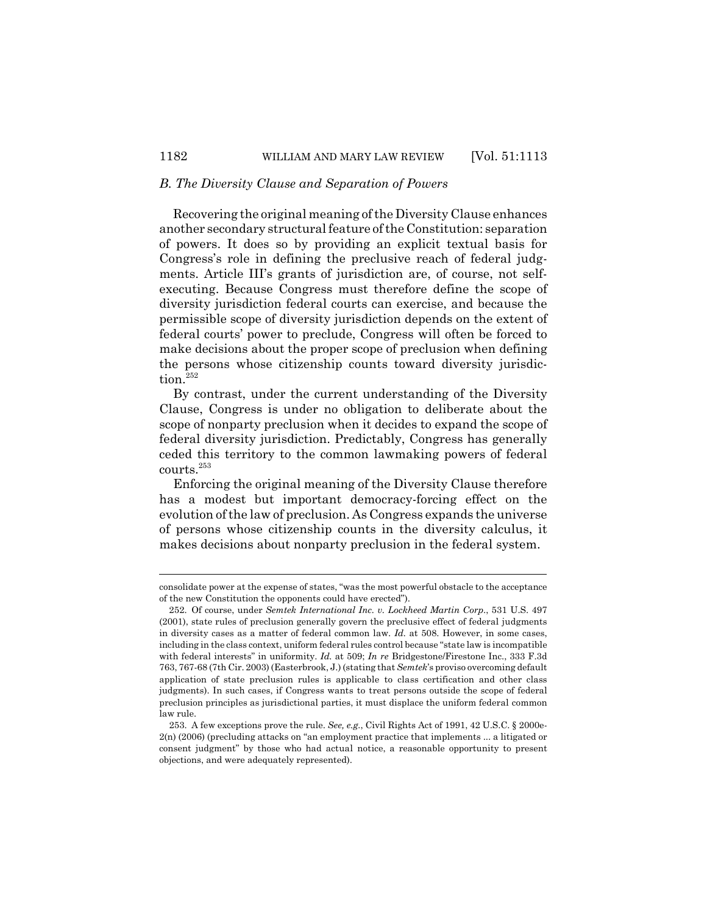### *B. The Diversity Clause and Separation of Powers*

Recovering the original meaning of the Diversity Clause enhances another secondary structural feature of the Constitution: separation of powers. It does so by providing an explicit textual basis for Congress's role in defining the preclusive reach of federal judgments. Article III's grants of jurisdiction are, of course, not self-executing. Because Congress must therefore define the scope of diversity jurisdiction federal courts can exercise, and because the permissible scope of diversity jurisdiction depends on the extent of federal courts' power to preclude, Congress will often be forced to make decisions about the proper scope of preclusion when defining the persons whose citizenship counts toward diversity jurisdiction.[252]

By contrast, under the current understanding of the Diversity Clause, Congress is under no obligation to deliberate about the scope of nonparty preclusion when it decides to expand the scope of federal diversity jurisdiction. Predictably, Congress has generally ceded this territory to the common lawmaking powers of federal courts.[253]

Enforcing the original meaning of the Diversity Clause therefore has a modest but important democracy-forcing effect on the evolution of the law of preclusion. As Congress expands the universe of persons whose citizenship counts in the diversity calculus, it makes decisions about nonparty preclusion in the federal system.

---

consolidate power at the expense of states, "was the most powerful obstacle to the acceptance of the new Constitution the opponents could have erected").

252. Of course, under *Semtek International Inc. v. Lockheed Martin Corp.*, 531 U.S. 497 (2001), state rules of preclusion generally govern the preclusive effect of federal judgments in diversity cases as a matter of federal common law. *Id.* at 508. However, in some cases, including in the class context, uniform federal rules control because "state law is incompatible with federal interests" in uniformity. *Id.* at 509; *In re* Bridgestone/Firestone Inc., 333 F.3d 763, 767-68 (7th Cir. 2003) (Easterbrook, J.) (stating that *Semtek*'s proviso overcoming default application of state preclusion rules is applicable to class certification and other class judgments). In such cases, if Congress wants to treat persons outside the scope of federal preclusion principles as jurisdictional parties, it must displace the uniform federal common law rule.

253. A few exceptions prove the rule. *See, e.g.*, Civil Rights Act of 1991, 42 U.S.C. § 2000e-2(n) (2006) (precluding attacks on "an employment practice that implements ... a litigated or consent judgment" by those who had actual notice, a reasonable opportunity to present objections, and were adequately represented).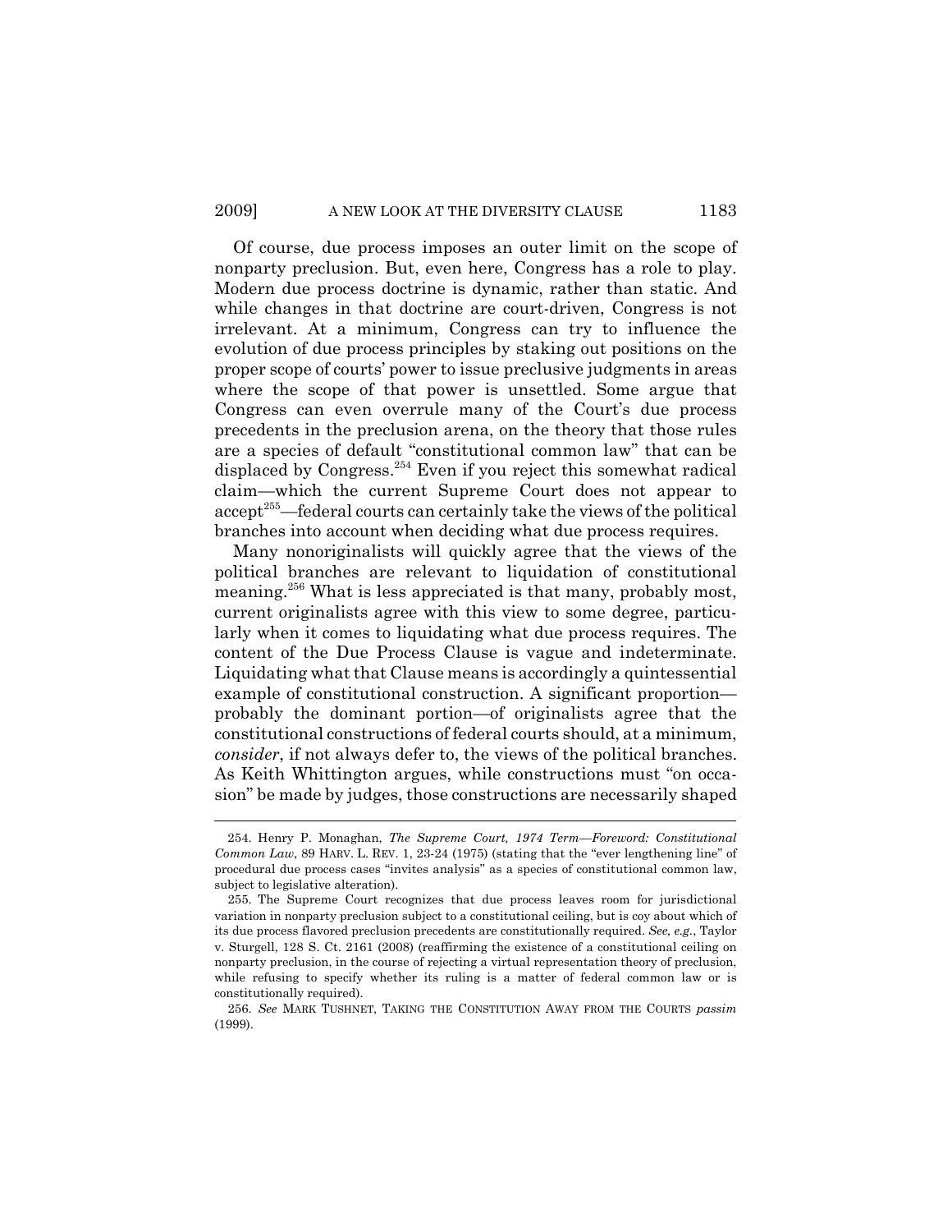Of course, due process imposes an outer limit on the scope of nonparty preclusion. But, even here, Congress has a role to play. Modern due process doctrine is dynamic, rather than static. And while changes in that doctrine are court-driven, Congress is not irrelevant. At a minimum, Congress can try to influence the evolution of due process principles by staking out positions on the proper scope of courts' power to issue preclusive judgments in areas where the scope of that power is unsettled. Some argue that Congress can even overrule many of the Court's due process precedents in the preclusion arena, on the theory that those rules are a species of default "constitutional common law" that can be displaced by Congress.[254] Even if you reject this somewhat radical claim—which the current Supreme Court does not appear to accept[255]—federal courts can certainly take the views of the political branches into account when deciding what due process requires.

Many nonoriginalists will quickly agree that the views of the political branches are relevant to liquidation of constitutional meaning.[256] What is less appreciated is that many, probably most, current originalists agree with this view to some degree, particularly when it comes to liquidating what due process requires. The content of the Due Process Clause is vague and indeterminate. Liquidating what that Clause means is accordingly a quintessential example of constitutional construction. A significant proportion—probably the dominant portion—of originalists agree that the constitutional constructions of federal courts should, at a minimum, *consider*, if not always defer to, the views of the political branches. As Keith Whittington argues, while constructions must "on occasion" be made by judges, those constructions are necessarily shaped

---

254. Henry P. Monaghan, *The Supreme Court, 1974 Term—Foreword: Constitutional Common Law*, 89 HARV. L. REV. 1, 23-24 (1975) (stating that the "ever lengthening line" of procedural due process cases "invites analysis" as a species of constitutional common law, subject to legislative alteration).

255. The Supreme Court recognizes that due process leaves room for jurisdictional variation in nonparty preclusion subject to a constitutional ceiling, but is coy about which of its due process flavored preclusion precedents are constitutionally required. *See, e.g.*, Taylor v. Sturgell, 128 S. Ct. 2161 (2008) (reaffirming the existence of a constitutional ceiling on nonparty preclusion, in the course of rejecting a virtual representation theory of preclusion, while refusing to specify whether its ruling is a matter of federal common law or is constitutionally required).

256. *See* MARK TUSHNET, TAKING THE CONSTITUTION AWAY FROM THE COURTS *passim* (1999).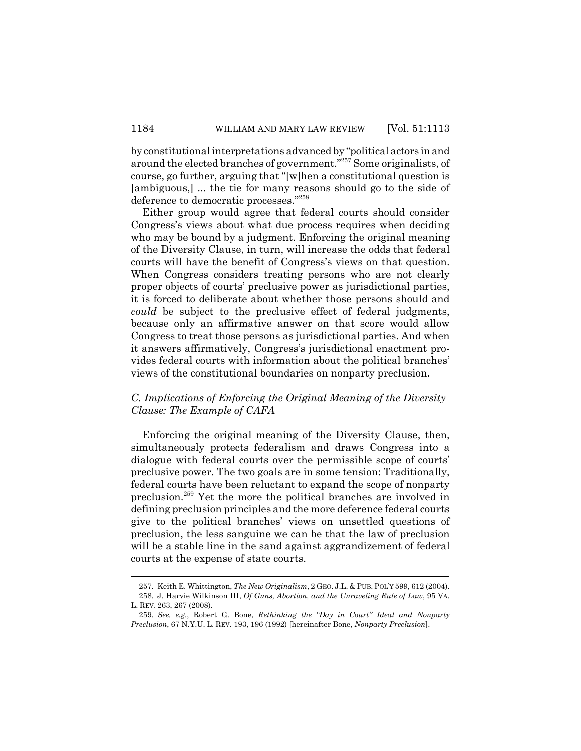by constitutional interpretations advanced by "political actors in and around the elected branches of government."[257] Some originalists, of course, go further, arguing that "[w]hen a constitutional question is [ambiguous,] ... the tie for many reasons should go to the side of deference to democratic processes."[258]

Either group would agree that federal courts should consider Congress's views about what due process requires when deciding who may be bound by a judgment. Enforcing the original meaning of the Diversity Clause, in turn, will increase the odds that federal courts will have the benefit of Congress's views on that question. When Congress considers treating persons who are not clearly proper objects of courts' preclusive power as jurisdictional parties, it is forced to deliberate about whether those persons should and *could* be subject to the preclusive effect of federal judgments, because only an affirmative answer on that score would allow Congress to treat those persons as jurisdictional parties. And when it answers affirmatively, Congress's jurisdictional enactment provides federal courts with information about the political branches' views of the constitutional boundaries on nonparty preclusion.

### *C. Implications of Enforcing the Original Meaning of the Diversity Clause: The Example of CAFA*

Enforcing the original meaning of the Diversity Clause, then, simultaneously protects federalism and draws Congress into a dialogue with federal courts over the permissible scope of courts' preclusive power. The two goals are in some tension: Traditionally, federal courts have been reluctant to expand the scope of nonparty preclusion.[259] Yet the more the political branches are involved in defining preclusion principles and the more deference federal courts give to the political branches' views on unsettled questions of preclusion, the less sanguine we can be that the law of preclusion will be a stable line in the sand against aggrandizement of federal courts at the expense of state courts.

---

257. Keith E. Whittington, *The New Originalism*, 2 GEO. J.L. & PUB. POL'Y 599, 612 (2004).

258. J. Harvie Wilkinson III, *Of Guns, Abortion, and the Unraveling Rule of Law*, 95 VA. L. REV. 263, 267 (2008).

259. *See, e.g.*, Robert G. Bone, *Rethinking the "Day in Court" Ideal and Nonparty Preclusion*, 67 N.Y.U. L. REV. 193, 196 (1992) [hereinafter Bone, *Nonparty Preclusion*].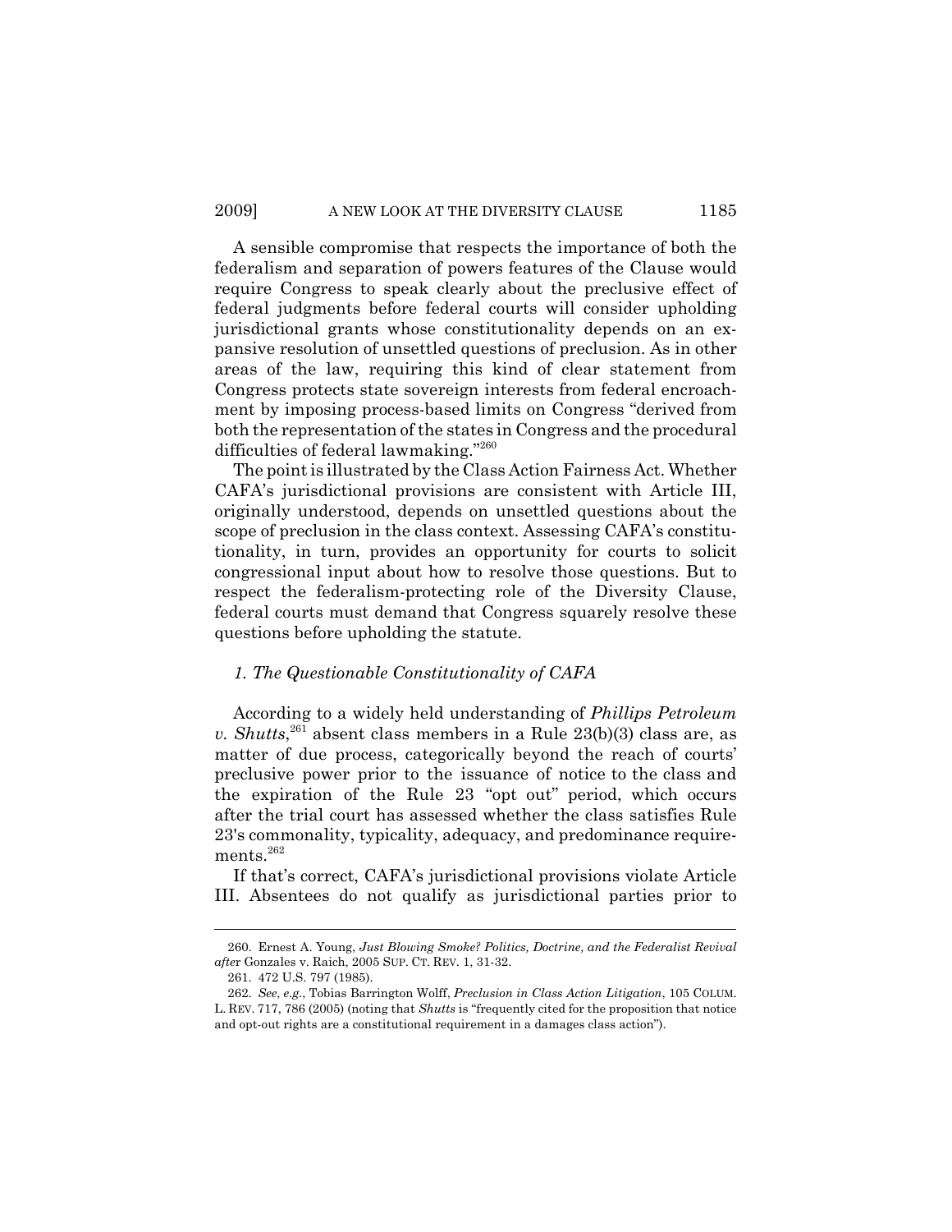A sensible compromise that respects the importance of both the federalism and separation of powers features of the Clause would require Congress to speak clearly about the preclusive effect of federal judgments before federal courts will consider upholding jurisdictional grants whose constitutionality depends on an expansive resolution of unsettled questions of preclusion. As in other areas of the law, requiring this kind of clear statement from Congress protects state sovereign interests from federal encroachment by imposing process-based limits on Congress "derived from both the representation of the states in Congress and the procedural difficulties of federal lawmaking."[260]

The point is illustrated by the Class Action Fairness Act. Whether CAFA's jurisdictional provisions are consistent with Article III, originally understood, depends on unsettled questions about the scope of preclusion in the class context. Assessing CAFA's constitutionality, in turn, provides an opportunity for courts to solicit congressional input about how to resolve those questions. But to respect the federalism-protecting role of the Diversity Clause, federal courts must demand that Congress squarely resolve these questions before upholding the statute.

### *1. The Questionable Constitutionality of CAFA*

According to a widely held understanding of *Phillips Petroleum v. Shutts*,[261] absent class members in a Rule 23(b)(3) class are, as matter of due process, categorically beyond the reach of courts' preclusive power prior to the issuance of notice to the class and the expiration of the Rule 23 "opt out" period, which occurs after the trial court has assessed whether the class satisfies Rule 23's commonality, typicality, adequacy, and predominance requirements.[262]

If that's correct, CAFA's jurisdictional provisions violate Article III. Absentees do not qualify as jurisdictional parties prior to

---

260. Ernest A. Young, *Just Blowing Smoke? Politics, Doctrine, and the Federalist Revival after* Gonzales v. Raich, 2005 SUP. CT. REV. 1, 31-32.

261. 472 U.S. 797 (1985).

262. *See, e.g.*, Tobias Barrington Wolff, *Preclusion in Class Action Litigation*, 105 COLUM. L. REV. 717, 786 (2005) (noting that *Shutts* is "frequently cited for the proposition that notice and opt-out rights are a constitutional requirement in a damages class action").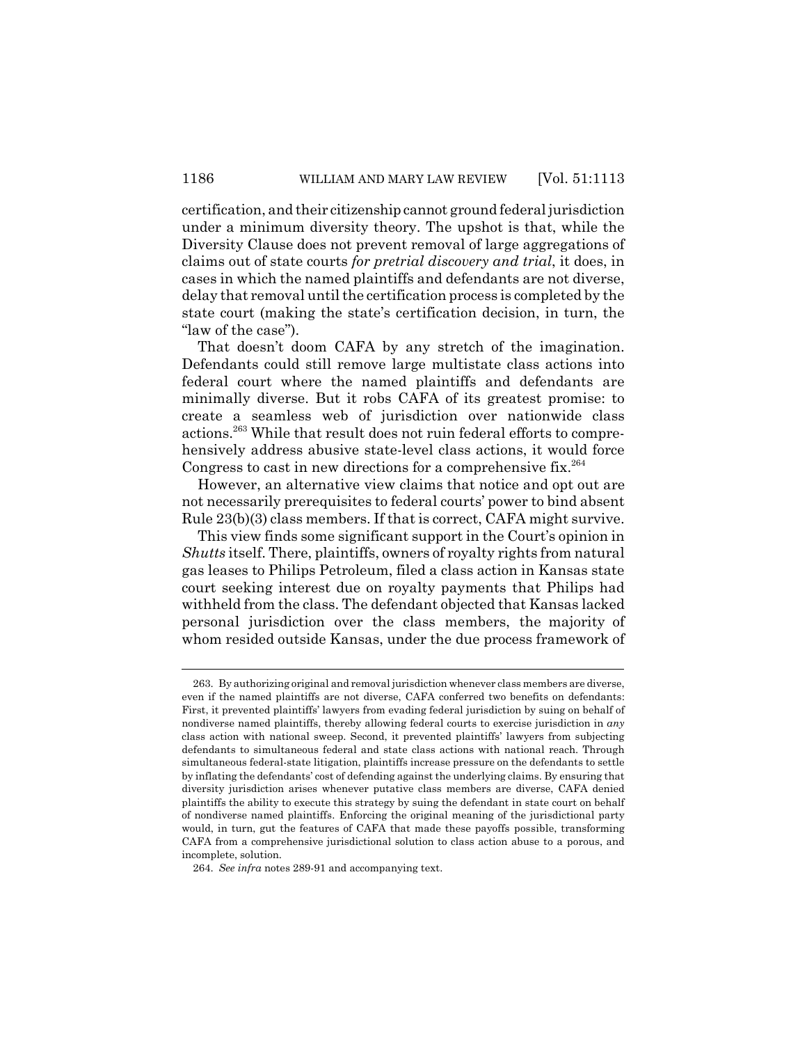certification, and their citizenship cannot ground federal jurisdiction under a minimum diversity theory. The upshot is that, while the Diversity Clause does not prevent removal of large aggregations of claims out of state courts *for pretrial discovery and trial*, it does, in cases in which the named plaintiffs and defendants are not diverse, delay that removal until the certification process is completed by the state court (making the state's certification decision, in turn, the "law of the case").

That doesn't doom CAFA by any stretch of the imagination. Defendants could still remove large multistate class actions into federal court where the named plaintiffs and defendants are minimally diverse. But it robs CAFA of its greatest promise: to create a seamless web of jurisdiction over nationwide class actions.[263] While that result does not ruin federal efforts to comprehensively address abusive state-level class actions, it would force Congress to cast in new directions for a comprehensive fix.[264]

However, an alternative view claims that notice and opt out are not necessarily prerequisites to federal courts' power to bind absent Rule 23(b)(3) class members. If that is correct, CAFA might survive.

This view finds some significant support in the Court's opinion in *Shutts* itself. There, plaintiffs, owners of royalty rights from natural gas leases to Philips Petroleum, filed a class action in Kansas state court seeking interest due on royalty payments that Philips had withheld from the class. The defendant objected that Kansas lacked personal jurisdiction over the class members, the majority of whom resided outside Kansas, under the due process framework of

---

263. By authorizing original and removal jurisdiction whenever class members are diverse, even if the named plaintiffs are not diverse, CAFA conferred two benefits on defendants: First, it prevented plaintiffs' lawyers from evading federal jurisdiction by suing on behalf of nondiverse named plaintiffs, thereby allowing federal courts to exercise jurisdiction in *any* class action with national sweep. Second, it prevented plaintiffs' lawyers from subjecting defendants to simultaneous federal and state class actions with national reach. Through simultaneous federal-state litigation, plaintiffs increase pressure on the defendants to settle by inflating the defendants' cost of defending against the underlying claims. By ensuring that diversity jurisdiction arises whenever putative class members are diverse, CAFA denied plaintiffs the ability to execute this strategy by suing the defendant in state court on behalf of nondiverse named plaintiffs. Enforcing the original meaning of the jurisdictional party would, in turn, gut the features of CAFA that made these payoffs possible, transforming CAFA from a comprehensive jurisdictional solution to class action abuse to a porous, and incomplete, solution.

264. *See infra* notes 289-91 and accompanying text.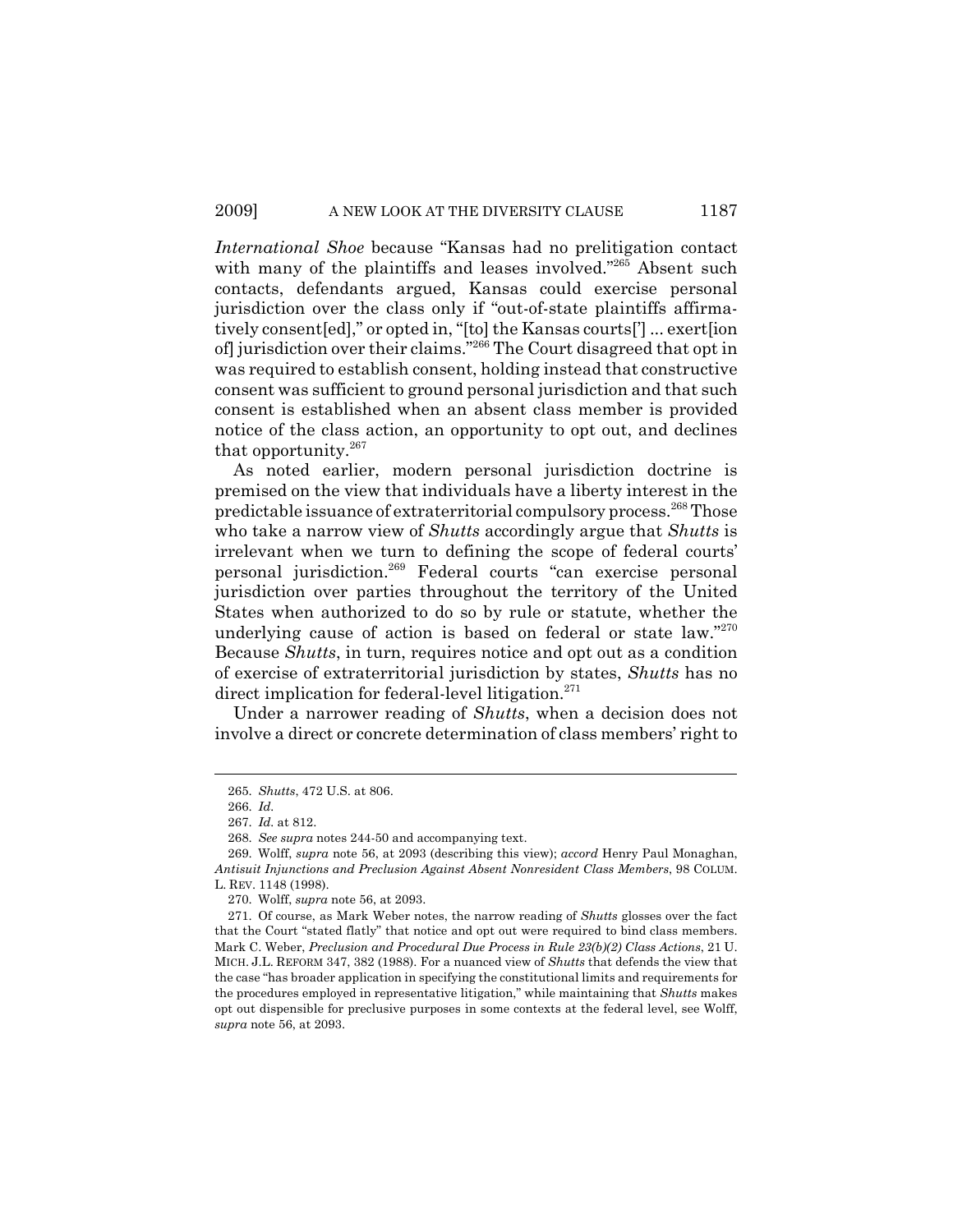*International Shoe* because "Kansas had no prelitigation contact with many of the plaintiffs and leases involved."[265] Absent such contacts, defendants argued, Kansas could exercise personal jurisdiction over the class only if "out-of-state plaintiffs affirmatively consent[ed]," or opted in, "[to] the Kansas courts['] ... exert[ion of] jurisdiction over their claims."[266] The Court disagreed that opt in was required to establish consent, holding instead that constructive consent was sufficient to ground personal jurisdiction and that such consent is established when an absent class member is provided notice of the class action, an opportunity to opt out, and declines that opportunity.[267]

As noted earlier, modern personal jurisdiction doctrine is premised on the view that individuals have a liberty interest in the predictable issuance of extraterritorial compulsory process.[268] Those who take a narrow view of *Shutts* accordingly argue that *Shutts* is irrelevant when we turn to defining the scope of federal courts' personal jurisdiction.[269] Federal courts "can exercise personal jurisdiction over parties throughout the territory of the United States when authorized to do so by rule or statute, whether the underlying cause of action is based on federal or state law."[270] Because *Shutts*, in turn, requires notice and opt out as a condition of exercise of extraterritorial jurisdiction by states, *Shutts* has no direct implication for federal-level litigation.[271]

Under a narrower reading of *Shutts*, when a decision does not involve a direct or concrete determination of class members' right to

---

265. *Shutts*, 472 U.S. at 806.

266. *Id.*

267. *Id.* at 812.

268. *See supra* notes 244-50 and accompanying text.

269. Wolff, *supra* note 56, at 2093 (describing this view); *accord* Henry Paul Monaghan, *Antisuit Injunctions and Preclusion Against Absent Nonresident Class Members*, 98 COLUM. L. REV. 1148 (1998).

270. Wolff, *supra* note 56, at 2093.

271. Of course, as Mark Weber notes, the narrow reading of *Shutts* glosses over the fact that the Court "stated flatly" that notice and opt out were required to bind class members. Mark C. Weber, *Preclusion and Procedural Due Process in Rule 23(b)(2) Class Actions*, 21 U. MICH. J.L. REFORM 347, 382 (1988). For a nuanced view of *Shutts* that defends the view that the case "has broader application in specifying the constitutional limits and requirements for the procedures employed in representative litigation," while maintaining that *Shutts* makes opt out dispensible for preclusive purposes in some contexts at the federal level, see Wolff, *supra* note 56, at 2093.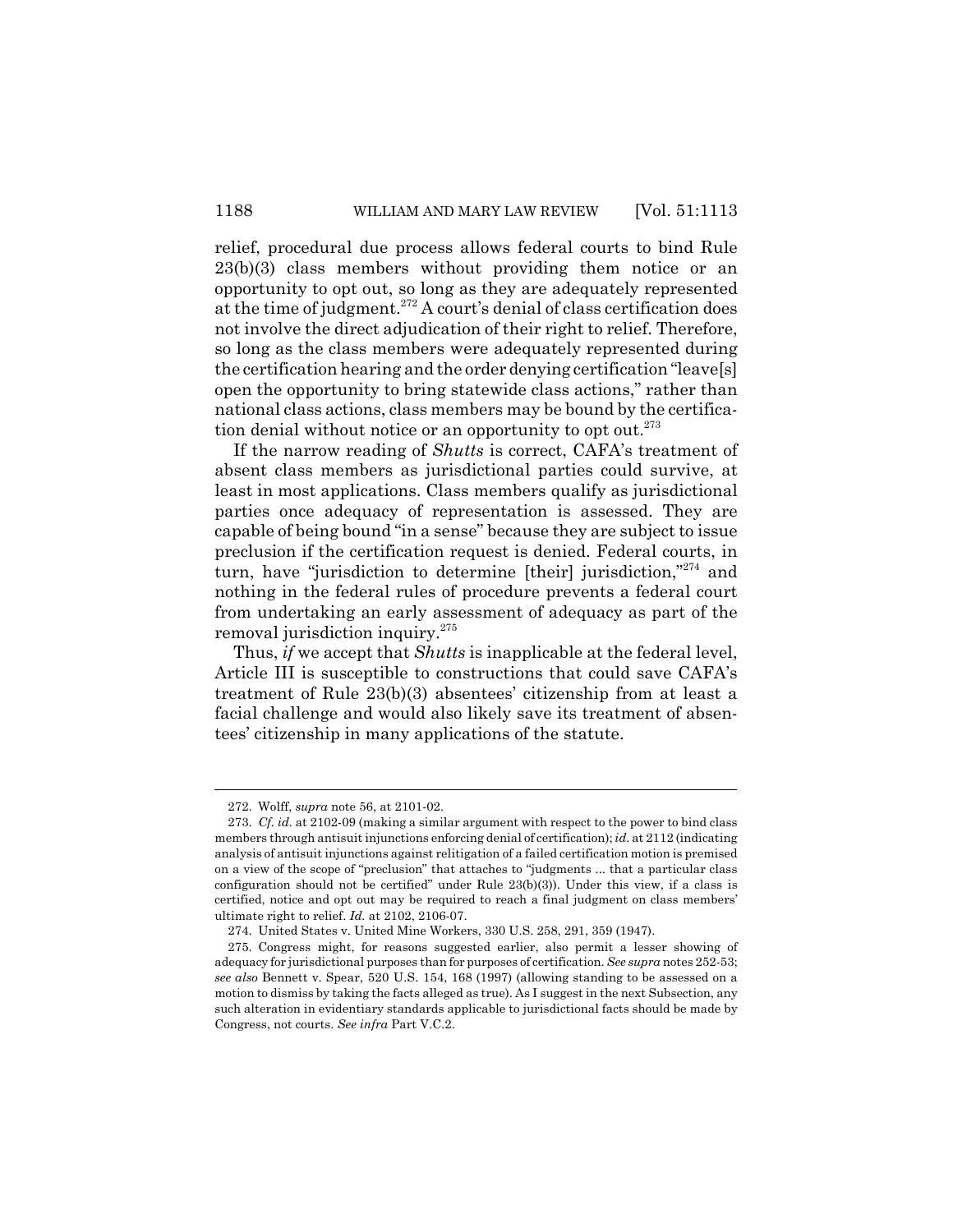relief, procedural due process allows federal courts to bind Rule 23(b)(3) class members without providing them notice or an opportunity to opt out, so long as they are adequately represented at the time of judgment.[272] A court's denial of class certification does not involve the direct adjudication of their right to relief. Therefore, so long as the class members were adequately represented during the certification hearing and the order denying certification "leave[s] open the opportunity to bring statewide class actions," rather than national class actions, class members may be bound by the certification denial without notice or an opportunity to opt out.[273]

If the narrow reading of *Shutts* is correct, CAFA's treatment of absent class members as jurisdictional parties could survive, at least in most applications. Class members qualify as jurisdictional parties once adequacy of representation is assessed. They are capable of being bound "in a sense" because they are subject to issue preclusion if the certification request is denied. Federal courts, in turn, have "jurisdiction to determine [their] jurisdiction,"[274] and nothing in the federal rules of procedure prevents a federal court from undertaking an early assessment of adequacy as part of the removal jurisdiction inquiry.[275]

Thus, *if* we accept that *Shutts* is inapplicable at the federal level, Article III is susceptible to constructions that could save CAFA's treatment of Rule 23(b)(3) absentees' citizenship from at least a facial challenge and would also likely save its treatment of absentees' citizenship in many applications of the statute.

---

272. Wolff, *supra* note 56, at 2101-02.

273. *Cf. id.* at 2102-09 (making a similar argument with respect to the power to bind class members through antisuit injunctions enforcing denial of certification); *id.* at 2112 (indicating analysis of antisuit injunctions against relitigation of a failed certification motion is premised on a view of the scope of "preclusion" that attaches to "judgments ... that a particular class configuration should not be certified" under Rule 23(b)(3)). Under this view, if a class is certified, notice and opt out may be required to reach a final judgment on class members' ultimate right to relief. *Id.* at 2102, 2106-07.

274. United States v. United Mine Workers, 330 U.S. 258, 291, 359 (1947).

275. Congress might, for reasons suggested earlier, also permit a lesser showing of adequacy for jurisdictional purposes than for purposes of certification. *See supra* notes 252-53; *see also* Bennett v. Spear, 520 U.S. 154, 168 (1997) (allowing standing to be assessed on a motion to dismiss by taking the facts alleged as true). As I suggest in the next Subsection, any such alteration in evidentiary standards applicable to jurisdictional facts should be made by Congress, not courts. *See infra* Part V.C.2.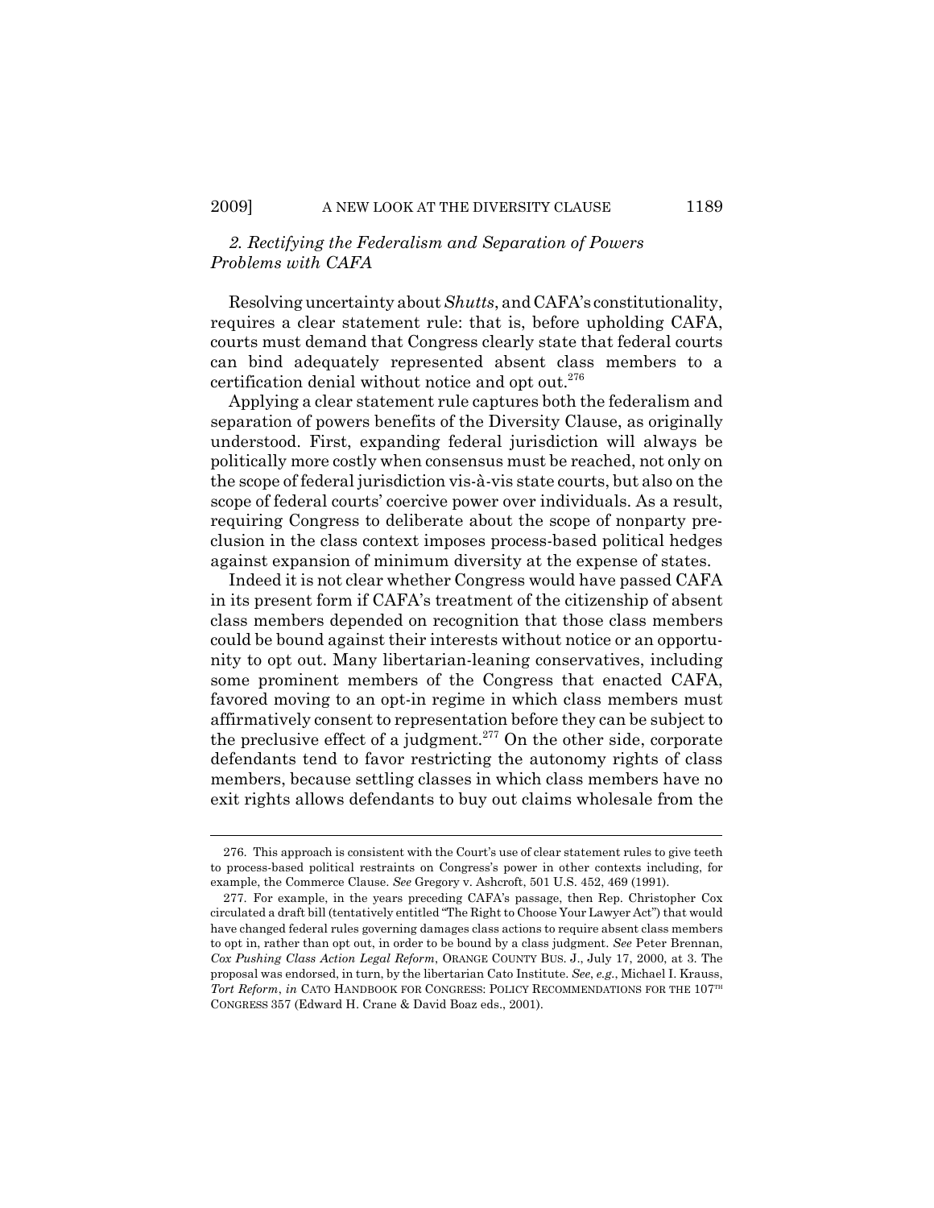### *2. Rectifying the Federalism and Separation of Powers Problems with CAFA*

Resolving uncertainty about *Shutts*, and CAFA's constitutionality, requires a clear statement rule: that is, before upholding CAFA, courts must demand that Congress clearly state that federal courts can bind adequately represented absent class members to a certification denial without notice and opt out.[276]

Applying a clear statement rule captures both the federalism and separation of powers benefits of the Diversity Clause, as originally understood. First, expanding federal jurisdiction will always be politically more costly when consensus must be reached, not only on the scope of federal jurisdiction vis-à-vis state courts, but also on the scope of federal courts' coercive power over individuals. As a result, requiring Congress to deliberate about the scope of nonparty preclusion in the class context imposes process-based political hedges against expansion of minimum diversity at the expense of states.

Indeed it is not clear whether Congress would have passed CAFA in its present form if CAFA's treatment of the citizenship of absent class members depended on recognition that those class members could be bound against their interests without notice or an opportunity to opt out. Many libertarian-leaning conservatives, including some prominent members of the Congress that enacted CAFA, favored moving to an opt-in regime in which class members must affirmatively consent to representation before they can be subject to the preclusive effect of a judgment.[277] On the other side, corporate defendants tend to favor restricting the autonomy rights of class members, because settling classes in which class members have no exit rights allows defendants to buy out claims wholesale from the

---

276. This approach is consistent with the Court's use of clear statement rules to give teeth to process-based political restraints on Congress's power in other contexts including, for example, the Commerce Clause. *See* Gregory v. Ashcroft, 501 U.S. 452, 469 (1991).

277. For example, in the years preceding CAFA's passage, then Rep. Christopher Cox circulated a draft bill (tentatively entitled "The Right to Choose Your Lawyer Act") that would have changed federal rules governing damages class actions to require absent class members to opt in, rather than opt out, in order to be bound by a class judgment. *See* Peter Brennan, *Cox Pushing Class Action Legal Reform*, ORANGE COUNTY BUS. J., July 17, 2000, at 3. The proposal was endorsed, in turn, by the libertarian Cato Institute. *See, e.g.*, Michael I. Krauss, *Tort Reform*, *in* CATO HANDBOOK FOR CONGRESS: POLICY RECOMMENDATIONS FOR THE 107TH CONGRESS 357 (Edward H. Crane & David Boaz eds., 2001).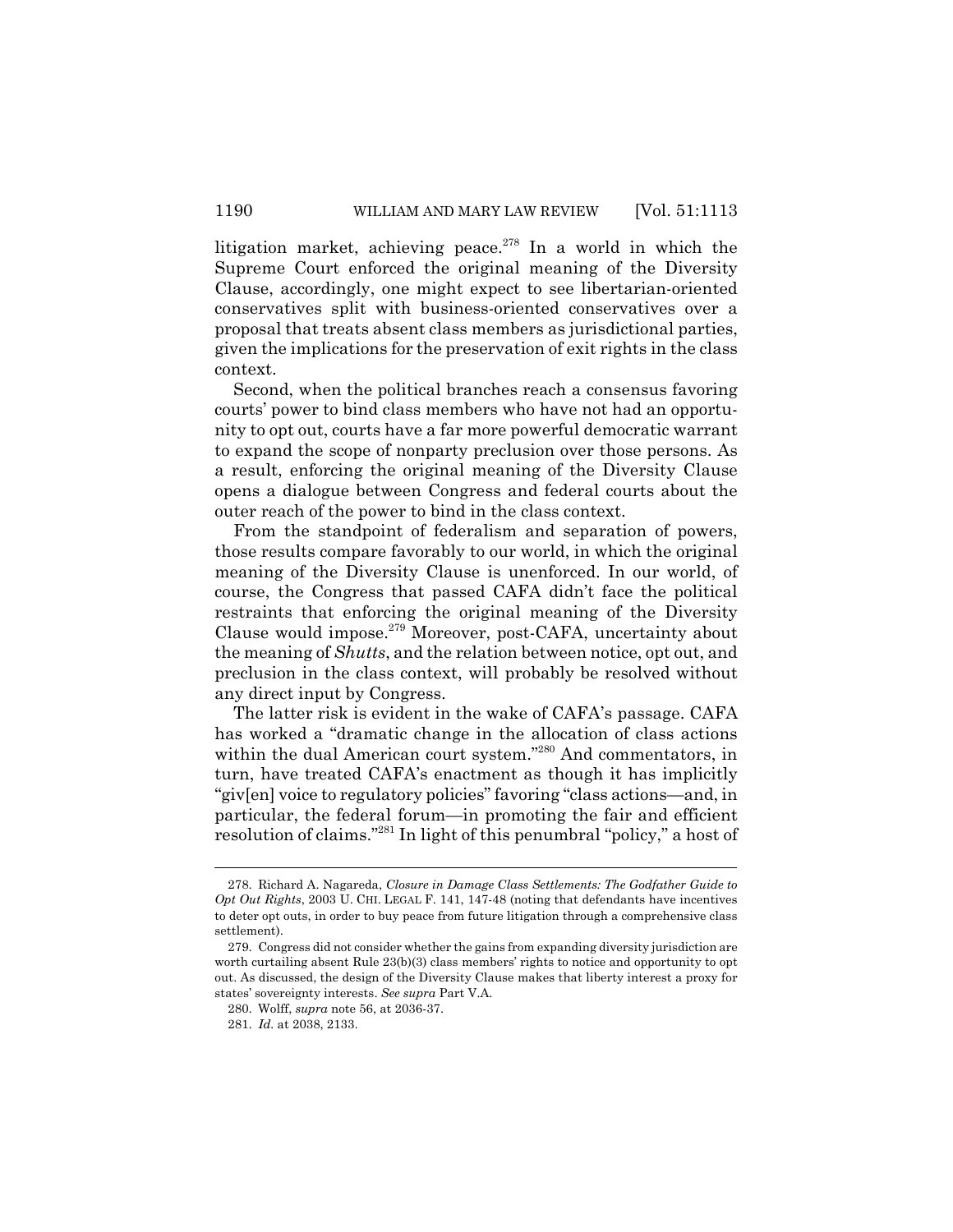litigation market, achieving peace.[278] In a world in which the Supreme Court enforced the original meaning of the Diversity Clause, accordingly, one might expect to see libertarian-oriented conservatives split with business-oriented conservatives over a proposal that treats absent class members as jurisdictional parties, given the implications for the preservation of exit rights in the class context.

Second, when the political branches reach a consensus favoring courts' power to bind class members who have not had an opportunity to opt out, courts have a far more powerful democratic warrant to expand the scope of nonparty preclusion over those persons. As a result, enforcing the original meaning of the Diversity Clause opens a dialogue between Congress and federal courts about the outer reach of the power to bind in the class context.

From the standpoint of federalism and separation of powers, those results compare favorably to our world, in which the original meaning of the Diversity Clause is unenforced. In our world, of course, the Congress that passed CAFA didn't face the political restraints that enforcing the original meaning of the Diversity Clause would impose.[279] Moreover, post-CAFA, uncertainty about the meaning of *Shutts*, and the relation between notice, opt out, and preclusion in the class context, will probably be resolved without any direct input by Congress.

The latter risk is evident in the wake of CAFA's passage. CAFA has worked a "dramatic change in the allocation of class actions within the dual American court system."[280] And commentators, in turn, have treated CAFA's enactment as though it has implicitly "giv[en] voice to regulatory policies" favoring "class actions—and, in particular, the federal forum—in promoting the fair and efficient resolution of claims."[281] In light of this penumbral "policy," a host of

---

278. Richard A. Nagareda, *Closure in Damage Class Settlements: The Godfather Guide to Opt Out Rights*, 2003 U. CHI. LEGAL F. 141, 147-48 (noting that defendants have incentives to deter opt outs, in order to buy peace from future litigation through a comprehensive class settlement).

279. Congress did not consider whether the gains from expanding diversity jurisdiction are worth curtailing absent Rule 23(b)(3) class members' rights to notice and opportunity to opt out. As discussed, the design of the Diversity Clause makes that liberty interest a proxy for states' sovereignty interests. *See supra* Part V.A.

280. Wolff, *supra* note 56, at 2036-37.

281. *Id.* at 2038, 2133.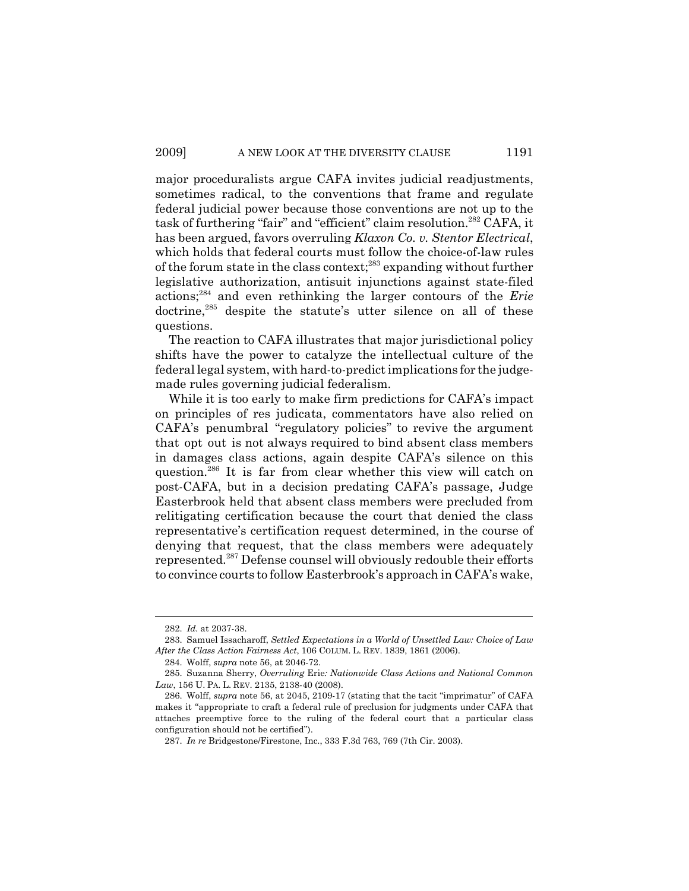major proceduralists argue CAFA invites judicial readjustments, sometimes radical, to the conventions that frame and regulate federal judicial power because those conventions are not up to the task of furthering "fair" and "efficient" claim resolution.[282] CAFA, it has been argued, favors overruling *Klaxon Co. v. Stentor Electrical*, which holds that federal courts must follow the choice-of-law rules of the forum state in the class context;[283] expanding without further legislative authorization, antisuit injunctions against state-filed actions;[284] and even rethinking the larger contours of the *Erie* doctrine,[285] despite the statute's utter silence on all of these questions.

The reaction to CAFA illustrates that major jurisdictional policy shifts have the power to catalyze the intellectual culture of the federal legal system, with hard-to-predict implications for the judge-made rules governing judicial federalism.

While it is too early to make firm predictions for CAFA's impact on principles of res judicata, commentators have also relied on CAFA's penumbral "regulatory policies" to revive the argument that opt out is not always required to bind absent class members in damages class actions, again despite CAFA's silence on this question.[286] It is far from clear whether this view will catch on post-CAFA, but in a decision predating CAFA's passage, Judge Easterbrook held that absent class members were precluded from relitigating certification because the court that denied the class representative's certification request determined, in the course of denying that request, that the class members were adequately represented.[287] Defense counsel will obviously redouble their efforts to convince courts to follow Easterbrook's approach in CAFA's wake,

---

282. *Id.* at 2037-38.

283. Samuel Issacharoff, *Settled Expectations in a World of Unsettled Law: Choice of Law After the Class Action Fairness Act*, 106 COLUM. L. REV. 1839, 1861 (2006).

284. Wolff, *supra* note 56, at 2046-72.

285. Suzanna Sherry, *Overruling* Erie*: Nationwide Class Actions and National Common Law*, 156 U. PA. L. REV. 2135, 2138-40 (2008).

286. Wolff, *supra* note 56, at 2045, 2109-17 (stating that the tacit "imprimatur" of CAFA makes it "appropriate to craft a federal rule of preclusion for judgments under CAFA that attaches preemptive force to the ruling of the federal court that a particular class configuration should not be certified").

287. *In re* Bridgestone/Firestone, Inc., 333 F.3d 763, 769 (7th Cir. 2003).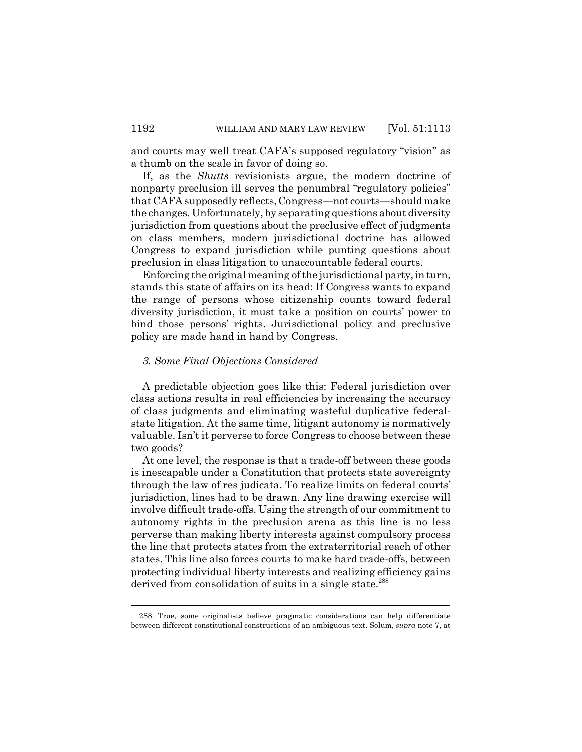and courts may well treat CAFA's supposed regulatory "vision" as a thumb on the scale in favor of doing so.

If, as the *Shutts* revisionists argue, the modern doctrine of nonparty preclusion ill serves the penumbral "regulatory policies" that CAFA supposedly reflects, Congress—not courts—should make the changes. Unfortunately, by separating questions about diversity jurisdiction from questions about the preclusive effect of judgments on class members, modern jurisdictional doctrine has allowed Congress to expand jurisdiction while punting questions about preclusion in class litigation to unaccountable federal courts.

Enforcing the original meaning of the jurisdictional party, in turn, stands this state of affairs on its head: If Congress wants to expand the range of persons whose citizenship counts toward federal diversity jurisdiction, it must take a position on courts' power to bind those persons' rights. Jurisdictional policy and preclusive policy are made hand in hand by Congress.

### *3. Some Final Objections Considered*

A predictable objection goes like this: Federal jurisdiction over class actions results in real efficiencies by increasing the accuracy of class judgments and eliminating wasteful duplicative federal-state litigation. At the same time, litigant autonomy is normatively valuable. Isn't it perverse to force Congress to choose between these two goods?

At one level, the response is that a trade-off between these goods is inescapable under a Constitution that protects state sovereignty through the law of res judicata. To realize limits on federal courts' jurisdiction, lines had to be drawn. Any line drawing exercise will involve difficult trade-offs. Using the strength of our commitment to autonomy rights in the preclusion arena as this line is no less perverse than making liberty interests against compulsory process the line that protects states from the extraterritorial reach of other states. This line also forces courts to make hard trade-offs, between protecting individual liberty interests and realizing efficiency gains derived from consolidation of suits in a single state.[288]

---

288. True, some originalists believe pragmatic considerations can help differentiate between different constitutional constructions of an ambiguous text. Solum, *supra* note 7, at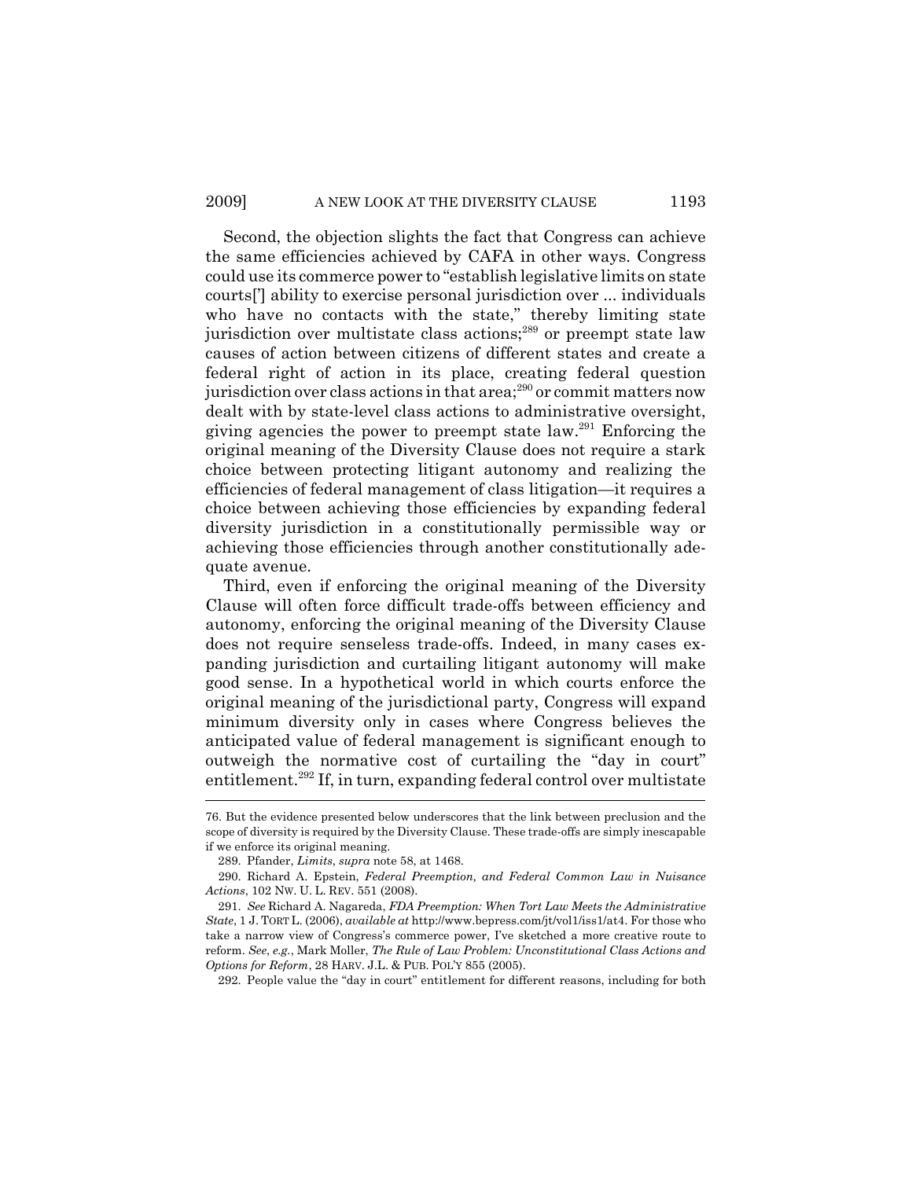Second, the objection slights the fact that Congress can achieve the same efficiencies achieved by CAFA in other ways. Congress could use its commerce power to "establish legislative limits on state courts['] ability to exercise personal jurisdiction over ... individuals who have no contacts with the state," thereby limiting state jurisdiction over multistate class actions;[289] or preempt state law causes of action between citizens of different states and create a federal right of action in its place, creating federal question jurisdiction over class actions in that area;[290] or commit matters now dealt with by state-level class actions to administrative oversight, giving agencies the power to preempt state law.[291] Enforcing the original meaning of the Diversity Clause does not require a stark choice between protecting litigant autonomy and realizing the efficiencies of federal management of class litigation—it requires a choice between achieving those efficiencies by expanding federal diversity jurisdiction in a constitutionally permissible way or achieving those efficiencies through another constitutionally adequate avenue.

Third, even if enforcing the original meaning of the Diversity Clause will often force difficult trade-offs between efficiency and autonomy, enforcing the original meaning of the Diversity Clause does not require senseless trade-offs. Indeed, in many cases expanding jurisdiction and curtailing litigant autonomy will make good sense. In a hypothetical world in which courts enforce the original meaning of the jurisdictional party, Congress will expand minimum diversity only in cases where Congress believes the anticipated value of federal management is significant enough to outweigh the normative cost of curtailing the "day in court" entitlement.[292] If, in turn, expanding federal control over multistate

---

76. But the evidence presented below underscores that the link between preclusion and the scope of diversity is required by the Diversity Clause. These trade-offs are simply inescapable if we enforce its original meaning.

289. Pfander, *Limits*, *supra* note 58, at 1468.

290. Richard A. Epstein, *Federal Preemption, and Federal Common Law in Nuisance Actions*, 102 NW. U. L. REV. 551 (2008).

291. *See* Richard A. Nagareda, *FDA Preemption: When Tort Law Meets the Administrative State*, 1 J. TORT L. (2006), *available at* http://www.bepress.com/jt/vol1/iss1/at4. For those who take a narrow view of Congress's commerce power, I've sketched a more creative route to reform. *See*, *e.g.*, Mark Moller, *The Rule of Law Problem: Unconstitutional Class Actions and Options for Reform*, 28 HARV. J.L. & PUB. POL'Y 855 (2005).

292. People value the "day in court" entitlement for different reasons, including for both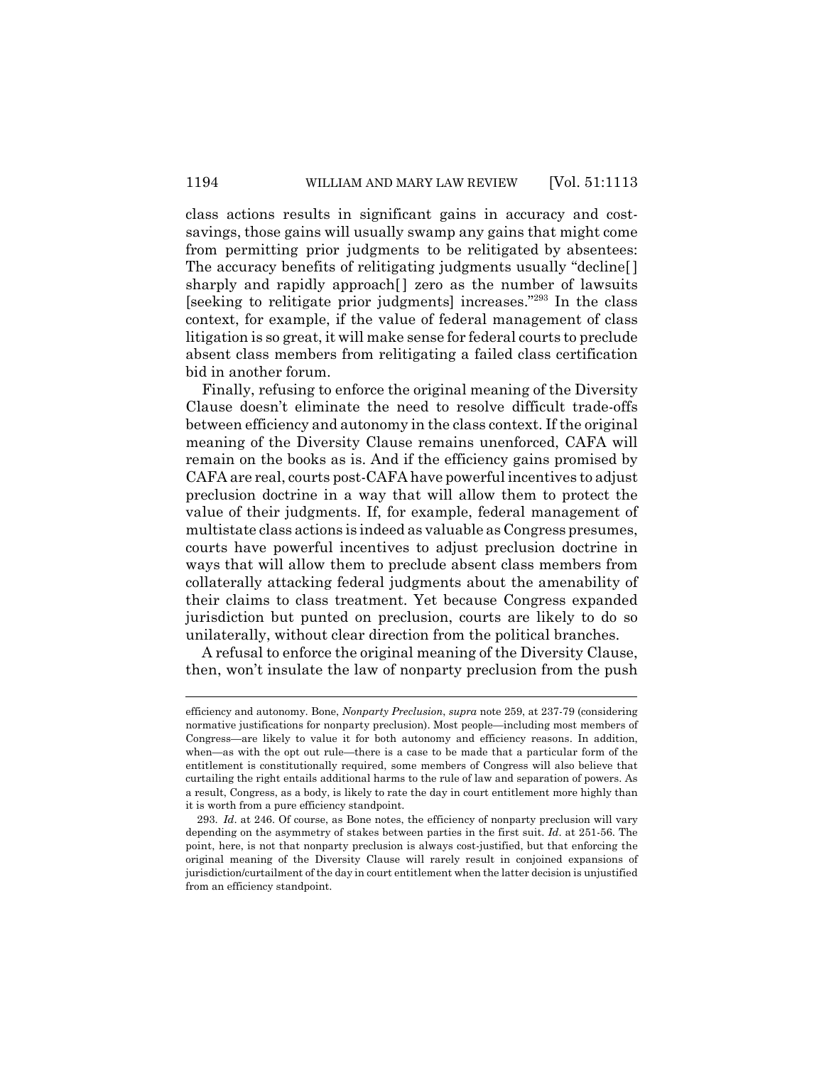class actions results in significant gains in accuracy and cost-savings, those gains will usually swamp any gains that might come from permitting prior judgments to be relitigated by absentees: The accuracy benefits of relitigating judgments usually "decline[] sharply and rapidly approach[] zero as the number of lawsuits [seeking to relitigate prior judgments] increases."[293] In the class context, for example, if the value of federal management of class litigation is so great, it will make sense for federal courts to preclude absent class members from relitigating a failed class certification bid in another forum.

Finally, refusing to enforce the original meaning of the Diversity Clause doesn't eliminate the need to resolve difficult trade-offs between efficiency and autonomy in the class context. If the original meaning of the Diversity Clause remains unenforced, CAFA will remain on the books as is. And if the efficiency gains promised by CAFA are real, courts post-CAFA have powerful incentives to adjust preclusion doctrine in a way that will allow them to protect the value of their judgments. If, for example, federal management of multistate class actions is indeed as valuable as Congress presumes, courts have powerful incentives to adjust preclusion doctrine in ways that will allow them to preclude absent class members from collaterally attacking federal judgments about the amenability of their claims to class treatment. Yet because Congress expanded jurisdiction but punted on preclusion, courts are likely to do so unilaterally, without clear direction from the political branches.

A refusal to enforce the original meaning of the Diversity Clause, then, won't insulate the law of nonparty preclusion from the push

---

efficiency and autonomy. Bone, *Nonparty Preclusion*, *supra* note 259, at 237-79 (considering normative justifications for nonparty preclusion). Most people—including most members of Congress—are likely to value it for both autonomy and efficiency reasons. In addition, when—as with the opt out rule—there is a case to be made that a particular form of the entitlement is constitutionally required, some members of Congress will also believe that curtailing the right entails additional harms to the rule of law and separation of powers. As a result, Congress, as a body, is likely to rate the day in court entitlement more highly than it is worth from a pure efficiency standpoint.

293. *Id*. at 246. Of course, as Bone notes, the efficiency of nonparty preclusion will vary depending on the asymmetry of stakes between parties in the first suit. *Id*. at 251-56. The point, here, is not that nonparty preclusion is always cost-justified, but that enforcing the original meaning of the Diversity Clause will rarely result in conjoined expansions of jurisdiction/curtailment of the day in court entitlement when the latter decision is unjustified from an efficiency standpoint.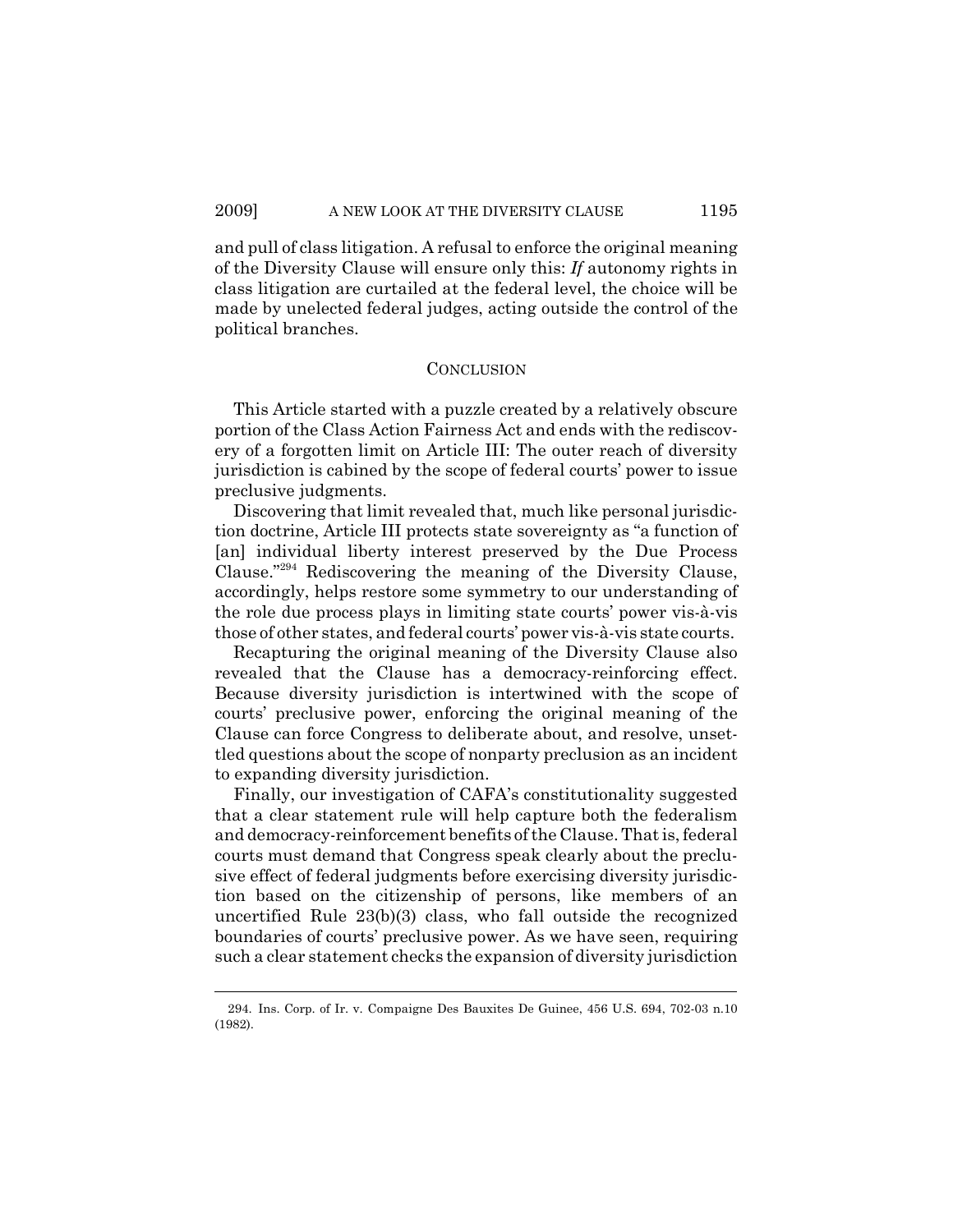and pull of class litigation. A refusal to enforce the original meaning of the Diversity Clause will ensure only this: *If* autonomy rights in class litigation are curtailed at the federal level, the choice will be made by unelected federal judges, acting outside the control of the political branches.

## CONCLUSION

This Article started with a puzzle created by a relatively obscure portion of the Class Action Fairness Act and ends with the rediscovery of a forgotten limit on Article III: The outer reach of diversity jurisdiction is cabined by the scope of federal courts' power to issue preclusive judgments.

Discovering that limit revealed that, much like personal jurisdiction doctrine, Article III protects state sovereignty as "a function of [an] individual liberty interest preserved by the Due Process Clause."[294] Rediscovering the meaning of the Diversity Clause, accordingly, helps restore some symmetry to our understanding of the role due process plays in limiting state courts' power vis-à-vis those of other states, and federal courts' power vis-à-vis state courts.

Recapturing the original meaning of the Diversity Clause also revealed that the Clause has a democracy-reinforcing effect. Because diversity jurisdiction is intertwined with the scope of courts' preclusive power, enforcing the original meaning of the Clause can force Congress to deliberate about, and resolve, unsettled questions about the scope of nonparty preclusion as an incident to expanding diversity jurisdiction.

Finally, our investigation of CAFA's constitutionality suggested that a clear statement rule will help capture both the federalism and democracy-reinforcement benefits of the Clause. That is, federal courts must demand that Congress speak clearly about the preclusive effect of federal judgments before exercising diversity jurisdiction based on the citizenship of persons, like members of an uncertified Rule 23(b)(3) class, who fall outside the recognized boundaries of courts' preclusive power. As we have seen, requiring such a clear statement checks the expansion of diversity jurisdiction

294. Ins. Corp. of Ir. v. Compaigne Des Bauxites De Guinee, 456 U.S. 694, 702-03 n.10 (1982).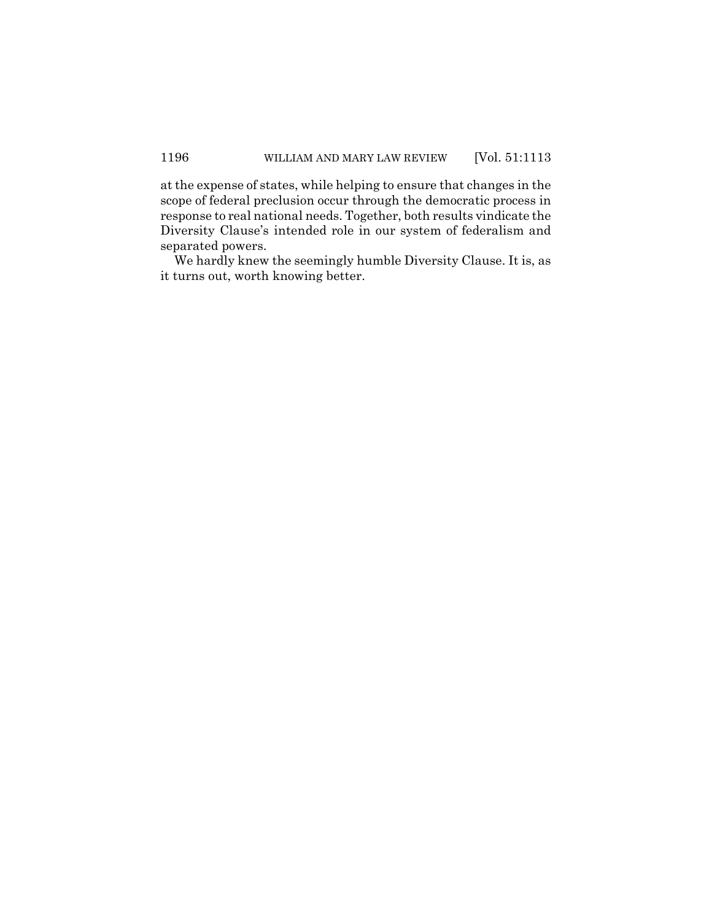at the expense of states, while helping to ensure that changes in the scope of federal preclusion occur through the democratic process in response to real national needs. Together, both results vindicate the Diversity Clause's intended role in our system of federalism and separated powers.

We hardly knew the seemingly humble Diversity Clause. It is, as it turns out, worth knowing better.